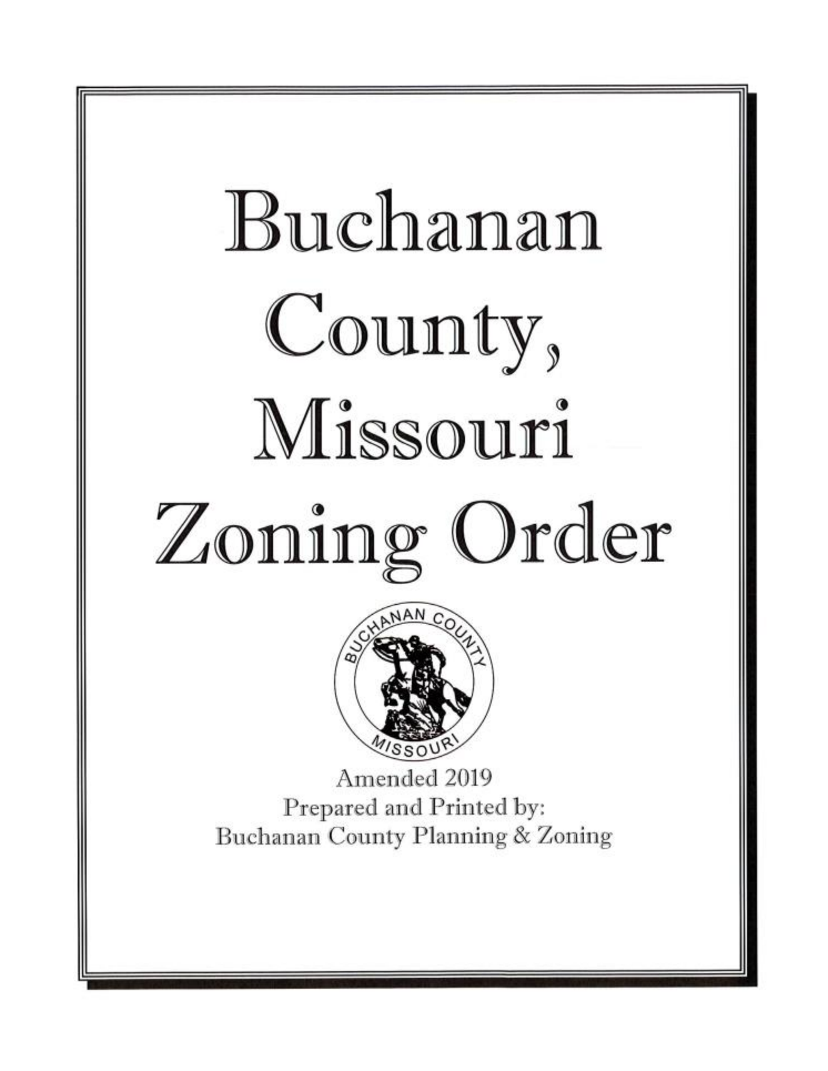# Buchanan County, Missouri Zoning Order

Amended 2019

Prepared and Printed by:

Buchanan County Planning & Zoning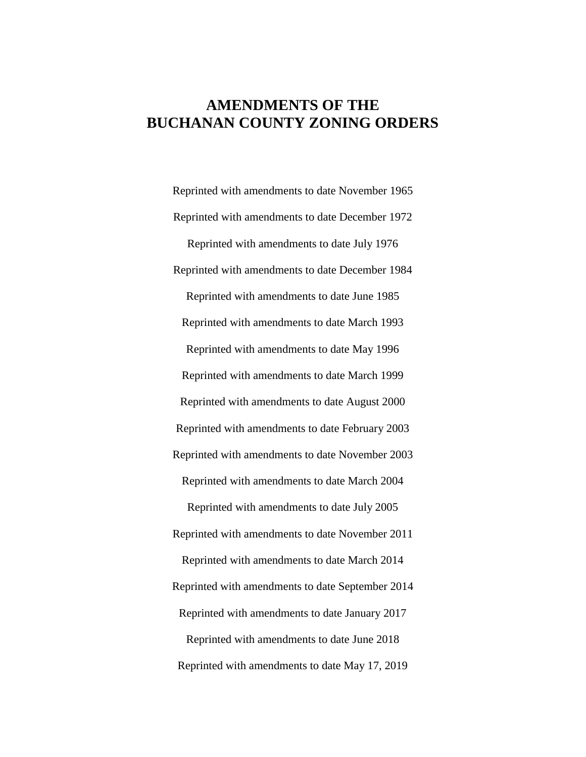# AMENDMENTS OF THE
# BUCHANAN COUNTY ZONING ORDERS

Reprinted with amendments to date November 1965

Reprinted with amendments to date December 1972

Reprinted with amendments to date July 1976

Reprinted with amendments to date December 1984

Reprinted with amendments to date June 1985

Reprinted with amendments to date March 1993

Reprinted with amendments to date May 1996

Reprinted with amendments to date March 1999

Reprinted with amendments to date August 2000

Reprinted with amendments to date February 2003

Reprinted with amendments to date November 2003

Reprinted with amendments to date March 2004

Reprinted with amendments to date July 2005

Reprinted with amendments to date November 2011

Reprinted with amendments to date March 2014

Reprinted with amendments to date September 2014

Reprinted with amendments to date January 2017

Reprinted with amendments to date June 2018

Reprinted with amendments to date May 17, 2019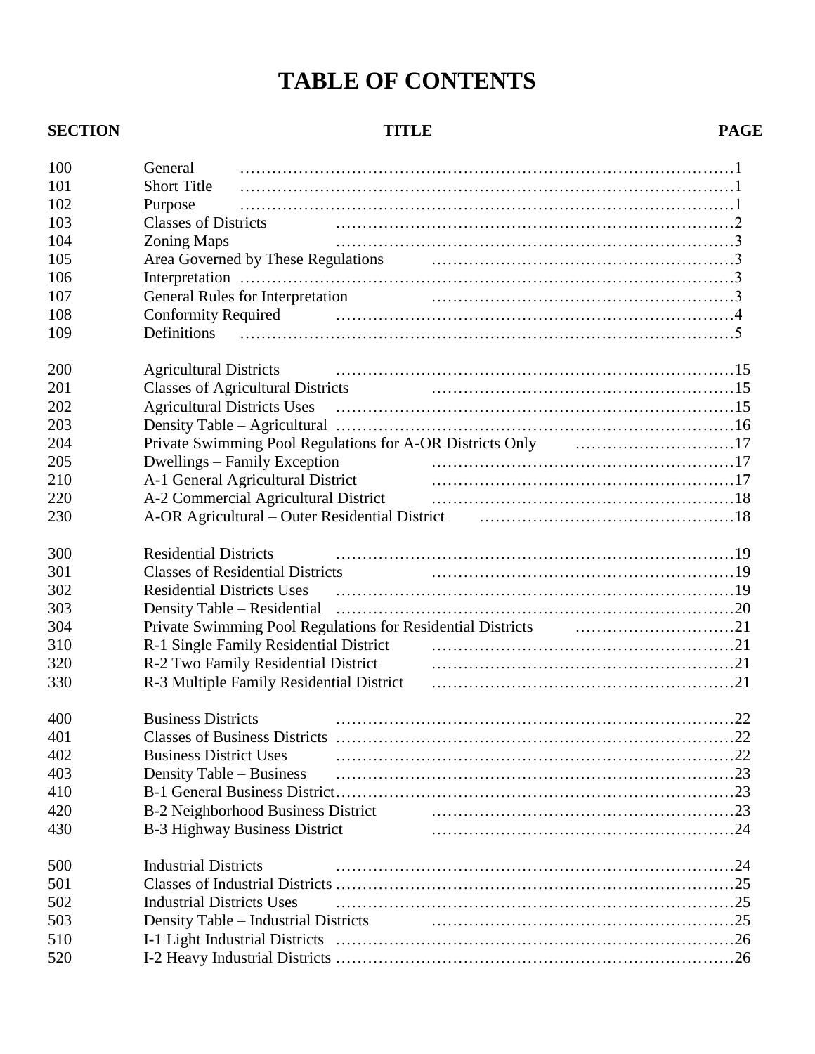# TABLE OF CONTENTS

| SECTION | TITLE | PAGE |
|---|---|---|
| 100 | General | 1 |
| 101 | Short Title | 1 |
| 102 | Purpose | 1 |
| 103 | Classes of Districts | 2 |
| 104 | Zoning Maps | 3 |
| 105 | Area Governed by These Regulations | 3 |
| 106 | Interpretation | 3 |
| 107 | General Rules for Interpretation | 3 |
| 108 | Conformity Required | 4 |
| 109 | Definitions | 5 |
| 200 | Agricultural Districts | 15 |
| 201 | Classes of Agricultural Districts | 15 |
| 202 | Agricultural Districts Uses | 15 |
| 203 | Density Table – Agricultural | 16 |
| 204 | Private Swimming Pool Regulations for A-OR Districts Only | 17 |
| 205 | Dwellings – Family Exception | 17 |
| 210 | A-1 General Agricultural District | 17 |
| 220 | A-2 Commercial Agricultural District | 18 |
| 230 | A-OR Agricultural – Outer Residential District | 18 |
| 300 | Residential Districts | 19 |
| 301 | Classes of Residential Districts | 19 |
| 302 | Residential Districts Uses | 19 |
| 303 | Density Table – Residential | 20 |
| 304 | Private Swimming Pool Regulations for Residential Districts | 21 |
| 310 | R-1 Single Family Residential District | 21 |
| 320 | R-2 Two Family Residential District | 21 |
| 330 | R-3 Multiple Family Residential District | 21 |
| 400 | Business Districts | 22 |
| 401 | Classes of Business Districts | 22 |
| 402 | Business District Uses | 22 |
| 403 | Density Table – Business | 23 |
| 410 | B-1 General Business District | 23 |
| 420 | B-2 Neighborhood Business District | 23 |
| 430 | B-3 Highway Business District | 24 |
| 500 | Industrial Districts | 24 |
| 501 | Classes of Industrial Districts | 25 |
| 502 | Industrial Districts Uses | 25 |
| 503 | Density Table – Industrial Districts | 25 |
| 510 | I-1 Light Industrial Districts | 26 |
| 520 | I-2 Heavy Industrial Districts | 26 |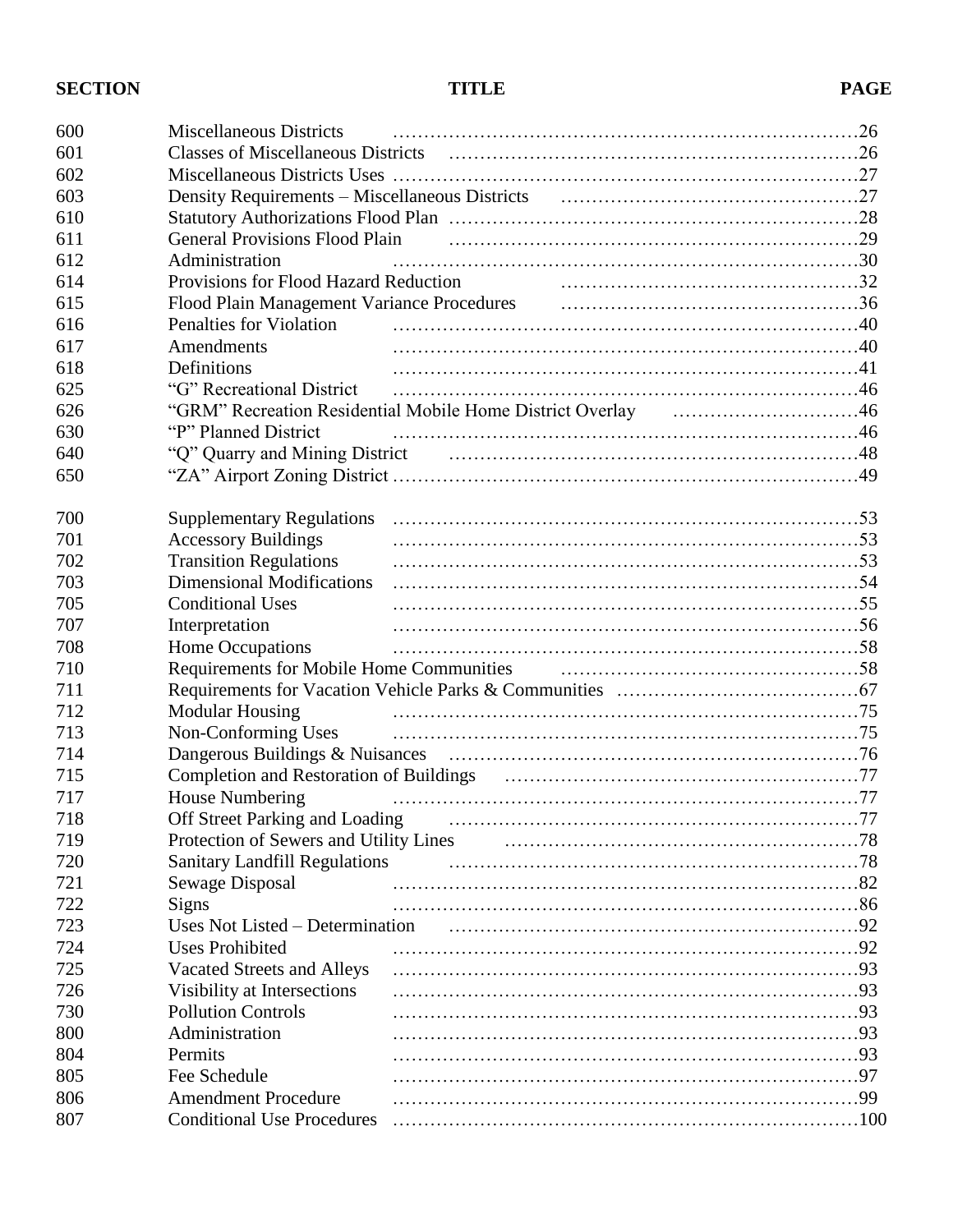| SECTION | TITLE | PAGE |
|---|---|---|
| 600 | Miscellaneous Districts | 26 |
| 601 | Classes of Miscellaneous Districts | 26 |
| 602 | Miscellaneous Districts Uses | 27 |
| 603 | Density Requirements – Miscellaneous Districts | 27 |
| 610 | Statutory Authorizations Flood Plan | 28 |
| 611 | General Provisions Flood Plain | 29 |
| 612 | Administration | 30 |
| 614 | Provisions for Flood Hazard Reduction | 32 |
| 615 | Flood Plain Management Variance Procedures | 36 |
| 616 | Penalties for Violation | 40 |
| 617 | Amendments | 40 |
| 618 | Definitions | 41 |
| 625 | "G" Recreational District | 46 |
| 626 | "GRM" Recreation Residential Mobile Home District Overlay | 46 |
| 630 | "P" Planned District | 46 |
| 640 | "Q" Quarry and Mining District | 48 |
| 650 | "ZA" Airport Zoning District | 49 |
| | | |
| 700 | Supplementary Regulations | 53 |
| 701 | Accessory Buildings | 53 |
| 702 | Transition Regulations | 53 |
| 703 | Dimensional Modifications | 54 |
| 705 | Conditional Uses | 55 |
| 707 | Interpretation | 56 |
| 708 | Home Occupations | 58 |
| 710 | Requirements for Mobile Home Communities | 58 |
| 711 | Requirements for Vacation Vehicle Parks & Communities | 67 |
| 712 | Modular Housing | 75 |
| 713 | Non-Conforming Uses | 75 |
| 714 | Dangerous Buildings & Nuisances | 76 |
| 715 | Completion and Restoration of Buildings | 77 |
| 717 | House Numbering | 77 |
| 718 | Off Street Parking and Loading | 77 |
| 719 | Protection of Sewers and Utility Lines | 78 |
| 720 | Sanitary Landfill Regulations | 78 |
| 721 | Sewage Disposal | 82 |
| 722 | Signs | 86 |
| 723 | Uses Not Listed – Determination | 92 |
| 724 | Uses Prohibited | 92 |
| 725 | Vacated Streets and Alleys | 93 |
| 726 | Visibility at Intersections | 93 |
| 730 | Pollution Controls | 93 |
| 800 | Administration | 93 |
| 804 | Permits | 93 |
| 805 | Fee Schedule | 97 |
| 806 | Amendment Procedure | 99 |
| 807 | Conditional Use Procedures | 100 |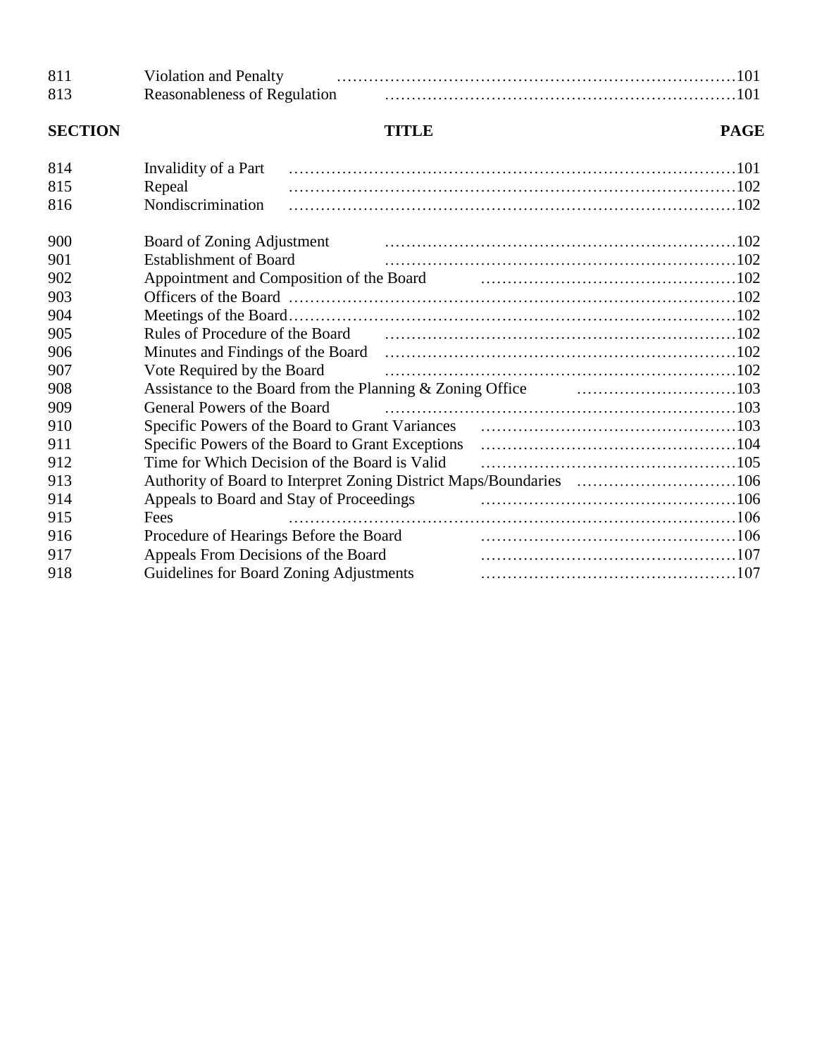| | | |
|---|---|---|
| 811 | Violation and Penalty | 101 |
| 813 | Reasonableness of Regulation | 101 |

| SECTION | TITLE | PAGE |
|---|---|---|
| 814 | Invalidity of a Part | 101 |
| 815 | Repeal | 102 |
| 816 | Nondiscrimination | 102 |
| | | |
| 900 | Board of Zoning Adjustment | 102 |
| 901 | Establishment of Board | 102 |
| 902 | Appointment and Composition of the Board | 102 |
| 903 | Officers of the Board | 102 |
| 904 | Meetings of the Board | 102 |
| 905 | Rules of Procedure of the Board | 102 |
| 906 | Minutes and Findings of the Board | 102 |
| 907 | Vote Required by the Board | 102 |
| 908 | Assistance to the Board from the Planning & Zoning Office | 103 |
| 909 | General Powers of the Board | 103 |
| 910 | Specific Powers of the Board to Grant Variances | 103 |
| 911 | Specific Powers of the Board to Grant Exceptions | 104 |
| 912 | Time for Which Decision of the Board is Valid | 105 |
| 913 | Authority of Board to Interpret Zoning District Maps/Boundaries | 106 |
| 914 | Appeals to Board and Stay of Proceedings | 106 |
| 915 | Fees | 106 |
| 916 | Procedure of Hearings Before the Board | 106 |
| 917 | Appeals From Decisions of the Board | 107 |
| 918 | Guidelines for Board Zoning Adjustments | 107 |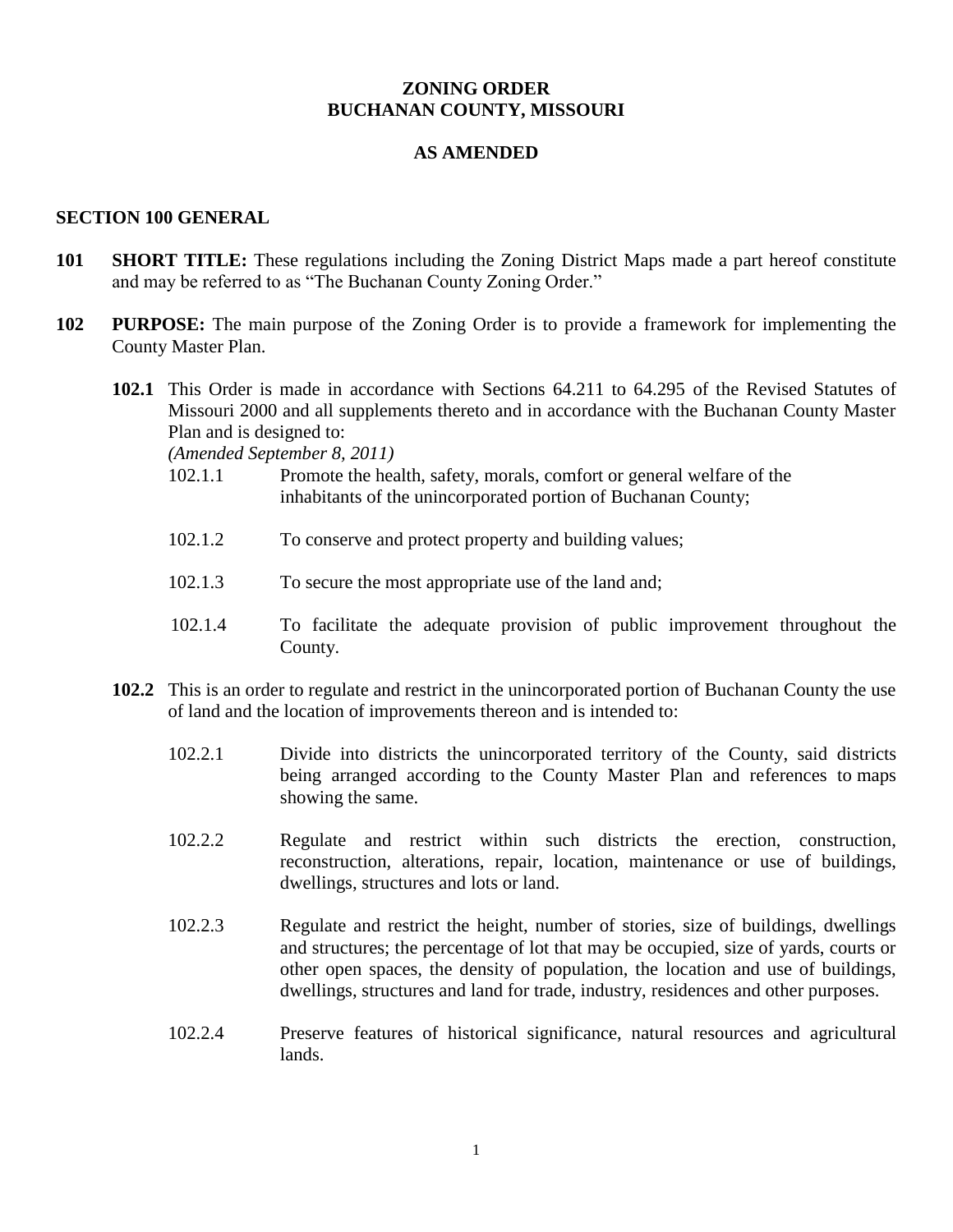# ZONING ORDER
# BUCHANAN COUNTY, MISSOURI

## AS AMENDED

## SECTION 100 GENERAL

**101 SHORT TITLE:** These regulations including the Zoning District Maps made a part hereof constitute and may be referred to as "The Buchanan County Zoning Order."

**102 PURPOSE:** The main purpose of the Zoning Order is to provide a framework for implementing the County Master Plan.

**102.1** This Order is made in accordance with Sections 64.211 to 64.295 of the Revised Statutes of Missouri 2000 and all supplements thereto and in accordance with the Buchanan County Master Plan and is designed to:
*(Amended September 8, 2011)*

102.1.1 Promote the health, safety, morals, comfort or general welfare of the inhabitants of the unincorporated portion of Buchanan County;

102.1.2 To conserve and protect property and building values;

102.1.3 To secure the most appropriate use of the land and;

102.1.4 To facilitate the adequate provision of public improvement throughout the County.

**102.2** This is an order to regulate and restrict in the unincorporated portion of Buchanan County the use of land and the location of improvements thereon and is intended to:

102.2.1 Divide into districts the unincorporated territory of the County, said districts being arranged according to the County Master Plan and references to maps showing the same.

102.2.2 Regulate and restrict within such districts the erection, construction, reconstruction, alterations, repair, location, maintenance or use of buildings, dwellings, structures and lots or land.

102.2.3 Regulate and restrict the height, number of stories, size of buildings, dwellings and structures; the percentage of lot that may be occupied, size of yards, courts or other open spaces, the density of population, the location and use of buildings, dwellings, structures and land for trade, industry, residences and other purposes.

102.2.4 Preserve features of historical significance, natural resources and agricultural lands.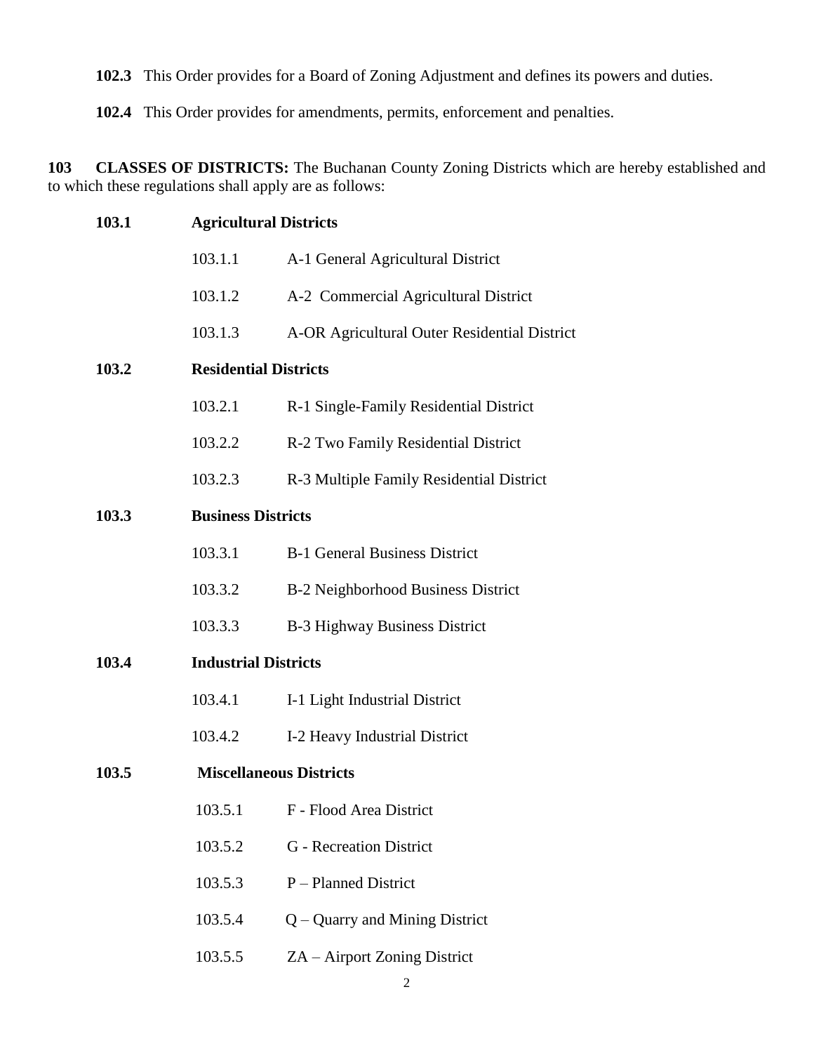**102.3** This Order provides for a Board of Zoning Adjustment and defines its powers and duties.

**102.4** This Order provides for amendments, permits, enforcement and penalties.

**103 CLASSES OF DISTRICTS:** The Buchanan County Zoning Districts which are hereby established and to which these regulations shall apply are as follows:

**103.1 Agricultural Districts**

- 103.1.1 A-1 General Agricultural District
- 103.1.2 A-2 Commercial Agricultural District
- 103.1.3 A-OR Agricultural Outer Residential District

**103.2 Residential Districts**

- 103.2.1 R-1 Single-Family Residential District
- 103.2.2 R-2 Two Family Residential District
- 103.2.3 R-3 Multiple Family Residential District

**103.3 Business Districts**

- 103.3.1 B-1 General Business District
- 103.3.2 B-2 Neighborhood Business District
- 103.3.3 B-3 Highway Business District

**103.4 Industrial Districts**

- 103.4.1 I-1 Light Industrial District
- 103.4.2 I-2 Heavy Industrial District

**103.5 Miscellaneous Districts**

- 103.5.1 F - Flood Area District
- 103.5.2 G - Recreation District
- 103.5.3 P – Planned District
- 103.5.4 Q – Quarry and Mining District
- 103.5.5 ZA – Airport Zoning District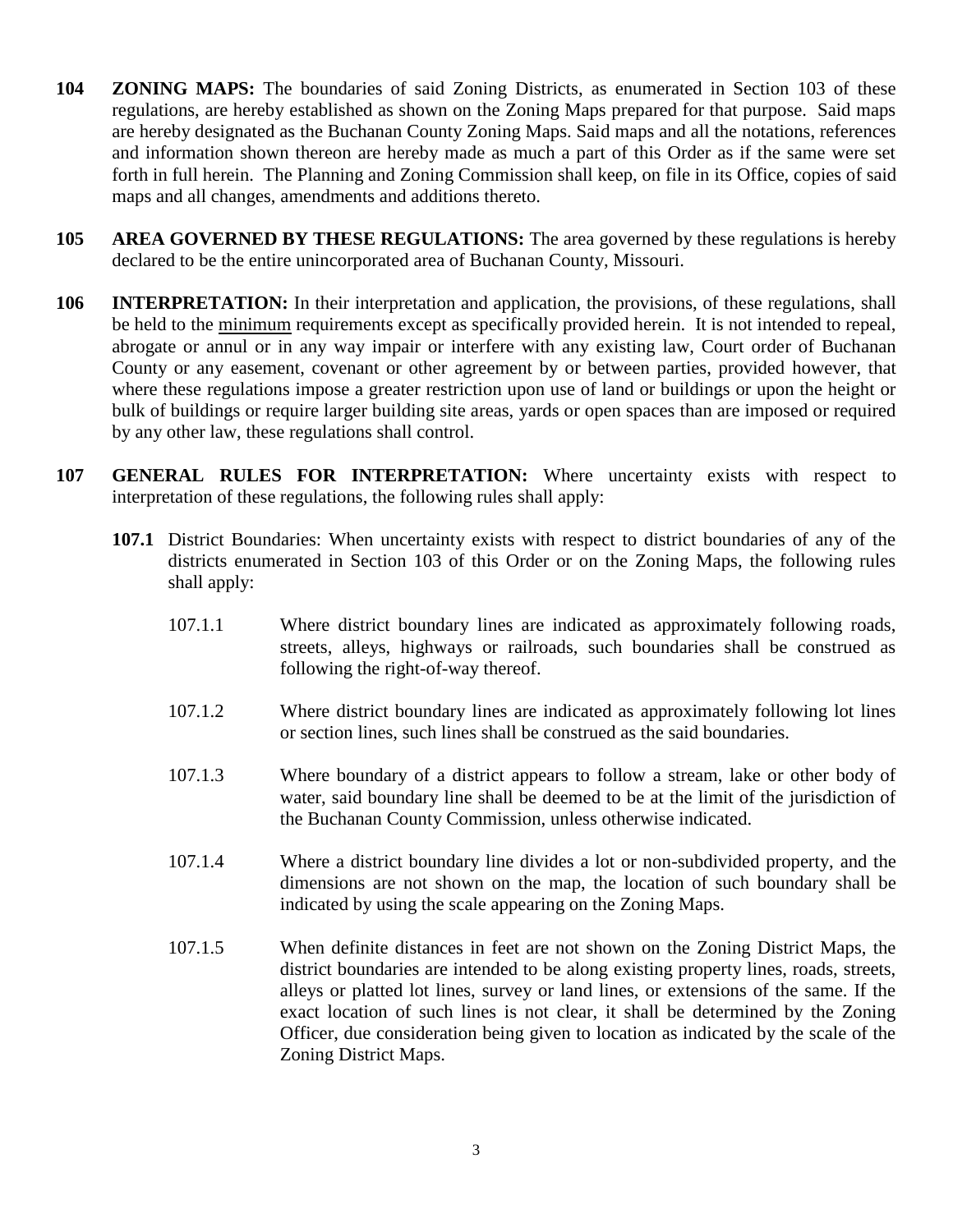**104 ZONING MAPS:** The boundaries of said Zoning Districts, as enumerated in Section 103 of these regulations, are hereby established as shown on the Zoning Maps prepared for that purpose. Said maps are hereby designated as the Buchanan County Zoning Maps. Said maps and all the notations, references and information shown thereon are hereby made as much a part of this Order as if the same were set forth in full herein. The Planning and Zoning Commission shall keep, on file in its Office, copies of said maps and all changes, amendments and additions thereto.

**105 AREA GOVERNED BY THESE REGULATIONS:** The area governed by these regulations is hereby declared to be the entire unincorporated area of Buchanan County, Missouri.

**106 INTERPRETATION:** In their interpretation and application, the provisions, of these regulations, shall be held to the <u>minimum</u> requirements except as specifically provided herein. It is not intended to repeal, abrogate or annul or in any way impair or interfere with any existing law, Court order of Buchanan County or any easement, covenant or other agreement by or between parties, provided however, that where these regulations impose a greater restriction upon use of land or buildings or upon the height or bulk of buildings or require larger building site areas, yards or open spaces than are imposed or required by any other law, these regulations shall control.

**107 GENERAL RULES FOR INTERPRETATION:** Where uncertainty exists with respect to interpretation of these regulations, the following rules shall apply:

**107.1** District Boundaries: When uncertainty exists with respect to district boundaries of any of the districts enumerated in Section 103 of this Order or on the Zoning Maps, the following rules shall apply:

107.1.1 Where district boundary lines are indicated as approximately following roads, streets, alleys, highways or railroads, such boundaries shall be construed as following the right-of-way thereof.

107.1.2 Where district boundary lines are indicated as approximately following lot lines or section lines, such lines shall be construed as the said boundaries.

107.1.3 Where boundary of a district appears to follow a stream, lake or other body of water, said boundary line shall be deemed to be at the limit of the jurisdiction of the Buchanan County Commission, unless otherwise indicated.

107.1.4 Where a district boundary line divides a lot or non-subdivided property, and the dimensions are not shown on the map, the location of such boundary shall be indicated by using the scale appearing on the Zoning Maps.

107.1.5 When definite distances in feet are not shown on the Zoning District Maps, the district boundaries are intended to be along existing property lines, roads, streets, alleys or platted lot lines, survey or land lines, or extensions of the same. If the exact location of such lines is not clear, it shall be determined by the Zoning Officer, due consideration being given to location as indicated by the scale of the Zoning District Maps.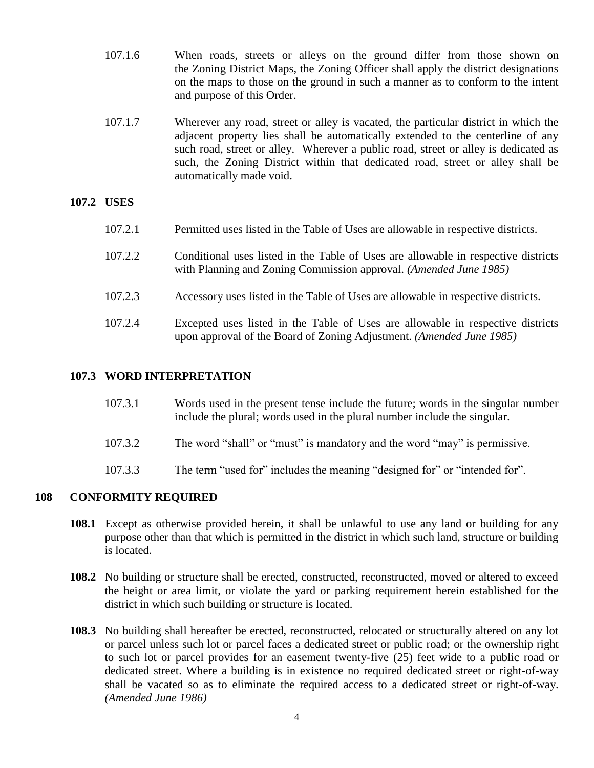107.1.6 When roads, streets or alleys on the ground differ from those shown on the Zoning District Maps, the Zoning Officer shall apply the district designations on the maps to those on the ground in such a manner as to conform to the intent and purpose of this Order.

107.1.7 Wherever any road, street or alley is vacated, the particular district in which the adjacent property lies shall be automatically extended to the centerline of any such road, street or alley. Wherever a public road, street or alley is dedicated as such, the Zoning District within that dedicated road, street or alley shall be automatically made void.

### 107.2 USES

107.2.1 Permitted uses listed in the Table of Uses are allowable in respective districts.

107.2.2 Conditional uses listed in the Table of Uses are allowable in respective districts with Planning and Zoning Commission approval. *(Amended June 1985)*

107.2.3 Accessory uses listed in the Table of Uses are allowable in respective districts.

107.2.4 Excepted uses listed in the Table of Uses are allowable in respective districts upon approval of the Board of Zoning Adjustment. *(Amended June 1985)*

### 107.3 WORD INTERPRETATION

107.3.1 Words used in the present tense include the future; words in the singular number include the plural; words used in the plural number include the singular.

107.3.2 The word "shall" or "must" is mandatory and the word "may" is permissive.

107.3.3 The term "used for" includes the meaning "designed for" or "intended for".

## 108 CONFORMITY REQUIRED

**108.1** Except as otherwise provided herein, it shall be unlawful to use any land or building for any purpose other than that which is permitted in the district in which such land, structure or building is located.

**108.2** No building or structure shall be erected, constructed, reconstructed, moved or altered to exceed the height or area limit, or violate the yard or parking requirement herein established for the district in which such building or structure is located.

**108.3** No building shall hereafter be erected, reconstructed, relocated or structurally altered on any lot or parcel unless such lot or parcel faces a dedicated street or public road; or the ownership right to such lot or parcel provides for an easement twenty-five (25) feet wide to a public road or dedicated street. Where a building is in existence no required dedicated street or right-of-way shall be vacated so as to eliminate the required access to a dedicated street or right-of-way. *(Amended June 1986)*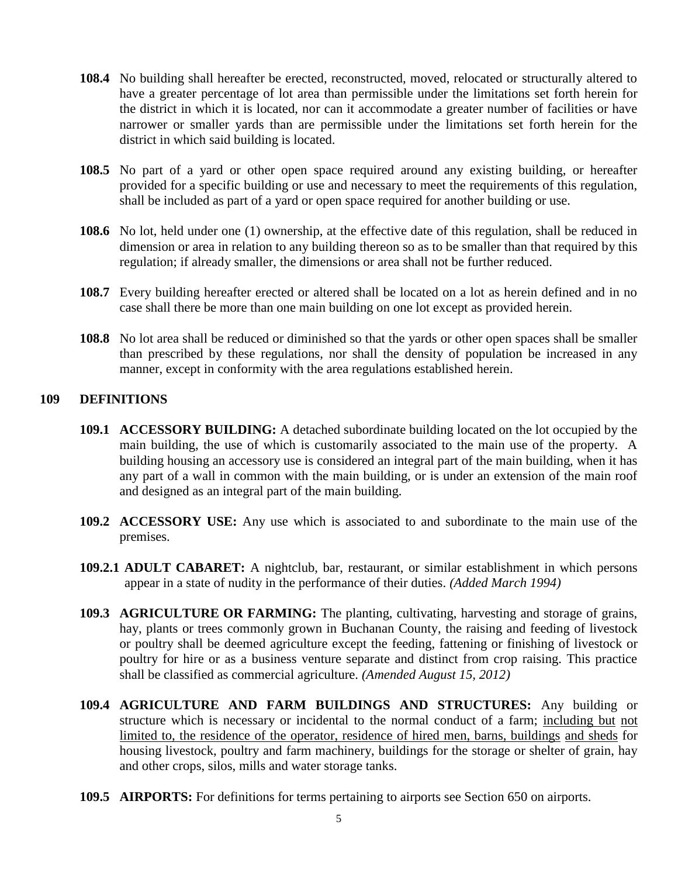**108.4** No building shall hereafter be erected, reconstructed, moved, relocated or structurally altered to have a greater percentage of lot area than permissible under the limitations set forth herein for the district in which it is located, nor can it accommodate a greater number of facilities or have narrower or smaller yards than are permissible under the limitations set forth herein for the district in which said building is located.

**108.5** No part of a yard or other open space required around any existing building, or hereafter provided for a specific building or use and necessary to meet the requirements of this regulation, shall be included as part of a yard or open space required for another building or use.

**108.6** No lot, held under one (1) ownership, at the effective date of this regulation, shall be reduced in dimension or area in relation to any building thereon so as to be smaller than that required by this regulation; if already smaller, the dimensions or area shall not be further reduced.

**108.7** Every building hereafter erected or altered shall be located on a lot as herein defined and in no case shall there be more than one main building on one lot except as provided herein.

**108.8** No lot area shall be reduced or diminished so that the yards or other open spaces shall be smaller than prescribed by these regulations, nor shall the density of population be increased in any manner, except in conformity with the area regulations established herein.

## 109 DEFINITIONS

**109.1 ACCESSORY BUILDING:** A detached subordinate building located on the lot occupied by the main building, the use of which is customarily associated to the main use of the property. A building housing an accessory use is considered an integral part of the main building, when it has any part of a wall in common with the main building, or is under an extension of the main roof and designed as an integral part of the main building.

**109.2 ACCESSORY USE:** Any use which is associated to and subordinate to the main use of the premises.

**109.2.1 ADULT CABARET:** A nightclub, bar, restaurant, or similar establishment in which persons appear in a state of nudity in the performance of their duties. *(Added March 1994)*

**109.3 AGRICULTURE OR FARMING:** The planting, cultivating, harvesting and storage of grains, hay, plants or trees commonly grown in Buchanan County, the raising and feeding of livestock or poultry shall be deemed agriculture except the feeding, fattening or finishing of livestock or poultry for hire or as a business venture separate and distinct from crop raising. This practice shall be classified as commercial agriculture. *(Amended August 15, 2012)*

**109.4 AGRICULTURE AND FARM BUILDINGS AND STRUCTURES:** Any building or structure which is necessary or incidental to the normal conduct of a farm; including but not limited to, the residence of the operator, residence of hired men, barns, buildings and sheds for housing livestock, poultry and farm machinery, buildings for the storage or shelter of grain, hay and other crops, silos, mills and water storage tanks.

**109.5 AIRPORTS:** For definitions for terms pertaining to airports see Section 650 on airports.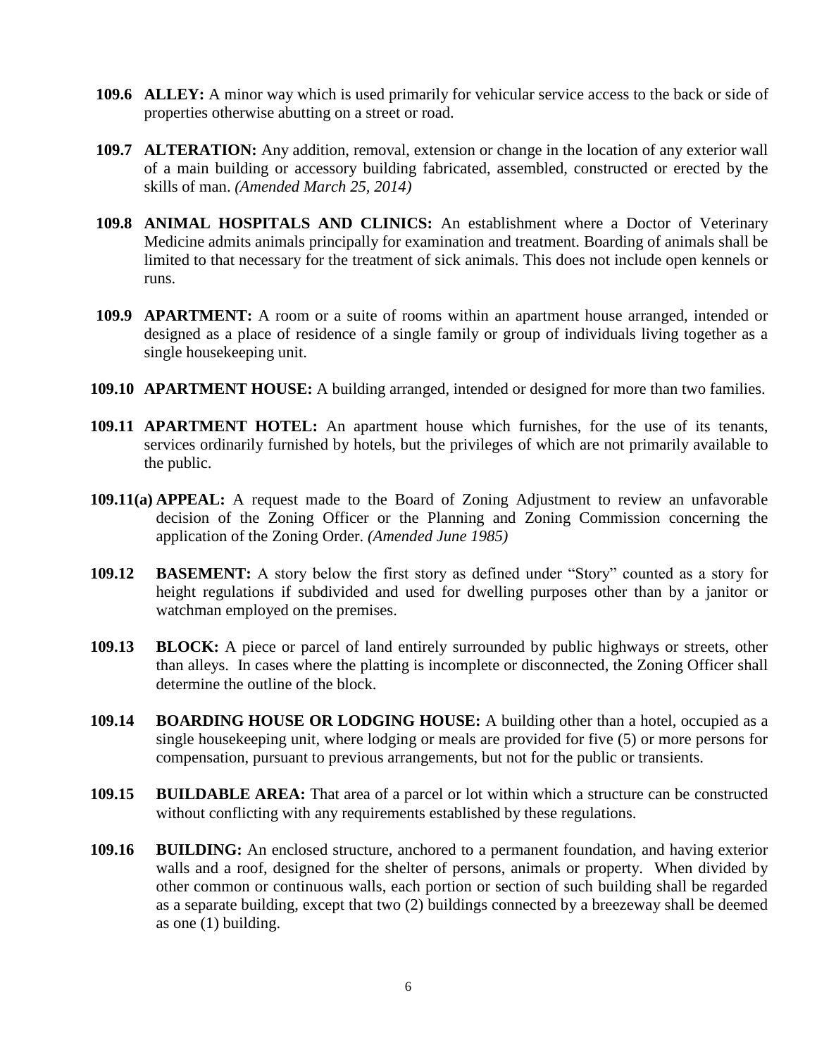**109.6 ALLEY:** A minor way which is used primarily for vehicular service access to the back or side of properties otherwise abutting on a street or road.

**109.7 ALTERATION:** Any addition, removal, extension or change in the location of any exterior wall of a main building or accessory building fabricated, assembled, constructed or erected by the skills of man. *(Amended March 25, 2014)*

**109.8 ANIMAL HOSPITALS AND CLINICS:** An establishment where a Doctor of Veterinary Medicine admits animals principally for examination and treatment. Boarding of animals shall be limited to that necessary for the treatment of sick animals. This does not include open kennels or runs.

**109.9 APARTMENT:** A room or a suite of rooms within an apartment house arranged, intended or designed as a place of residence of a single family or group of individuals living together as a single housekeeping unit.

**109.10 APARTMENT HOUSE:** A building arranged, intended or designed for more than two families.

**109.11 APARTMENT HOTEL:** An apartment house which furnishes, for the use of its tenants, services ordinarily furnished by hotels, but the privileges of which are not primarily available to the public.

**109.11(a) APPEAL:** A request made to the Board of Zoning Adjustment to review an unfavorable decision of the Zoning Officer or the Planning and Zoning Commission concerning the application of the Zoning Order. *(Amended June 1985)*

**109.12 BASEMENT:** A story below the first story as defined under "Story" counted as a story for height regulations if subdivided and used for dwelling purposes other than by a janitor or watchman employed on the premises.

**109.13 BLOCK:** A piece or parcel of land entirely surrounded by public highways or streets, other than alleys. In cases where the platting is incomplete or disconnected, the Zoning Officer shall determine the outline of the block.

**109.14 BOARDING HOUSE OR LODGING HOUSE:** A building other than a hotel, occupied as a single housekeeping unit, where lodging or meals are provided for five (5) or more persons for compensation, pursuant to previous arrangements, but not for the public or transients.

**109.15 BUILDABLE AREA:** That area of a parcel or lot within which a structure can be constructed without conflicting with any requirements established by these regulations.

**109.16 BUILDING:** An enclosed structure, anchored to a permanent foundation, and having exterior walls and a roof, designed for the shelter of persons, animals or property. When divided by other common or continuous walls, each portion or section of such building shall be regarded as a separate building, except that two (2) buildings connected by a breezeway shall be deemed as one (1) building.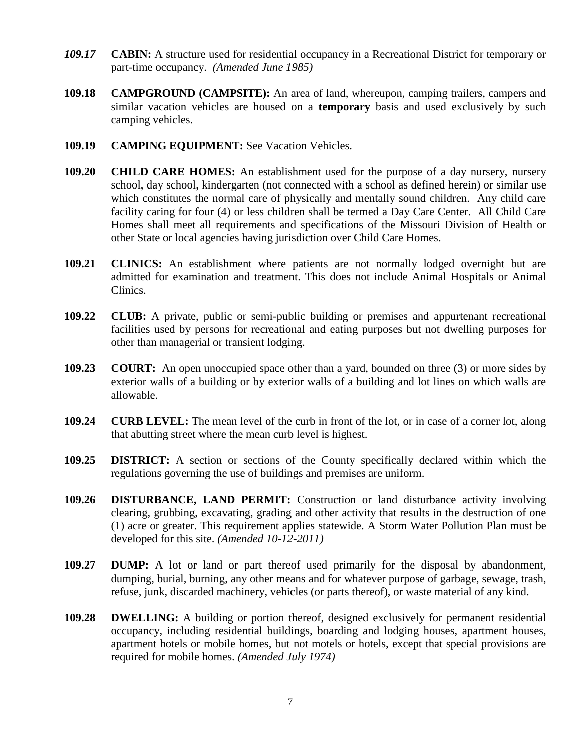***109.17*** **CABIN:** A structure used for residential occupancy in a Recreational District for temporary or part-time occupancy. *(Amended June 1985)*

**109.18** **CAMPGROUND (CAMPSITE):** An area of land, whereupon, camping trailers, campers and similar vacation vehicles are housed on a **temporary** basis and used exclusively by such camping vehicles.

**109.19** **CAMPING EQUIPMENT:** See Vacation Vehicles.

**109.20** **CHILD CARE HOMES:** An establishment used for the purpose of a day nursery, nursery school, day school, kindergarten (not connected with a school as defined herein) or similar use which constitutes the normal care of physically and mentally sound children. Any child care facility caring for four (4) or less children shall be termed a Day Care Center. All Child Care Homes shall meet all requirements and specifications of the Missouri Division of Health or other State or local agencies having jurisdiction over Child Care Homes.

**109.21** **CLINICS:** An establishment where patients are not normally lodged overnight but are admitted for examination and treatment. This does not include Animal Hospitals or Animal Clinics.

**109.22** **CLUB:** A private, public or semi-public building or premises and appurtenant recreational facilities used by persons for recreational and eating purposes but not dwelling purposes for other than managerial or transient lodging.

**109.23** **COURT:** An open unoccupied space other than a yard, bounded on three (3) or more sides by exterior walls of a building or by exterior walls of a building and lot lines on which walls are allowable.

**109.24** **CURB LEVEL:** The mean level of the curb in front of the lot, or in case of a corner lot, along that abutting street where the mean curb level is highest.

**109.25** **DISTRICT:** A section or sections of the County specifically declared within which the regulations governing the use of buildings and premises are uniform.

**109.26** **DISTURBANCE, LAND PERMIT:** Construction or land disturbance activity involving clearing, grubbing, excavating, grading and other activity that results in the destruction of one (1) acre or greater. This requirement applies statewide. A Storm Water Pollution Plan must be developed for this site. *(Amended 10-12-2011)*

**109.27** **DUMP:** A lot or land or part thereof used primarily for the disposal by abandonment, dumping, burial, burning, any other means and for whatever purpose of garbage, sewage, trash, refuse, junk, discarded machinery, vehicles (or parts thereof), or waste material of any kind.

**109.28** **DWELLING:** A building or portion thereof, designed exclusively for permanent residential occupancy, including residential buildings, boarding and lodging houses, apartment houses, apartment hotels or mobile homes, but not motels or hotels, except that special provisions are required for mobile homes. *(Amended July 1974)*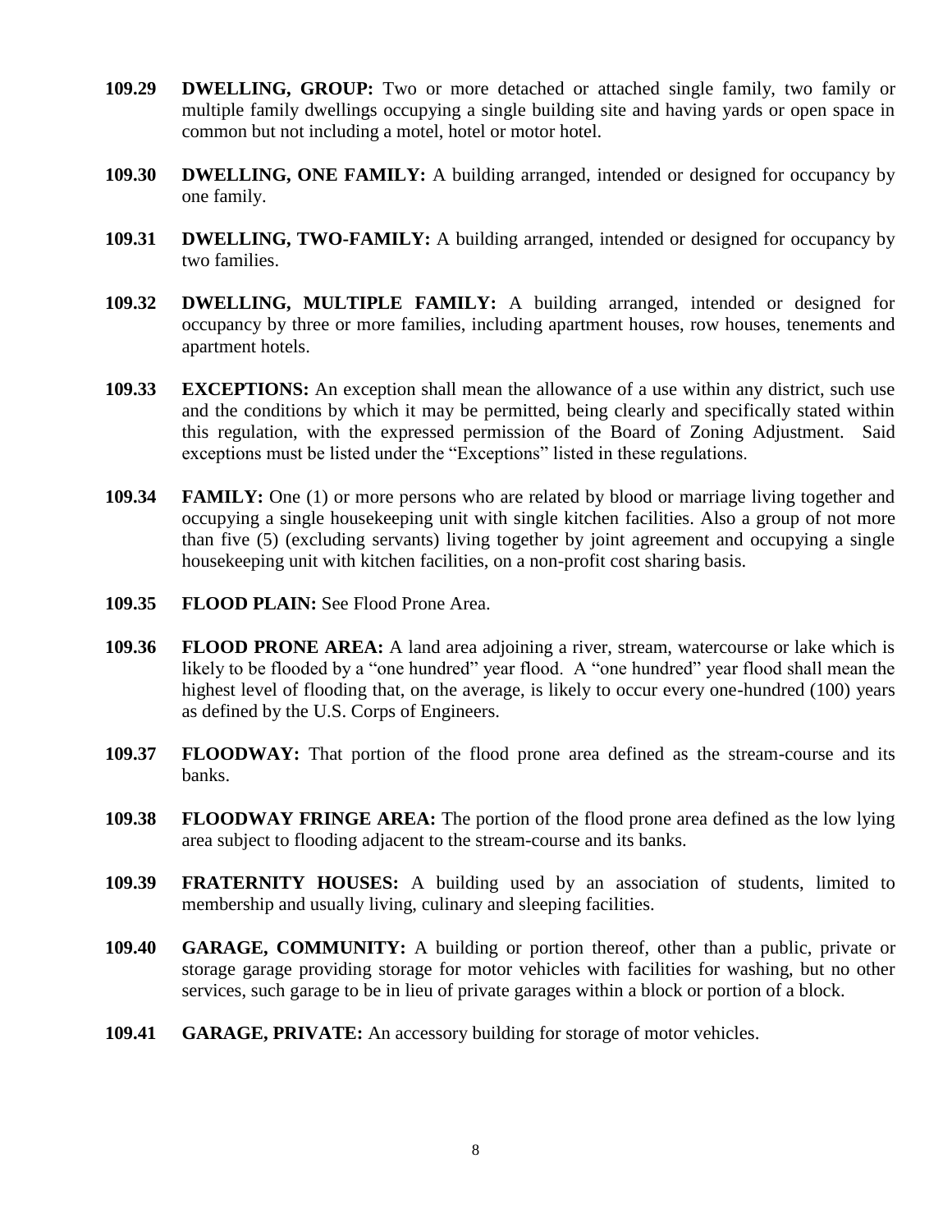**109.29 DWELLING, GROUP:** Two or more detached or attached single family, two family or multiple family dwellings occupying a single building site and having yards or open space in common but not including a motel, hotel or motor hotel.

**109.30 DWELLING, ONE FAMILY:** A building arranged, intended or designed for occupancy by one family.

**109.31 DWELLING, TWO-FAMILY:** A building arranged, intended or designed for occupancy by two families.

**109.32 DWELLING, MULTIPLE FAMILY:** A building arranged, intended or designed for occupancy by three or more families, including apartment houses, row houses, tenements and apartment hotels.

**109.33 EXCEPTIONS:** An exception shall mean the allowance of a use within any district, such use and the conditions by which it may be permitted, being clearly and specifically stated within this regulation, with the expressed permission of the Board of Zoning Adjustment. Said exceptions must be listed under the "Exceptions" listed in these regulations.

**109.34 FAMILY:** One (1) or more persons who are related by blood or marriage living together and occupying a single housekeeping unit with single kitchen facilities. Also a group of not more than five (5) (excluding servants) living together by joint agreement and occupying a single housekeeping unit with kitchen facilities, on a non-profit cost sharing basis.

**109.35 FLOOD PLAIN:** See Flood Prone Area.

**109.36 FLOOD PRONE AREA:** A land area adjoining a river, stream, watercourse or lake which is likely to be flooded by a "one hundred" year flood. A "one hundred" year flood shall mean the highest level of flooding that, on the average, is likely to occur every one-hundred (100) years as defined by the U.S. Corps of Engineers.

**109.37 FLOODWAY:** That portion of the flood prone area defined as the stream-course and its banks.

**109.38 FLOODWAY FRINGE AREA:** The portion of the flood prone area defined as the low lying area subject to flooding adjacent to the stream-course and its banks.

**109.39 FRATERNITY HOUSES:** A building used by an association of students, limited to membership and usually living, culinary and sleeping facilities.

**109.40 GARAGE, COMMUNITY:** A building or portion thereof, other than a public, private or storage garage providing storage for motor vehicles with facilities for washing, but no other services, such garage to be in lieu of private garages within a block or portion of a block.

**109.41 GARAGE, PRIVATE:** An accessory building for storage of motor vehicles.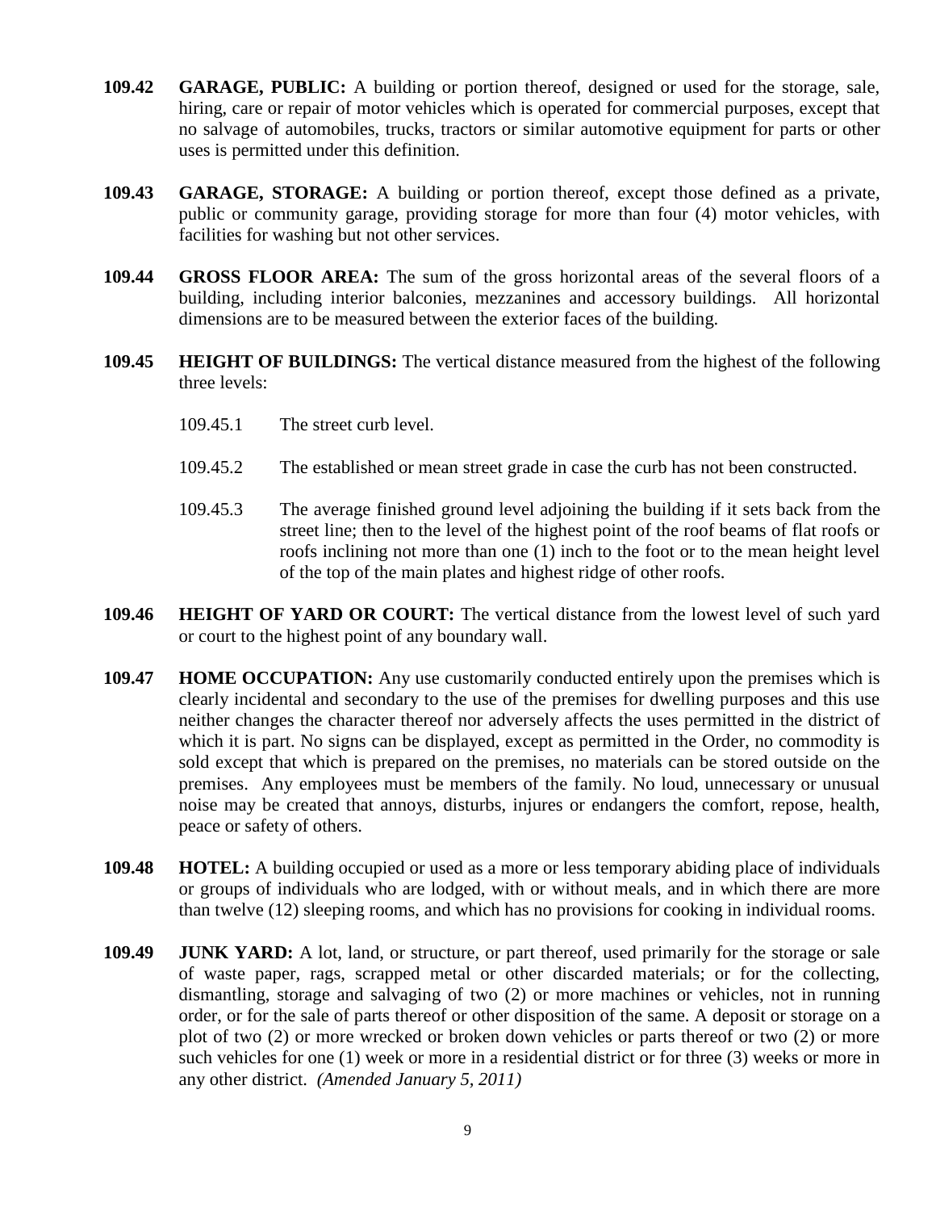**109.42 GARAGE, PUBLIC:** A building or portion thereof, designed or used for the storage, sale, hiring, care or repair of motor vehicles which is operated for commercial purposes, except that no salvage of automobiles, trucks, tractors or similar automotive equipment for parts or other uses is permitted under this definition.

**109.43 GARAGE, STORAGE:** A building or portion thereof, except those defined as a private, public or community garage, providing storage for more than four (4) motor vehicles, with facilities for washing but not other services.

**109.44 GROSS FLOOR AREA:** The sum of the gross horizontal areas of the several floors of a building, including interior balconies, mezzanines and accessory buildings. All horizontal dimensions are to be measured between the exterior faces of the building.

**109.45 HEIGHT OF BUILDINGS:** The vertical distance measured from the highest of the following three levels:

109.45.1 The street curb level.

109.45.2 The established or mean street grade in case the curb has not been constructed.

109.45.3 The average finished ground level adjoining the building if it sets back from the street line; then to the level of the highest point of the roof beams of flat roofs or roofs inclining not more than one (1) inch to the foot or to the mean height level of the top of the main plates and highest ridge of other roofs.

**109.46 HEIGHT OF YARD OR COURT:** The vertical distance from the lowest level of such yard or court to the highest point of any boundary wall.

**109.47 HOME OCCUPATION:** Any use customarily conducted entirely upon the premises which is clearly incidental and secondary to the use of the premises for dwelling purposes and this use neither changes the character thereof nor adversely affects the uses permitted in the district of which it is part. No signs can be displayed, except as permitted in the Order, no commodity is sold except that which is prepared on the premises, no materials can be stored outside on the premises. Any employees must be members of the family. No loud, unnecessary or unusual noise may be created that annoys, disturbs, injures or endangers the comfort, repose, health, peace or safety of others.

**109.48 HOTEL:** A building occupied or used as a more or less temporary abiding place of individuals or groups of individuals who are lodged, with or without meals, and in which there are more than twelve (12) sleeping rooms, and which has no provisions for cooking in individual rooms.

**109.49 JUNK YARD:** A lot, land, or structure, or part thereof, used primarily for the storage or sale of waste paper, rags, scrapped metal or other discarded materials; or for the collecting, dismantling, storage and salvaging of two (2) or more machines or vehicles, not in running order, or for the sale of parts thereof or other disposition of the same. A deposit or storage on a plot of two (2) or more wrecked or broken down vehicles or parts thereof or two (2) or more such vehicles for one (1) week or more in a residential district or for three (3) weeks or more in any other district. *(Amended January 5, 2011)*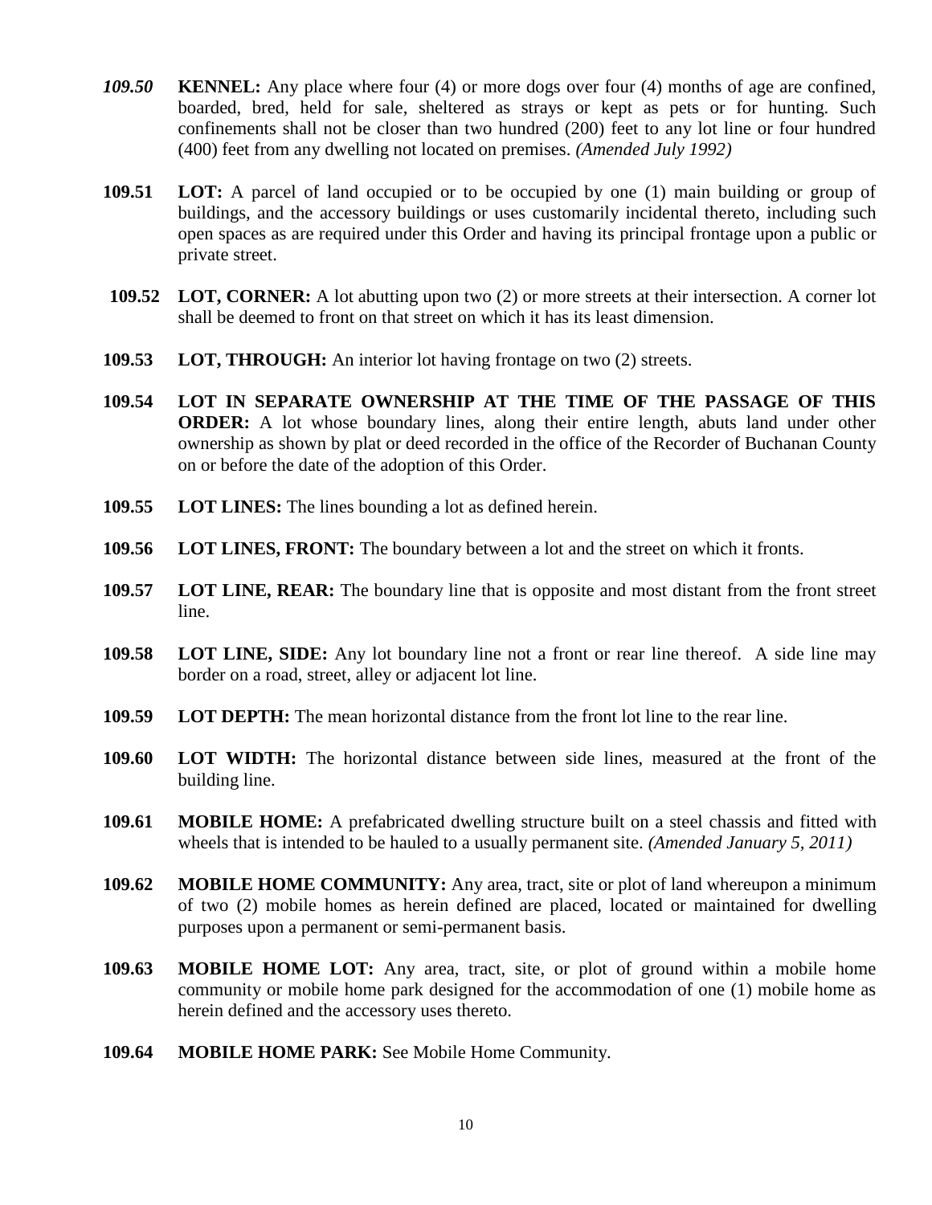*109.50* **KENNEL:** Any place where four (4) or more dogs over four (4) months of age are confined, boarded, bred, held for sale, sheltered as strays or kept as pets or for hunting. Such confinements shall not be closer than two hundred (200) feet to any lot line or four hundred (400) feet from any dwelling not located on premises. *(Amended July 1992)*

**109.51** **LOT:** A parcel of land occupied or to be occupied by one (1) main building or group of buildings, and the accessory buildings or uses customarily incidental thereto, including such open spaces as are required under this Order and having its principal frontage upon a public or private street.

**109.52** **LOT, CORNER:** A lot abutting upon two (2) or more streets at their intersection. A corner lot shall be deemed to front on that street on which it has its least dimension.

**109.53** **LOT, THROUGH:** An interior lot having frontage on two (2) streets.

**109.54** **LOT IN SEPARATE OWNERSHIP AT THE TIME OF THE PASSAGE OF THIS ORDER:** A lot whose boundary lines, along their entire length, abuts land under other ownership as shown by plat or deed recorded in the office of the Recorder of Buchanan County on or before the date of the adoption of this Order.

**109.55** **LOT LINES:** The lines bounding a lot as defined herein.

**109.56** **LOT LINES, FRONT:** The boundary between a lot and the street on which it fronts.

**109.57** **LOT LINE, REAR:** The boundary line that is opposite and most distant from the front street line.

**109.58** **LOT LINE, SIDE:** Any lot boundary line not a front or rear line thereof. A side line may border on a road, street, alley or adjacent lot line.

**109.59** **LOT DEPTH:** The mean horizontal distance from the front lot line to the rear line.

**109.60** **LOT WIDTH:** The horizontal distance between side lines, measured at the front of the building line.

**109.61** **MOBILE HOME:** A prefabricated dwelling structure built on a steel chassis and fitted with wheels that is intended to be hauled to a usually permanent site. *(Amended January 5, 2011)*

**109.62** **MOBILE HOME COMMUNITY:** Any area, tract, site or plot of land whereupon a minimum of two (2) mobile homes as herein defined are placed, located or maintained for dwelling purposes upon a permanent or semi-permanent basis.

**109.63** **MOBILE HOME LOT:** Any area, tract, site, or plot of ground within a mobile home community or mobile home park designed for the accommodation of one (1) mobile home as herein defined and the accessory uses thereto.

**109.64** **MOBILE HOME PARK:** See Mobile Home Community.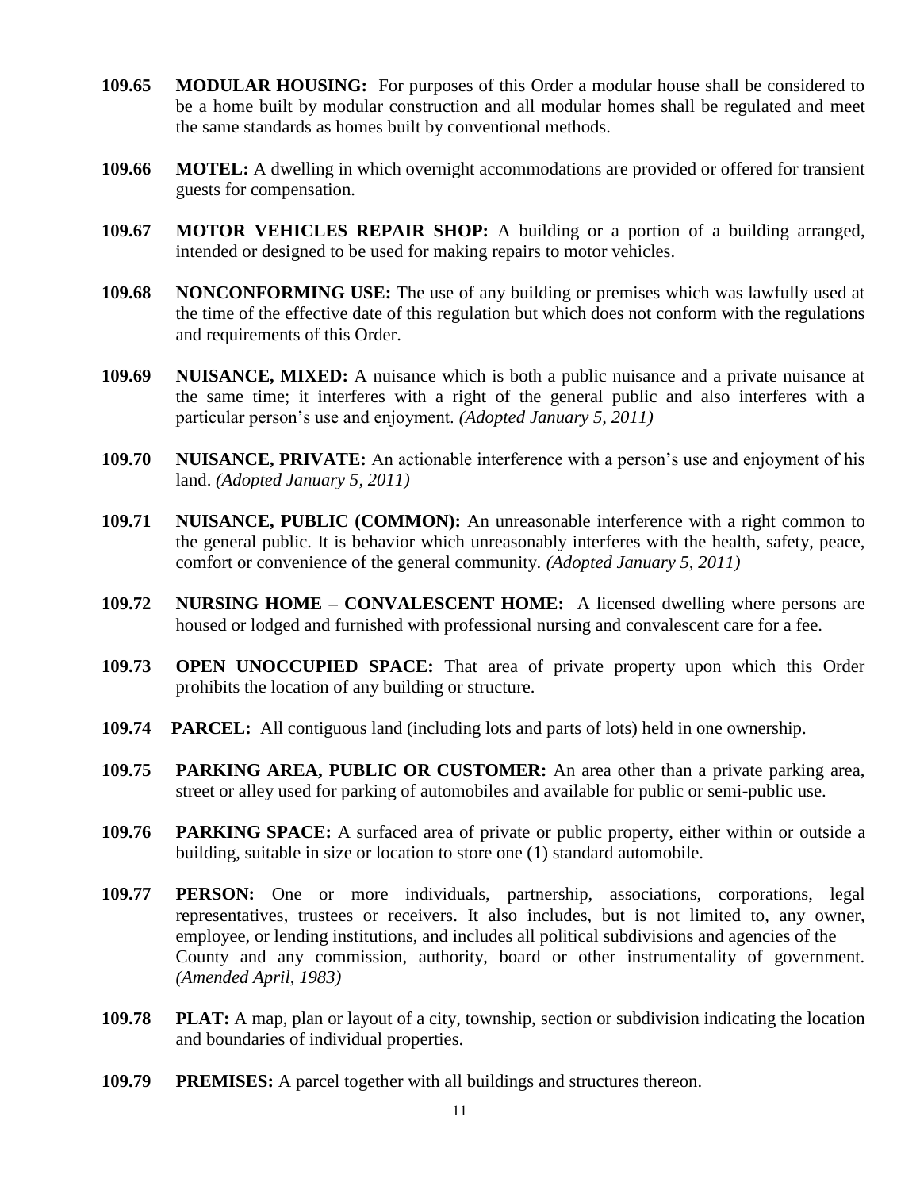**109.65 MODULAR HOUSING:** For purposes of this Order a modular house shall be considered to be a home built by modular construction and all modular homes shall be regulated and meet the same standards as homes built by conventional methods.

**109.66 MOTEL:** A dwelling in which overnight accommodations are provided or offered for transient guests for compensation.

**109.67 MOTOR VEHICLES REPAIR SHOP:** A building or a portion of a building arranged, intended or designed to be used for making repairs to motor vehicles.

**109.68 NONCONFORMING USE:** The use of any building or premises which was lawfully used at the time of the effective date of this regulation but which does not conform with the regulations and requirements of this Order.

**109.69 NUISANCE, MIXED:** A nuisance which is both a public nuisance and a private nuisance at the same time; it interferes with a right of the general public and also interferes with a particular person's use and enjoyment. *(Adopted January 5, 2011)*

**109.70 NUISANCE, PRIVATE:** An actionable interference with a person's use and enjoyment of his land. *(Adopted January 5, 2011)*

**109.71 NUISANCE, PUBLIC (COMMON):** An unreasonable interference with a right common to the general public. It is behavior which unreasonably interferes with the health, safety, peace, comfort or convenience of the general community. *(Adopted January 5, 2011)*

**109.72 NURSING HOME – CONVALESCENT HOME:** A licensed dwelling where persons are housed or lodged and furnished with professional nursing and convalescent care for a fee.

**109.73 OPEN UNOCCUPIED SPACE:** That area of private property upon which this Order prohibits the location of any building or structure.

**109.74 PARCEL:** All contiguous land (including lots and parts of lots) held in one ownership.

**109.75 PARKING AREA, PUBLIC OR CUSTOMER:** An area other than a private parking area, street or alley used for parking of automobiles and available for public or semi-public use.

**109.76 PARKING SPACE:** A surfaced area of private or public property, either within or outside a building, suitable in size or location to store one (1) standard automobile.

**109.77 PERSON:** One or more individuals, partnership, associations, corporations, legal representatives, trustees or receivers. It also includes, but is not limited to, any owner, employee, or lending institutions, and includes all political subdivisions and agencies of the County and any commission, authority, board or other instrumentality of government. *(Amended April, 1983)*

**109.78 PLAT:** A map, plan or layout of a city, township, section or subdivision indicating the location and boundaries of individual properties.

**109.79 PREMISES:** A parcel together with all buildings and structures thereon.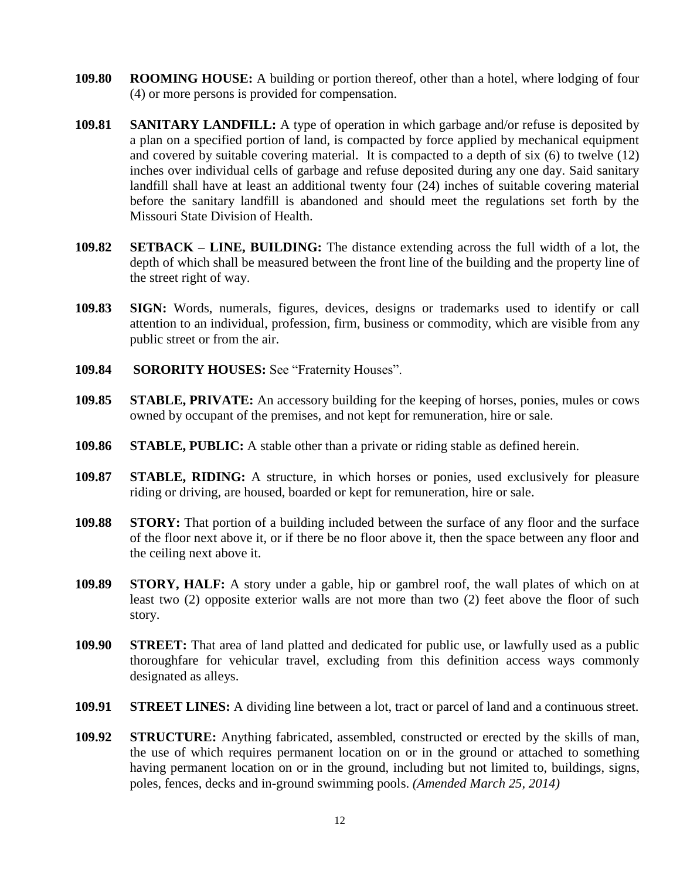**109.80** **ROOMING HOUSE:** A building or portion thereof, other than a hotel, where lodging of four (4) or more persons is provided for compensation.

**109.81** **SANITARY LANDFILL:** A type of operation in which garbage and/or refuse is deposited by a plan on a specified portion of land, is compacted by force applied by mechanical equipment and covered by suitable covering material. It is compacted to a depth of six (6) to twelve (12) inches over individual cells of garbage and refuse deposited during any one day. Said sanitary landfill shall have at least an additional twenty four (24) inches of suitable covering material before the sanitary landfill is abandoned and should meet the regulations set forth by the Missouri State Division of Health.

**109.82** **SETBACK – LINE, BUILDING:** The distance extending across the full width of a lot, the depth of which shall be measured between the front line of the building and the property line of the street right of way.

**109.83** **SIGN:** Words, numerals, figures, devices, designs or trademarks used to identify or call attention to an individual, profession, firm, business or commodity, which are visible from any public street or from the air.

**109.84** **SORORITY HOUSES:** See "Fraternity Houses".

**109.85** **STABLE, PRIVATE:** An accessory building for the keeping of horses, ponies, mules or cows owned by occupant of the premises, and not kept for remuneration, hire or sale.

**109.86** **STABLE, PUBLIC:** A stable other than a private or riding stable as defined herein.

**109.87** **STABLE, RIDING:** A structure, in which horses or ponies, used exclusively for pleasure riding or driving, are housed, boarded or kept for remuneration, hire or sale.

**109.88** **STORY:** That portion of a building included between the surface of any floor and the surface of the floor next above it, or if there be no floor above it, then the space between any floor and the ceiling next above it.

**109.89** **STORY, HALF:** A story under a gable, hip or gambrel roof, the wall plates of which on at least two (2) opposite exterior walls are not more than two (2) feet above the floor of such story.

**109.90** **STREET:** That area of land platted and dedicated for public use, or lawfully used as a public thoroughfare for vehicular travel, excluding from this definition access ways commonly designated as alleys.

**109.91** **STREET LINES:** A dividing line between a lot, tract or parcel of land and a continuous street.

**109.92** **STRUCTURE:** Anything fabricated, assembled, constructed or erected by the skills of man, the use of which requires permanent location on or in the ground or attached to something having permanent location on or in the ground, including but not limited to, buildings, signs, poles, fences, decks and in-ground swimming pools. *(Amended March 25, 2014)*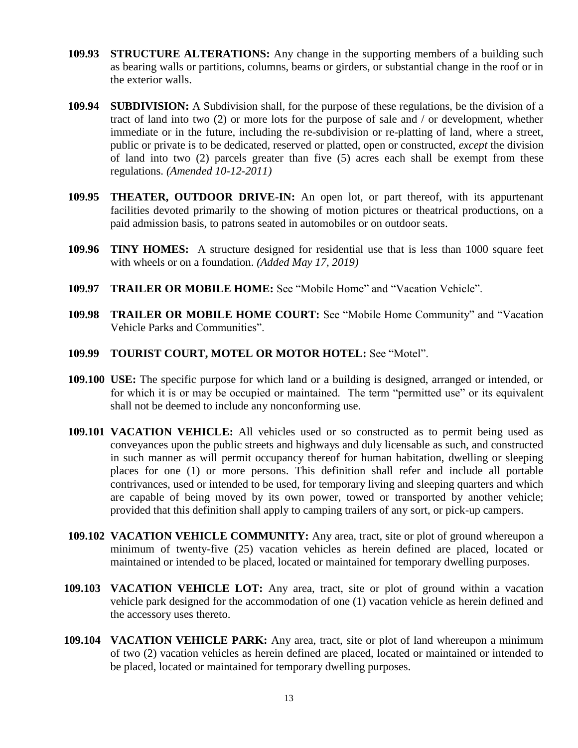**109.93 STRUCTURE ALTERATIONS:** Any change in the supporting members of a building such as bearing walls or partitions, columns, beams or girders, or substantial change in the roof or in the exterior walls.

**109.94 SUBDIVISION:** A Subdivision shall, for the purpose of these regulations, be the division of a tract of land into two (2) or more lots for the purpose of sale and / or development, whether immediate or in the future, including the re-subdivision or re-platting of land, where a street, public or private is to be dedicated, reserved or platted, open or constructed, *except* the division of land into two (2) parcels greater than five (5) acres each shall be exempt from these regulations. *(Amended 10-12-2011)*

**109.95 THEATER, OUTDOOR DRIVE-IN:** An open lot, or part thereof, with its appurtenant facilities devoted primarily to the showing of motion pictures or theatrical productions, on a paid admission basis, to patrons seated in automobiles or on outdoor seats.

**109.96 TINY HOMES:** A structure designed for residential use that is less than 1000 square feet with wheels or on a foundation. *(Added May 17, 2019)*

**109.97 TRAILER OR MOBILE HOME:** See "Mobile Home" and "Vacation Vehicle".

**109.98 TRAILER OR MOBILE HOME COURT:** See "Mobile Home Community" and "Vacation Vehicle Parks and Communities".

**109.99 TOURIST COURT, MOTEL OR MOTOR HOTEL:** See "Motel".

**109.100 USE:** The specific purpose for which land or a building is designed, arranged or intended, or for which it is or may be occupied or maintained. The term "permitted use" or its equivalent shall not be deemed to include any nonconforming use.

**109.101 VACATION VEHICLE:** All vehicles used or so constructed as to permit being used as conveyances upon the public streets and highways and duly licensable as such, and constructed in such manner as will permit occupancy thereof for human habitation, dwelling or sleeping places for one (1) or more persons. This definition shall refer and include all portable contrivances, used or intended to be used, for temporary living and sleeping quarters and which are capable of being moved by its own power, towed or transported by another vehicle; provided that this definition shall apply to camping trailers of any sort, or pick-up campers.

**109.102 VACATION VEHICLE COMMUNITY:** Any area, tract, site or plot of ground whereupon a minimum of twenty-five (25) vacation vehicles as herein defined are placed, located or maintained or intended to be placed, located or maintained for temporary dwelling purposes.

**109.103 VACATION VEHICLE LOT:** Any area, tract, site or plot of ground within a vacation vehicle park designed for the accommodation of one (1) vacation vehicle as herein defined and the accessory uses thereto.

**109.104 VACATION VEHICLE PARK:** Any area, tract, site or plot of land whereupon a minimum of two (2) vacation vehicles as herein defined are placed, located or maintained or intended to be placed, located or maintained for temporary dwelling purposes.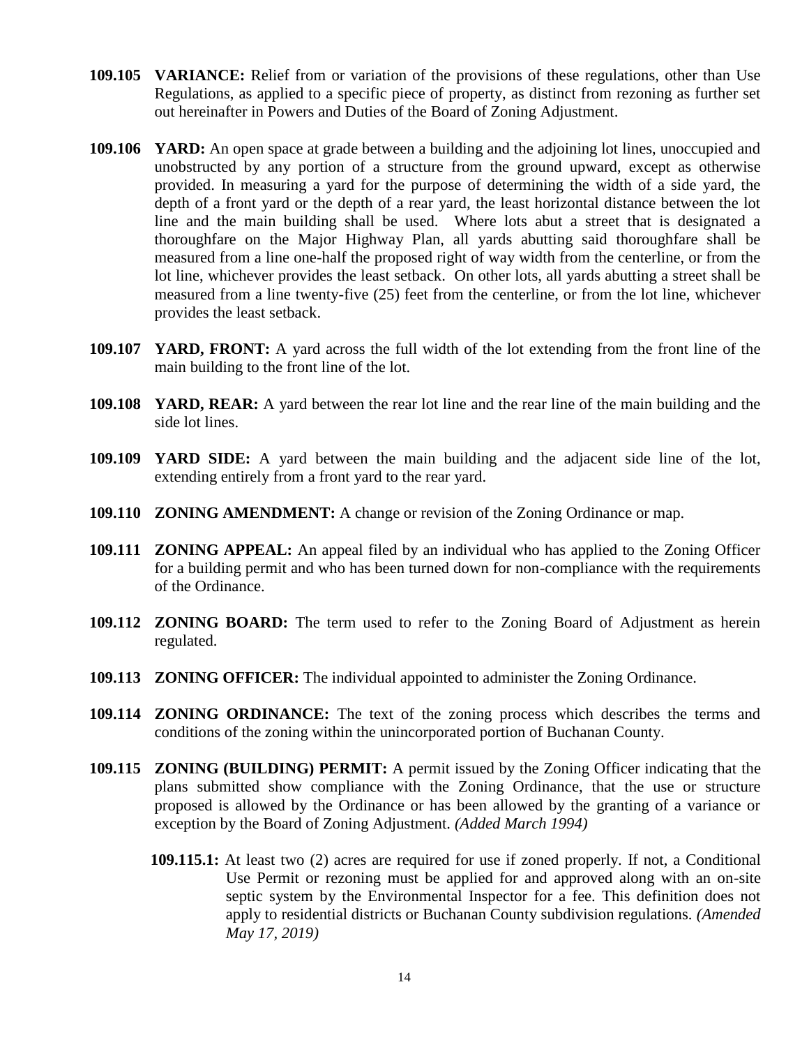**109.105 VARIANCE:** Relief from or variation of the provisions of these regulations, other than Use Regulations, as applied to a specific piece of property, as distinct from rezoning as further set out hereinafter in Powers and Duties of the Board of Zoning Adjustment.

**109.106 YARD:** An open space at grade between a building and the adjoining lot lines, unoccupied and unobstructed by any portion of a structure from the ground upward, except as otherwise provided. In measuring a yard for the purpose of determining the width of a side yard, the depth of a front yard or the depth of a rear yard, the least horizontal distance between the lot line and the main building shall be used. Where lots abut a street that is designated a thoroughfare on the Major Highway Plan, all yards abutting said thoroughfare shall be measured from a line one-half the proposed right of way width from the centerline, or from the lot line, whichever provides the least setback. On other lots, all yards abutting a street shall be measured from a line twenty-five (25) feet from the centerline, or from the lot line, whichever provides the least setback.

**109.107 YARD, FRONT:** A yard across the full width of the lot extending from the front line of the main building to the front line of the lot.

**109.108 YARD, REAR:** A yard between the rear lot line and the rear line of the main building and the side lot lines.

**109.109 YARD SIDE:** A yard between the main building and the adjacent side line of the lot, extending entirely from a front yard to the rear yard.

**109.110 ZONING AMENDMENT:** A change or revision of the Zoning Ordinance or map.

**109.111 ZONING APPEAL:** An appeal filed by an individual who has applied to the Zoning Officer for a building permit and who has been turned down for non-compliance with the requirements of the Ordinance.

**109.112 ZONING BOARD:** The term used to refer to the Zoning Board of Adjustment as herein regulated.

**109.113 ZONING OFFICER:** The individual appointed to administer the Zoning Ordinance.

**109.114 ZONING ORDINANCE:** The text of the zoning process which describes the terms and conditions of the zoning within the unincorporated portion of Buchanan County.

**109.115 ZONING (BUILDING) PERMIT:** A permit issued by the Zoning Officer indicating that the plans submitted show compliance with the Zoning Ordinance, that the use or structure proposed is allowed by the Ordinance or has been allowed by the granting of a variance or exception by the Board of Zoning Adjustment. *(Added March 1994)*

**109.115.1:** At least two (2) acres are required for use if zoned properly. If not, a Conditional Use Permit or rezoning must be applied for and approved along with an on-site septic system by the Environmental Inspector for a fee. This definition does not apply to residential districts or Buchanan County subdivision regulations. *(Amended May 17, 2019)*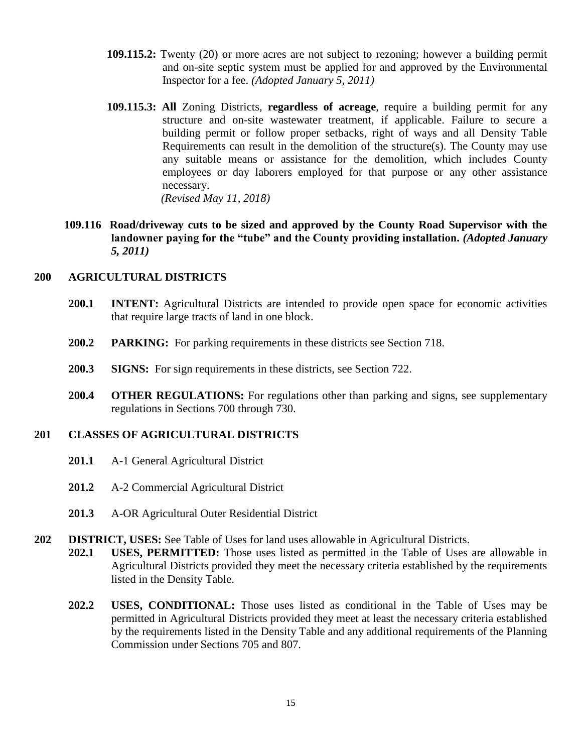**109.115.2:** Twenty (20) or more acres are not subject to rezoning; however a building permit and on-site septic system must be applied for and approved by the Environmental Inspector for a fee. *(Adopted January 5, 2011)*

**109.115.3:** **All** Zoning Districts, **regardless of acreage**, require a building permit for any structure and on-site wastewater treatment, if applicable. Failure to secure a building permit or follow proper setbacks, right of ways and all Density Table Requirements can result in the demolition of the structure(s). The County may use any suitable means or assistance for the demolition, which includes County employees or day laborers employed for that purpose or any other assistance necessary.
*(Revised May 11, 2018)*

**109.116 Road/driveway cuts to be sized and approved by the County Road Supervisor with the landowner paying for the "tube" and the County providing installation.** ***(Adopted January 5, 2011)***

## 200 AGRICULTURAL DISTRICTS

**200.1 INTENT:** Agricultural Districts are intended to provide open space for economic activities that require large tracts of land in one block.

**200.2 PARKING:** For parking requirements in these districts see Section 718.

**200.3 SIGNS:** For sign requirements in these districts, see Section 722.

**200.4 OTHER REGULATIONS:** For regulations other than parking and signs, see supplementary regulations in Sections 700 through 730.

## 201 CLASSES OF AGRICULTURAL DISTRICTS

**201.1** A-1 General Agricultural District

**201.2** A-2 Commercial Agricultural District

**201.3** A-OR Agricultural Outer Residential District

## 202 DISTRICT, USES: See Table of Uses for land uses allowable in Agricultural Districts.

**202.1 USES, PERMITTED:** Those uses listed as permitted in the Table of Uses are allowable in Agricultural Districts provided they meet the necessary criteria established by the requirements listed in the Density Table.

**202.2 USES, CONDITIONAL:** Those uses listed as conditional in the Table of Uses may be permitted in Agricultural Districts provided they meet at least the necessary criteria established by the requirements listed in the Density Table and any additional requirements of the Planning Commission under Sections 705 and 807.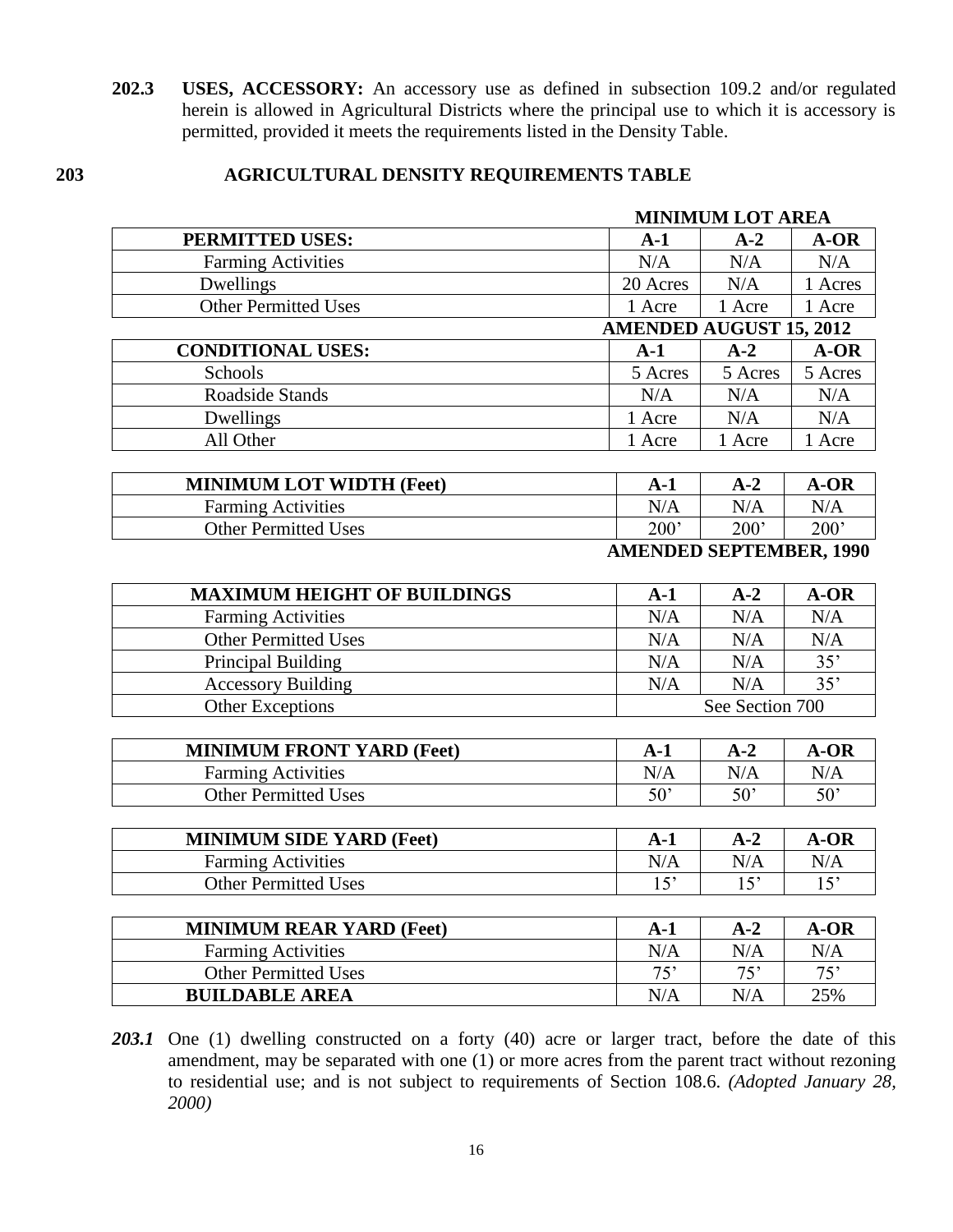**202.3 USES, ACCESSORY:** An accessory use as defined in subsection 109.2 and/or regulated herein is allowed in Agricultural Districts where the principal use to which it is accessory is permitted, provided it meets the requirements listed in the Density Table.

## 203 AGRICULTURAL DENSITY REQUIREMENTS TABLE

| | MINIMUM LOT AREA | | |
|---|---|---|---|
| **PERMITTED USES:** | **A-1** | **A-2** | **A-OR** |
| Farming Activities | N/A | N/A | N/A |
| Dwellings | 20 Acres | N/A | 1 Acres |
| Other Permitted Uses | 1 Acre | 1 Acre | 1 Acre |
| | **AMENDED AUGUST 15, 2012** | | |
| **CONDITIONAL USES:** | **A-1** | **A-2** | **A-OR** |
| Schools | 5 Acres | 5 Acres | 5 Acres |
| Roadside Stands | N/A | N/A | N/A |
| Dwellings | 1 Acre | N/A | N/A |
| All Other | 1 Acre | 1 Acre | 1 Acre |

| **MINIMUM LOT WIDTH (Feet)** | **A-1** | **A-2** | **A-OR** |
|---|---|---|---|
| Farming Activities | N/A | N/A | N/A |
| Other Permitted Uses | 200' | 200' | 200' |

**AMENDED SEPTEMBER, 1990**

| **MAXIMUM HEIGHT OF BUILDINGS** | **A-1** | **A-2** | **A-OR** |
|---|---|---|---|
| Farming Activities | N/A | N/A | N/A |
| Other Permitted Uses | N/A | N/A | N/A |
| Principal Building | N/A | N/A | 35' |
| Accessory Building | N/A | N/A | 35' |
| Other Exceptions | See Section 700 | | |

| **MINIMUM FRONT YARD (Feet)** | **A-1** | **A-2** | **A-OR** |
|---|---|---|---|
| Farming Activities | N/A | N/A | N/A |
| Other Permitted Uses | 50' | 50' | 50' |

| **MINIMUM SIDE YARD (Feet)** | **A-1** | **A-2** | **A-OR** |
|---|---|---|---|
| Farming Activities | N/A | N/A | N/A |
| Other Permitted Uses | 15' | 15' | 15' |

| **MINIMUM REAR YARD (Feet)** | **A-1** | **A-2** | **A-OR** |
|---|---|---|---|
| Farming Activities | N/A | N/A | N/A |
| Other Permitted Uses | 75' | 75' | 75' |
| **BUILDABLE AREA** | N/A | N/A | 25% |

***203.1*** One (1) dwelling constructed on a forty (40) acre or larger tract, before the date of this amendment, may be separated with one (1) or more acres from the parent tract without rezoning to residential use; and is not subject to requirements of Section 108.6. *(Adopted January 28, 2000)*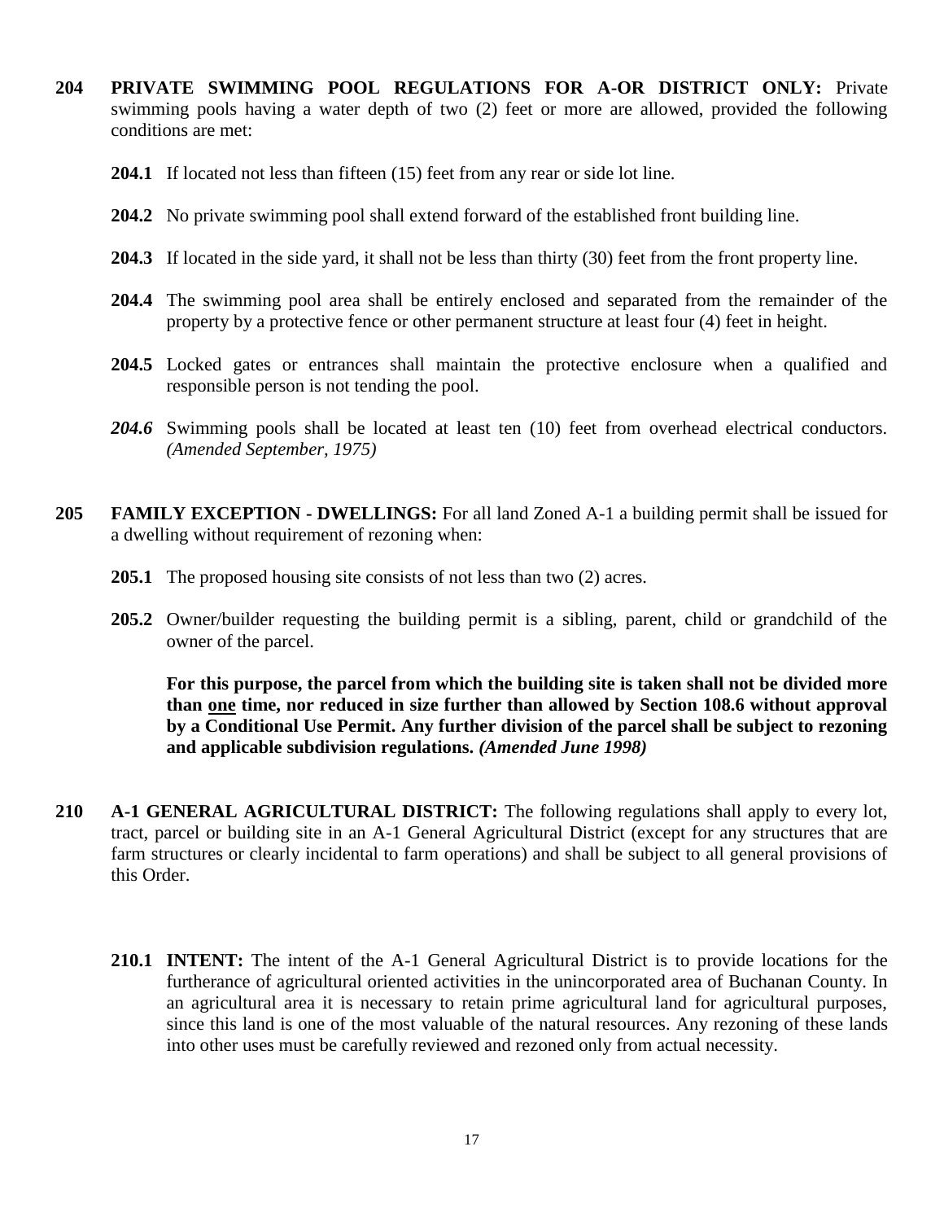**204 PRIVATE SWIMMING POOL REGULATIONS FOR A-OR DISTRICT ONLY:** Private swimming pools having a water depth of two (2) feet or more are allowed, provided the following conditions are met:

**204.1** If located not less than fifteen (15) feet from any rear or side lot line.

**204.2** No private swimming pool shall extend forward of the established front building line.

**204.3** If located in the side yard, it shall not be less than thirty (30) feet from the front property line.

**204.4** The swimming pool area shall be entirely enclosed and separated from the remainder of the property by a protective fence or other permanent structure at least four (4) feet in height.

**204.5** Locked gates or entrances shall maintain the protective enclosure when a qualified and responsible person is not tending the pool.

***204.6*** Swimming pools shall be located at least ten (10) feet from overhead electrical conductors. *(Amended September, 1975)*

**205 FAMILY EXCEPTION - DWELLINGS:** For all land Zoned A-1 a building permit shall be issued for a dwelling without requirement of rezoning when:

**205.1** The proposed housing site consists of not less than two (2) acres.

**205.2** Owner/builder requesting the building permit is a sibling, parent, child or grandchild of the owner of the parcel.

**For this purpose, the parcel from which the building site is taken shall not be divided more than <u>one</u> time, nor reduced in size further than allowed by Section 108.6 without approval by a Conditional Use Permit. Any further division of the parcel shall be subject to rezoning and applicable subdivision regulations.** ***(Amended June 1998)***

**210 A-1 GENERAL AGRICULTURAL DISTRICT:** The following regulations shall apply to every lot, tract, parcel or building site in an A-1 General Agricultural District (except for any structures that are farm structures or clearly incidental to farm operations) and shall be subject to all general provisions of this Order.

**210.1 INTENT:** The intent of the A-1 General Agricultural District is to provide locations for the furtherance of agricultural oriented activities in the unincorporated area of Buchanan County. In an agricultural area it is necessary to retain prime agricultural land for agricultural purposes, since this land is one of the most valuable of the natural resources. Any rezoning of these lands into other uses must be carefully reviewed and rezoned only from actual necessity.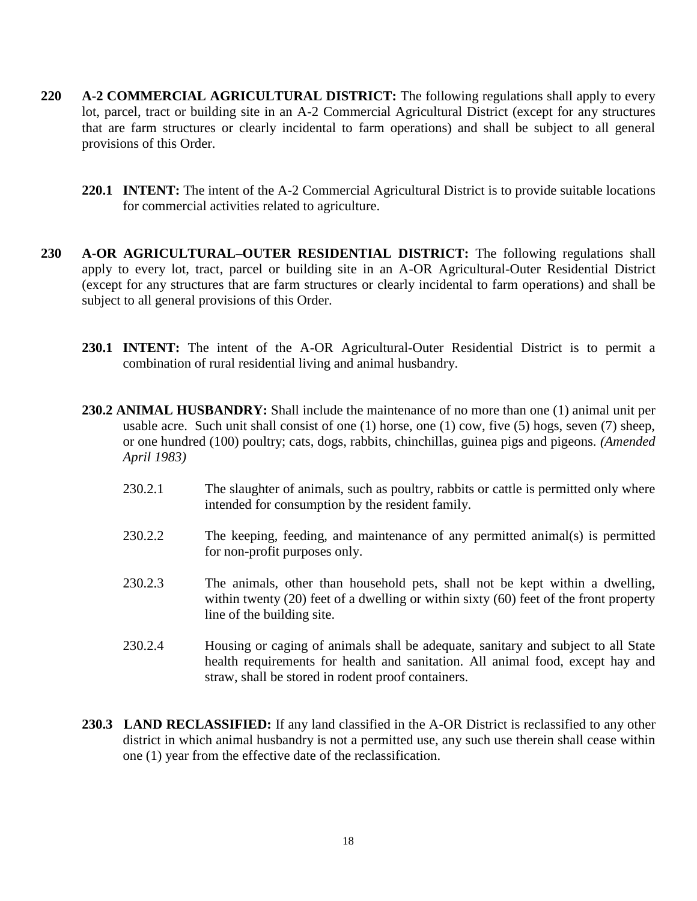**220 A-2 COMMERCIAL AGRICULTURAL DISTRICT:** The following regulations shall apply to every lot, parcel, tract or building site in an A-2 Commercial Agricultural District (except for any structures that are farm structures or clearly incidental to farm operations) and shall be subject to all general provisions of this Order.

**220.1 INTENT:** The intent of the A-2 Commercial Agricultural District is to provide suitable locations for commercial activities related to agriculture.

**230 A-OR AGRICULTURAL–OUTER RESIDENTIAL DISTRICT:** The following regulations shall apply to every lot, tract, parcel or building site in an A-OR Agricultural-Outer Residential District (except for any structures that are farm structures or clearly incidental to farm operations) and shall be subject to all general provisions of this Order.

**230.1 INTENT:** The intent of the A-OR Agricultural-Outer Residential District is to permit a combination of rural residential living and animal husbandry.

**230.2 ANIMAL HUSBANDRY:** Shall include the maintenance of no more than one (1) animal unit per usable acre. Such unit shall consist of one (1) horse, one (1) cow, five (5) hogs, seven (7) sheep, or one hundred (100) poultry; cats, dogs, rabbits, chinchillas, guinea pigs and pigeons. *(Amended April 1983)*

230.2.1 The slaughter of animals, such as poultry, rabbits or cattle is permitted only where intended for consumption by the resident family.

230.2.2 The keeping, feeding, and maintenance of any permitted animal(s) is permitted for non-profit purposes only.

230.2.3 The animals, other than household pets, shall not be kept within a dwelling, within twenty (20) feet of a dwelling or within sixty (60) feet of the front property line of the building site.

230.2.4 Housing or caging of animals shall be adequate, sanitary and subject to all State health requirements for health and sanitation. All animal food, except hay and straw, shall be stored in rodent proof containers.

**230.3 LAND RECLASSIFIED:** If any land classified in the A-OR District is reclassified to any other district in which animal husbandry is not a permitted use, any such use therein shall cease within one (1) year from the effective date of the reclassification.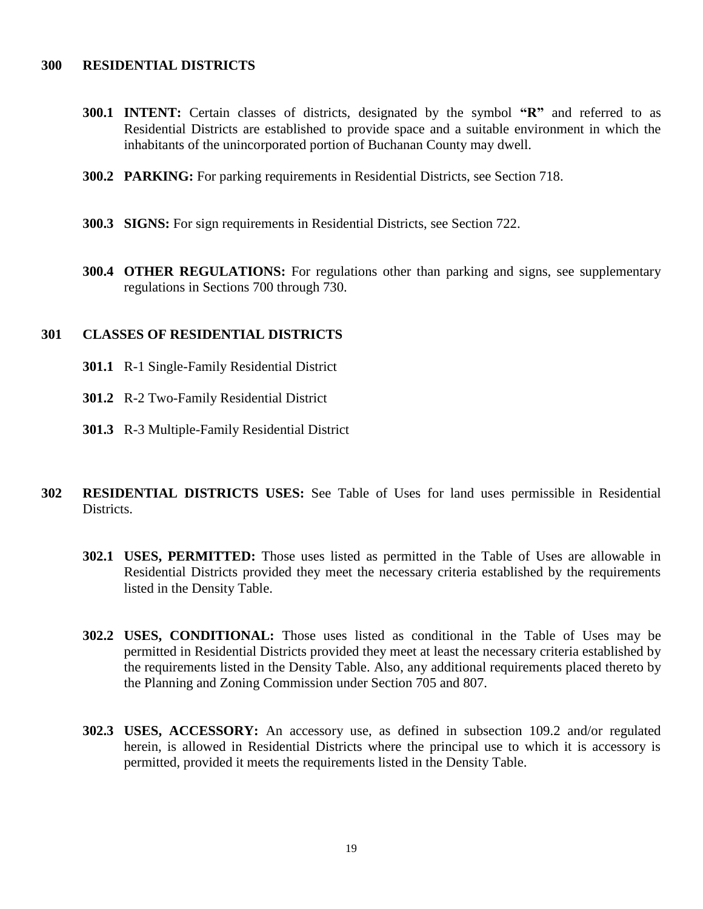## 300 RESIDENTIAL DISTRICTS

**300.1 INTENT:** Certain classes of districts, designated by the symbol **"R"** and referred to as Residential Districts are established to provide space and a suitable environment in which the inhabitants of the unincorporated portion of Buchanan County may dwell.

**300.2 PARKING:** For parking requirements in Residential Districts, see Section 718.

**300.3 SIGNS:** For sign requirements in Residential Districts, see Section 722.

**300.4 OTHER REGULATIONS:** For regulations other than parking and signs, see supplementary regulations in Sections 700 through 730.

## 301 CLASSES OF RESIDENTIAL DISTRICTS

**301.1** R-1 Single-Family Residential District

**301.2** R-2 Two-Family Residential District

**301.3** R-3 Multiple-Family Residential District

## 302 RESIDENTIAL DISTRICTS USES: See Table of Uses for land uses permissible in Residential Districts.

**302.1 USES, PERMITTED:** Those uses listed as permitted in the Table of Uses are allowable in Residential Districts provided they meet the necessary criteria established by the requirements listed in the Density Table.

**302.2 USES, CONDITIONAL:** Those uses listed as conditional in the Table of Uses may be permitted in Residential Districts provided they meet at least the necessary criteria established by the requirements listed in the Density Table. Also, any additional requirements placed thereto by the Planning and Zoning Commission under Section 705 and 807.

**302.3 USES, ACCESSORY:** An accessory use, as defined in subsection 109.2 and/or regulated herein, is allowed in Residential Districts where the principal use to which it is accessory is permitted, provided it meets the requirements listed in the Density Table.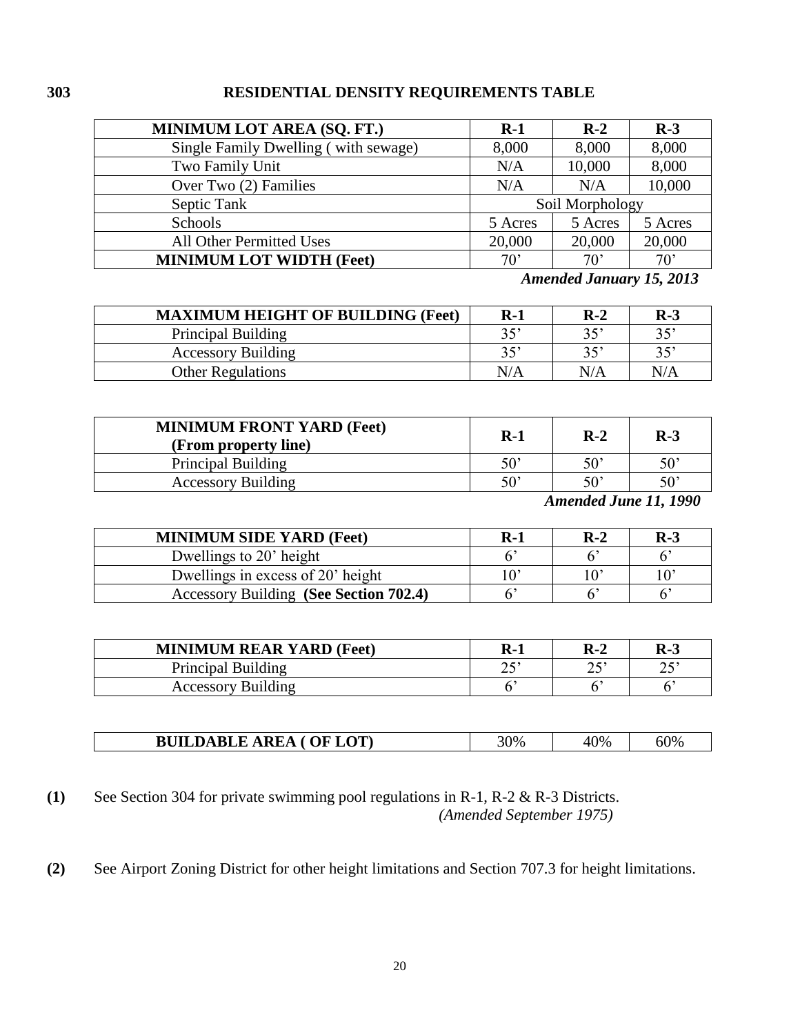## 303 RESIDENTIAL DENSITY REQUIREMENTS TABLE

| MINIMUM LOT AREA (SQ. FT.) | R-1 | R-2 | R-3 |
|---|---|---|---|
| Single Family Dwelling ( with sewage) | 8,000 | 8,000 | 8,000 |
| Two Family Unit | N/A | 10,000 | 8,000 |
| Over Two (2) Families | N/A | N/A | 10,000 |
| Septic Tank | Soil Morphology | | |
| Schools | 5 Acres | 5 Acres | 5 Acres |
| All Other Permitted Uses | 20,000 | 20,000 | 20,000 |
| **MINIMUM LOT WIDTH (Feet)** | 70' | 70' | 70' |

***Amended January 15, 2013***

| MAXIMUM HEIGHT OF BUILDING (Feet) | R-1 | R-2 | R-3 |
|---|---|---|---|
| Principal Building | 35' | 35' | 35' |
| Accessory Building | 35' | 35' | 35' |
| Other Regulations | N/A | N/A | N/A |

| MINIMUM FRONT YARD (Feet) (From property line) | R-1 | R-2 | R-3 |
|---|---|---|---|
| Principal Building | 50' | 50' | 50' |
| Accessory Building | 50' | 50' | 50' |

***Amended June 11, 1990***

| MINIMUM SIDE YARD (Feet) | R-1 | R-2 | R-3 |
|---|---|---|---|
| Dwellings to 20' height | 6' | 6' | 6' |
| Dwellings in excess of 20' height | 10' | 10' | 10' |
| Accessory Building **(See Section 702.4)** | 6' | 6' | 6' |

| MINIMUM REAR YARD (Feet) | R-1 | R-2 | R-3 |
|---|---|---|---|
| Principal Building | 25' | 25' | 25' |
| Accessory Building | 6' | 6' | 6' |

| | | | |
|---|---|---|---|
| **BUILDABLE AREA ( OF LOT)** | 30% | 40% | 60% |

**(1)** See Section 304 for private swimming pool regulations in R-1, R-2 & R-3 Districts. *(Amended September 1975)*

**(2)** See Airport Zoning District for other height limitations and Section 707.3 for height limitations.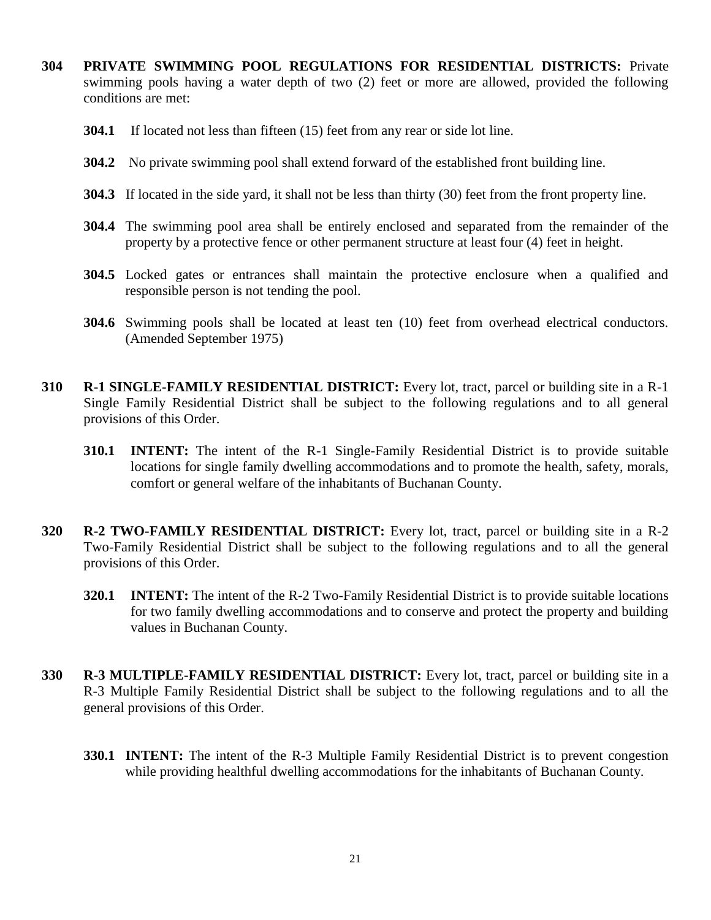**304 PRIVATE SWIMMING POOL REGULATIONS FOR RESIDENTIAL DISTRICTS:** Private swimming pools having a water depth of two (2) feet or more are allowed, provided the following conditions are met:

**304.1** If located not less than fifteen (15) feet from any rear or side lot line.

**304.2** No private swimming pool shall extend forward of the established front building line.

**304.3** If located in the side yard, it shall not be less than thirty (30) feet from the front property line.

**304.4** The swimming pool area shall be entirely enclosed and separated from the remainder of the property by a protective fence or other permanent structure at least four (4) feet in height.

**304.5** Locked gates or entrances shall maintain the protective enclosure when a qualified and responsible person is not tending the pool.

**304.6** Swimming pools shall be located at least ten (10) feet from overhead electrical conductors. (Amended September 1975)

**310 R-1 SINGLE-FAMILY RESIDENTIAL DISTRICT:** Every lot, tract, parcel or building site in a R-1 Single Family Residential District shall be subject to the following regulations and to all general provisions of this Order.

**310.1 INTENT:** The intent of the R-1 Single-Family Residential District is to provide suitable locations for single family dwelling accommodations and to promote the health, safety, morals, comfort or general welfare of the inhabitants of Buchanan County.

**320 R-2 TWO-FAMILY RESIDENTIAL DISTRICT:** Every lot, tract, parcel or building site in a R-2 Two-Family Residential District shall be subject to the following regulations and to all the general provisions of this Order.

**320.1 INTENT:** The intent of the R-2 Two-Family Residential District is to provide suitable locations for two family dwelling accommodations and to conserve and protect the property and building values in Buchanan County.

**330 R-3 MULTIPLE-FAMILY RESIDENTIAL DISTRICT:** Every lot, tract, parcel or building site in a R-3 Multiple Family Residential District shall be subject to the following regulations and to all the general provisions of this Order.

**330.1 INTENT:** The intent of the R-3 Multiple Family Residential District is to prevent congestion while providing healthful dwelling accommodations for the inhabitants of Buchanan County.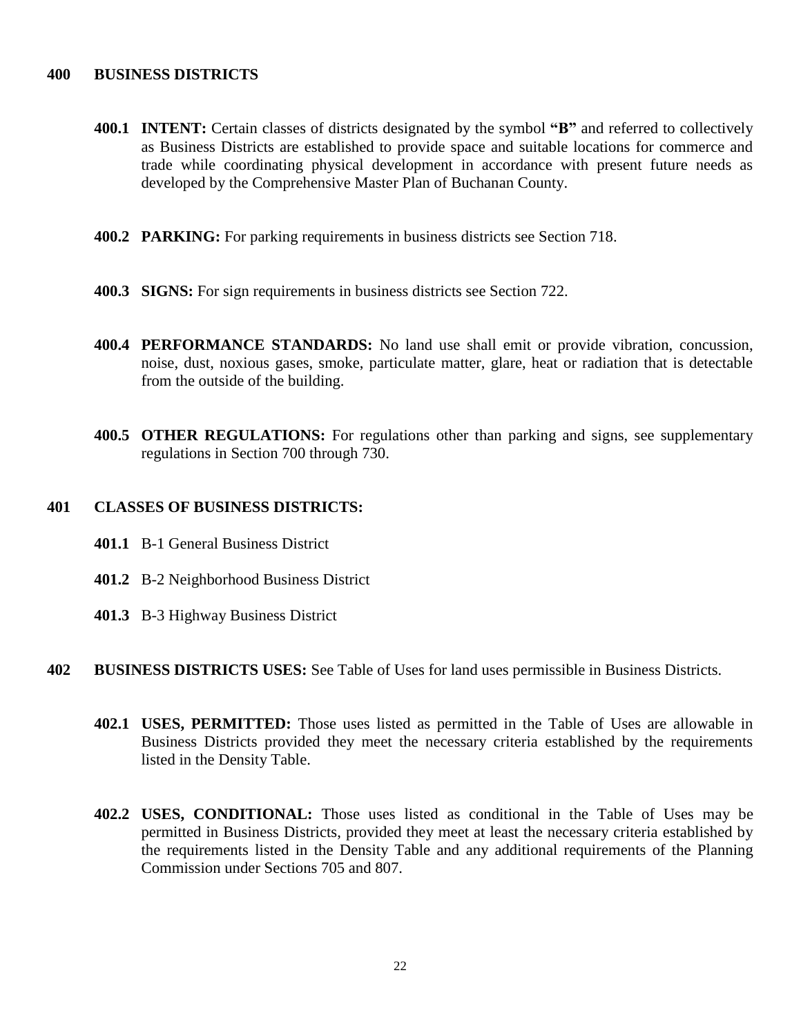## 400 BUSINESS DISTRICTS

**400.1 INTENT:** Certain classes of districts designated by the symbol **"B"** and referred to collectively as Business Districts are established to provide space and suitable locations for commerce and trade while coordinating physical development in accordance with present future needs as developed by the Comprehensive Master Plan of Buchanan County.

**400.2 PARKING:** For parking requirements in business districts see Section 718.

**400.3 SIGNS:** For sign requirements in business districts see Section 722.

**400.4 PERFORMANCE STANDARDS:** No land use shall emit or provide vibration, concussion, noise, dust, noxious gases, smoke, particulate matter, glare, heat or radiation that is detectable from the outside of the building.

**400.5 OTHER REGULATIONS:** For regulations other than parking and signs, see supplementary regulations in Section 700 through 730.

## 401 CLASSES OF BUSINESS DISTRICTS:

**401.1** B-1 General Business District

**401.2** B-2 Neighborhood Business District

**401.3** B-3 Highway Business District

## 402 BUSINESS DISTRICTS USES: See Table of Uses for land uses permissible in Business Districts.

**402.1 USES, PERMITTED:** Those uses listed as permitted in the Table of Uses are allowable in Business Districts provided they meet the necessary criteria established by the requirements listed in the Density Table.

**402.2 USES, CONDITIONAL:** Those uses listed as conditional in the Table of Uses may be permitted in Business Districts, provided they meet at least the necessary criteria established by the requirements listed in the Density Table and any additional requirements of the Planning Commission under Sections 705 and 807.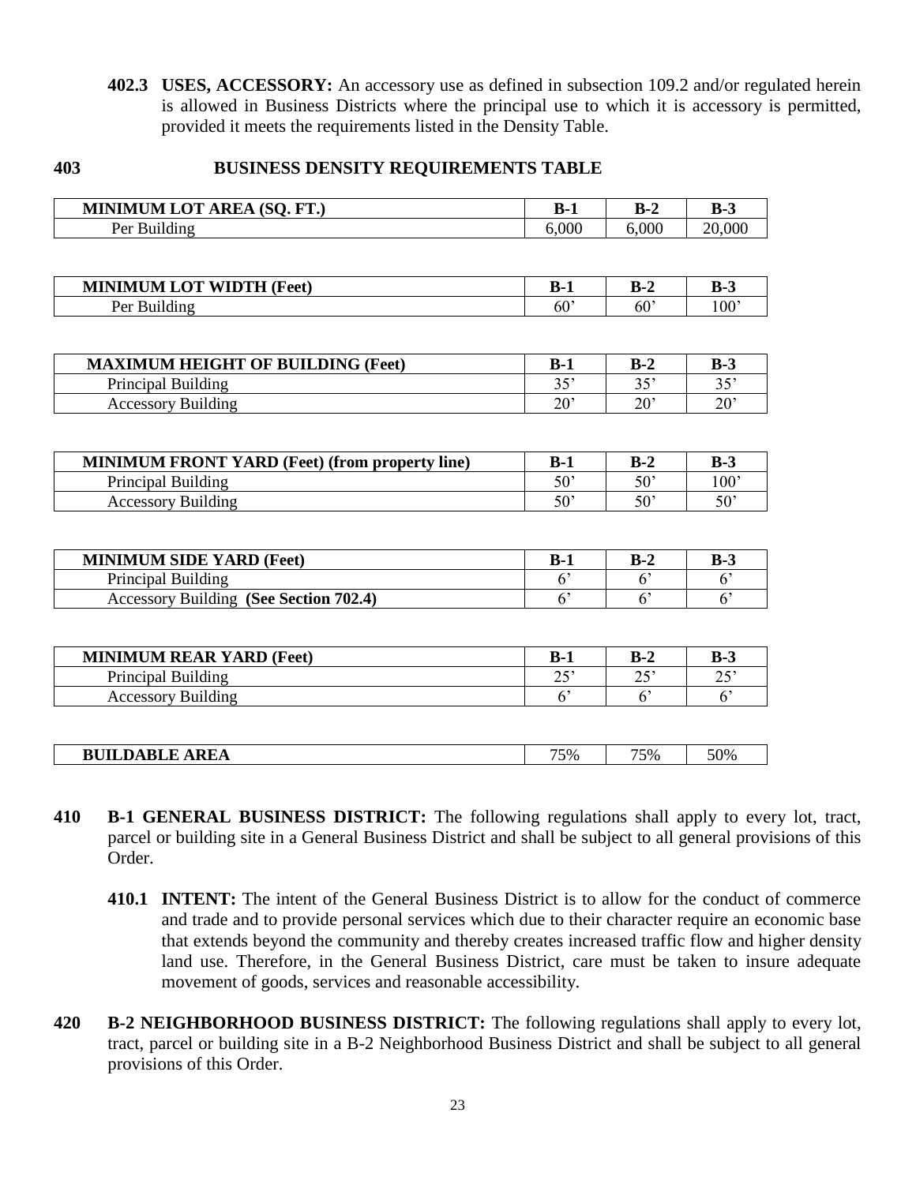**402.3 USES, ACCESSORY:** An accessory use as defined in subsection 109.2 and/or regulated herein is allowed in Business Districts where the principal use to which it is accessory is permitted, provided it meets the requirements listed in the Density Table.

## 403 BUSINESS DENSITY REQUIREMENTS TABLE

| MINIMUM LOT AREA (SQ. FT.) | B-1 | B-2 | B-3 |
|---|---|---|---|
| Per Building | 6,000 | 6,000 | 20,000 |

| MINIMUM LOT WIDTH (Feet) | B-1 | B-2 | B-3 |
|---|---|---|---|
| Per Building | 60' | 60' | 100' |

| MAXIMUM HEIGHT OF BUILDING (Feet) | B-1 | B-2 | B-3 |
|---|---|---|---|
| Principal Building | 35' | 35' | 35' |
| Accessory Building | 20' | 20' | 20' |

| MINIMUM FRONT YARD (Feet) (from property line) | B-1 | B-2 | B-3 |
|---|---|---|---|
| Principal Building | 50' | 50' | 100' |
| Accessory Building | 50' | 50' | 50' |

| MINIMUM SIDE YARD (Feet) | B-1 | B-2 | B-3 |
|---|---|---|---|
| Principal Building | 6' | 6' | 6' |
| Accessory Building **(See Section 702.4)** | 6' | 6' | 6' |

| MINIMUM REAR YARD (Feet) | B-1 | B-2 | B-3 |
|---|---|---|---|
| Principal Building | 25' | 25' | 25' |
| Accessory Building | 6' | 6' | 6' |

| | | | |
|---|---|---|---|
| **BUILDABLE AREA** | 75% | 75% | 50% |

**410 B-1 GENERAL BUSINESS DISTRICT:** The following regulations shall apply to every lot, tract, parcel or building site in a General Business District and shall be subject to all general provisions of this Order.

**410.1 INTENT:** The intent of the General Business District is to allow for the conduct of commerce and trade and to provide personal services which due to their character require an economic base that extends beyond the community and thereby creates increased traffic flow and higher density land use. Therefore, in the General Business District, care must be taken to insure adequate movement of goods, services and reasonable accessibility.

**420 B-2 NEIGHBORHOOD BUSINESS DISTRICT:** The following regulations shall apply to every lot, tract, parcel or building site in a B-2 Neighborhood Business District and shall be subject to all general provisions of this Order.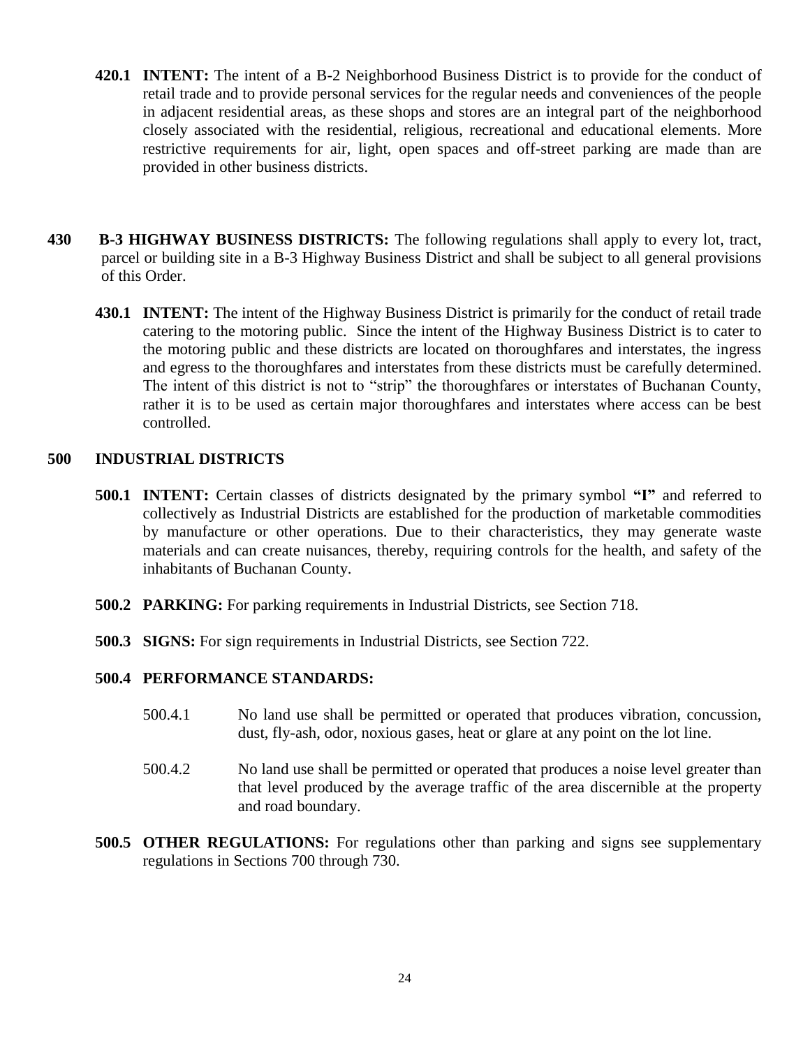**420.1 INTENT:** The intent of a B-2 Neighborhood Business District is to provide for the conduct of retail trade and to provide personal services for the regular needs and conveniences of the people in adjacent residential areas, as these shops and stores are an integral part of the neighborhood closely associated with the residential, religious, recreational and educational elements. More restrictive requirements for air, light, open spaces and off-street parking are made than are provided in other business districts.

**430 B-3 HIGHWAY BUSINESS DISTRICTS:** The following regulations shall apply to every lot, tract, parcel or building site in a B-3 Highway Business District and shall be subject to all general provisions of this Order.

**430.1 INTENT:** The intent of the Highway Business District is primarily for the conduct of retail trade catering to the motoring public. Since the intent of the Highway Business District is to cater to the motoring public and these districts are located on thoroughfares and interstates, the ingress and egress to the thoroughfares and interstates from these districts must be carefully determined. The intent of this district is not to "strip" the thoroughfares or interstates of Buchanan County, rather it is to be used as certain major thoroughfares and interstates where access can be best controlled.

## 500 INDUSTRIAL DISTRICTS

**500.1 INTENT:** Certain classes of districts designated by the primary symbol **"I"** and referred to collectively as Industrial Districts are established for the production of marketable commodities by manufacture or other operations. Due to their characteristics, they may generate waste materials and can create nuisances, thereby, requiring controls for the health, and safety of the inhabitants of Buchanan County.

**500.2 PARKING:** For parking requirements in Industrial Districts, see Section 718.

**500.3 SIGNS:** For sign requirements in Industrial Districts, see Section 722.

**500.4 PERFORMANCE STANDARDS:**

500.4.1 No land use shall be permitted or operated that produces vibration, concussion, dust, fly-ash, odor, noxious gases, heat or glare at any point on the lot line.

500.4.2 No land use shall be permitted or operated that produces a noise level greater than that level produced by the average traffic of the area discernible at the property and road boundary.

**500.5 OTHER REGULATIONS:** For regulations other than parking and signs see supplementary regulations in Sections 700 through 730.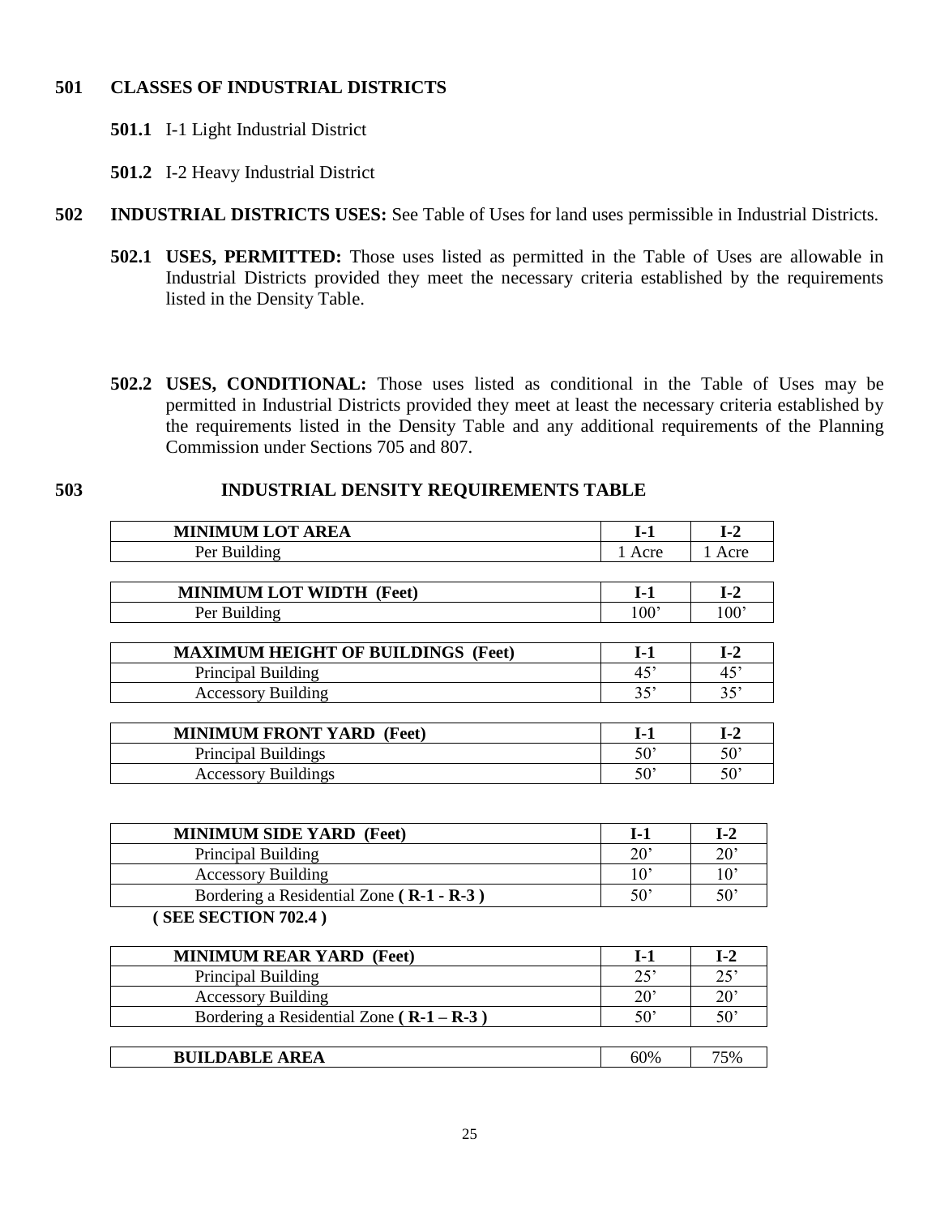## 501 CLASSES OF INDUSTRIAL DISTRICTS

**501.1** I-1 Light Industrial District

**501.2** I-2 Heavy Industrial District

## 502 INDUSTRIAL DISTRICTS USES: See Table of Uses for land uses permissible in Industrial Districts.

**502.1 USES, PERMITTED:** Those uses listed as permitted in the Table of Uses are allowable in Industrial Districts provided they meet the necessary criteria established by the requirements listed in the Density Table.

**502.2 USES, CONDITIONAL:** Those uses listed as conditional in the Table of Uses may be permitted in Industrial Districts provided they meet at least the necessary criteria established by the requirements listed in the Density Table and any additional requirements of the Planning Commission under Sections 705 and 807.

## 503 INDUSTRIAL DENSITY REQUIREMENTS TABLE

| **MINIMUM LOT AREA** | **I-1** | **I-2** |
|---|---|---|
| Per Building | 1 Acre | 1 Acre |

| **MINIMUM LOT WIDTH (Feet)** | **I-1** | **I-2** |
|---|---|---|
| Per Building | 100' | 100' |

| **MAXIMUM HEIGHT OF BUILDINGS (Feet)** | **I-1** | **I-2** |
|---|---|---|
| Principal Building | 45' | 45' |
| Accessory Building | 35' | 35' |

| **MINIMUM FRONT YARD (Feet)** | **I-1** | **I-2** |
|---|---|---|
| Principal Buildings | 50' | 50' |
| Accessory Buildings | 50' | 50' |

| **MINIMUM SIDE YARD (Feet)** | **I-1** | **I-2** |
|---|---|---|
| Principal Building | 20' | 20' |
| Accessory Building | 10' | 10' |
| Bordering a Residential Zone **( R-1 - R-3 )** | 50' | 50' |

**( SEE SECTION 702.4 )**

| **MINIMUM REAR YARD (Feet)** | **I-1** | **I-2** |
|---|---|---|
| Principal Building | 25' | 25' |
| Accessory Building | 20' | 20' |
| Bordering a Residential Zone **( R-1 – R-3 )** | 50' | 50' |

| **BUILDABLE AREA** | 60% | 75% |
|---|---|---|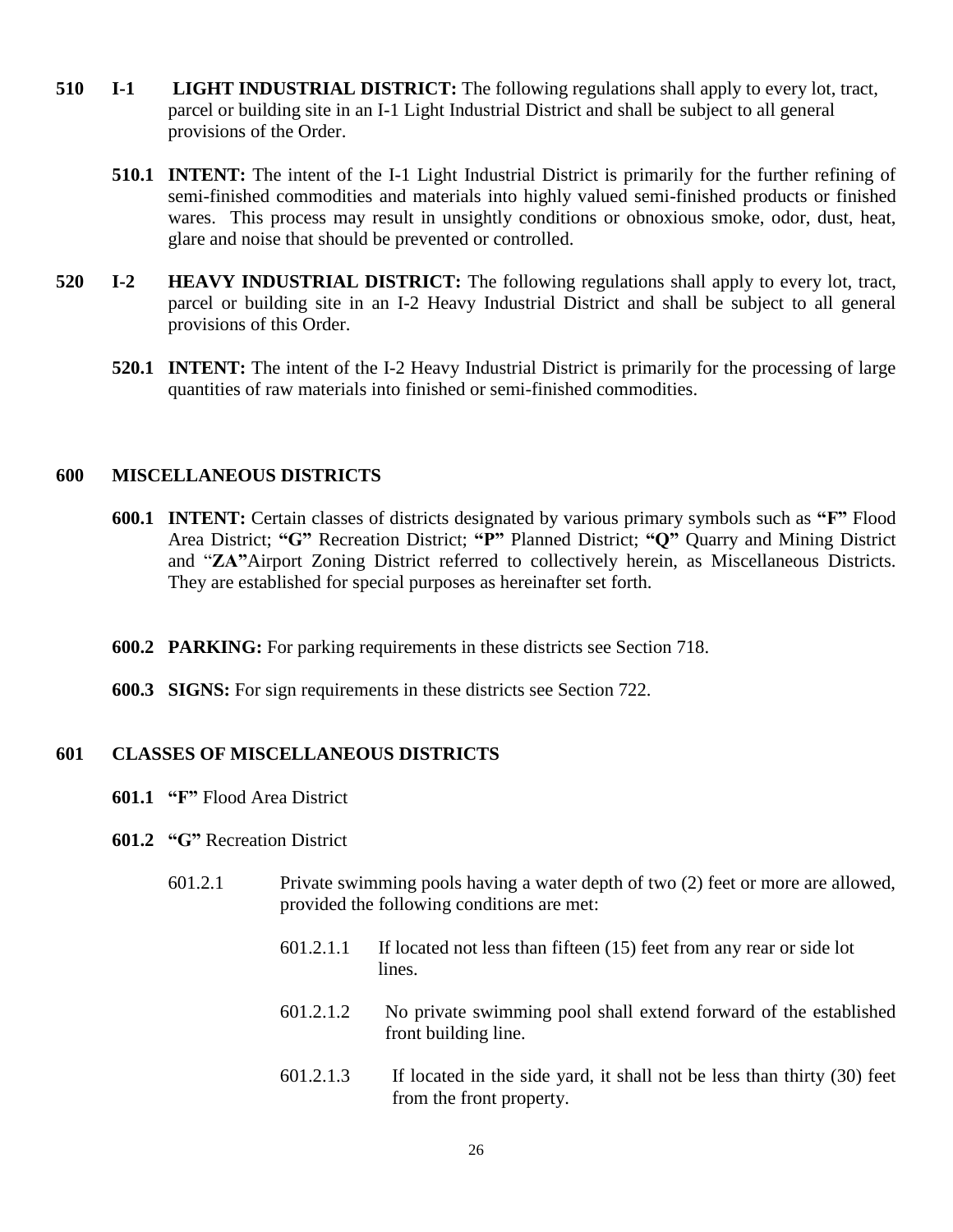**510 I-1 LIGHT INDUSTRIAL DISTRICT:** The following regulations shall apply to every lot, tract, parcel or building site in an I-1 Light Industrial District and shall be subject to all general provisions of the Order.

**510.1 INTENT:** The intent of the I-1 Light Industrial District is primarily for the further refining of semi-finished commodities and materials into highly valued semi-finished products or finished wares. This process may result in unsightly conditions or obnoxious smoke, odor, dust, heat, glare and noise that should be prevented or controlled.

**520 I-2 HEAVY INDUSTRIAL DISTRICT:** The following regulations shall apply to every lot, tract, parcel or building site in an I-2 Heavy Industrial District and shall be subject to all general provisions of this Order.

**520.1 INTENT:** The intent of the I-2 Heavy Industrial District is primarily for the processing of large quantities of raw materials into finished or semi-finished commodities.

## 600 MISCELLANEOUS DISTRICTS

**600.1 INTENT:** Certain classes of districts designated by various primary symbols such as **"F"** Flood Area District; **"G"** Recreation District; **"P"** Planned District; **"Q"** Quarry and Mining District and "**ZA"**Airport Zoning District referred to collectively herein, as Miscellaneous Districts. They are established for special purposes as hereinafter set forth.

**600.2 PARKING:** For parking requirements in these districts see Section 718.

**600.3 SIGNS:** For sign requirements in these districts see Section 722.

## 601 CLASSES OF MISCELLANEOUS DISTRICTS

**601.1 "F"** Flood Area District

**601.2 "G"** Recreation District

601.2.1 Private swimming pools having a water depth of two (2) feet or more are allowed, provided the following conditions are met:

601.2.1.1 If located not less than fifteen (15) feet from any rear or side lot lines.

601.2.1.2 No private swimming pool shall extend forward of the established front building line.

601.2.1.3 If located in the side yard, it shall not be less than thirty (30) feet from the front property.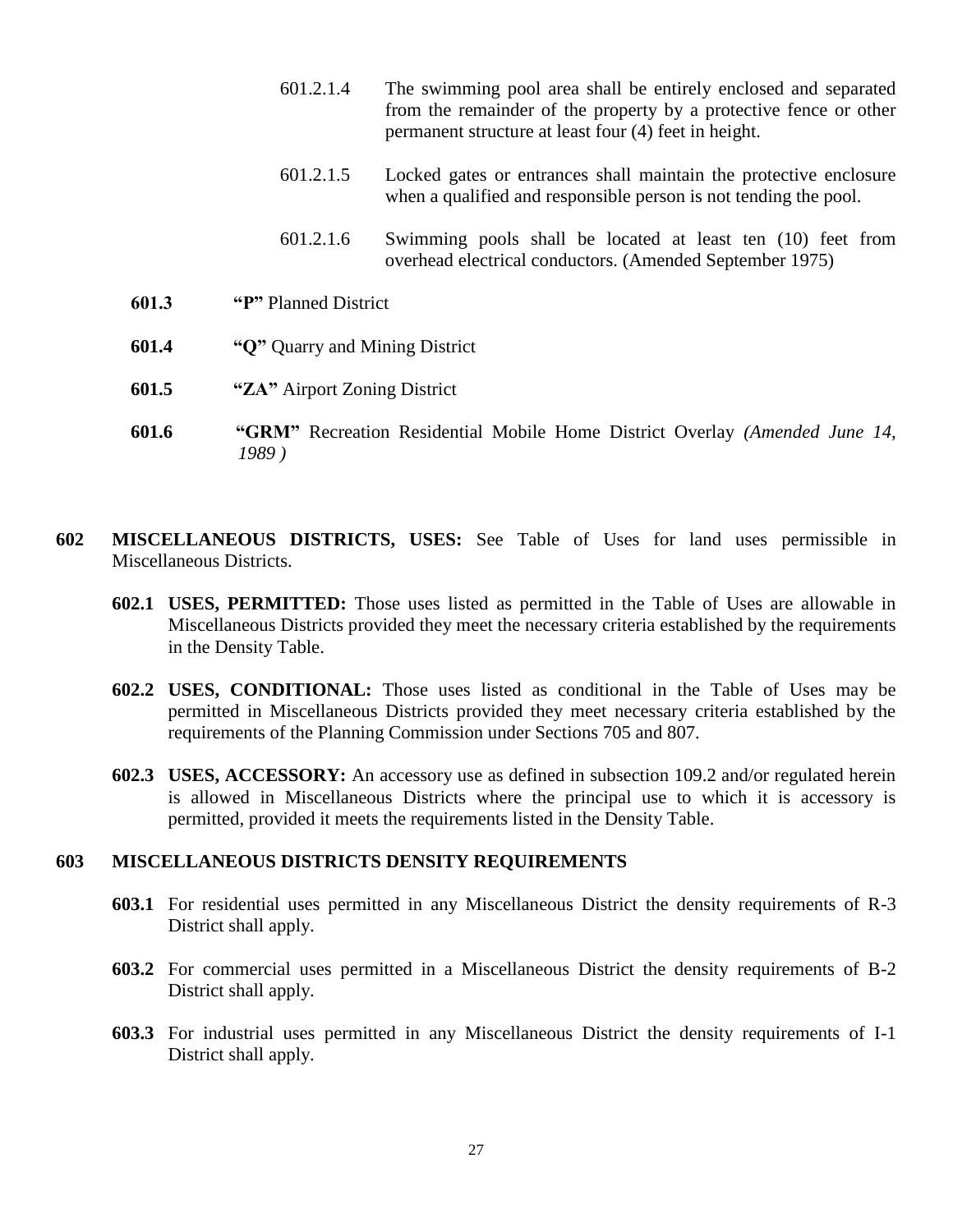601.2.1.4 The swimming pool area shall be entirely enclosed and separated from the remainder of the property by a protective fence or other permanent structure at least four (4) feet in height.

601.2.1.5 Locked gates or entrances shall maintain the protective enclosure when a qualified and responsible person is not tending the pool.

601.2.1.6 Swimming pools shall be located at least ten (10) feet from overhead electrical conductors. (Amended September 1975)

**601.3** **"P"** Planned District

**601.4** **"Q"** Quarry and Mining District

**601.5** **"ZA"** Airport Zoning District

**601.6** **"GRM"** Recreation Residential Mobile Home District Overlay *(Amended June 14, 1989 )*

**602 MISCELLANEOUS DISTRICTS, USES:** See Table of Uses for land uses permissible in Miscellaneous Districts.

**602.1 USES, PERMITTED:** Those uses listed as permitted in the Table of Uses are allowable in Miscellaneous Districts provided they meet the necessary criteria established by the requirements in the Density Table.

**602.2 USES, CONDITIONAL:** Those uses listed as conditional in the Table of Uses may be permitted in Miscellaneous Districts provided they meet necessary criteria established by the requirements of the Planning Commission under Sections 705 and 807.

**602.3 USES, ACCESSORY:** An accessory use as defined in subsection 109.2 and/or regulated herein is allowed in Miscellaneous Districts where the principal use to which it is accessory is permitted, provided it meets the requirements listed in the Density Table.

**603 MISCELLANEOUS DISTRICTS DENSITY REQUIREMENTS**

**603.1** For residential uses permitted in any Miscellaneous District the density requirements of R-3 District shall apply.

**603.2** For commercial uses permitted in a Miscellaneous District the density requirements of B-2 District shall apply.

**603.3** For industrial uses permitted in any Miscellaneous District the density requirements of I-1 District shall apply.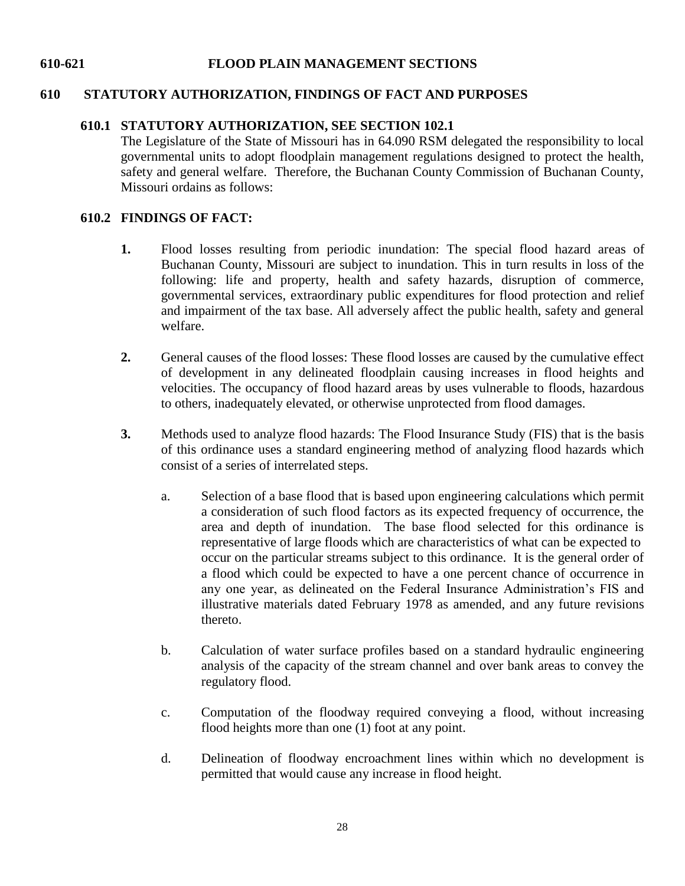# 610-621 FLOOD PLAIN MANAGEMENT SECTIONS

## 610 STATUTORY AUTHORIZATION, FINDINGS OF FACT AND PURPOSES

### 610.1 STATUTORY AUTHORIZATION, SEE SECTION 102.1

The Legislature of the State of Missouri has in 64.090 RSM delegated the responsibility to local governmental units to adopt floodplain management regulations designed to protect the health, safety and general welfare. Therefore, the Buchanan County Commission of Buchanan County, Missouri ordains as follows:

### 610.2 FINDINGS OF FACT:

**1.** Flood losses resulting from periodic inundation: The special flood hazard areas of Buchanan County, Missouri are subject to inundation. This in turn results in loss of the following: life and property, health and safety hazards, disruption of commerce, governmental services, extraordinary public expenditures for flood protection and relief and impairment of the tax base. All adversely affect the public health, safety and general welfare.

**2.** General causes of the flood losses: These flood losses are caused by the cumulative effect of development in any delineated floodplain causing increases in flood heights and velocities. The occupancy of flood hazard areas by uses vulnerable to floods, hazardous to others, inadequately elevated, or otherwise unprotected from flood damages.

**3.** Methods used to analyze flood hazards: The Flood Insurance Study (FIS) that is the basis of this ordinance uses a standard engineering method of analyzing flood hazards which consist of a series of interrelated steps.

a. Selection of a base flood that is based upon engineering calculations which permit a consideration of such flood factors as its expected frequency of occurrence, the area and depth of inundation. The base flood selected for this ordinance is representative of large floods which are characteristics of what can be expected to occur on the particular streams subject to this ordinance. It is the general order of a flood which could be expected to have a one percent chance of occurrence in any one year, as delineated on the Federal Insurance Administration's FIS and illustrative materials dated February 1978 as amended, and any future revisions thereto.

b. Calculation of water surface profiles based on a standard hydraulic engineering analysis of the capacity of the stream channel and over bank areas to convey the regulatory flood.

c. Computation of the floodway required conveying a flood, without increasing flood heights more than one (1) foot at any point.

d. Delineation of floodway encroachment lines within which no development is permitted that would cause any increase in flood height.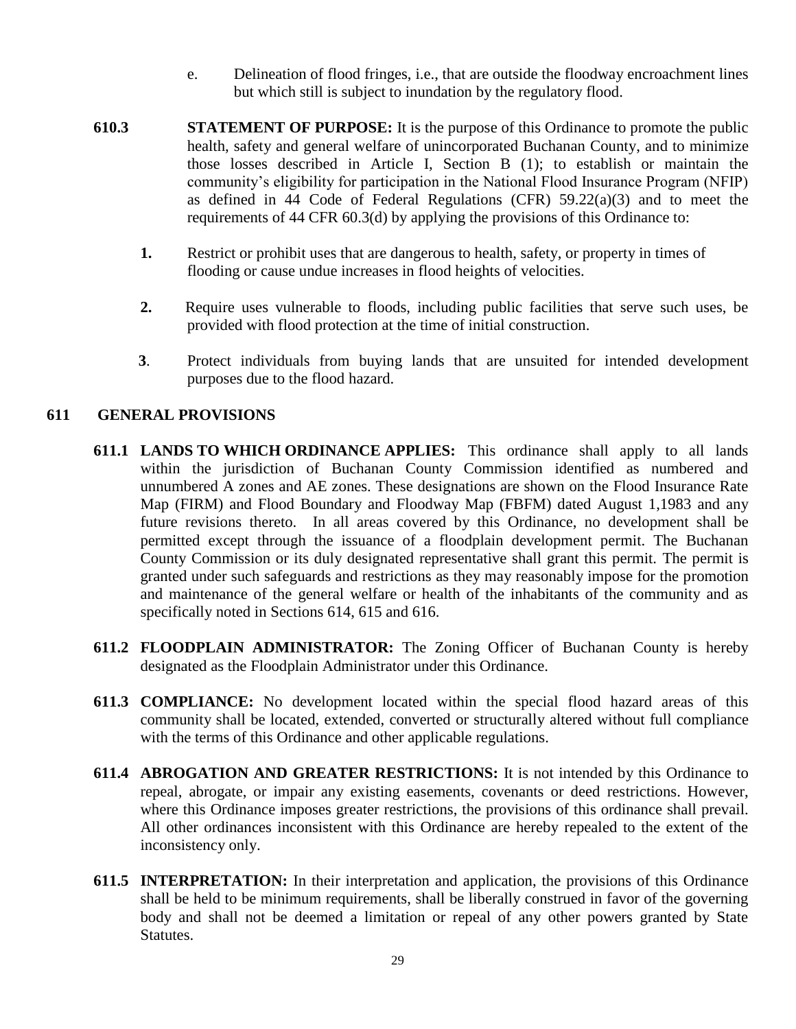e. Delineation of flood fringes, i.e., that are outside the floodway encroachment lines but which still is subject to inundation by the regulatory flood.

**610.3 STATEMENT OF PURPOSE:** It is the purpose of this Ordinance to promote the public health, safety and general welfare of unincorporated Buchanan County, and to minimize those losses described in Article I, Section B (1); to establish or maintain the community's eligibility for participation in the National Flood Insurance Program (NFIP) as defined in 44 Code of Federal Regulations (CFR) 59.22(a)(3) and to meet the requirements of 44 CFR 60.3(d) by applying the provisions of this Ordinance to:

**1.** Restrict or prohibit uses that are dangerous to health, safety, or property in times of flooding or cause undue increases in flood heights of velocities.

**2.** Require uses vulnerable to floods, including public facilities that serve such uses, be provided with flood protection at the time of initial construction.

**3**. Protect individuals from buying lands that are unsuited for intended development purposes due to the flood hazard.

## 611 GENERAL PROVISIONS

**611.1 LANDS TO WHICH ORDINANCE APPLIES:** This ordinance shall apply to all lands within the jurisdiction of Buchanan County Commission identified as numbered and unnumbered A zones and AE zones. These designations are shown on the Flood Insurance Rate Map (FIRM) and Flood Boundary and Floodway Map (FBFM) dated August 1,1983 and any future revisions thereto. In all areas covered by this Ordinance, no development shall be permitted except through the issuance of a floodplain development permit. The Buchanan County Commission or its duly designated representative shall grant this permit. The permit is granted under such safeguards and restrictions as they may reasonably impose for the promotion and maintenance of the general welfare or health of the inhabitants of the community and as specifically noted in Sections 614, 615 and 616.

**611.2 FLOODPLAIN ADMINISTRATOR:** The Zoning Officer of Buchanan County is hereby designated as the Floodplain Administrator under this Ordinance.

**611.3 COMPLIANCE:** No development located within the special flood hazard areas of this community shall be located, extended, converted or structurally altered without full compliance with the terms of this Ordinance and other applicable regulations.

**611.4 ABROGATION AND GREATER RESTRICTIONS:** It is not intended by this Ordinance to repeal, abrogate, or impair any existing easements, covenants or deed restrictions. However, where this Ordinance imposes greater restrictions, the provisions of this ordinance shall prevail. All other ordinances inconsistent with this Ordinance are hereby repealed to the extent of the inconsistency only.

**611.5 INTERPRETATION:** In their interpretation and application, the provisions of this Ordinance shall be held to be minimum requirements, shall be liberally construed in favor of the governing body and shall not be deemed a limitation or repeal of any other powers granted by State Statutes.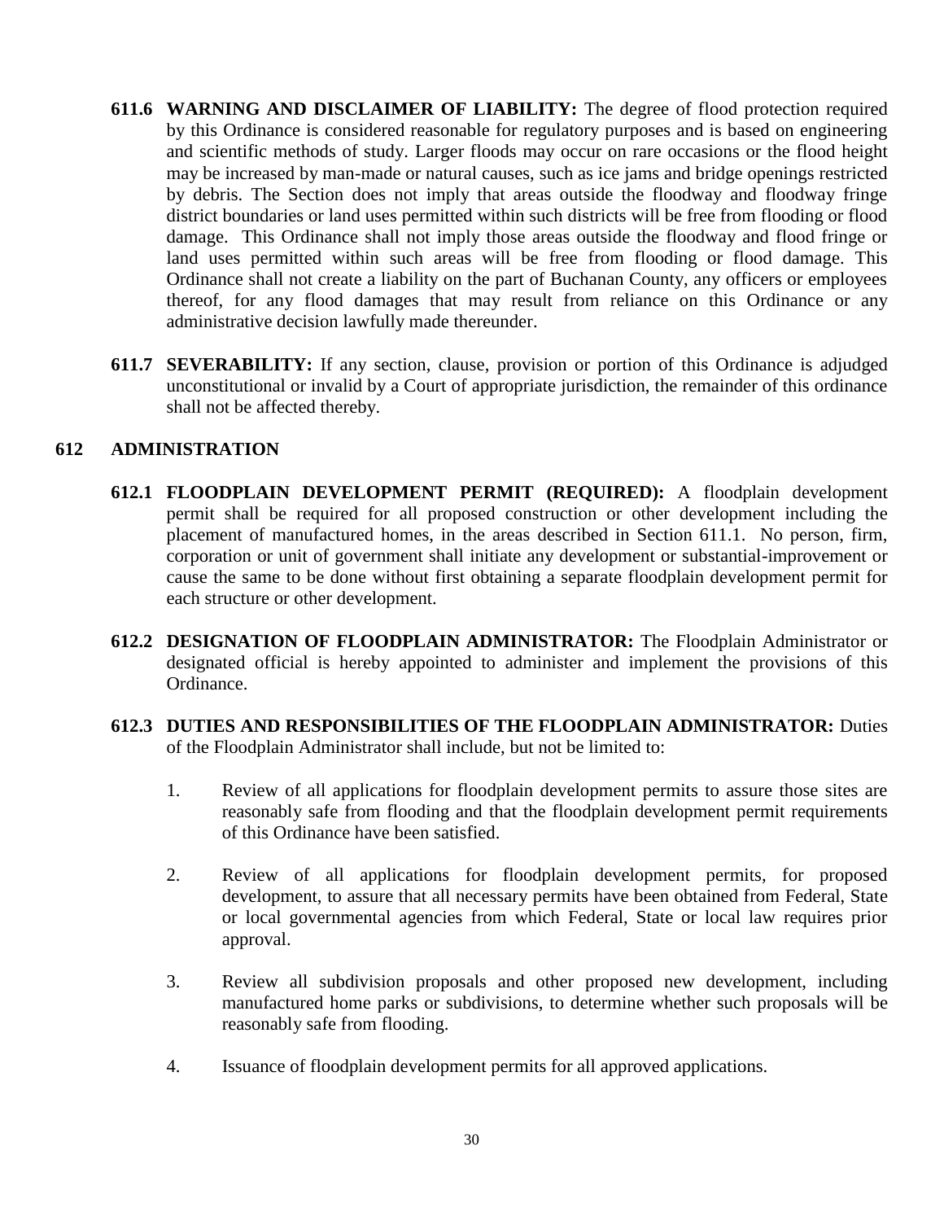**611.6 WARNING AND DISCLAIMER OF LIABILITY:** The degree of flood protection required by this Ordinance is considered reasonable for regulatory purposes and is based on engineering and scientific methods of study. Larger floods may occur on rare occasions or the flood height may be increased by man-made or natural causes, such as ice jams and bridge openings restricted by debris. The Section does not imply that areas outside the floodway and floodway fringe district boundaries or land uses permitted within such districts will be free from flooding or flood damage. This Ordinance shall not imply those areas outside the floodway and flood fringe or land uses permitted within such areas will be free from flooding or flood damage. This Ordinance shall not create a liability on the part of Buchanan County, any officers or employees thereof, for any flood damages that may result from reliance on this Ordinance or any administrative decision lawfully made thereunder.

**611.7 SEVERABILITY:** If any section, clause, provision or portion of this Ordinance is adjudged unconstitutional or invalid by a Court of appropriate jurisdiction, the remainder of this ordinance shall not be affected thereby.

## 612 ADMINISTRATION

**612.1 FLOODPLAIN DEVELOPMENT PERMIT (REQUIRED):** A floodplain development permit shall be required for all proposed construction or other development including the placement of manufactured homes, in the areas described in Section 611.1. No person, firm, corporation or unit of government shall initiate any development or substantial-improvement or cause the same to be done without first obtaining a separate floodplain development permit for each structure or other development.

**612.2 DESIGNATION OF FLOODPLAIN ADMINISTRATOR:** The Floodplain Administrator or designated official is hereby appointed to administer and implement the provisions of this Ordinance.

**612.3 DUTIES AND RESPONSIBILITIES OF THE FLOODPLAIN ADMINISTRATOR:** Duties of the Floodplain Administrator shall include, but not be limited to:

1. Review of all applications for floodplain development permits to assure those sites are reasonably safe from flooding and that the floodplain development permit requirements of this Ordinance have been satisfied.

2. Review of all applications for floodplain development permits, for proposed development, to assure that all necessary permits have been obtained from Federal, State or local governmental agencies from which Federal, State or local law requires prior approval.

3. Review all subdivision proposals and other proposed new development, including manufactured home parks or subdivisions, to determine whether such proposals will be reasonably safe from flooding.

4. Issuance of floodplain development permits for all approved applications.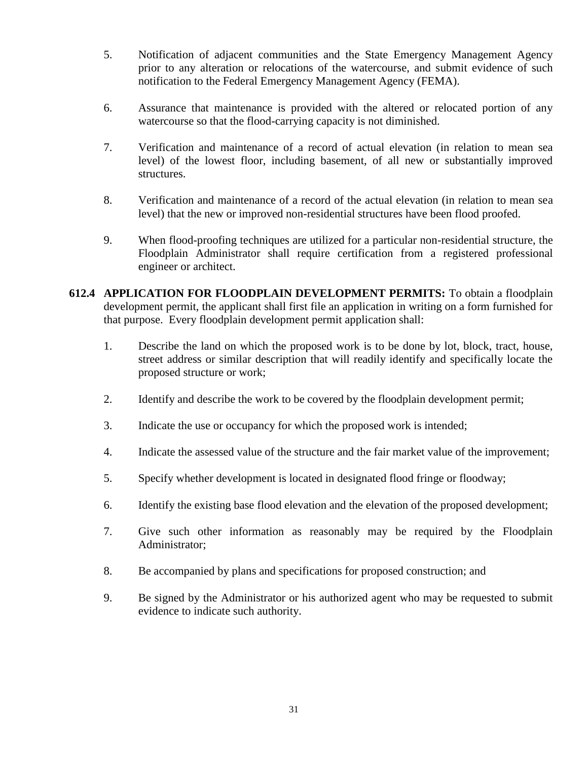5. Notification of adjacent communities and the State Emergency Management Agency prior to any alteration or relocations of the watercourse, and submit evidence of such notification to the Federal Emergency Management Agency (FEMA).

6. Assurance that maintenance is provided with the altered or relocated portion of any watercourse so that the flood-carrying capacity is not diminished.

7. Verification and maintenance of a record of actual elevation (in relation to mean sea level) of the lowest floor, including basement, of all new or substantially improved structures.

8. Verification and maintenance of a record of the actual elevation (in relation to mean sea level) that the new or improved non-residential structures have been flood proofed.

9. When flood-proofing techniques are utilized for a particular non-residential structure, the Floodplain Administrator shall require certification from a registered professional engineer or architect.

**612.4 APPLICATION FOR FLOODPLAIN DEVELOPMENT PERMITS:** To obtain a floodplain development permit, the applicant shall first file an application in writing on a form furnished for that purpose. Every floodplain development permit application shall:

1. Describe the land on which the proposed work is to be done by lot, block, tract, house, street address or similar description that will readily identify and specifically locate the proposed structure or work;

2. Identify and describe the work to be covered by the floodplain development permit;

3. Indicate the use or occupancy for which the proposed work is intended;

4. Indicate the assessed value of the structure and the fair market value of the improvement;

5. Specify whether development is located in designated flood fringe or floodway;

6. Identify the existing base flood elevation and the elevation of the proposed development;

7. Give such other information as reasonably may be required by the Floodplain Administrator;

8. Be accompanied by plans and specifications for proposed construction; and

9. Be signed by the Administrator or his authorized agent who may be requested to submit evidence to indicate such authority.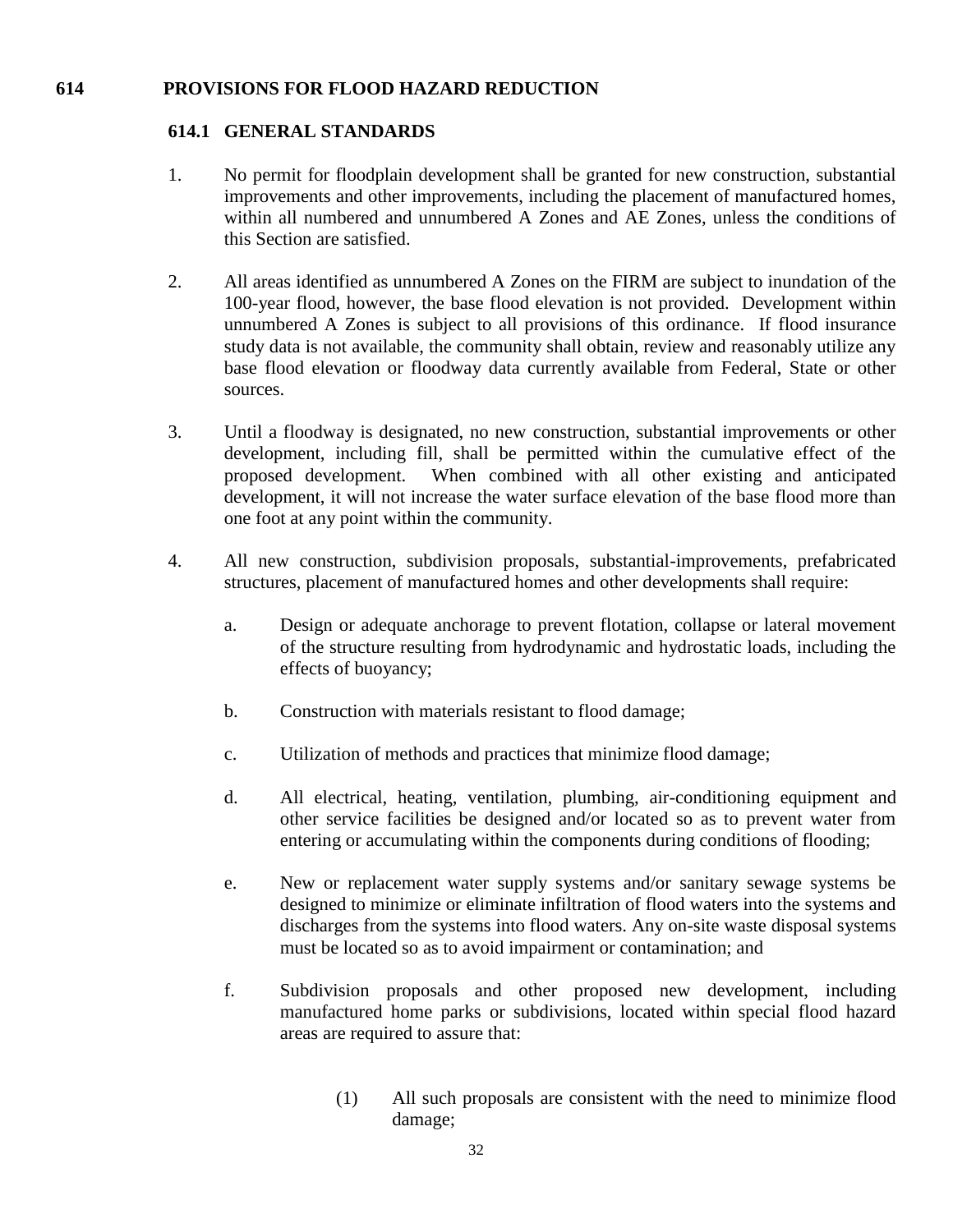## 614 PROVISIONS FOR FLOOD HAZARD REDUCTION

### 614.1 GENERAL STANDARDS

1. No permit for floodplain development shall be granted for new construction, substantial improvements and other improvements, including the placement of manufactured homes, within all numbered and unnumbered A Zones and AE Zones, unless the conditions of this Section are satisfied.

2. All areas identified as unnumbered A Zones on the FIRM are subject to inundation of the 100-year flood, however, the base flood elevation is not provided. Development within unnumbered A Zones is subject to all provisions of this ordinance. If flood insurance study data is not available, the community shall obtain, review and reasonably utilize any base flood elevation or floodway data currently available from Federal, State or other sources.

3. Until a floodway is designated, no new construction, substantial improvements or other development, including fill, shall be permitted within the cumulative effect of the proposed development. When combined with all other existing and anticipated development, it will not increase the water surface elevation of the base flood more than one foot at any point within the community.

4. All new construction, subdivision proposals, substantial-improvements, prefabricated structures, placement of manufactured homes and other developments shall require:

   a. Design or adequate anchorage to prevent flotation, collapse or lateral movement of the structure resulting from hydrodynamic and hydrostatic loads, including the effects of buoyancy;

   b. Construction with materials resistant to flood damage;

   c. Utilization of methods and practices that minimize flood damage;

   d. All electrical, heating, ventilation, plumbing, air-conditioning equipment and other service facilities be designed and/or located so as to prevent water from entering or accumulating within the components during conditions of flooding;

   e. New or replacement water supply systems and/or sanitary sewage systems be designed to minimize or eliminate infiltration of flood waters into the systems and discharges from the systems into flood waters. Any on-site waste disposal systems must be located so as to avoid impairment or contamination; and

   f. Subdivision proposals and other proposed new development, including manufactured home parks or subdivisions, located within special flood hazard areas are required to assure that:

      (1) All such proposals are consistent with the need to minimize flood damage;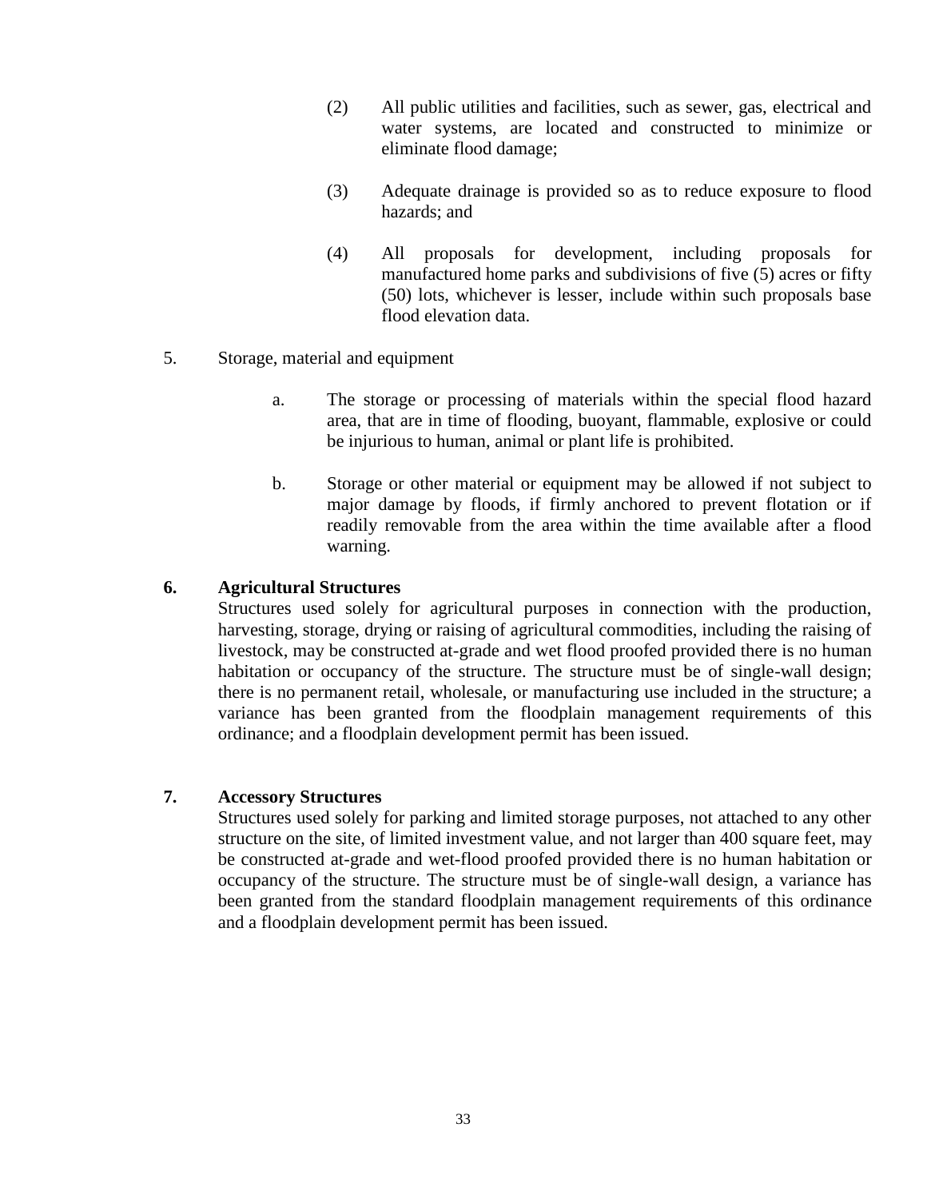(2) All public utilities and facilities, such as sewer, gas, electrical and water systems, are located and constructed to minimize or eliminate flood damage;

(3) Adequate drainage is provided so as to reduce exposure to flood hazards; and

(4) All proposals for development, including proposals for manufactured home parks and subdivisions of five (5) acres or fifty (50) lots, whichever is lesser, include within such proposals base flood elevation data.

5. Storage, material and equipment

a. The storage or processing of materials within the special flood hazard area, that are in time of flooding, buoyant, flammable, explosive or could be injurious to human, animal or plant life is prohibited.

b. Storage or other material or equipment may be allowed if not subject to major damage by floods, if firmly anchored to prevent flotation or if readily removable from the area within the time available after a flood warning.

**6. Agricultural Structures**

Structures used solely for agricultural purposes in connection with the production, harvesting, storage, drying or raising of agricultural commodities, including the raising of livestock, may be constructed at-grade and wet flood proofed provided there is no human habitation or occupancy of the structure. The structure must be of single-wall design; there is no permanent retail, wholesale, or manufacturing use included in the structure; a variance has been granted from the floodplain management requirements of this ordinance; and a floodplain development permit has been issued.

**7. Accessory Structures**

Structures used solely for parking and limited storage purposes, not attached to any other structure on the site, of limited investment value, and not larger than 400 square feet, may be constructed at-grade and wet-flood proofed provided there is no human habitation or occupancy of the structure. The structure must be of single-wall design, a variance has been granted from the standard floodplain management requirements of this ordinance and a floodplain development permit has been issued.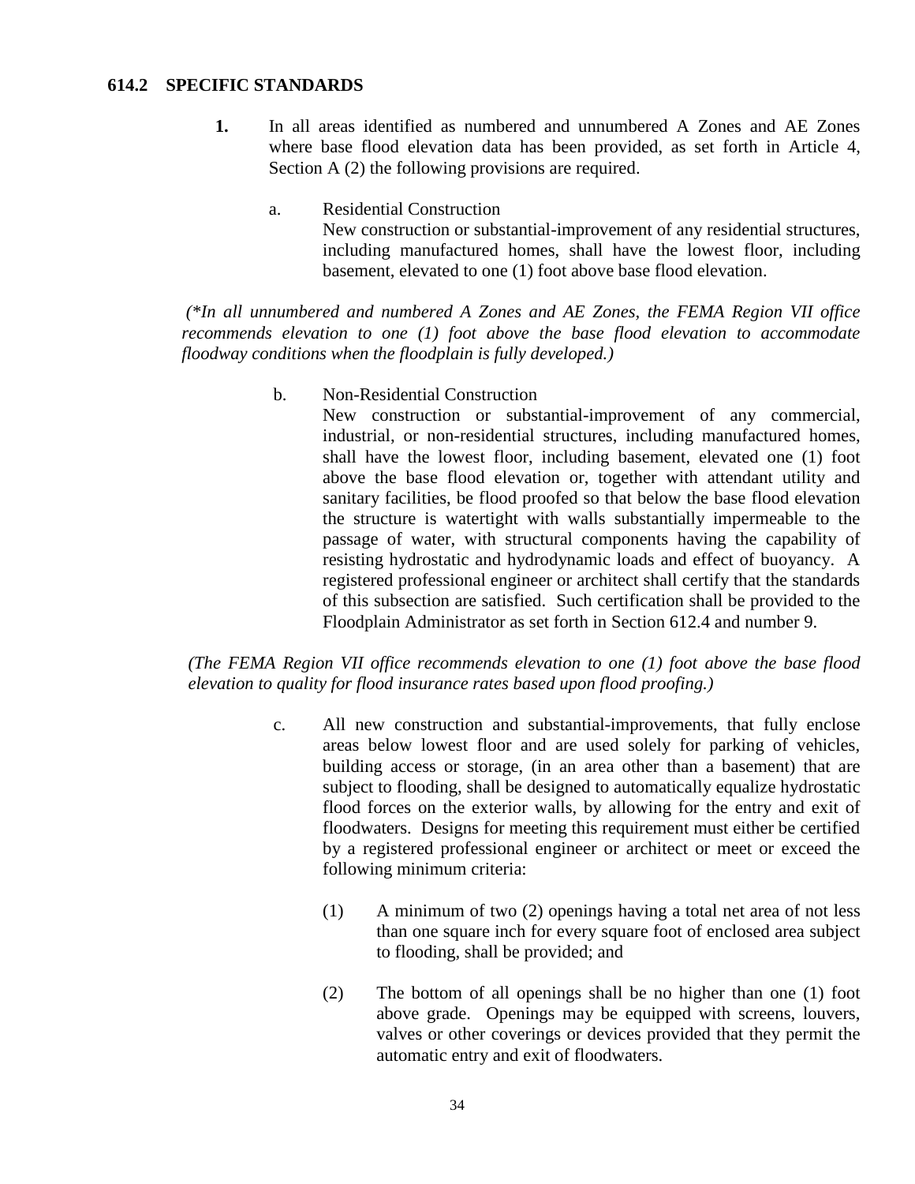### 614.2 SPECIFIC STANDARDS

**1.** In all areas identified as numbered and unnumbered A Zones and AE Zones where base flood elevation data has been provided, as set forth in Article 4, Section A (2) the following provisions are required.

a. Residential Construction
New construction or substantial-improvement of any residential structures, including manufactured homes, shall have the lowest floor, including basement, elevated to one (1) foot above base flood elevation.

*(\*In all unnumbered and numbered A Zones and AE Zones, the FEMA Region VII office recommends elevation to one (1) foot above the base flood elevation to accommodate floodway conditions when the floodplain is fully developed.)*

b. Non-Residential Construction
New construction or substantial-improvement of any commercial, industrial, or non-residential structures, including manufactured homes, shall have the lowest floor, including basement, elevated one (1) foot above the base flood elevation or, together with attendant utility and sanitary facilities, be flood proofed so that below the base flood elevation the structure is watertight with walls substantially impermeable to the passage of water, with structural components having the capability of resisting hydrostatic and hydrodynamic loads and effect of buoyancy. A registered professional engineer or architect shall certify that the standards of this subsection are satisfied. Such certification shall be provided to the Floodplain Administrator as set forth in Section 612.4 and number 9.

*(The FEMA Region VII office recommends elevation to one (1) foot above the base flood elevation to quality for flood insurance rates based upon flood proofing.)*

c. All new construction and substantial-improvements, that fully enclose areas below lowest floor and are used solely for parking of vehicles, building access or storage, (in an area other than a basement) that are subject to flooding, shall be designed to automatically equalize hydrostatic flood forces on the exterior walls, by allowing for the entry and exit of floodwaters. Designs for meeting this requirement must either be certified by a registered professional engineer or architect or meet or exceed the following minimum criteria:

(1) A minimum of two (2) openings having a total net area of not less than one square inch for every square foot of enclosed area subject to flooding, shall be provided; and

(2) The bottom of all openings shall be no higher than one (1) foot above grade. Openings may be equipped with screens, louvers, valves or other coverings or devices provided that they permit the automatic entry and exit of floodwaters.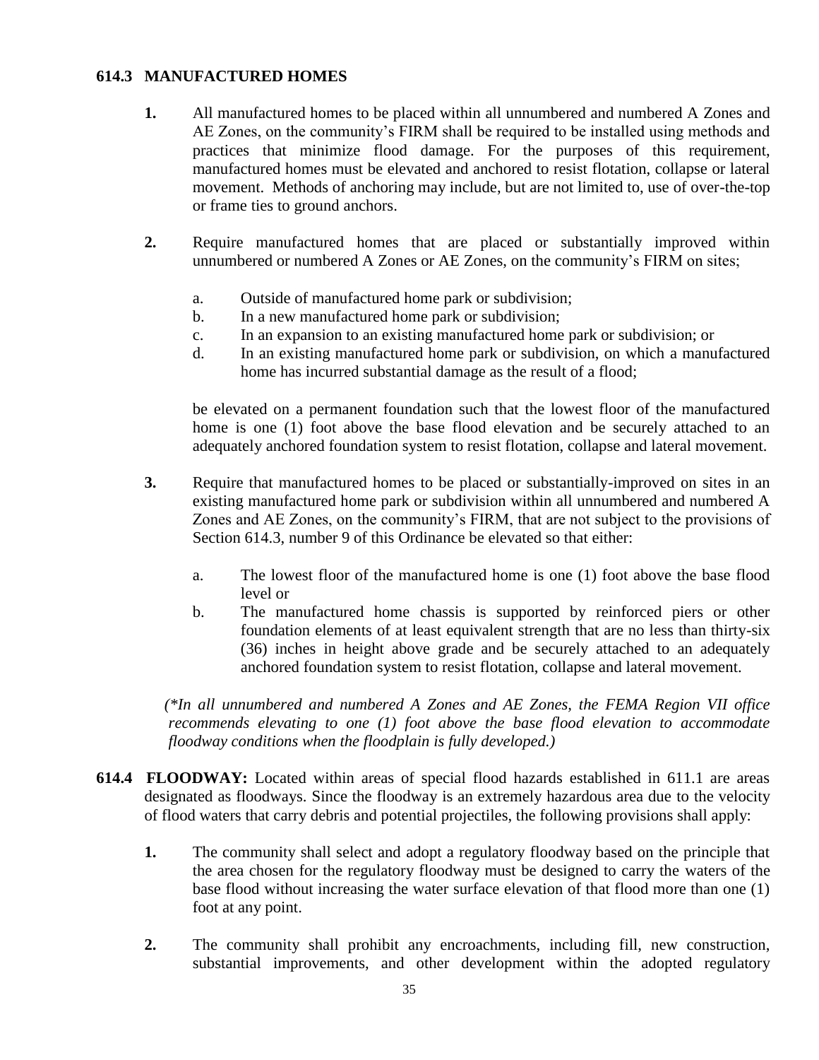### 614.3 MANUFACTURED HOMES

**1.** All manufactured homes to be placed within all unnumbered and numbered A Zones and AE Zones, on the community's FIRM shall be required to be installed using methods and practices that minimize flood damage. For the purposes of this requirement, manufactured homes must be elevated and anchored to resist flotation, collapse or lateral movement. Methods of anchoring may include, but are not limited to, use of over-the-top or frame ties to ground anchors.

**2.** Require manufactured homes that are placed or substantially improved within unnumbered or numbered A Zones or AE Zones, on the community's FIRM on sites;

a. Outside of manufactured home park or subdivision;
b. In a new manufactured home park or subdivision;
c. In an expansion to an existing manufactured home park or subdivision; or
d. In an existing manufactured home park or subdivision, on which a manufactured home has incurred substantial damage as the result of a flood;

be elevated on a permanent foundation such that the lowest floor of the manufactured home is one (1) foot above the base flood elevation and be securely attached to an adequately anchored foundation system to resist flotation, collapse and lateral movement.

**3.** Require that manufactured homes to be placed or substantially-improved on sites in an existing manufactured home park or subdivision within all unnumbered and numbered A Zones and AE Zones, on the community's FIRM, that are not subject to the provisions of Section 614.3, number 9 of this Ordinance be elevated so that either:

a. The lowest floor of the manufactured home is one (1) foot above the base flood level or
b. The manufactured home chassis is supported by reinforced piers or other foundation elements of at least equivalent strength that are no less than thirty-six (36) inches in height above grade and be securely attached to an adequately anchored foundation system to resist flotation, collapse and lateral movement.

*(*In all unnumbered and numbered A Zones and AE Zones, the FEMA Region VII office recommends elevating to one (1) foot above the base flood elevation to accommodate floodway conditions when the floodplain is fully developed.)*

**614.4 FLOODWAY:** Located within areas of special flood hazards established in 611.1 are areas designated as floodways. Since the floodway is an extremely hazardous area due to the velocity of flood waters that carry debris and potential projectiles, the following provisions shall apply:

**1.** The community shall select and adopt a regulatory floodway based on the principle that the area chosen for the regulatory floodway must be designed to carry the waters of the base flood without increasing the water surface elevation of that flood more than one (1) foot at any point.

**2.** The community shall prohibit any encroachments, including fill, new construction, substantial improvements, and other development within the adopted regulatory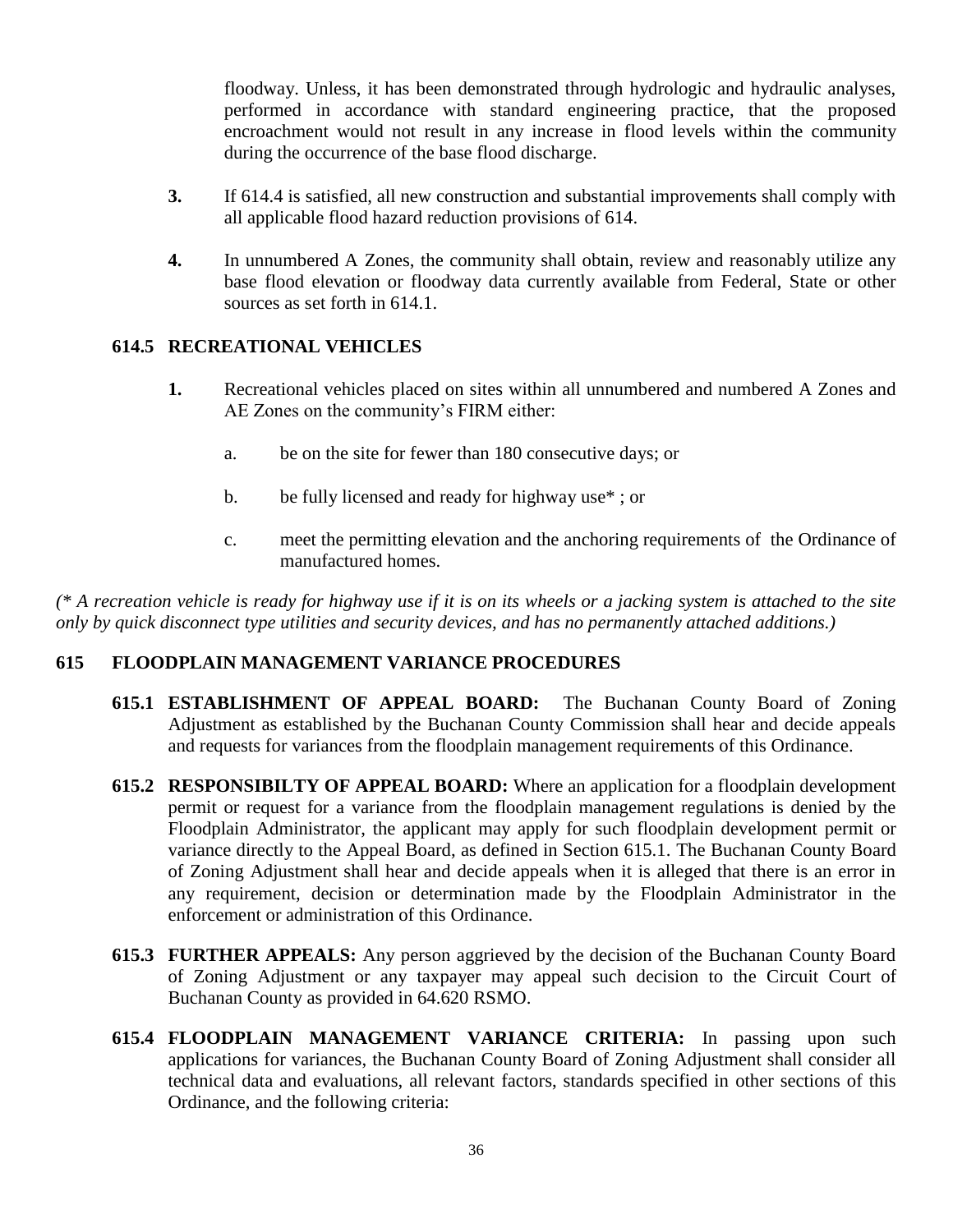floodway. Unless, it has been demonstrated through hydrologic and hydraulic analyses, performed in accordance with standard engineering practice, that the proposed encroachment would not result in any increase in flood levels within the community during the occurrence of the base flood discharge.

**3.** If 614.4 is satisfied, all new construction and substantial improvements shall comply with all applicable flood hazard reduction provisions of 614.

**4.** In unnumbered A Zones, the community shall obtain, review and reasonably utilize any base flood elevation or floodway data currently available from Federal, State or other sources as set forth in 614.1.

### 614.5 RECREATIONAL VEHICLES

**1.** Recreational vehicles placed on sites within all unnumbered and numbered A Zones and AE Zones on the community's FIRM either:

a. be on the site for fewer than 180 consecutive days; or

b. be fully licensed and ready for highway use* ; or

c. meet the permitting elevation and the anchoring requirements of the Ordinance of manufactured homes.

*(* A recreation vehicle is ready for highway use if it is on its wheels or a jacking system is attached to the site only by quick disconnect type utilities and security devices, and has no permanently attached additions.)*

## 615 FLOODPLAIN MANAGEMENT VARIANCE PROCEDURES

**615.1 ESTABLISHMENT OF APPEAL BOARD:** The Buchanan County Board of Zoning Adjustment as established by the Buchanan County Commission shall hear and decide appeals and requests for variances from the floodplain management requirements of this Ordinance.

**615.2 RESPONSIBILTY OF APPEAL BOARD:** Where an application for a floodplain development permit or request for a variance from the floodplain management regulations is denied by the Floodplain Administrator, the applicant may apply for such floodplain development permit or variance directly to the Appeal Board, as defined in Section 615.1. The Buchanan County Board of Zoning Adjustment shall hear and decide appeals when it is alleged that there is an error in any requirement, decision or determination made by the Floodplain Administrator in the enforcement or administration of this Ordinance.

**615.3 FURTHER APPEALS:** Any person aggrieved by the decision of the Buchanan County Board of Zoning Adjustment or any taxpayer may appeal such decision to the Circuit Court of Buchanan County as provided in 64.620 RSMO.

**615.4 FLOODPLAIN MANAGEMENT VARIANCE CRITERIA:** In passing upon such applications for variances, the Buchanan County Board of Zoning Adjustment shall consider all technical data and evaluations, all relevant factors, standards specified in other sections of this Ordinance, and the following criteria: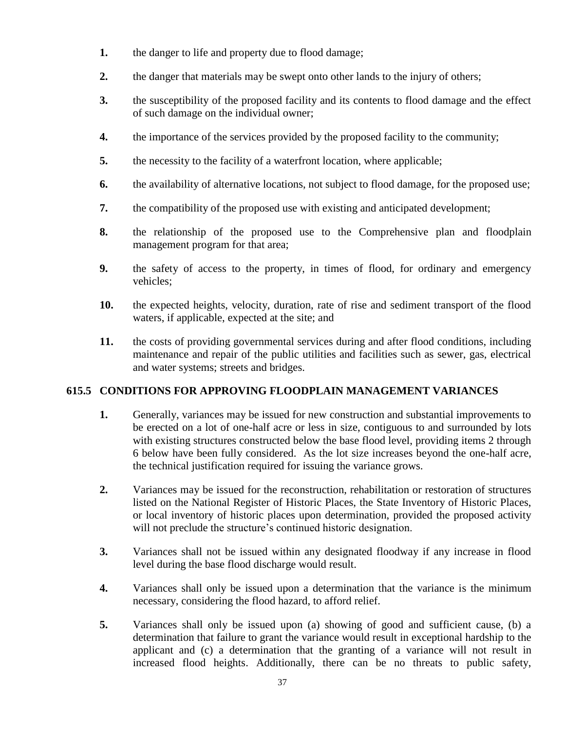1. the danger to life and property due to flood damage;

2. the danger that materials may be swept onto other lands to the injury of others;

3. the susceptibility of the proposed facility and its contents to flood damage and the effect of such damage on the individual owner;

4. the importance of the services provided by the proposed facility to the community;

5. the necessity to the facility of a waterfront location, where applicable;

6. the availability of alternative locations, not subject to flood damage, for the proposed use;

7. the compatibility of the proposed use with existing and anticipated development;

8. the relationship of the proposed use to the Comprehensive plan and floodplain management program for that area;

9. the safety of access to the property, in times of flood, for ordinary and emergency vehicles;

10. the expected heights, velocity, duration, rate of rise and sediment transport of the flood waters, if applicable, expected at the site; and

11. the costs of providing governmental services during and after flood conditions, including maintenance and repair of the public utilities and facilities such as sewer, gas, electrical and water systems; streets and bridges.

### 615.5 CONDITIONS FOR APPROVING FLOODPLAIN MANAGEMENT VARIANCES

1. Generally, variances may be issued for new construction and substantial improvements to be erected on a lot of one-half acre or less in size, contiguous to and surrounded by lots with existing structures constructed below the base flood level, providing items 2 through 6 below have been fully considered. As the lot size increases beyond the one-half acre, the technical justification required for issuing the variance grows.

2. Variances may be issued for the reconstruction, rehabilitation or restoration of structures listed on the National Register of Historic Places, the State Inventory of Historic Places, or local inventory of historic places upon determination, provided the proposed activity will not preclude the structure's continued historic designation.

3. Variances shall not be issued within any designated floodway if any increase in flood level during the base flood discharge would result.

4. Variances shall only be issued upon a determination that the variance is the minimum necessary, considering the flood hazard, to afford relief.

5. Variances shall only be issued upon (a) showing of good and sufficient cause, (b) a determination that failure to grant the variance would result in exceptional hardship to the applicant and (c) a determination that the granting of a variance will not result in increased flood heights. Additionally, there can be no threats to public safety,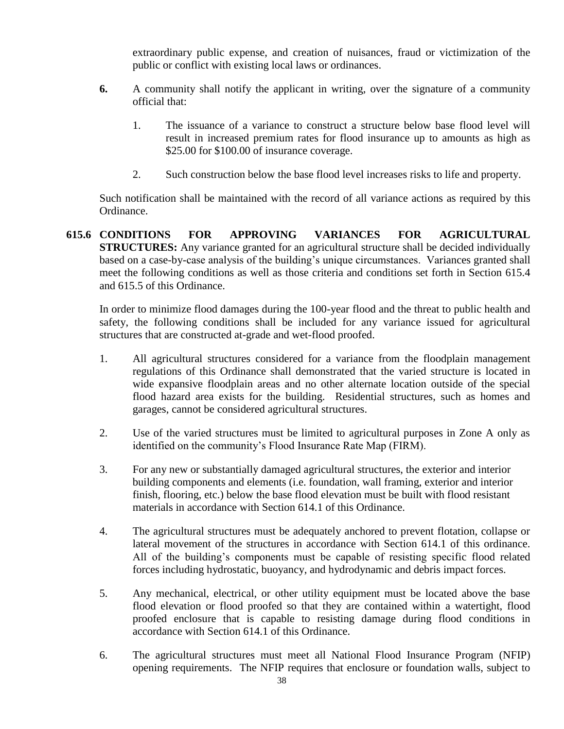extraordinary public expense, and creation of nuisances, fraud or victimization of the public or conflict with existing local laws or ordinances.

**6.** A community shall notify the applicant in writing, over the signature of a community official that:

1. The issuance of a variance to construct a structure below base flood level will result in increased premium rates for flood insurance up to amounts as high as $25.00 for $100.00 of insurance coverage.

2. Such construction below the base flood level increases risks to life and property.

Such notification shall be maintained with the record of all variance actions as required by this Ordinance.

**615.6 CONDITIONS FOR APPROVING VARIANCES FOR AGRICULTURAL STRUCTURES:** Any variance granted for an agricultural structure shall be decided individually based on a case-by-case analysis of the building's unique circumstances. Variances granted shall meet the following conditions as well as those criteria and conditions set forth in Section 615.4 and 615.5 of this Ordinance.

In order to minimize flood damages during the 100-year flood and the threat to public health and safety, the following conditions shall be included for any variance issued for agricultural structures that are constructed at-grade and wet-flood proofed.

1. All agricultural structures considered for a variance from the floodplain management regulations of this Ordinance shall demonstrated that the varied structure is located in wide expansive floodplain areas and no other alternate location outside of the special flood hazard area exists for the building. Residential structures, such as homes and garages, cannot be considered agricultural structures.

2. Use of the varied structures must be limited to agricultural purposes in Zone A only as identified on the community's Flood Insurance Rate Map (FIRM).

3. For any new or substantially damaged agricultural structures, the exterior and interior building components and elements (i.e. foundation, wall framing, exterior and interior finish, flooring, etc.) below the base flood elevation must be built with flood resistant materials in accordance with Section 614.1 of this Ordinance.

4. The agricultural structures must be adequately anchored to prevent flotation, collapse or lateral movement of the structures in accordance with Section 614.1 of this ordinance. All of the building's components must be capable of resisting specific flood related forces including hydrostatic, buoyancy, and hydrodynamic and debris impact forces.

5. Any mechanical, electrical, or other utility equipment must be located above the base flood elevation or flood proofed so that they are contained within a watertight, flood proofed enclosure that is capable to resisting damage during flood conditions in accordance with Section 614.1 of this Ordinance.

6. The agricultural structures must meet all National Flood Insurance Program (NFIP) opening requirements. The NFIP requires that enclosure or foundation walls, subject to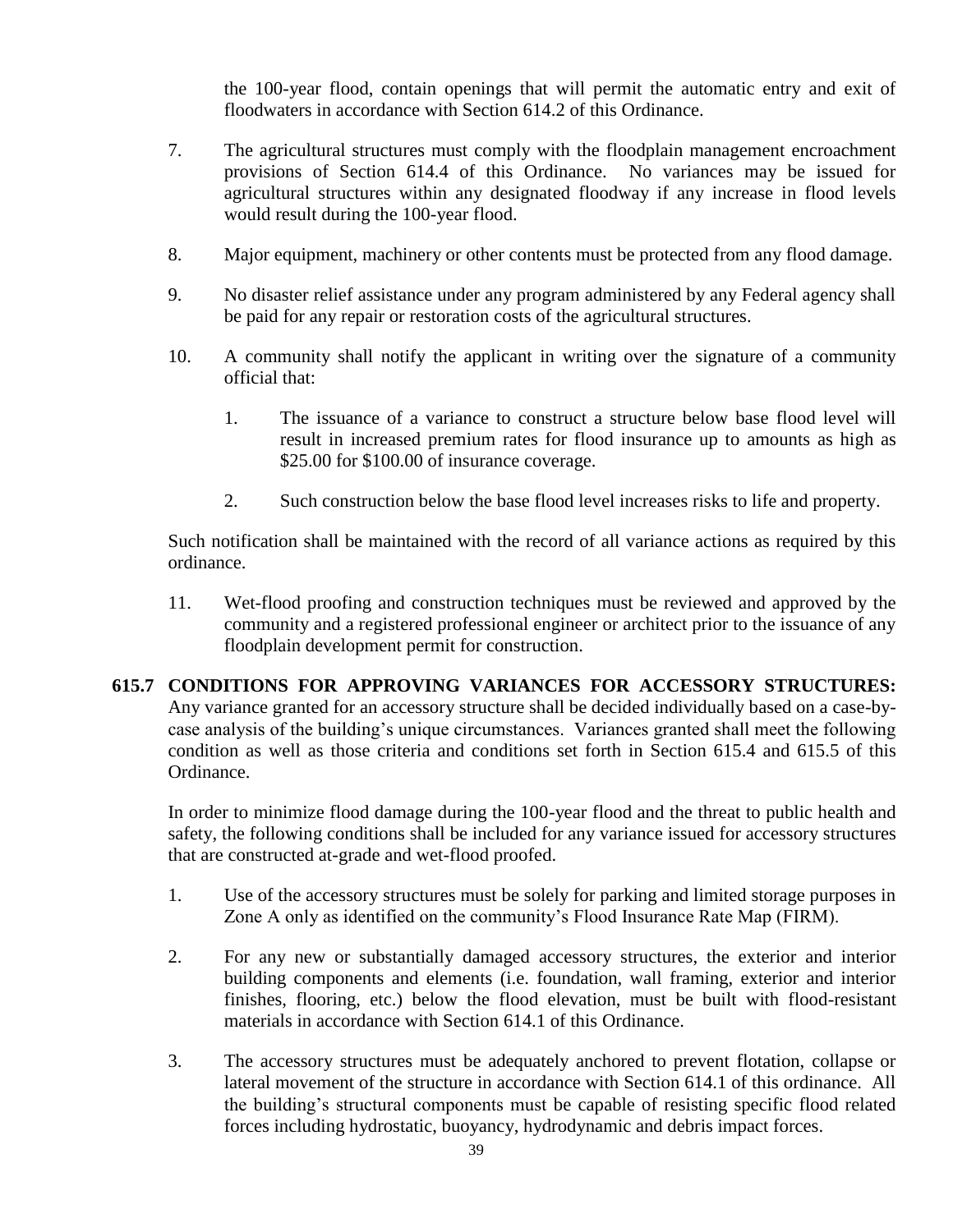the 100-year flood, contain openings that will permit the automatic entry and exit of floodwaters in accordance with Section 614.2 of this Ordinance.

7. The agricultural structures must comply with the floodplain management encroachment provisions of Section 614.4 of this Ordinance. No variances may be issued for agricultural structures within any designated floodway if any increase in flood levels would result during the 100-year flood.

8. Major equipment, machinery or other contents must be protected from any flood damage.

9. No disaster relief assistance under any program administered by any Federal agency shall be paid for any repair or restoration costs of the agricultural structures.

10. A community shall notify the applicant in writing over the signature of a community official that:

    1. The issuance of a variance to construct a structure below base flood level will result in increased premium rates for flood insurance up to amounts as high as \$25.00 for \$100.00 of insurance coverage.

    2. Such construction below the base flood level increases risks to life and property.

Such notification shall be maintained with the record of all variance actions as required by this ordinance.

11. Wet-flood proofing and construction techniques must be reviewed and approved by the community and a registered professional engineer or architect prior to the issuance of any floodplain development permit for construction.

**615.7 CONDITIONS FOR APPROVING VARIANCES FOR ACCESSORY STRUCTURES:** Any variance granted for an accessory structure shall be decided individually based on a case-by-case analysis of the building's unique circumstances. Variances granted shall meet the following condition as well as those criteria and conditions set forth in Section 615.4 and 615.5 of this Ordinance.

In order to minimize flood damage during the 100-year flood and the threat to public health and safety, the following conditions shall be included for any variance issued for accessory structures that are constructed at-grade and wet-flood proofed.

1. Use of the accessory structures must be solely for parking and limited storage purposes in Zone A only as identified on the community's Flood Insurance Rate Map (FIRM).

2. For any new or substantially damaged accessory structures, the exterior and interior building components and elements (i.e. foundation, wall framing, exterior and interior finishes, flooring, etc.) below the flood elevation, must be built with flood-resistant materials in accordance with Section 614.1 of this Ordinance.

3. The accessory structures must be adequately anchored to prevent flotation, collapse or lateral movement of the structure in accordance with Section 614.1 of this ordinance. All the building's structural components must be capable of resisting specific flood related forces including hydrostatic, buoyancy, hydrodynamic and debris impact forces.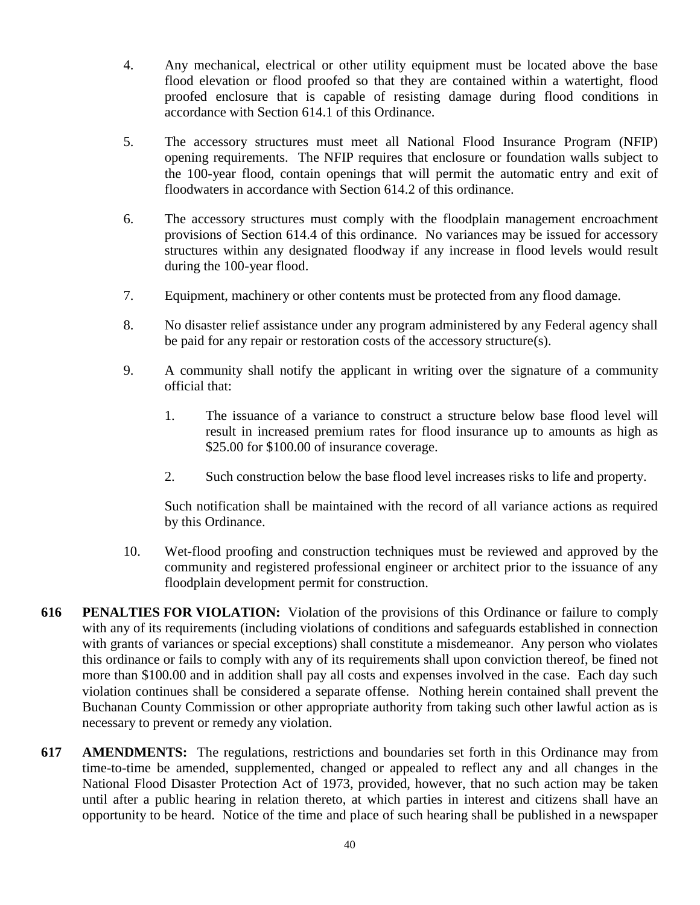4. Any mechanical, electrical or other utility equipment must be located above the base flood elevation or flood proofed so that they are contained within a watertight, flood proofed enclosure that is capable of resisting damage during flood conditions in accordance with Section 614.1 of this Ordinance.

5. The accessory structures must meet all National Flood Insurance Program (NFIP) opening requirements. The NFIP requires that enclosure or foundation walls subject to the 100-year flood, contain openings that will permit the automatic entry and exit of floodwaters in accordance with Section 614.2 of this ordinance.

6. The accessory structures must comply with the floodplain management encroachment provisions of Section 614.4 of this ordinance. No variances may be issued for accessory structures within any designated floodway if any increase in flood levels would result during the 100-year flood.

7. Equipment, machinery or other contents must be protected from any flood damage.

8. No disaster relief assistance under any program administered by any Federal agency shall be paid for any repair or restoration costs of the accessory structure(s).

9. A community shall notify the applicant in writing over the signature of a community official that:

   1. The issuance of a variance to construct a structure below base flood level will result in increased premium rates for flood insurance up to amounts as high as $25.00 for $100.00 of insurance coverage.

   2. Such construction below the base flood level increases risks to life and property.

   Such notification shall be maintained with the record of all variance actions as required by this Ordinance.

10. Wet-flood proofing and construction techniques must be reviewed and approved by the community and registered professional engineer or architect prior to the issuance of any floodplain development permit for construction.

**616 PENALTIES FOR VIOLATION:** Violation of the provisions of this Ordinance or failure to comply with any of its requirements (including violations of conditions and safeguards established in connection with grants of variances or special exceptions) shall constitute a misdemeanor. Any person who violates this ordinance or fails to comply with any of its requirements shall upon conviction thereof, be fined not more than $100.00 and in addition shall pay all costs and expenses involved in the case. Each day such violation continues shall be considered a separate offense. Nothing herein contained shall prevent the Buchanan County Commission or other appropriate authority from taking such other lawful action as is necessary to prevent or remedy any violation.

**617 AMENDMENTS:** The regulations, restrictions and boundaries set forth in this Ordinance may from time-to-time be amended, supplemented, changed or appealed to reflect any and all changes in the National Flood Disaster Protection Act of 1973, provided, however, that no such action may be taken until after a public hearing in relation thereto, at which parties in interest and citizens shall have an opportunity to be heard. Notice of the time and place of such hearing shall be published in a newspaper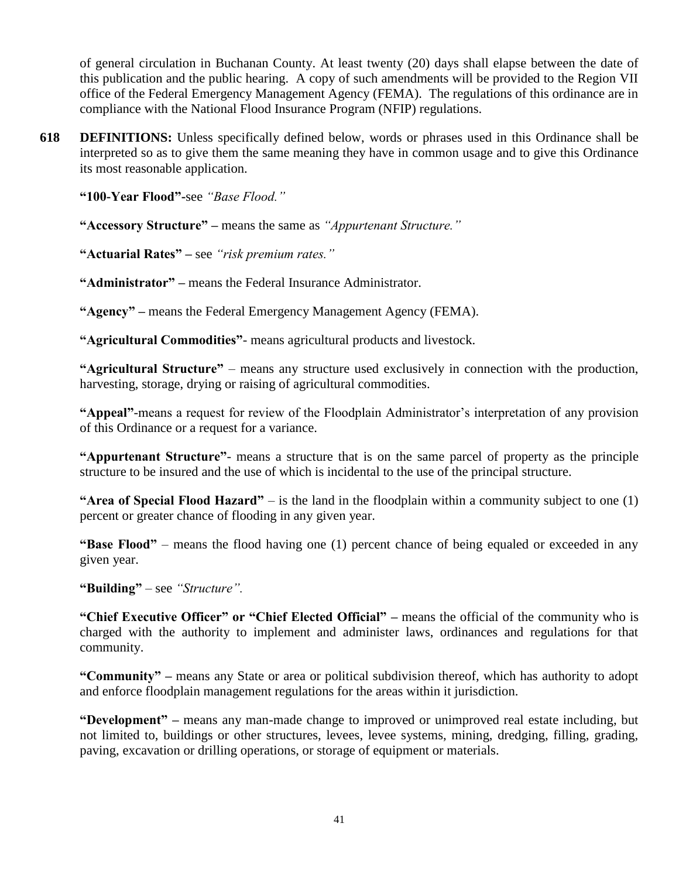of general circulation in Buchanan County. At least twenty (20) days shall elapse between the date of this publication and the public hearing. A copy of such amendments will be provided to the Region VII office of the Federal Emergency Management Agency (FEMA). The regulations of this ordinance are in compliance with the National Flood Insurance Program (NFIP) regulations.

**618 DEFINITIONS:** Unless specifically defined below, words or phrases used in this Ordinance shall be interpreted so as to give them the same meaning they have in common usage and to give this Ordinance its most reasonable application.

**"100-Year Flood"**-see *"Base Flood."*

**"Accessory Structure" –** means the same as *"Appurtenant Structure."*

**"Actuarial Rates" –** see *"risk premium rates."*

**"Administrator" –** means the Federal Insurance Administrator.

**"Agency" –** means the Federal Emergency Management Agency (FEMA).

**"Agricultural Commodities"**- means agricultural products and livestock.

**"Agricultural Structure"** – means any structure used exclusively in connection with the production, harvesting, storage, drying or raising of agricultural commodities.

**"Appeal"**-means a request for review of the Floodplain Administrator's interpretation of any provision of this Ordinance or a request for a variance.

**"Appurtenant Structure"**- means a structure that is on the same parcel of property as the principle structure to be insured and the use of which is incidental to the use of the principal structure.

**"Area of Special Flood Hazard"** – is the land in the floodplain within a community subject to one (1) percent or greater chance of flooding in any given year.

**"Base Flood"** – means the flood having one (1) percent chance of being equaled or exceeded in any given year.

**"Building"** – see *"Structure".*

**"Chief Executive Officer" or "Chief Elected Official" –** means the official of the community who is charged with the authority to implement and administer laws, ordinances and regulations for that community.

**"Community" –** means any State or area or political subdivision thereof, which has authority to adopt and enforce floodplain management regulations for the areas within it jurisdiction.

**"Development" –** means any man-made change to improved or unimproved real estate including, but not limited to, buildings or other structures, levees, levee systems, mining, dredging, filling, grading, paving, excavation or drilling operations, or storage of equipment or materials.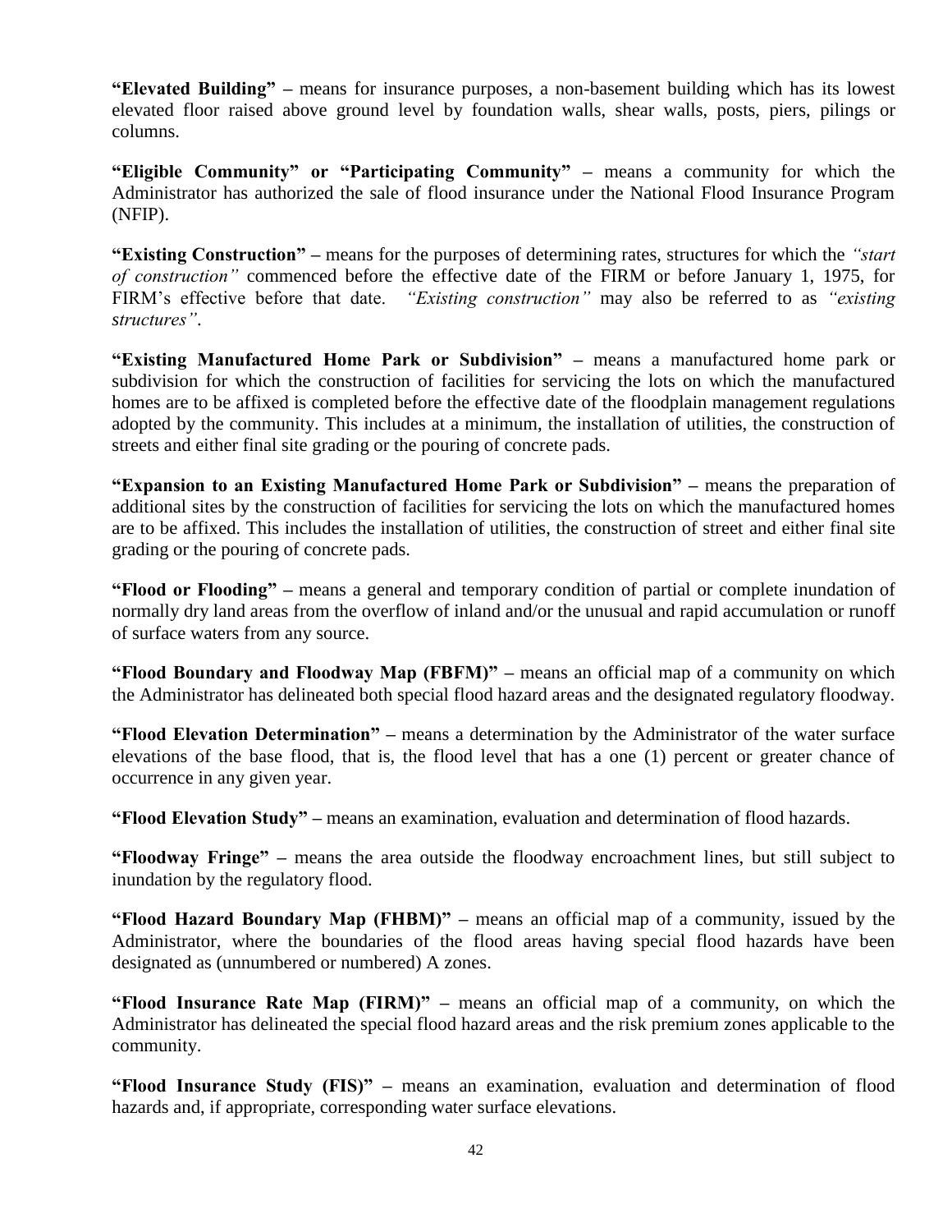**"Elevated Building" –** means for insurance purposes, a non-basement building which has its lowest elevated floor raised above ground level by foundation walls, shear walls, posts, piers, pilings or columns.

**"Eligible Community" or "Participating Community" –** means a community for which the Administrator has authorized the sale of flood insurance under the National Flood Insurance Program (NFIP).

**"Existing Construction" –** means for the purposes of determining rates, structures for which the *"start of construction"* commenced before the effective date of the FIRM or before January 1, 1975, for FIRM's effective before that date. *"Existing construction"* may also be referred to as *"existing structures"*.

**"Existing Manufactured Home Park or Subdivision" –** means a manufactured home park or subdivision for which the construction of facilities for servicing the lots on which the manufactured homes are to be affixed is completed before the effective date of the floodplain management regulations adopted by the community. This includes at a minimum, the installation of utilities, the construction of streets and either final site grading or the pouring of concrete pads.

**"Expansion to an Existing Manufactured Home Park or Subdivision" –** means the preparation of additional sites by the construction of facilities for servicing the lots on which the manufactured homes are to be affixed. This includes the installation of utilities, the construction of street and either final site grading or the pouring of concrete pads.

**"Flood or Flooding" –** means a general and temporary condition of partial or complete inundation of normally dry land areas from the overflow of inland and/or the unusual and rapid accumulation or runoff of surface waters from any source.

**"Flood Boundary and Floodway Map (FBFM)" –** means an official map of a community on which the Administrator has delineated both special flood hazard areas and the designated regulatory floodway.

**"Flood Elevation Determination" –** means a determination by the Administrator of the water surface elevations of the base flood, that is, the flood level that has a one (1) percent or greater chance of occurrence in any given year.

**"Flood Elevation Study" –** means an examination, evaluation and determination of flood hazards.

**"Floodway Fringe" –** means the area outside the floodway encroachment lines, but still subject to inundation by the regulatory flood.

**"Flood Hazard Boundary Map (FHBM)" –** means an official map of a community, issued by the Administrator, where the boundaries of the flood areas having special flood hazards have been designated as (unnumbered or numbered) A zones.

**"Flood Insurance Rate Map (FIRM)" –** means an official map of a community, on which the Administrator has delineated the special flood hazard areas and the risk premium zones applicable to the community.

**"Flood Insurance Study (FIS)" –** means an examination, evaluation and determination of flood hazards and, if appropriate, corresponding water surface elevations.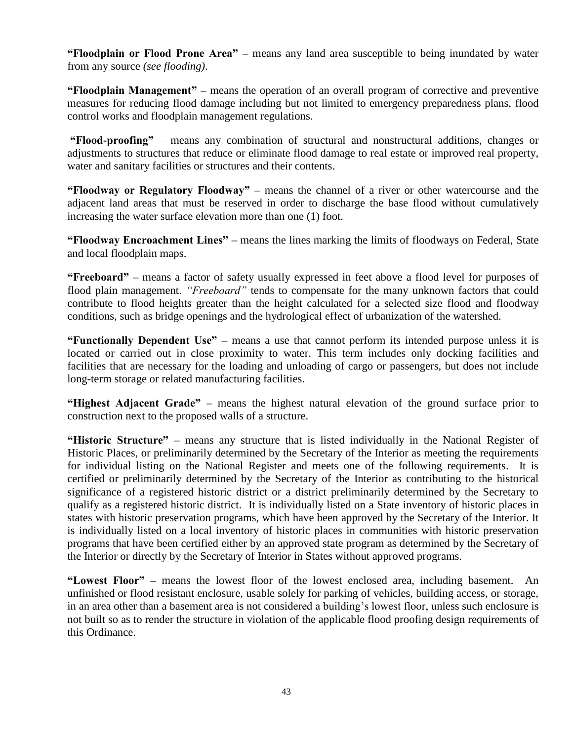**"Floodplain or Flood Prone Area"** – means any land area susceptible to being inundated by water from any source *(see flooding)*.

**"Floodplain Management"** – means the operation of an overall program of corrective and preventive measures for reducing flood damage including but not limited to emergency preparedness plans, flood control works and floodplain management regulations.

**"Flood-proofing"** – means any combination of structural and nonstructural additions, changes or adjustments to structures that reduce or eliminate flood damage to real estate or improved real property, water and sanitary facilities or structures and their contents.

**"Floodway or Regulatory Floodway"** – means the channel of a river or other watercourse and the adjacent land areas that must be reserved in order to discharge the base flood without cumulatively increasing the water surface elevation more than one (1) foot.

**"Floodway Encroachment Lines"** – means the lines marking the limits of floodways on Federal, State and local floodplain maps.

**"Freeboard"** – means a factor of safety usually expressed in feet above a flood level for purposes of flood plain management. *"Freeboard"* tends to compensate for the many unknown factors that could contribute to flood heights greater than the height calculated for a selected size flood and floodway conditions, such as bridge openings and the hydrological effect of urbanization of the watershed.

**"Functionally Dependent Use"** – means a use that cannot perform its intended purpose unless it is located or carried out in close proximity to water. This term includes only docking facilities and facilities that are necessary for the loading and unloading of cargo or passengers, but does not include long-term storage or related manufacturing facilities.

**"Highest Adjacent Grade"** – means the highest natural elevation of the ground surface prior to construction next to the proposed walls of a structure.

**"Historic Structure"** – means any structure that is listed individually in the National Register of Historic Places, or preliminarily determined by the Secretary of the Interior as meeting the requirements for individual listing on the National Register and meets one of the following requirements. It is certified or preliminarily determined by the Secretary of the Interior as contributing to the historical significance of a registered historic district or a district preliminarily determined by the Secretary to qualify as a registered historic district. It is individually listed on a State inventory of historic places in states with historic preservation programs, which have been approved by the Secretary of the Interior. It is individually listed on a local inventory of historic places in communities with historic preservation programs that have been certified either by an approved state program as determined by the Secretary of the Interior or directly by the Secretary of Interior in States without approved programs.

**"Lowest Floor"** – means the lowest floor of the lowest enclosed area, including basement. An unfinished or flood resistant enclosure, usable solely for parking of vehicles, building access, or storage, in an area other than a basement area is not considered a building's lowest floor, unless such enclosure is not built so as to render the structure in violation of the applicable flood proofing design requirements of this Ordinance.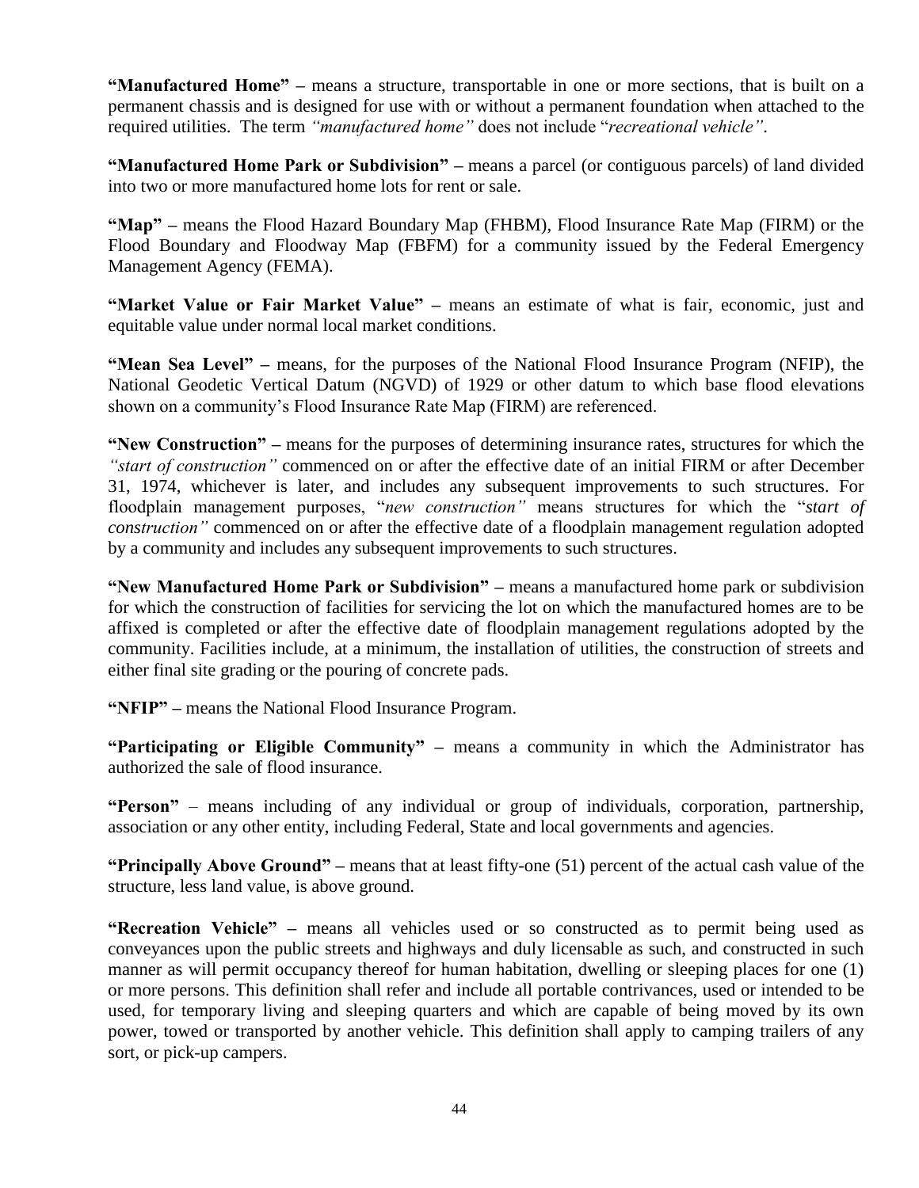**"Manufactured Home"** – means a structure, transportable in one or more sections, that is built on a permanent chassis and is designed for use with or without a permanent foundation when attached to the required utilities. The term *"manufactured home"* does not include "*recreational vehicle"*.

**"Manufactured Home Park or Subdivision"** – means a parcel (or contiguous parcels) of land divided into two or more manufactured home lots for rent or sale.

**"Map"** – means the Flood Hazard Boundary Map (FHBM), Flood Insurance Rate Map (FIRM) or the Flood Boundary and Floodway Map (FBFM) for a community issued by the Federal Emergency Management Agency (FEMA).

**"Market Value or Fair Market Value"** – means an estimate of what is fair, economic, just and equitable value under normal local market conditions.

**"Mean Sea Level"** – means, for the purposes of the National Flood Insurance Program (NFIP), the National Geodetic Vertical Datum (NGVD) of 1929 or other datum to which base flood elevations shown on a community's Flood Insurance Rate Map (FIRM) are referenced.

**"New Construction"** – means for the purposes of determining insurance rates, structures for which the *"start of construction"* commenced on or after the effective date of an initial FIRM or after December 31, 1974, whichever is later, and includes any subsequent improvements to such structures. For floodplain management purposes, "*new construction"* means structures for which the "*start of construction"* commenced on or after the effective date of a floodplain management regulation adopted by a community and includes any subsequent improvements to such structures.

**"New Manufactured Home Park or Subdivision"** – means a manufactured home park or subdivision for which the construction of facilities for servicing the lot on which the manufactured homes are to be affixed is completed or after the effective date of floodplain management regulations adopted by the community. Facilities include, at a minimum, the installation of utilities, the construction of streets and either final site grading or the pouring of concrete pads.

**"NFIP"** – means the National Flood Insurance Program.

**"Participating or Eligible Community"** – means a community in which the Administrator has authorized the sale of flood insurance.

**"Person"** – means including of any individual or group of individuals, corporation, partnership, association or any other entity, including Federal, State and local governments and agencies.

**"Principally Above Ground"** – means that at least fifty-one (51) percent of the actual cash value of the structure, less land value, is above ground.

**"Recreation Vehicle"** – means all vehicles used or so constructed as to permit being used as conveyances upon the public streets and highways and duly licensable as such, and constructed in such manner as will permit occupancy thereof for human habitation, dwelling or sleeping places for one (1) or more persons. This definition shall refer and include all portable contrivances, used or intended to be used, for temporary living and sleeping quarters and which are capable of being moved by its own power, towed or transported by another vehicle. This definition shall apply to camping trailers of any sort, or pick-up campers.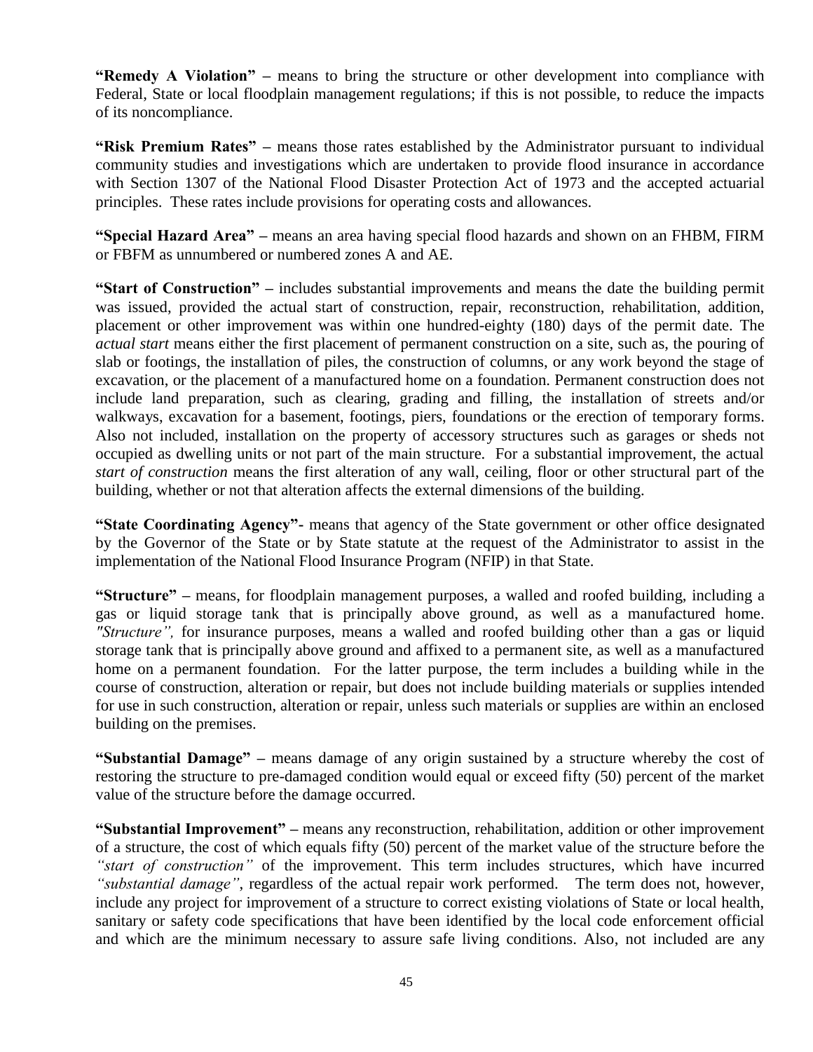**"Remedy A Violation" –** means to bring the structure or other development into compliance with Federal, State or local floodplain management regulations; if this is not possible, to reduce the impacts of its noncompliance.

**"Risk Premium Rates" –** means those rates established by the Administrator pursuant to individual community studies and investigations which are undertaken to provide flood insurance in accordance with Section 1307 of the National Flood Disaster Protection Act of 1973 and the accepted actuarial principles. These rates include provisions for operating costs and allowances.

**"Special Hazard Area" –** means an area having special flood hazards and shown on an FHBM, FIRM or FBFM as unnumbered or numbered zones A and AE.

**"Start of Construction" –** includes substantial improvements and means the date the building permit was issued, provided the actual start of construction, repair, reconstruction, rehabilitation, addition, placement or other improvement was within one hundred-eighty (180) days of the permit date. The *actual start* means either the first placement of permanent construction on a site, such as, the pouring of slab or footings, the installation of piles, the construction of columns, or any work beyond the stage of excavation, or the placement of a manufactured home on a foundation. Permanent construction does not include land preparation, such as clearing, grading and filling, the installation of streets and/or walkways, excavation for a basement, footings, piers, foundations or the erection of temporary forms. Also not included, installation on the property of accessory structures such as garages or sheds not occupied as dwelling units or not part of the main structure. For a substantial improvement, the actual *start of construction* means the first alteration of any wall, ceiling, floor or other structural part of the building, whether or not that alteration affects the external dimensions of the building.

**"State Coordinating Agency"-** means that agency of the State government or other office designated by the Governor of the State or by State statute at the request of the Administrator to assist in the implementation of the National Flood Insurance Program (NFIP) in that State.

**"Structure" –** means, for floodplain management purposes, a walled and roofed building, including a gas or liquid storage tank that is principally above ground, as well as a manufactured home. *"Structure",* for insurance purposes, means a walled and roofed building other than a gas or liquid storage tank that is principally above ground and affixed to a permanent site, as well as a manufactured home on a permanent foundation. For the latter purpose, the term includes a building while in the course of construction, alteration or repair, but does not include building materials or supplies intended for use in such construction, alteration or repair, unless such materials or supplies are within an enclosed building on the premises.

**"Substantial Damage" –** means damage of any origin sustained by a structure whereby the cost of restoring the structure to pre-damaged condition would equal or exceed fifty (50) percent of the market value of the structure before the damage occurred.

**"Substantial Improvement" –** means any reconstruction, rehabilitation, addition or other improvement of a structure, the cost of which equals fifty (50) percent of the market value of the structure before the *"start of construction"* of the improvement. This term includes structures, which have incurred *"substantial damage"*, regardless of the actual repair work performed. The term does not, however, include any project for improvement of a structure to correct existing violations of State or local health, sanitary or safety code specifications that have been identified by the local code enforcement official and which are the minimum necessary to assure safe living conditions. Also, not included are any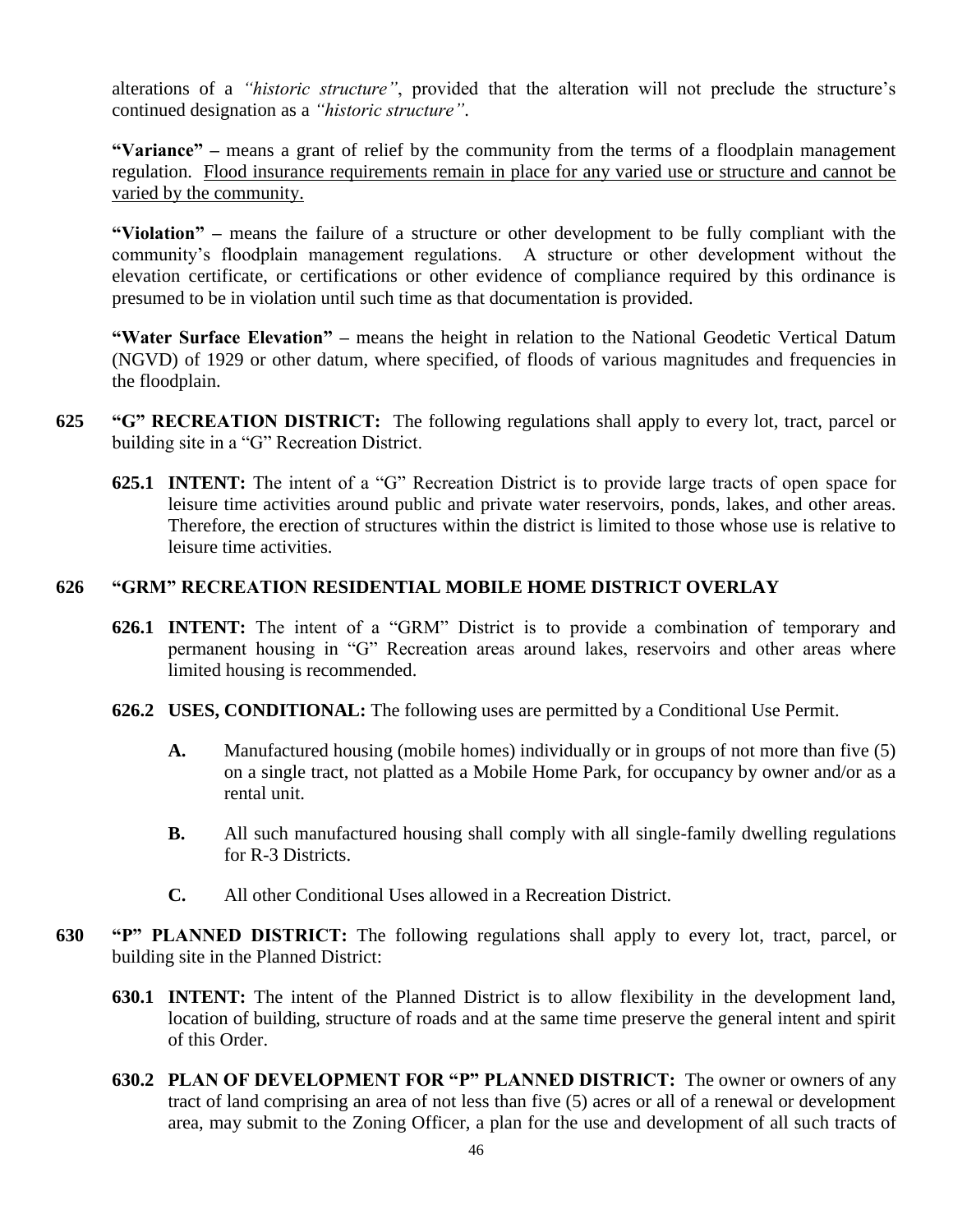alterations of a *"historic structure"*, provided that the alteration will not preclude the structure's continued designation as a *"historic structure"*.

**"Variance" –** means a grant of relief by the community from the terms of a floodplain management regulation. <u>Flood insurance requirements remain in place for any varied use or structure and cannot be varied by the community.</u>

**"Violation" –** means the failure of a structure or other development to be fully compliant with the community's floodplain management regulations. A structure or other development without the elevation certificate, or certifications or other evidence of compliance required by this ordinance is presumed to be in violation until such time as that documentation is provided.

**"Water Surface Elevation" –** means the height in relation to the National Geodetic Vertical Datum (NGVD) of 1929 or other datum, where specified, of floods of various magnitudes and frequencies in the floodplain.

**625 "G" RECREATION DISTRICT:** The following regulations shall apply to every lot, tract, parcel or building site in a "G" Recreation District.

**625.1 INTENT:** The intent of a "G" Recreation District is to provide large tracts of open space for leisure time activities around public and private water reservoirs, ponds, lakes, and other areas. Therefore, the erection of structures within the district is limited to those whose use is relative to leisure time activities.

## 626 "GRM" RECREATION RESIDENTIAL MOBILE HOME DISTRICT OVERLAY

**626.1 INTENT:** The intent of a "GRM" District is to provide a combination of temporary and permanent housing in "G" Recreation areas around lakes, reservoirs and other areas where limited housing is recommended.

**626.2 USES, CONDITIONAL:** The following uses are permitted by a Conditional Use Permit.

- **A.** Manufactured housing (mobile homes) individually or in groups of not more than five (5) on a single tract, not platted as a Mobile Home Park, for occupancy by owner and/or as a rental unit.
- **B.** All such manufactured housing shall comply with all single-family dwelling regulations for R-3 Districts.
- **C.** All other Conditional Uses allowed in a Recreation District.

**630 "P" PLANNED DISTRICT:** The following regulations shall apply to every lot, tract, parcel, or building site in the Planned District:

**630.1 INTENT:** The intent of the Planned District is to allow flexibility in the development land, location of building, structure of roads and at the same time preserve the general intent and spirit of this Order.

**630.2 PLAN OF DEVELOPMENT FOR "P" PLANNED DISTRICT:** The owner or owners of any tract of land comprising an area of not less than five (5) acres or all of a renewal or development area, may submit to the Zoning Officer, a plan for the use and development of all such tracts of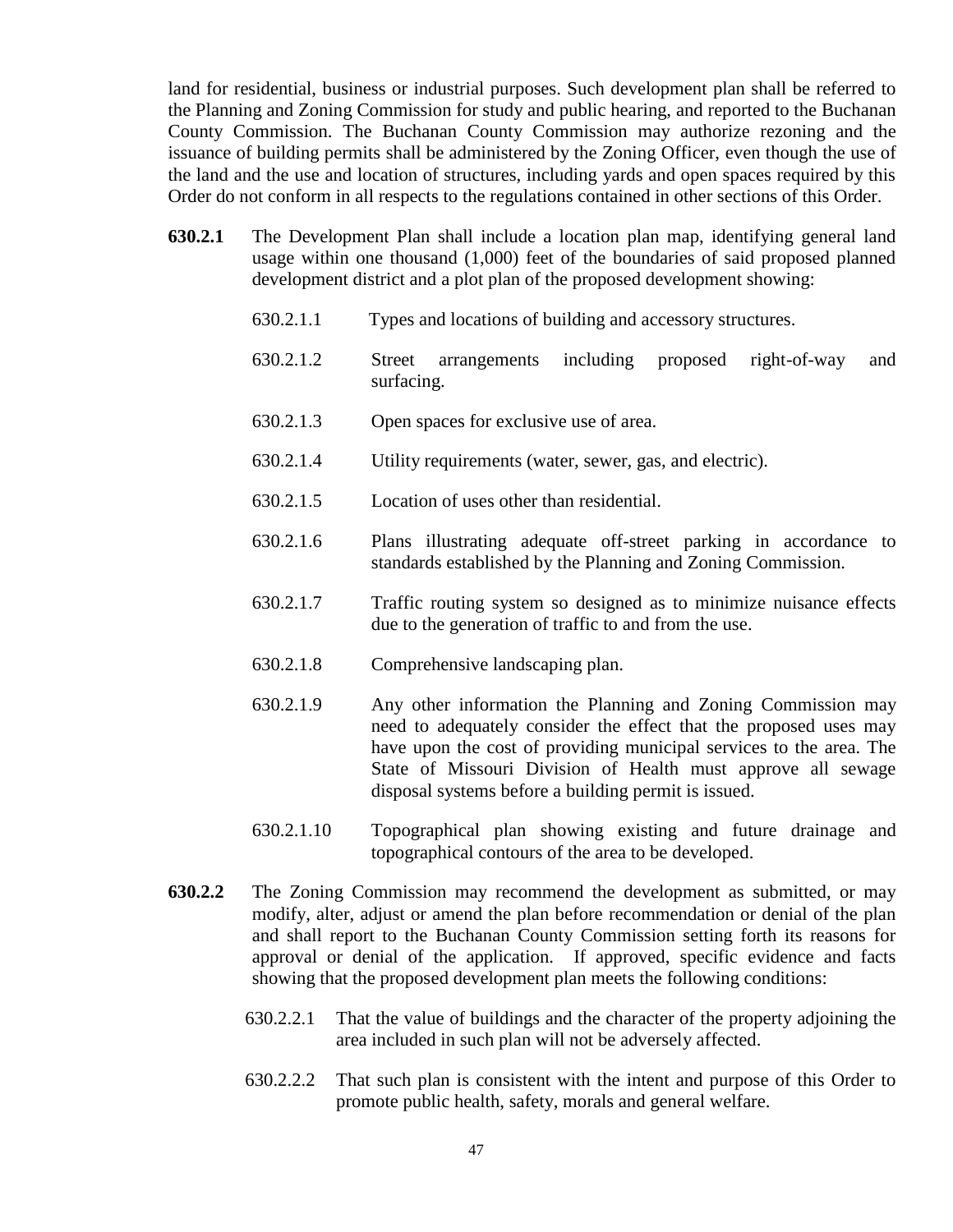land for residential, business or industrial purposes. Such development plan shall be referred to the Planning and Zoning Commission for study and public hearing, and reported to the Buchanan County Commission. The Buchanan County Commission may authorize rezoning and the issuance of building permits shall be administered by the Zoning Officer, even though the use of the land and the use and location of structures, including yards and open spaces required by this Order do not conform in all respects to the regulations contained in other sections of this Order.

**630.2.1** The Development Plan shall include a location plan map, identifying general land usage within one thousand (1,000) feet of the boundaries of said proposed planned development district and a plot plan of the proposed development showing:

630.2.1.1 Types and locations of building and accessory structures.

630.2.1.2 Street arrangements including proposed right-of-way and surfacing.

630.2.1.3 Open spaces for exclusive use of area.

630.2.1.4 Utility requirements (water, sewer, gas, and electric).

630.2.1.5 Location of uses other than residential.

630.2.1.6 Plans illustrating adequate off-street parking in accordance to standards established by the Planning and Zoning Commission.

630.2.1.7 Traffic routing system so designed as to minimize nuisance effects due to the generation of traffic to and from the use.

630.2.1.8 Comprehensive landscaping plan.

630.2.1.9 Any other information the Planning and Zoning Commission may need to adequately consider the effect that the proposed uses may have upon the cost of providing municipal services to the area. The State of Missouri Division of Health must approve all sewage disposal systems before a building permit is issued.

630.2.1.10 Topographical plan showing existing and future drainage and topographical contours of the area to be developed.

**630.2.2** The Zoning Commission may recommend the development as submitted, or may modify, alter, adjust or amend the plan before recommendation or denial of the plan and shall report to the Buchanan County Commission setting forth its reasons for approval or denial of the application. If approved, specific evidence and facts showing that the proposed development plan meets the following conditions:

630.2.2.1 That the value of buildings and the character of the property adjoining the area included in such plan will not be adversely affected.

630.2.2.2 That such plan is consistent with the intent and purpose of this Order to promote public health, safety, morals and general welfare.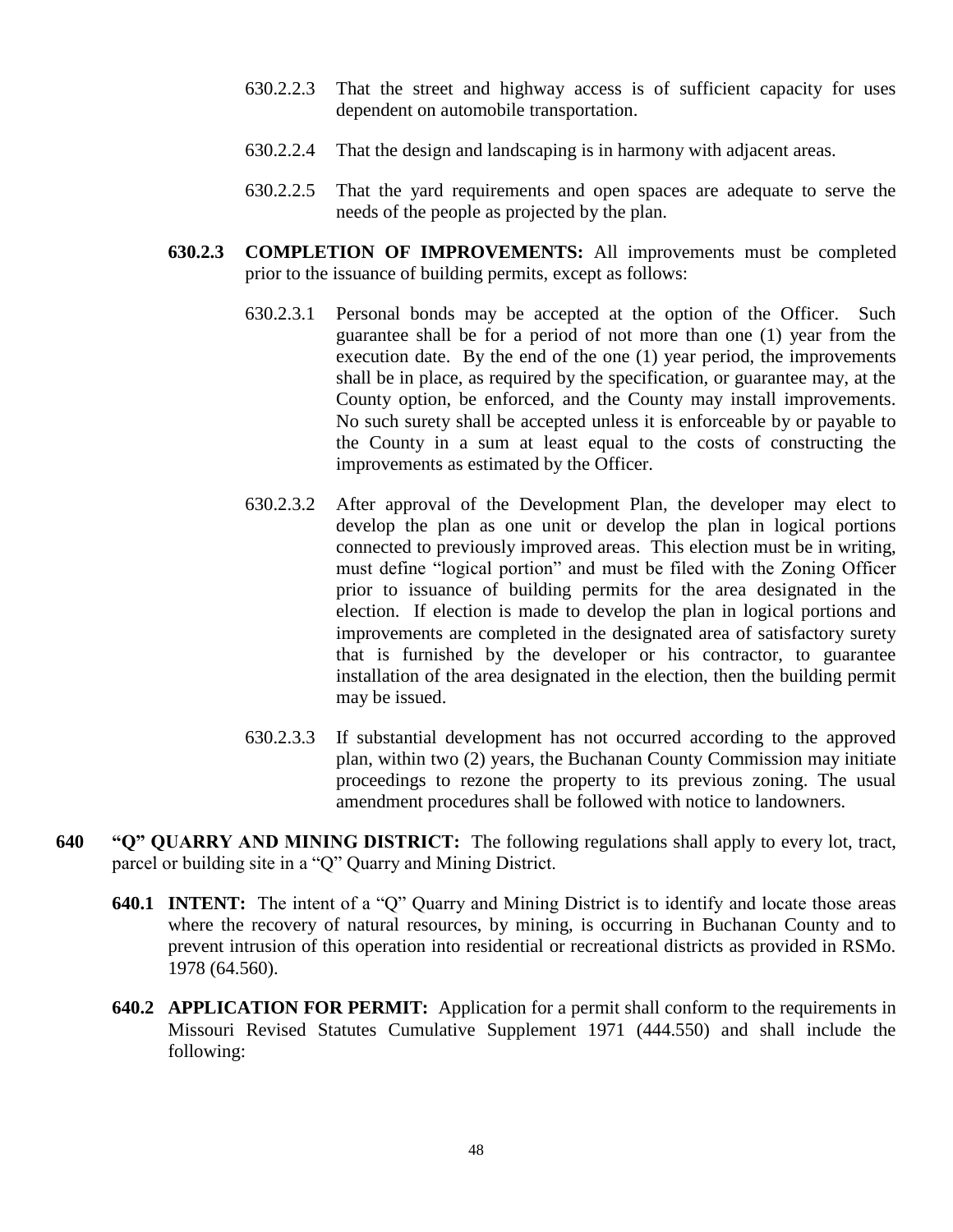630.2.2.3 That the street and highway access is of sufficient capacity for uses dependent on automobile transportation.

630.2.2.4 That the design and landscaping is in harmony with adjacent areas.

630.2.2.5 That the yard requirements and open spaces are adequate to serve the needs of the people as projected by the plan.

**630.2.3 COMPLETION OF IMPROVEMENTS:** All improvements must be completed prior to the issuance of building permits, except as follows:

630.2.3.1 Personal bonds may be accepted at the option of the Officer. Such guarantee shall be for a period of not more than one (1) year from the execution date. By the end of the one (1) year period, the improvements shall be in place, as required by the specification, or guarantee may, at the County option, be enforced, and the County may install improvements. No such surety shall be accepted unless it is enforceable by or payable to the County in a sum at least equal to the costs of constructing the improvements as estimated by the Officer.

630.2.3.2 After approval of the Development Plan, the developer may elect to develop the plan as one unit or develop the plan in logical portions connected to previously improved areas. This election must be in writing, must define "logical portion" and must be filed with the Zoning Officer prior to issuance of building permits for the area designated in the election. If election is made to develop the plan in logical portions and improvements are completed in the designated area of satisfactory surety that is furnished by the developer or his contractor, to guarantee installation of the area designated in the election, then the building permit may be issued.

630.2.3.3 If substantial development has not occurred according to the approved plan, within two (2) years, the Buchanan County Commission may initiate proceedings to rezone the property to its previous zoning. The usual amendment procedures shall be followed with notice to landowners.

**640 "Q" QUARRY AND MINING DISTRICT:** The following regulations shall apply to every lot, tract, parcel or building site in a "Q" Quarry and Mining District.

**640.1 INTENT:** The intent of a "Q" Quarry and Mining District is to identify and locate those areas where the recovery of natural resources, by mining, is occurring in Buchanan County and to prevent intrusion of this operation into residential or recreational districts as provided in RSMo. 1978 (64.560).

**640.2 APPLICATION FOR PERMIT:** Application for a permit shall conform to the requirements in Missouri Revised Statutes Cumulative Supplement 1971 (444.550) and shall include the following: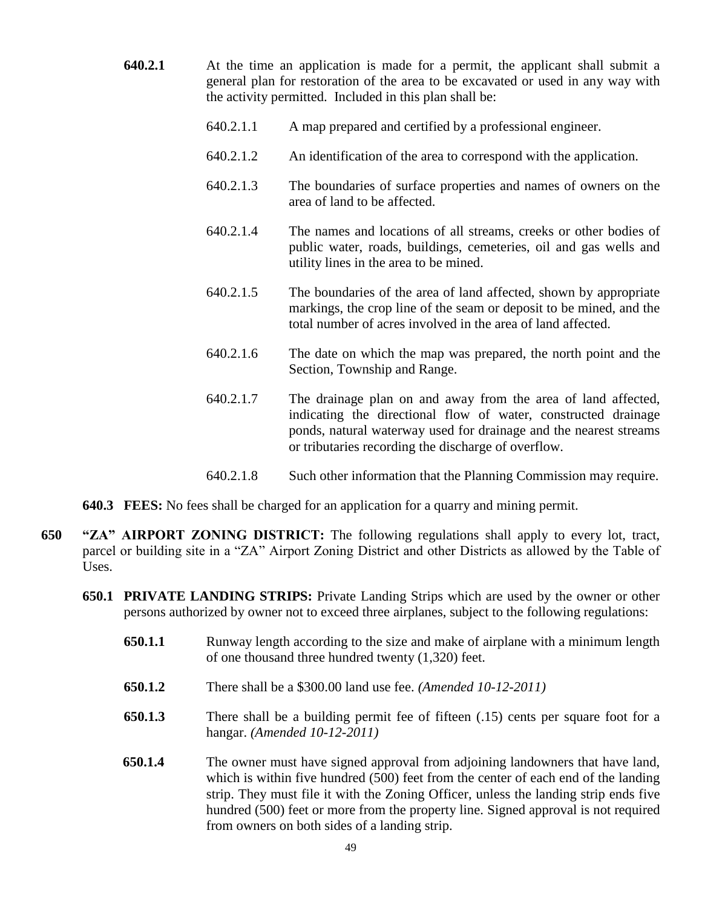**640.2.1** At the time an application is made for a permit, the applicant shall submit a general plan for restoration of the area to be excavated or used in any way with the activity permitted. Included in this plan shall be:

640.2.1.1 A map prepared and certified by a professional engineer.

640.2.1.2 An identification of the area to correspond with the application.

640.2.1.3 The boundaries of surface properties and names of owners on the area of land to be affected.

640.2.1.4 The names and locations of all streams, creeks or other bodies of public water, roads, buildings, cemeteries, oil and gas wells and utility lines in the area to be mined.

640.2.1.5 The boundaries of the area of land affected, shown by appropriate markings, the crop line of the seam or deposit to be mined, and the total number of acres involved in the area of land affected.

640.2.1.6 The date on which the map was prepared, the north point and the Section, Township and Range.

640.2.1.7 The drainage plan on and away from the area of land affected, indicating the directional flow of water, constructed drainage ponds, natural waterway used for drainage and the nearest streams or tributaries recording the discharge of overflow.

640.2.1.8 Such other information that the Planning Commission may require.

**640.3 FEES:** No fees shall be charged for an application for a quarry and mining permit.

**650 "ZA" AIRPORT ZONING DISTRICT:** The following regulations shall apply to every lot, tract, parcel or building site in a "ZA" Airport Zoning District and other Districts as allowed by the Table of Uses.

**650.1 PRIVATE LANDING STRIPS:** Private Landing Strips which are used by the owner or other persons authorized by owner not to exceed three airplanes, subject to the following regulations:

**650.1.1** Runway length according to the size and make of airplane with a minimum length of one thousand three hundred twenty (1,320) feet.

**650.1.2** There shall be a $300.00 land use fee. *(Amended 10-12-2011)*

**650.1.3** There shall be a building permit fee of fifteen (.15) cents per square foot for a hangar. *(Amended 10-12-2011)*

**650.1.4** The owner must have signed approval from adjoining landowners that have land, which is within five hundred (500) feet from the center of each end of the landing strip. They must file it with the Zoning Officer, unless the landing strip ends five hundred (500) feet or more from the property line. Signed approval is not required from owners on both sides of a landing strip.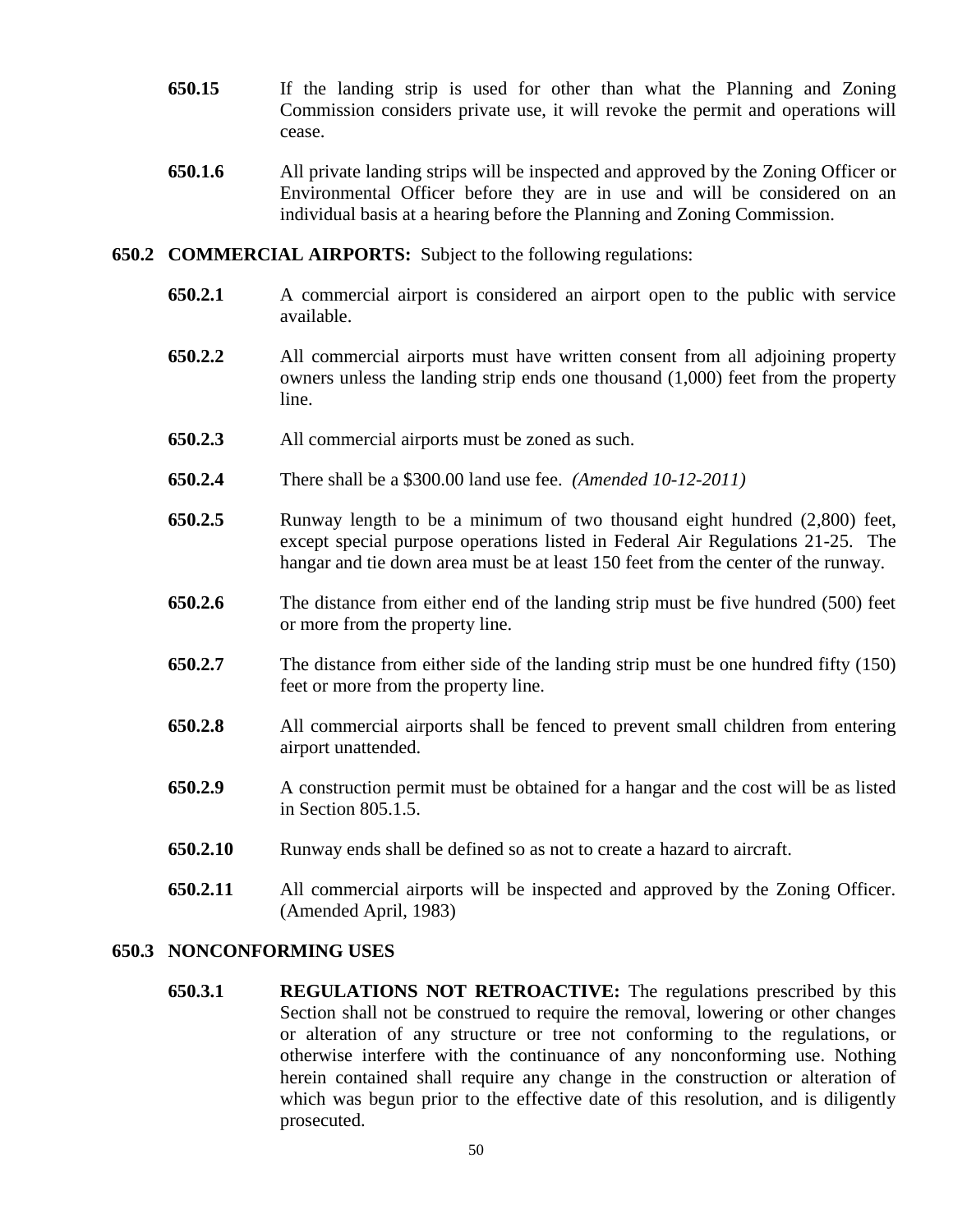**650.15** If the landing strip is used for other than what the Planning and Zoning Commission considers private use, it will revoke the permit and operations will cease.

**650.1.6** All private landing strips will be inspected and approved by the Zoning Officer or Environmental Officer before they are in use and will be considered on an individual basis at a hearing before the Planning and Zoning Commission.

**650.2 COMMERCIAL AIRPORTS:** Subject to the following regulations:

**650.2.1** A commercial airport is considered an airport open to the public with service available.

**650.2.2** All commercial airports must have written consent from all adjoining property owners unless the landing strip ends one thousand (1,000) feet from the property line.

**650.2.3** All commercial airports must be zoned as such.

**650.2.4** There shall be a $300.00 land use fee. *(Amended 10-12-2011)*

**650.2.5** Runway length to be a minimum of two thousand eight hundred (2,800) feet, except special purpose operations listed in Federal Air Regulations 21-25. The hangar and tie down area must be at least 150 feet from the center of the runway.

**650.2.6** The distance from either end of the landing strip must be five hundred (500) feet or more from the property line.

**650.2.7** The distance from either side of the landing strip must be one hundred fifty (150) feet or more from the property line.

**650.2.8** All commercial airports shall be fenced to prevent small children from entering airport unattended.

**650.2.9** A construction permit must be obtained for a hangar and the cost will be as listed in Section 805.1.5.

**650.2.10** Runway ends shall be defined so as not to create a hazard to aircraft.

**650.2.11** All commercial airports will be inspected and approved by the Zoning Officer. (Amended April, 1983)

**650.3 NONCONFORMING USES**

**650.3.1** **REGULATIONS NOT RETROACTIVE:** The regulations prescribed by this Section shall not be construed to require the removal, lowering or other changes or alteration of any structure or tree not conforming to the regulations, or otherwise interfere with the continuance of any nonconforming use. Nothing herein contained shall require any change in the construction or alteration of which was begun prior to the effective date of this resolution, and is diligently prosecuted.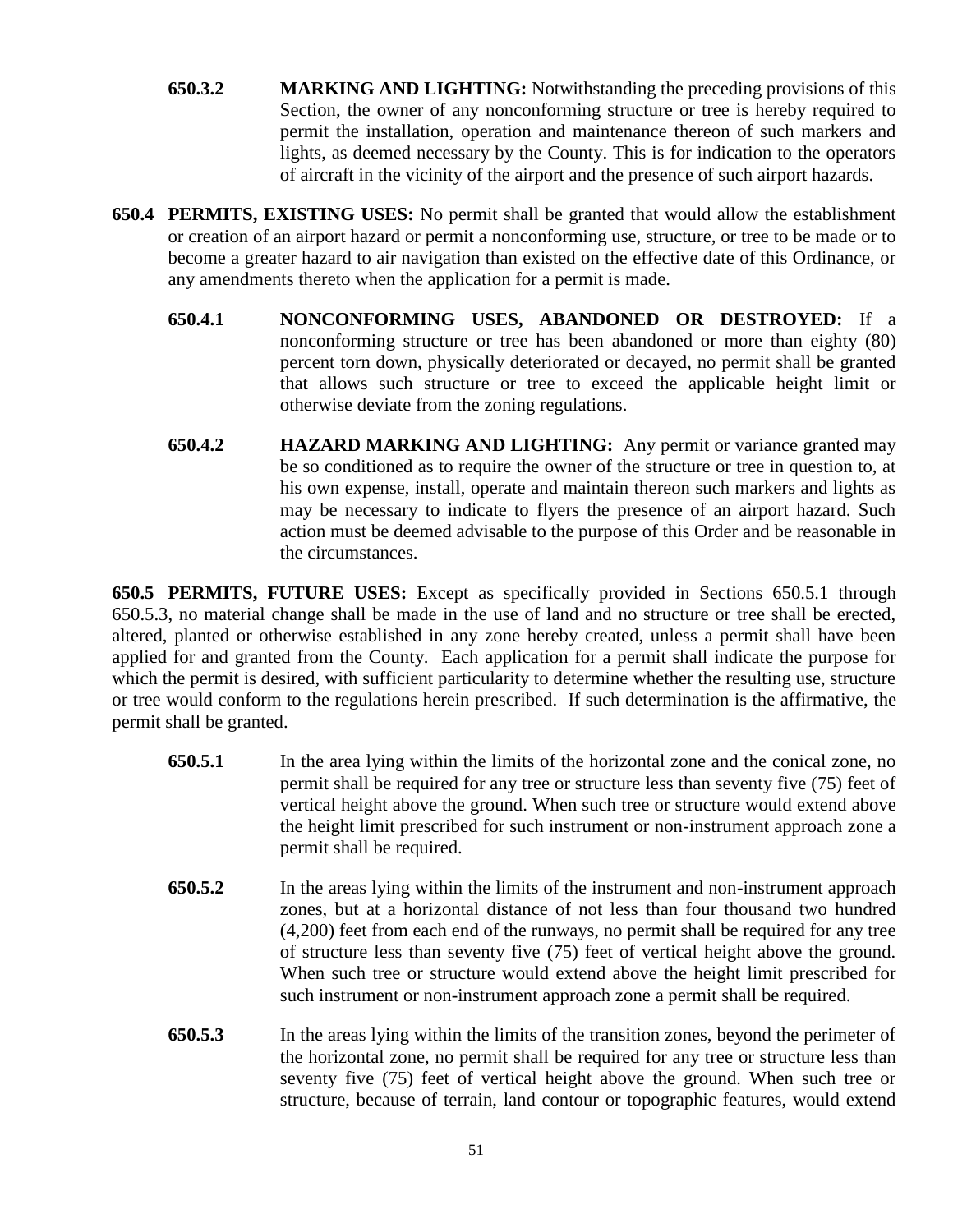**650.3.2 MARKING AND LIGHTING:** Notwithstanding the preceding provisions of this Section, the owner of any nonconforming structure or tree is hereby required to permit the installation, operation and maintenance thereon of such markers and lights, as deemed necessary by the County. This is for indication to the operators of aircraft in the vicinity of the airport and the presence of such airport hazards.

**650.4 PERMITS, EXISTING USES:** No permit shall be granted that would allow the establishment or creation of an airport hazard or permit a nonconforming use, structure, or tree to be made or to become a greater hazard to air navigation than existed on the effective date of this Ordinance, or any amendments thereto when the application for a permit is made.

**650.4.1 NONCONFORMING USES, ABANDONED OR DESTROYED:** If a nonconforming structure or tree has been abandoned or more than eighty (80) percent torn down, physically deteriorated or decayed, no permit shall be granted that allows such structure or tree to exceed the applicable height limit or otherwise deviate from the zoning regulations.

**650.4.2 HAZARD MARKING AND LIGHTING:** Any permit or variance granted may be so conditioned as to require the owner of the structure or tree in question to, at his own expense, install, operate and maintain thereon such markers and lights as may be necessary to indicate to flyers the presence of an airport hazard. Such action must be deemed advisable to the purpose of this Order and be reasonable in the circumstances.

**650.5 PERMITS, FUTURE USES:** Except as specifically provided in Sections 650.5.1 through 650.5.3, no material change shall be made in the use of land and no structure or tree shall be erected, altered, planted or otherwise established in any zone hereby created, unless a permit shall have been applied for and granted from the County. Each application for a permit shall indicate the purpose for which the permit is desired, with sufficient particularity to determine whether the resulting use, structure or tree would conform to the regulations herein prescribed. If such determination is the affirmative, the permit shall be granted.

**650.5.1** In the area lying within the limits of the horizontal zone and the conical zone, no permit shall be required for any tree or structure less than seventy five (75) feet of vertical height above the ground. When such tree or structure would extend above the height limit prescribed for such instrument or non-instrument approach zone a permit shall be required.

**650.5.2** In the areas lying within the limits of the instrument and non-instrument approach zones, but at a horizontal distance of not less than four thousand two hundred (4,200) feet from each end of the runways, no permit shall be required for any tree of structure less than seventy five (75) feet of vertical height above the ground. When such tree or structure would extend above the height limit prescribed for such instrument or non-instrument approach zone a permit shall be required.

**650.5.3** In the areas lying within the limits of the transition zones, beyond the perimeter of the horizontal zone, no permit shall be required for any tree or structure less than seventy five (75) feet of vertical height above the ground. When such tree or structure, because of terrain, land contour or topographic features, would extend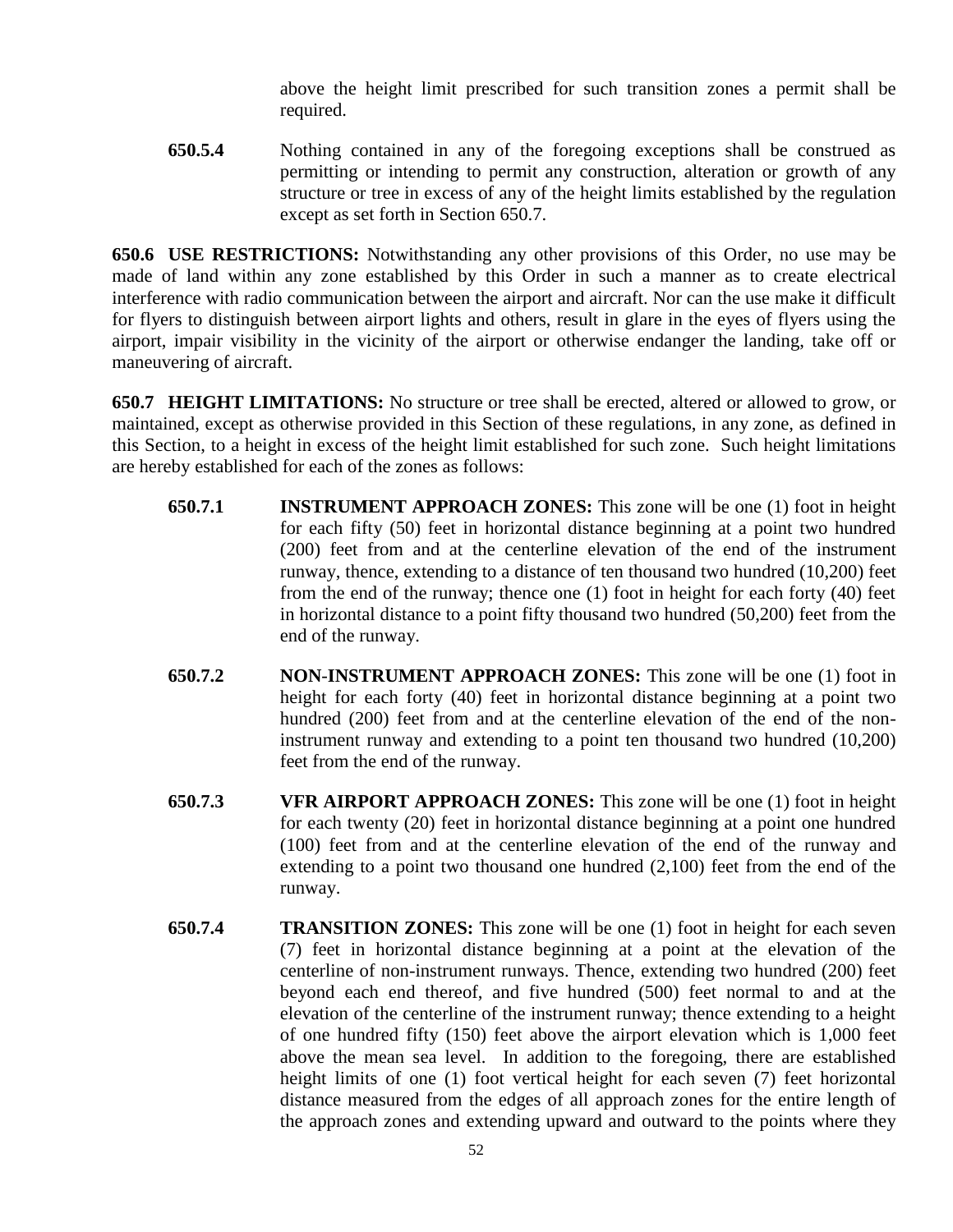above the height limit prescribed for such transition zones a permit shall be required.

**650.5.4** Nothing contained in any of the foregoing exceptions shall be construed as permitting or intending to permit any construction, alteration or growth of any structure or tree in excess of any of the height limits established by the regulation except as set forth in Section 650.7.

**650.6 USE RESTRICTIONS:** Notwithstanding any other provisions of this Order, no use may be made of land within any zone established by this Order in such a manner as to create electrical interference with radio communication between the airport and aircraft. Nor can the use make it difficult for flyers to distinguish between airport lights and others, result in glare in the eyes of flyers using the airport, impair visibility in the vicinity of the airport or otherwise endanger the landing, take off or maneuvering of aircraft.

**650.7 HEIGHT LIMITATIONS:** No structure or tree shall be erected, altered or allowed to grow, or maintained, except as otherwise provided in this Section of these regulations, in any zone, as defined in this Section, to a height in excess of the height limit established for such zone. Such height limitations are hereby established for each of the zones as follows:

**650.7.1** **INSTRUMENT APPROACH ZONES:** This zone will be one (1) foot in height for each fifty (50) feet in horizontal distance beginning at a point two hundred (200) feet from and at the centerline elevation of the end of the instrument runway, thence, extending to a distance of ten thousand two hundred (10,200) feet from the end of the runway; thence one (1) foot in height for each forty (40) feet in horizontal distance to a point fifty thousand two hundred (50,200) feet from the end of the runway.

**650.7.2** **NON-INSTRUMENT APPROACH ZONES:** This zone will be one (1) foot in height for each forty (40) feet in horizontal distance beginning at a point two hundred (200) feet from and at the centerline elevation of the end of the non-instrument runway and extending to a point ten thousand two hundred (10,200) feet from the end of the runway.

**650.7.3** **VFR AIRPORT APPROACH ZONES:** This zone will be one (1) foot in height for each twenty (20) feet in horizontal distance beginning at a point one hundred (100) feet from and at the centerline elevation of the end of the runway and extending to a point two thousand one hundred (2,100) feet from the end of the runway.

**650.7.4** **TRANSITION ZONES:** This zone will be one (1) foot in height for each seven (7) feet in horizontal distance beginning at a point at the elevation of the centerline of non-instrument runways. Thence, extending two hundred (200) feet beyond each end thereof, and five hundred (500) feet normal to and at the elevation of the centerline of the instrument runway; thence extending to a height of one hundred fifty (150) feet above the airport elevation which is 1,000 feet above the mean sea level. In addition to the foregoing, there are established height limits of one (1) foot vertical height for each seven (7) feet horizontal distance measured from the edges of all approach zones for the entire length of the approach zones and extending upward and outward to the points where they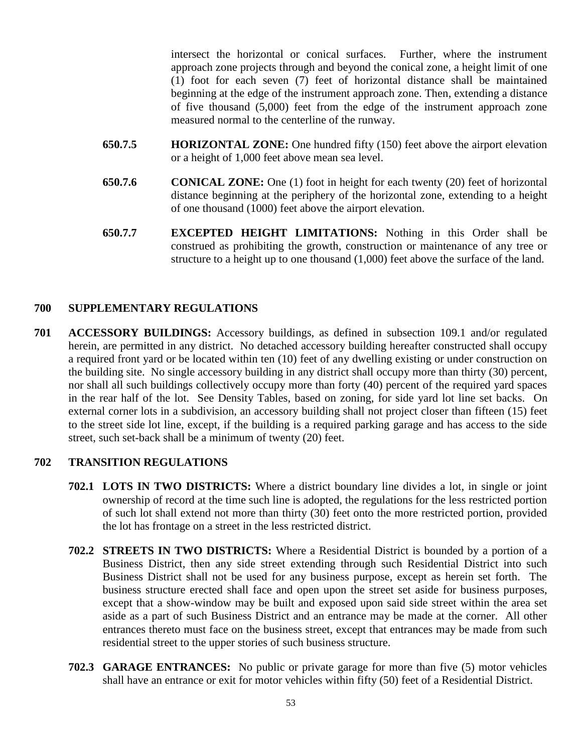intersect the horizontal or conical surfaces. Further, where the instrument approach zone projects through and beyond the conical zone, a height limit of one (1) foot for each seven (7) feet of horizontal distance shall be maintained beginning at the edge of the instrument approach zone. Then, extending a distance of five thousand (5,000) feet from the edge of the instrument approach zone measured normal to the centerline of the runway.

**650.7.5** **HORIZONTAL ZONE:** One hundred fifty (150) feet above the airport elevation or a height of 1,000 feet above mean sea level.

**650.7.6** **CONICAL ZONE:** One (1) foot in height for each twenty (20) feet of horizontal distance beginning at the periphery of the horizontal zone, extending to a height of one thousand (1000) feet above the airport elevation.

**650.7.7** **EXCEPTED HEIGHT LIMITATIONS:** Nothing in this Order shall be construed as prohibiting the growth, construction or maintenance of any tree or structure to a height up to one thousand (1,000) feet above the surface of the land.

## 700 SUPPLEMENTARY REGULATIONS

**701 ACCESSORY BUILDINGS:** Accessory buildings, as defined in subsection 109.1 and/or regulated herein, are permitted in any district. No detached accessory building hereafter constructed shall occupy a required front yard or be located within ten (10) feet of any dwelling existing or under construction on the building site. No single accessory building in any district shall occupy more than thirty (30) percent, nor shall all such buildings collectively occupy more than forty (40) percent of the required yard spaces in the rear half of the lot. See Density Tables, based on zoning, for side yard lot line set backs. On external corner lots in a subdivision, an accessory building shall not project closer than fifteen (15) feet to the street side lot line, except, if the building is a required parking garage and has access to the side street, such set-back shall be a minimum of twenty (20) feet.

## 702 TRANSITION REGULATIONS

**702.1 LOTS IN TWO DISTRICTS:** Where a district boundary line divides a lot, in single or joint ownership of record at the time such line is adopted, the regulations for the less restricted portion of such lot shall extend not more than thirty (30) feet onto the more restricted portion, provided the lot has frontage on a street in the less restricted district.

**702.2 STREETS IN TWO DISTRICTS:** Where a Residential District is bounded by a portion of a Business District, then any side street extending through such Residential District into such Business District shall not be used for any business purpose, except as herein set forth. The business structure erected shall face and open upon the street set aside for business purposes, except that a show-window may be built and exposed upon said side street within the area set aside as a part of such Business District and an entrance may be made at the corner. All other entrances thereto must face on the business street, except that entrances may be made from such residential street to the upper stories of such business structure.

**702.3 GARAGE ENTRANCES:** No public or private garage for more than five (5) motor vehicles shall have an entrance or exit for motor vehicles within fifty (50) feet of a Residential District.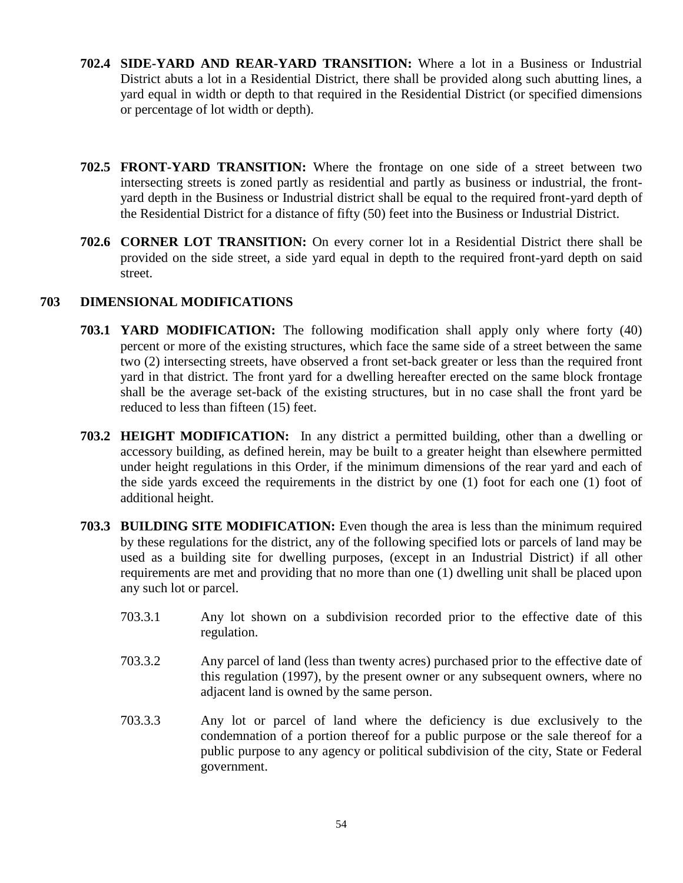**702.4 SIDE-YARD AND REAR-YARD TRANSITION:** Where a lot in a Business or Industrial District abuts a lot in a Residential District, there shall be provided along such abutting lines, a yard equal in width or depth to that required in the Residential District (or specified dimensions or percentage of lot width or depth).

**702.5 FRONT-YARD TRANSITION:** Where the frontage on one side of a street between two intersecting streets is zoned partly as residential and partly as business or industrial, the front-yard depth in the Business or Industrial district shall be equal to the required front-yard depth of the Residential District for a distance of fifty (50) feet into the Business or Industrial District.

**702.6 CORNER LOT TRANSITION:** On every corner lot in a Residential District there shall be provided on the side street, a side yard equal in depth to the required front-yard depth on said street.

## 703 DIMENSIONAL MODIFICATIONS

**703.1 YARD MODIFICATION:** The following modification shall apply only where forty (40) percent or more of the existing structures, which face the same side of a street between the same two (2) intersecting streets, have observed a front set-back greater or less than the required front yard in that district. The front yard for a dwelling hereafter erected on the same block frontage shall be the average set-back of the existing structures, but in no case shall the front yard be reduced to less than fifteen (15) feet.

**703.2 HEIGHT MODIFICATION:** In any district a permitted building, other than a dwelling or accessory building, as defined herein, may be built to a greater height than elsewhere permitted under height regulations in this Order, if the minimum dimensions of the rear yard and each of the side yards exceed the requirements in the district by one (1) foot for each one (1) foot of additional height.

**703.3 BUILDING SITE MODIFICATION:** Even though the area is less than the minimum required by these regulations for the district, any of the following specified lots or parcels of land may be used as a building site for dwelling purposes, (except in an Industrial District) if all other requirements are met and providing that no more than one (1) dwelling unit shall be placed upon any such lot or parcel.

703.3.1 Any lot shown on a subdivision recorded prior to the effective date of this regulation.

703.3.2 Any parcel of land (less than twenty acres) purchased prior to the effective date of this regulation (1997), by the present owner or any subsequent owners, where no adjacent land is owned by the same person.

703.3.3 Any lot or parcel of land where the deficiency is due exclusively to the condemnation of a portion thereof for a public purpose or the sale thereof for a public purpose to any agency or political subdivision of the city, State or Federal government.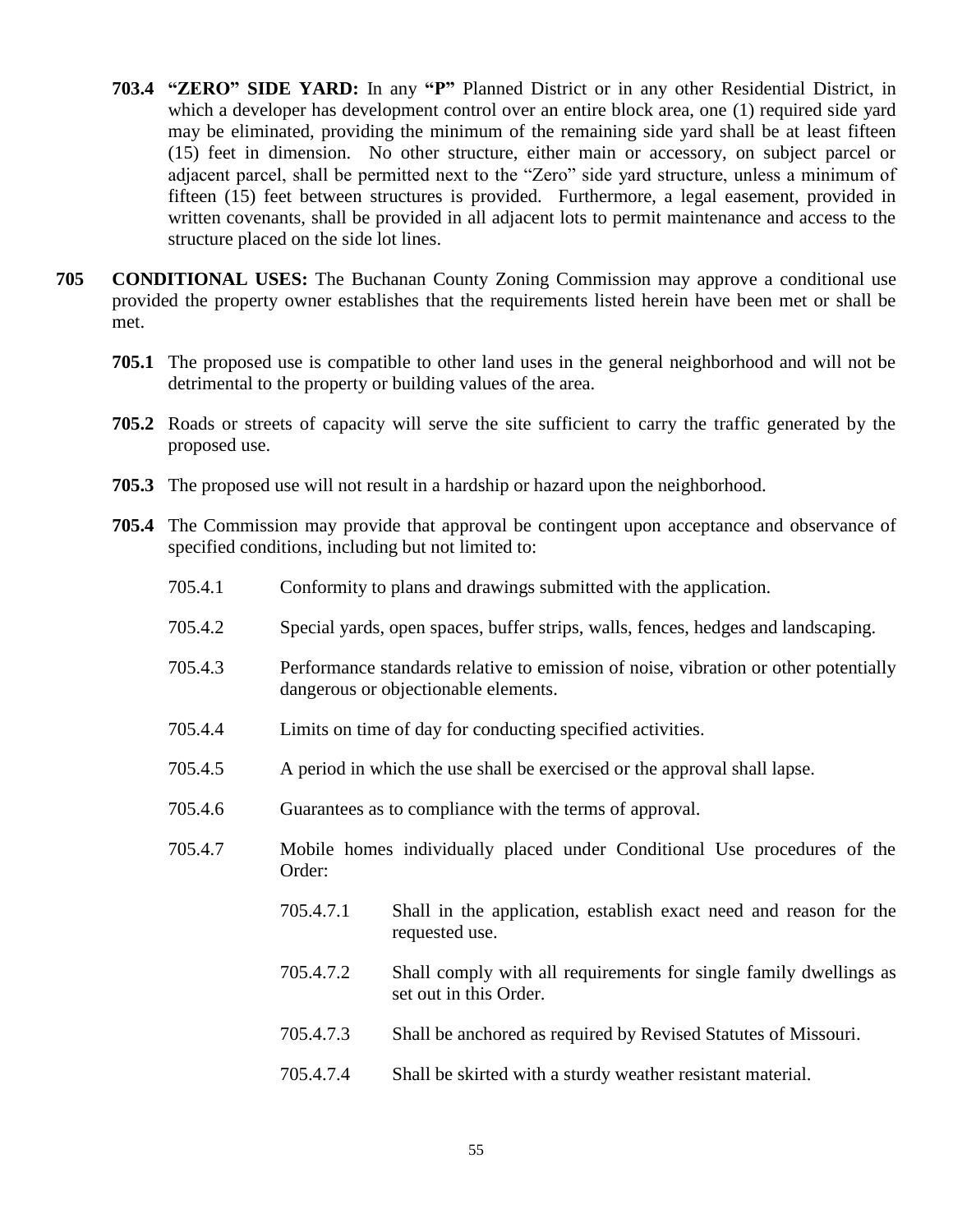**703.4 "ZERO" SIDE YARD:** In any **"P"** Planned District or in any other Residential District, in which a developer has development control over an entire block area, one (1) required side yard may be eliminated, providing the minimum of the remaining side yard shall be at least fifteen (15) feet in dimension. No other structure, either main or accessory, on subject parcel or adjacent parcel, shall be permitted next to the "Zero" side yard structure, unless a minimum of fifteen (15) feet between structures is provided. Furthermore, a legal easement, provided in written covenants, shall be provided in all adjacent lots to permit maintenance and access to the structure placed on the side lot lines.

**705 CONDITIONAL USES:** The Buchanan County Zoning Commission may approve a conditional use provided the property owner establishes that the requirements listed herein have been met or shall be met.

**705.1** The proposed use is compatible to other land uses in the general neighborhood and will not be detrimental to the property or building values of the area.

**705.2** Roads or streets of capacity will serve the site sufficient to carry the traffic generated by the proposed use.

**705.3** The proposed use will not result in a hardship or hazard upon the neighborhood.

**705.4** The Commission may provide that approval be contingent upon acceptance and observance of specified conditions, including but not limited to:

705.4.1 Conformity to plans and drawings submitted with the application.

705.4.2 Special yards, open spaces, buffer strips, walls, fences, hedges and landscaping.

705.4.3 Performance standards relative to emission of noise, vibration or other potentially dangerous or objectionable elements.

705.4.4 Limits on time of day for conducting specified activities.

705.4.5 A period in which the use shall be exercised or the approval shall lapse.

705.4.6 Guarantees as to compliance with the terms of approval.

705.4.7 Mobile homes individually placed under Conditional Use procedures of the Order:

705.4.7.1 Shall in the application, establish exact need and reason for the requested use.

705.4.7.2 Shall comply with all requirements for single family dwellings as set out in this Order.

705.4.7.3 Shall be anchored as required by Revised Statutes of Missouri.

705.4.7.4 Shall be skirted with a sturdy weather resistant material.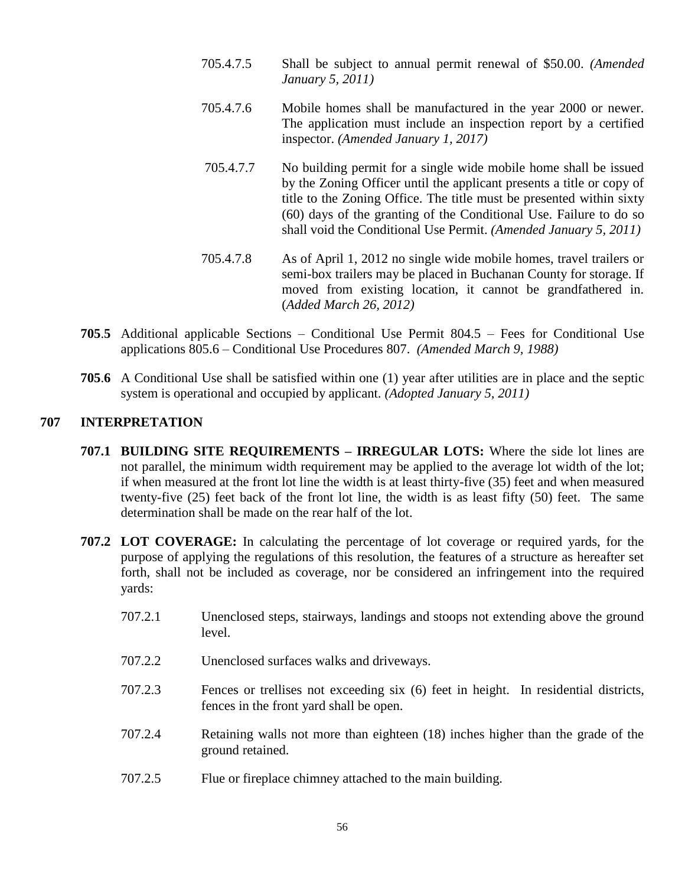705.4.7.5 Shall be subject to annual permit renewal of $50.00. *(Amended January 5, 2011)*

705.4.7.6 Mobile homes shall be manufactured in the year 2000 or newer. The application must include an inspection report by a certified inspector. *(Amended January 1, 2017)*

705.4.7.7 No building permit for a single wide mobile home shall be issued by the Zoning Officer until the applicant presents a title or copy of title to the Zoning Office. The title must be presented within sixty (60) days of the granting of the Conditional Use. Failure to do so shall void the Conditional Use Permit. *(Amended January 5, 2011)*

705.4.7.8 As of April 1, 2012 no single wide mobile homes, travel trailers or semi-box trailers may be placed in Buchanan County for storage. If moved from existing location, it cannot be grandfathered in. (*Added March 26, 2012)*

**705.5** Additional applicable Sections – Conditional Use Permit 804.5 – Fees for Conditional Use applications 805.6 – Conditional Use Procedures 807. *(Amended March 9, 1988)*

**705.6** A Conditional Use shall be satisfied within one (1) year after utilities are in place and the septic system is operational and occupied by applicant. *(Adopted January 5, 2011)*

## 707 INTERPRETATION

**707.1 BUILDING SITE REQUIREMENTS – IRREGULAR LOTS:** Where the side lot lines are not parallel, the minimum width requirement may be applied to the average lot width of the lot; if when measured at the front lot line the width is at least thirty-five (35) feet and when measured twenty-five (25) feet back of the front lot line, the width is as least fifty (50) feet. The same determination shall be made on the rear half of the lot.

**707.2 LOT COVERAGE:** In calculating the percentage of lot coverage or required yards, for the purpose of applying the regulations of this resolution, the features of a structure as hereafter set forth, shall not be included as coverage, nor be considered an infringement into the required yards:

707.2.1 Unenclosed steps, stairways, landings and stoops not extending above the ground level.

707.2.2 Unenclosed surfaces walks and driveways.

707.2.3 Fences or trellises not exceeding six (6) feet in height. In residential districts, fences in the front yard shall be open.

707.2.4 Retaining walls not more than eighteen (18) inches higher than the grade of the ground retained.

707.2.5 Flue or fireplace chimney attached to the main building.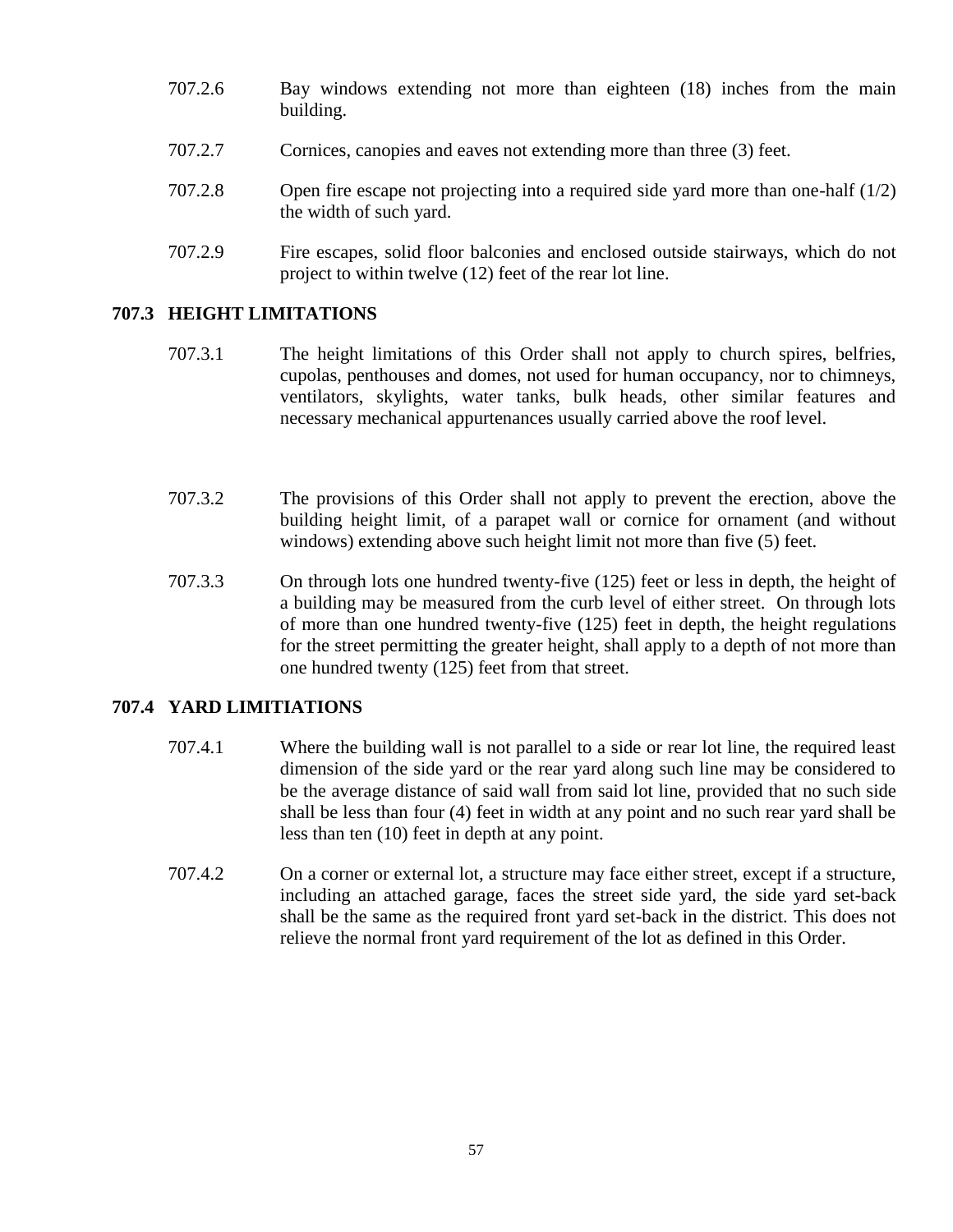707.2.6 Bay windows extending not more than eighteen (18) inches from the main building.

707.2.7 Cornices, canopies and eaves not extending more than three (3) feet.

707.2.8 Open fire escape not projecting into a required side yard more than one-half (1/2) the width of such yard.

707.2.9 Fire escapes, solid floor balconies and enclosed outside stairways, which do not project to within twelve (12) feet of the rear lot line.

## 707.3 HEIGHT LIMITATIONS

707.3.1 The height limitations of this Order shall not apply to church spires, belfries, cupolas, penthouses and domes, not used for human occupancy, nor to chimneys, ventilators, skylights, water tanks, bulk heads, other similar features and necessary mechanical appurtenances usually carried above the roof level.

707.3.2 The provisions of this Order shall not apply to prevent the erection, above the building height limit, of a parapet wall or cornice for ornament (and without windows) extending above such height limit not more than five (5) feet.

707.3.3 On through lots one hundred twenty-five (125) feet or less in depth, the height of a building may be measured from the curb level of either street. On through lots of more than one hundred twenty-five (125) feet in depth, the height regulations for the street permitting the greater height, shall apply to a depth of not more than one hundred twenty (125) feet from that street.

## 707.4 YARD LIMITIATIONS

707.4.1 Where the building wall is not parallel to a side or rear lot line, the required least dimension of the side yard or the rear yard along such line may be considered to be the average distance of said wall from said lot line, provided that no such side shall be less than four (4) feet in width at any point and no such rear yard shall be less than ten (10) feet in depth at any point.

707.4.2 On a corner or external lot, a structure may face either street, except if a structure, including an attached garage, faces the street side yard, the side yard set-back shall be the same as the required front yard set-back in the district. This does not relieve the normal front yard requirement of the lot as defined in this Order.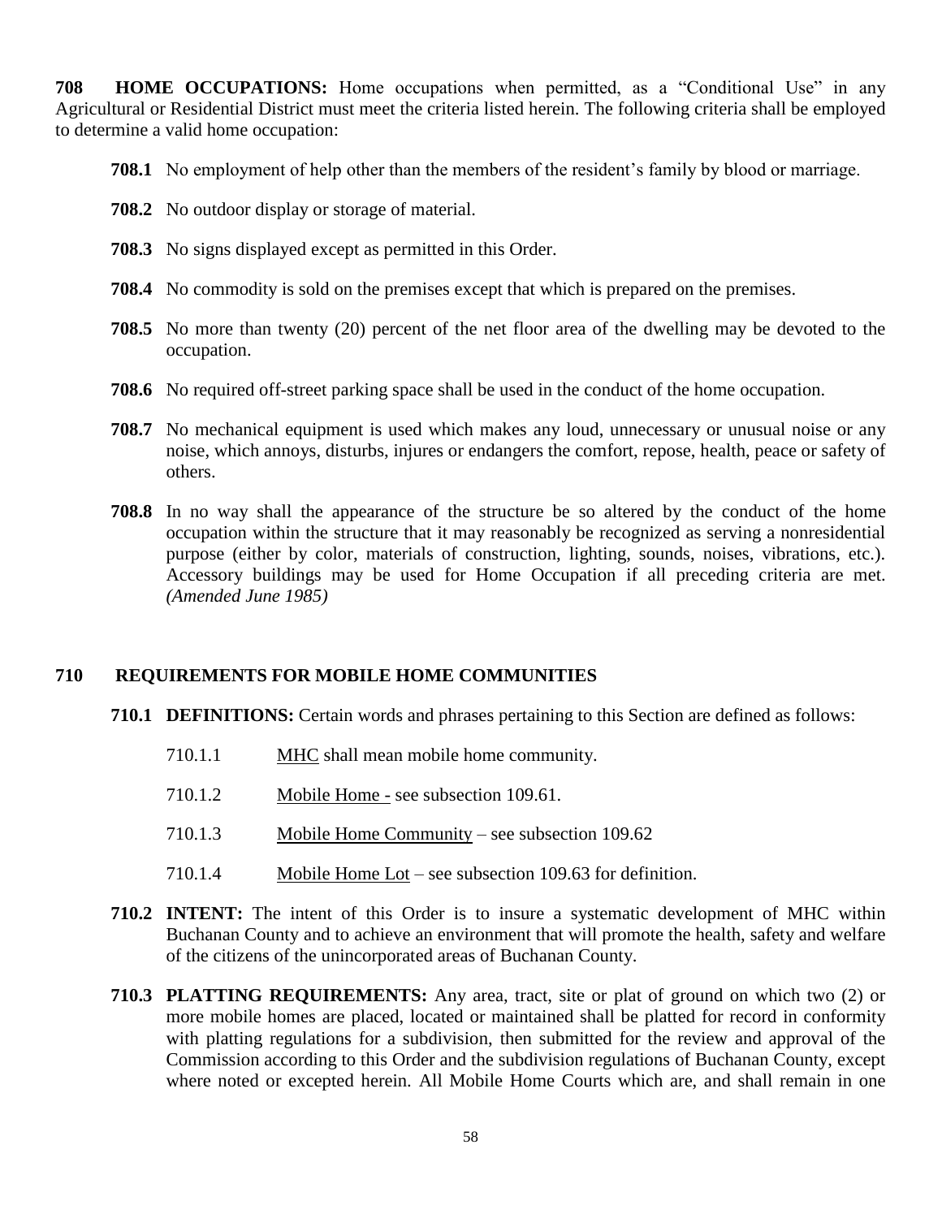**708 HOME OCCUPATIONS:** Home occupations when permitted, as a "Conditional Use" in any Agricultural or Residential District must meet the criteria listed herein. The following criteria shall be employed to determine a valid home occupation:

**708.1** No employment of help other than the members of the resident's family by blood or marriage.

**708.2** No outdoor display or storage of material.

**708.3** No signs displayed except as permitted in this Order.

**708.4** No commodity is sold on the premises except that which is prepared on the premises.

**708.5** No more than twenty (20) percent of the net floor area of the dwelling may be devoted to the occupation.

**708.6** No required off-street parking space shall be used in the conduct of the home occupation.

**708.7** No mechanical equipment is used which makes any loud, unnecessary or unusual noise or any noise, which annoys, disturbs, injures or endangers the comfort, repose, health, peace or safety of others.

**708.8** In no way shall the appearance of the structure be so altered by the conduct of the home occupation within the structure that it may reasonably be recognized as serving a nonresidential purpose (either by color, materials of construction, lighting, sounds, noises, vibrations, etc.). Accessory buildings may be used for Home Occupation if all preceding criteria are met. *(Amended June 1985)*

## 710 REQUIREMENTS FOR MOBILE HOME COMMUNITIES

**710.1 DEFINITIONS:** Certain words and phrases pertaining to this Section are defined as follows:

710.1.1 MHC shall mean mobile home community.

710.1.2 Mobile Home - see subsection 109.61.

710.1.3 Mobile Home Community – see subsection 109.62

710.1.4 Mobile Home Lot – see subsection 109.63 for definition.

**710.2 INTENT:** The intent of this Order is to insure a systematic development of MHC within Buchanan County and to achieve an environment that will promote the health, safety and welfare of the citizens of the unincorporated areas of Buchanan County.

**710.3 PLATTING REQUIREMENTS:** Any area, tract, site or plat of ground on which two (2) or more mobile homes are placed, located or maintained shall be platted for record in conformity with platting regulations for a subdivision, then submitted for the review and approval of the Commission according to this Order and the subdivision regulations of Buchanan County, except where noted or excepted herein. All Mobile Home Courts which are, and shall remain in one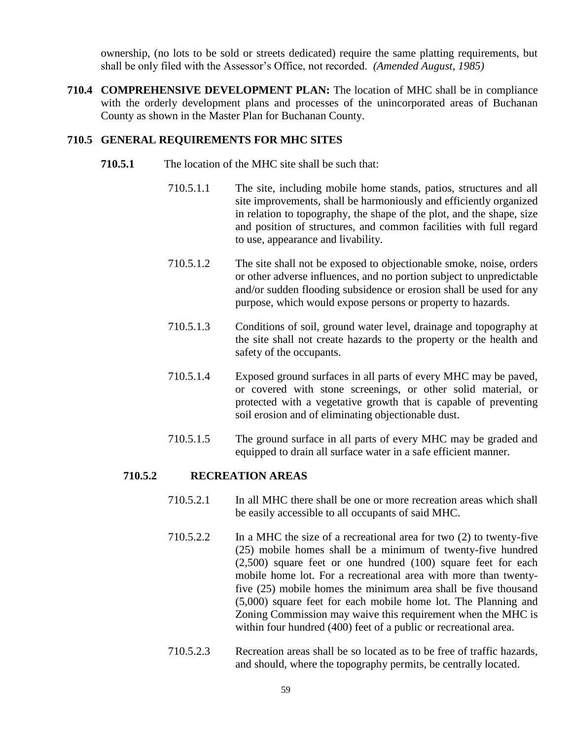ownership, (no lots to be sold or streets dedicated) require the same platting requirements, but shall be only filed with the Assessor's Office, not recorded. *(Amended August, 1985)*

**710.4 COMPREHENSIVE DEVELOPMENT PLAN:** The location of MHC shall be in compliance with the orderly development plans and processes of the unincorporated areas of Buchanan County as shown in the Master Plan for Buchanan County.

### 710.5 GENERAL REQUIREMENTS FOR MHC SITES

**710.5.1** The location of the MHC site shall be such that:

710.5.1.1 The site, including mobile home stands, patios, structures and all site improvements, shall be harmoniously and efficiently organized in relation to topography, the shape of the plot, and the shape, size and position of structures, and common facilities with full regard to use, appearance and livability.

710.5.1.2 The site shall not be exposed to objectionable smoke, noise, orders or other adverse influences, and no portion subject to unpredictable and/or sudden flooding subsidence or erosion shall be used for any purpose, which would expose persons or property to hazards.

710.5.1.3 Conditions of soil, ground water level, drainage and topography at the site shall not create hazards to the property or the health and safety of the occupants.

710.5.1.4 Exposed ground surfaces in all parts of every MHC may be paved, or covered with stone screenings, or other solid material, or protected with a vegetative growth that is capable of preventing soil erosion and of eliminating objectionable dust.

710.5.1.5 The ground surface in all parts of every MHC may be graded and equipped to drain all surface water in a safe efficient manner.

#### 710.5.2 RECREATION AREAS

710.5.2.1 In all MHC there shall be one or more recreation areas which shall be easily accessible to all occupants of said MHC.

710.5.2.2 In a MHC the size of a recreational area for two (2) to twenty-five (25) mobile homes shall be a minimum of twenty-five hundred (2,500) square feet or one hundred (100) square feet for each mobile home lot. For a recreational area with more than twenty-five (25) mobile homes the minimum area shall be five thousand (5,000) square feet for each mobile home lot. The Planning and Zoning Commission may waive this requirement when the MHC is within four hundred (400) feet of a public or recreational area.

710.5.2.3 Recreation areas shall be so located as to be free of traffic hazards, and should, where the topography permits, be centrally located.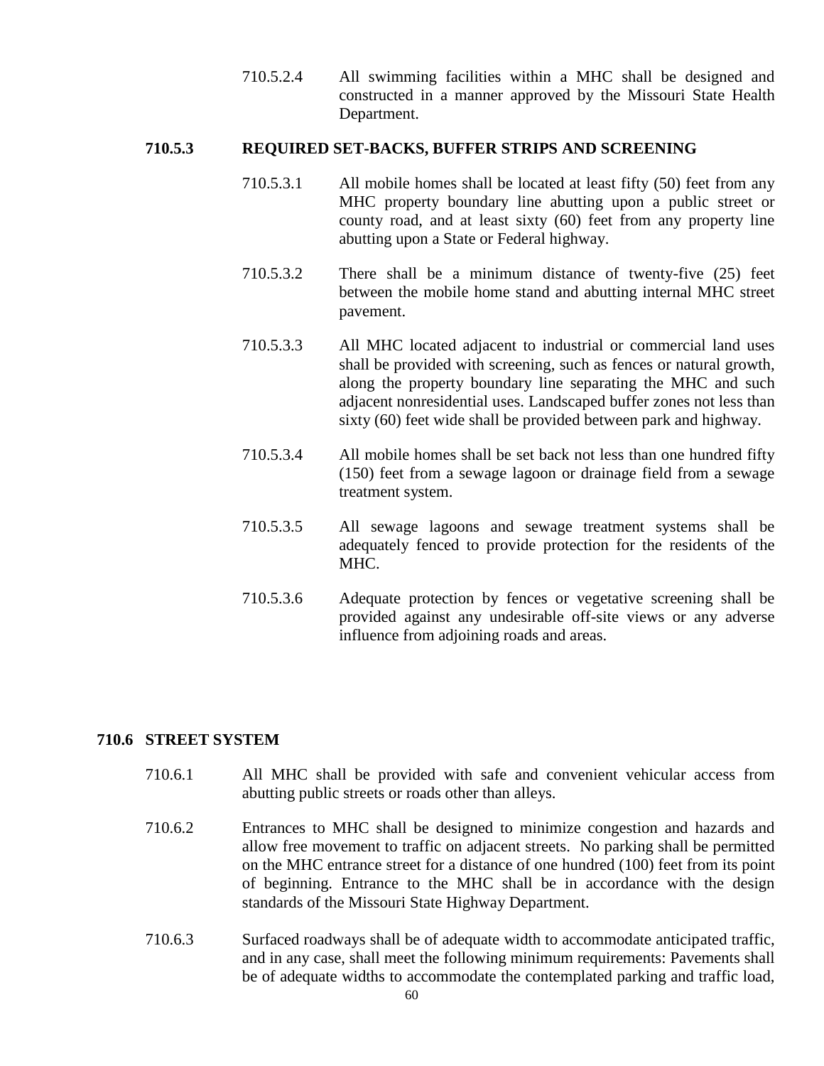710.5.2.4 All swimming facilities within a MHC shall be designed and constructed in a manner approved by the Missouri State Health Department.

**710.5.3 REQUIRED SET-BACKS, BUFFER STRIPS AND SCREENING**

710.5.3.1 All mobile homes shall be located at least fifty (50) feet from any MHC property boundary line abutting upon a public street or county road, and at least sixty (60) feet from any property line abutting upon a State or Federal highway.

710.5.3.2 There shall be a minimum distance of twenty-five (25) feet between the mobile home stand and abutting internal MHC street pavement.

710.5.3.3 All MHC located adjacent to industrial or commercial land uses shall be provided with screening, such as fences or natural growth, along the property boundary line separating the MHC and such adjacent nonresidential uses. Landscaped buffer zones not less than sixty (60) feet wide shall be provided between park and highway.

710.5.3.4 All mobile homes shall be set back not less than one hundred fifty (150) feet from a sewage lagoon or drainage field from a sewage treatment system.

710.5.3.5 All sewage lagoons and sewage treatment systems shall be adequately fenced to provide protection for the residents of the MHC.

710.5.3.6 Adequate protection by fences or vegetative screening shall be provided against any undesirable off-site views or any adverse influence from adjoining roads and areas.

**710.6 STREET SYSTEM**

710.6.1 All MHC shall be provided with safe and convenient vehicular access from abutting public streets or roads other than alleys.

710.6.2 Entrances to MHC shall be designed to minimize congestion and hazards and allow free movement to traffic on adjacent streets. No parking shall be permitted on the MHC entrance street for a distance of one hundred (100) feet from its point of beginning. Entrance to the MHC shall be in accordance with the design standards of the Missouri State Highway Department.

710.6.3 Surfaced roadways shall be of adequate width to accommodate anticipated traffic, and in any case, shall meet the following minimum requirements: Pavements shall be of adequate widths to accommodate the contemplated parking and traffic load,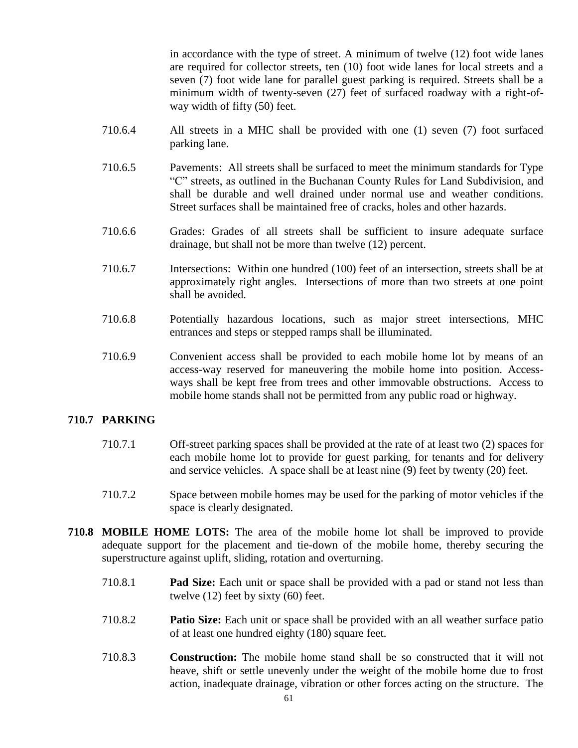in accordance with the type of street. A minimum of twelve (12) foot wide lanes are required for collector streets, ten (10) foot wide lanes for local streets and a seven (7) foot wide lane for parallel guest parking is required. Streets shall be a minimum width of twenty-seven (27) feet of surfaced roadway with a right-of-way width of fifty (50) feet.

710.6.4 All streets in a MHC shall be provided with one (1) seven (7) foot surfaced parking lane.

710.6.5 Pavements: All streets shall be surfaced to meet the minimum standards for Type "C" streets, as outlined in the Buchanan County Rules for Land Subdivision, and shall be durable and well drained under normal use and weather conditions. Street surfaces shall be maintained free of cracks, holes and other hazards.

710.6.6 Grades: Grades of all streets shall be sufficient to insure adequate surface drainage, but shall not be more than twelve (12) percent.

710.6.7 Intersections: Within one hundred (100) feet of an intersection, streets shall be at approximately right angles. Intersections of more than two streets at one point shall be avoided.

710.6.8 Potentially hazardous locations, such as major street intersections, MHC entrances and steps or stepped ramps shall be illuminated.

710.6.9 Convenient access shall be provided to each mobile home lot by means of an access-way reserved for maneuvering the mobile home into position. Access-ways shall be kept free from trees and other immovable obstructions. Access to mobile home stands shall not be permitted from any public road or highway.

## 710.7 PARKING

710.7.1 Off-street parking spaces shall be provided at the rate of at least two (2) spaces for each mobile home lot to provide for guest parking, for tenants and for delivery and service vehicles. A space shall be at least nine (9) feet by twenty (20) feet.

710.7.2 Space between mobile homes may be used for the parking of motor vehicles if the space is clearly designated.

**710.8 MOBILE HOME LOTS:** The area of the mobile home lot shall be improved to provide adequate support for the placement and tie-down of the mobile home, thereby securing the superstructure against uplift, sliding, rotation and overturning.

710.8.1 **Pad Size:** Each unit or space shall be provided with a pad or stand not less than twelve (12) feet by sixty (60) feet.

710.8.2 **Patio Size:** Each unit or space shall be provided with an all weather surface patio of at least one hundred eighty (180) square feet.

710.8.3 **Construction:** The mobile home stand shall be so constructed that it will not heave, shift or settle unevenly under the weight of the mobile home due to frost action, inadequate drainage, vibration or other forces acting on the structure. The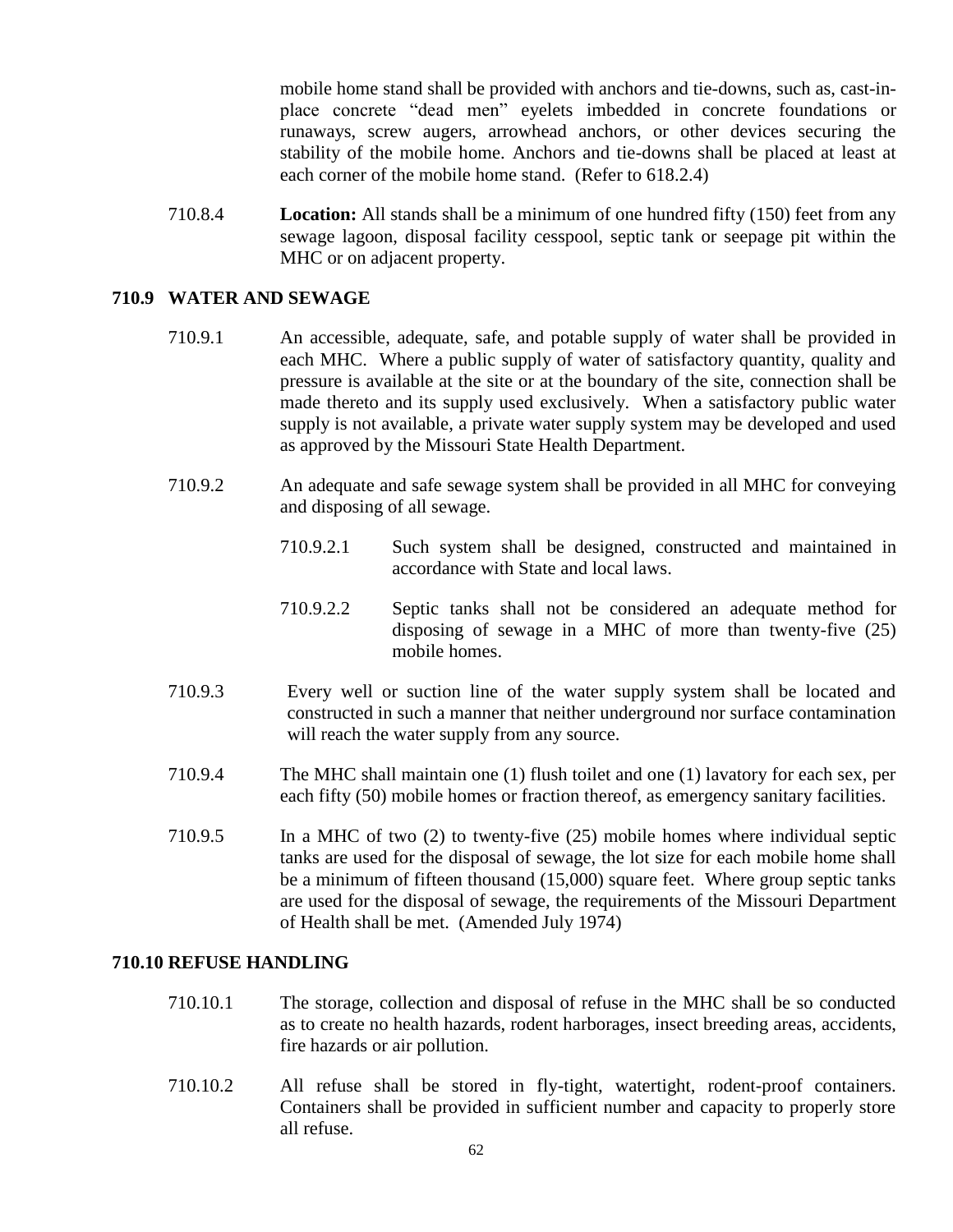mobile home stand shall be provided with anchors and tie-downs, such as, cast-in-place concrete "dead men" eyelets imbedded in concrete foundations or runaways, screw augers, arrowhead anchors, or other devices securing the stability of the mobile home. Anchors and tie-downs shall be placed at least at each corner of the mobile home stand. (Refer to 618.2.4)

710.8.4 **Location:** All stands shall be a minimum of one hundred fifty (150) feet from any sewage lagoon, disposal facility cesspool, septic tank or seepage pit within the MHC or on adjacent property.

## 710.9 WATER AND SEWAGE

710.9.1 An accessible, adequate, safe, and potable supply of water shall be provided in each MHC. Where a public supply of water of satisfactory quantity, quality and pressure is available at the site or at the boundary of the site, connection shall be made thereto and its supply used exclusively. When a satisfactory public water supply is not available, a private water supply system may be developed and used as approved by the Missouri State Health Department.

710.9.2 An adequate and safe sewage system shall be provided in all MHC for conveying and disposing of all sewage.

710.9.2.1 Such system shall be designed, constructed and maintained in accordance with State and local laws.

710.9.2.2 Septic tanks shall not be considered an adequate method for disposing of sewage in a MHC of more than twenty-five (25) mobile homes.

710.9.3 Every well or suction line of the water supply system shall be located and constructed in such a manner that neither underground nor surface contamination will reach the water supply from any source.

710.9.4 The MHC shall maintain one (1) flush toilet and one (1) lavatory for each sex, per each fifty (50) mobile homes or fraction thereof, as emergency sanitary facilities.

710.9.5 In a MHC of two (2) to twenty-five (25) mobile homes where individual septic tanks are used for the disposal of sewage, the lot size for each mobile home shall be a minimum of fifteen thousand (15,000) square feet. Where group septic tanks are used for the disposal of sewage, the requirements of the Missouri Department of Health shall be met. (Amended July 1974)

## 710.10 REFUSE HANDLING

710.10.1 The storage, collection and disposal of refuse in the MHC shall be so conducted as to create no health hazards, rodent harborages, insect breeding areas, accidents, fire hazards or air pollution.

710.10.2 All refuse shall be stored in fly-tight, watertight, rodent-proof containers. Containers shall be provided in sufficient number and capacity to properly store all refuse.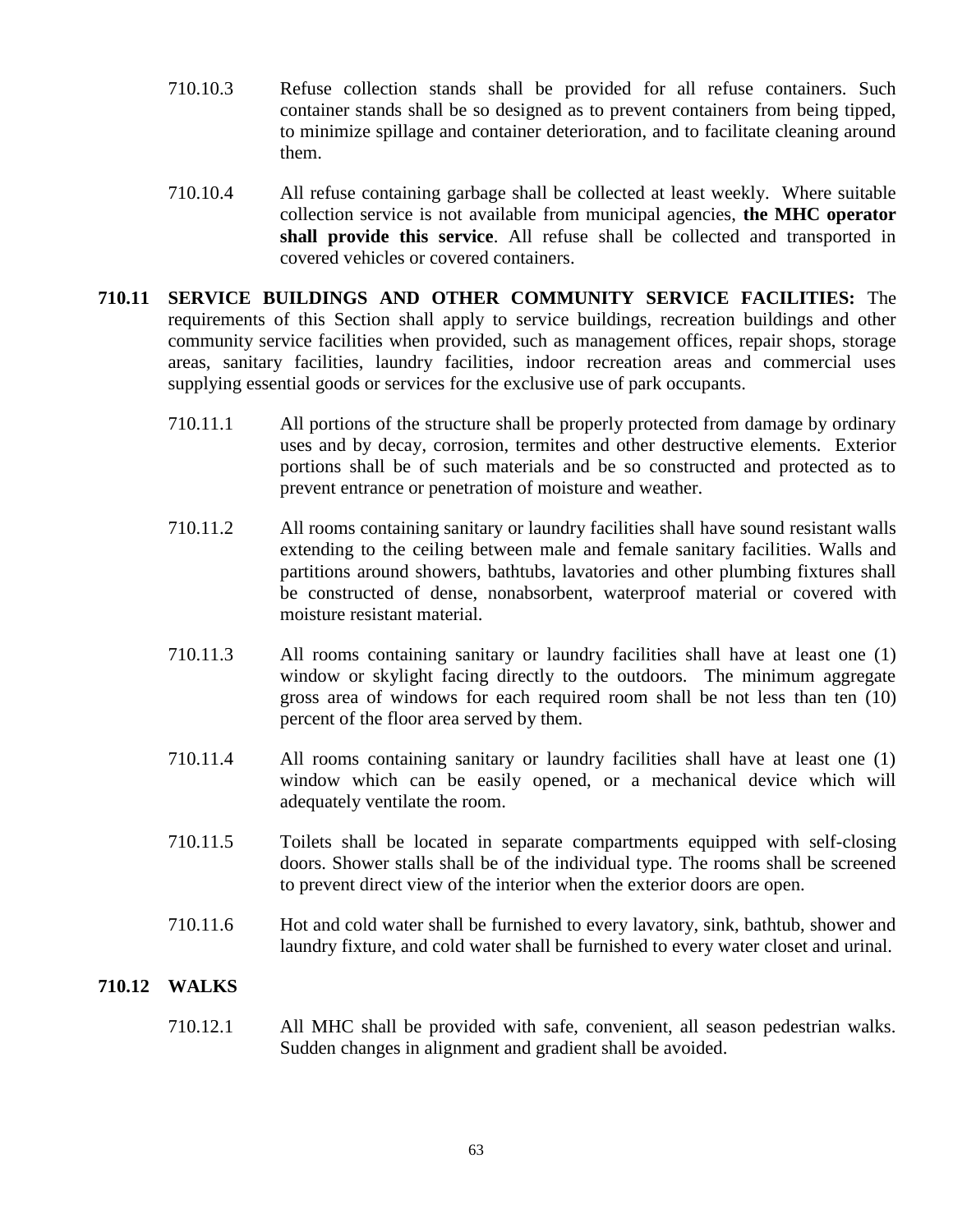710.10.3 Refuse collection stands shall be provided for all refuse containers. Such container stands shall be so designed as to prevent containers from being tipped, to minimize spillage and container deterioration, and to facilitate cleaning around them.

710.10.4 All refuse containing garbage shall be collected at least weekly. Where suitable collection service is not available from municipal agencies, **the MHC operator shall provide this service**. All refuse shall be collected and transported in covered vehicles or covered containers.

**710.11 SERVICE BUILDINGS AND OTHER COMMUNITY SERVICE FACILITIES:** The requirements of this Section shall apply to service buildings, recreation buildings and other community service facilities when provided, such as management offices, repair shops, storage areas, sanitary facilities, laundry facilities, indoor recreation areas and commercial uses supplying essential goods or services for the exclusive use of park occupants.

710.11.1 All portions of the structure shall be properly protected from damage by ordinary uses and by decay, corrosion, termites and other destructive elements. Exterior portions shall be of such materials and be so constructed and protected as to prevent entrance or penetration of moisture and weather.

710.11.2 All rooms containing sanitary or laundry facilities shall have sound resistant walls extending to the ceiling between male and female sanitary facilities. Walls and partitions around showers, bathtubs, lavatories and other plumbing fixtures shall be constructed of dense, nonabsorbent, waterproof material or covered with moisture resistant material.

710.11.3 All rooms containing sanitary or laundry facilities shall have at least one (1) window or skylight facing directly to the outdoors. The minimum aggregate gross area of windows for each required room shall be not less than ten (10) percent of the floor area served by them.

710.11.4 All rooms containing sanitary or laundry facilities shall have at least one (1) window which can be easily opened, or a mechanical device which will adequately ventilate the room.

710.11.5 Toilets shall be located in separate compartments equipped with self-closing doors. Shower stalls shall be of the individual type. The rooms shall be screened to prevent direct view of the interior when the exterior doors are open.

710.11.6 Hot and cold water shall be furnished to every lavatory, sink, bathtub, shower and laundry fixture, and cold water shall be furnished to every water closet and urinal.

**710.12 WALKS**

710.12.1 All MHC shall be provided with safe, convenient, all season pedestrian walks. Sudden changes in alignment and gradient shall be avoided.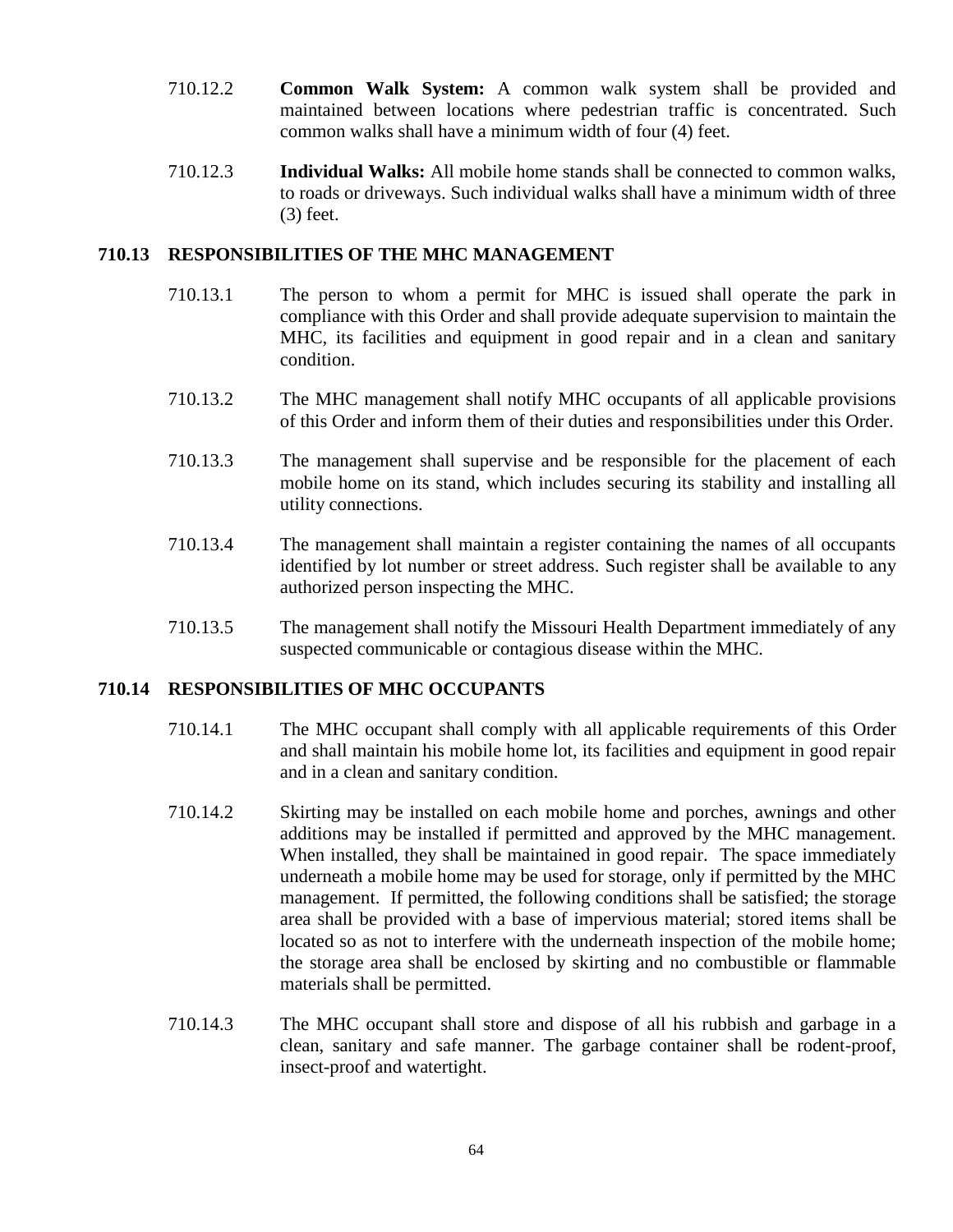710.12.2 **Common Walk System:** A common walk system shall be provided and maintained between locations where pedestrian traffic is concentrated. Such common walks shall have a minimum width of four (4) feet.

710.12.3 **Individual Walks:** All mobile home stands shall be connected to common walks, to roads or driveways. Such individual walks shall have a minimum width of three (3) feet.

## 710.13 RESPONSIBILITIES OF THE MHC MANAGEMENT

710.13.1 The person to whom a permit for MHC is issued shall operate the park in compliance with this Order and shall provide adequate supervision to maintain the MHC, its facilities and equipment in good repair and in a clean and sanitary condition.

710.13.2 The MHC management shall notify MHC occupants of all applicable provisions of this Order and inform them of their duties and responsibilities under this Order.

710.13.3 The management shall supervise and be responsible for the placement of each mobile home on its stand, which includes securing its stability and installing all utility connections.

710.13.4 The management shall maintain a register containing the names of all occupants identified by lot number or street address. Such register shall be available to any authorized person inspecting the MHC.

710.13.5 The management shall notify the Missouri Health Department immediately of any suspected communicable or contagious disease within the MHC.

## 710.14 RESPONSIBILITIES OF MHC OCCUPANTS

710.14.1 The MHC occupant shall comply with all applicable requirements of this Order and shall maintain his mobile home lot, its facilities and equipment in good repair and in a clean and sanitary condition.

710.14.2 Skirting may be installed on each mobile home and porches, awnings and other additions may be installed if permitted and approved by the MHC management. When installed, they shall be maintained in good repair. The space immediately underneath a mobile home may be used for storage, only if permitted by the MHC management. If permitted, the following conditions shall be satisfied; the storage area shall be provided with a base of impervious material; stored items shall be located so as not to interfere with the underneath inspection of the mobile home; the storage area shall be enclosed by skirting and no combustible or flammable materials shall be permitted.

710.14.3 The MHC occupant shall store and dispose of all his rubbish and garbage in a clean, sanitary and safe manner. The garbage container shall be rodent-proof, insect-proof and watertight.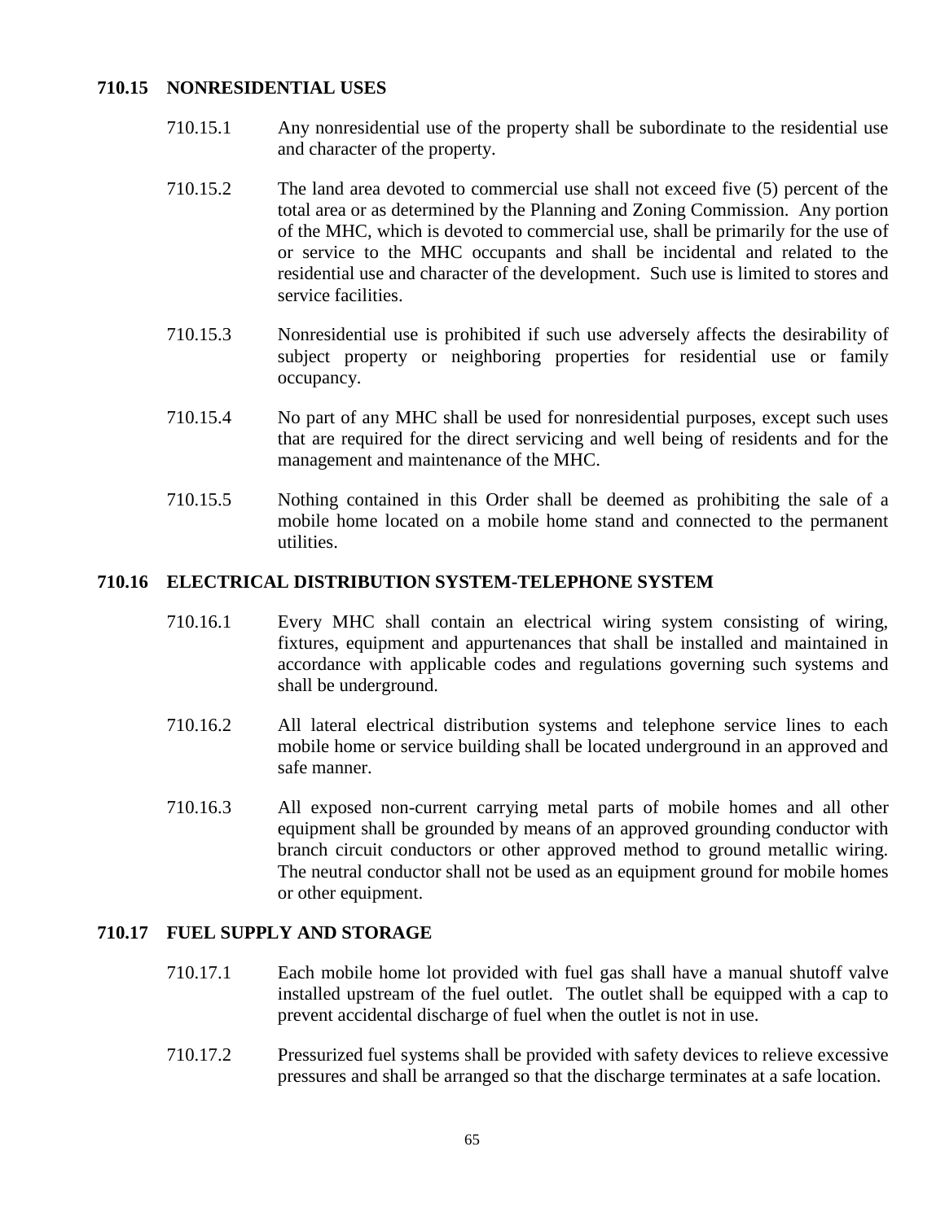## 710.15 NONRESIDENTIAL USES

710.15.1 Any nonresidential use of the property shall be subordinate to the residential use and character of the property.

710.15.2 The land area devoted to commercial use shall not exceed five (5) percent of the total area or as determined by the Planning and Zoning Commission. Any portion of the MHC, which is devoted to commercial use, shall be primarily for the use of or service to the MHC occupants and shall be incidental and related to the residential use and character of the development. Such use is limited to stores and service facilities.

710.15.3 Nonresidential use is prohibited if such use adversely affects the desirability of subject property or neighboring properties for residential use or family occupancy.

710.15.4 No part of any MHC shall be used for nonresidential purposes, except such uses that are required for the direct servicing and well being of residents and for the management and maintenance of the MHC.

710.15.5 Nothing contained in this Order shall be deemed as prohibiting the sale of a mobile home located on a mobile home stand and connected to the permanent utilities.

## 710.16 ELECTRICAL DISTRIBUTION SYSTEM-TELEPHONE SYSTEM

710.16.1 Every MHC shall contain an electrical wiring system consisting of wiring, fixtures, equipment and appurtenances that shall be installed and maintained in accordance with applicable codes and regulations governing such systems and shall be underground.

710.16.2 All lateral electrical distribution systems and telephone service lines to each mobile home or service building shall be located underground in an approved and safe manner.

710.16.3 All exposed non-current carrying metal parts of mobile homes and all other equipment shall be grounded by means of an approved grounding conductor with branch circuit conductors or other approved method to ground metallic wiring. The neutral conductor shall not be used as an equipment ground for mobile homes or other equipment.

## 710.17 FUEL SUPPLY AND STORAGE

710.17.1 Each mobile home lot provided with fuel gas shall have a manual shutoff valve installed upstream of the fuel outlet. The outlet shall be equipped with a cap to prevent accidental discharge of fuel when the outlet is not in use.

710.17.2 Pressurized fuel systems shall be provided with safety devices to relieve excessive pressures and shall be arranged so that the discharge terminates at a safe location.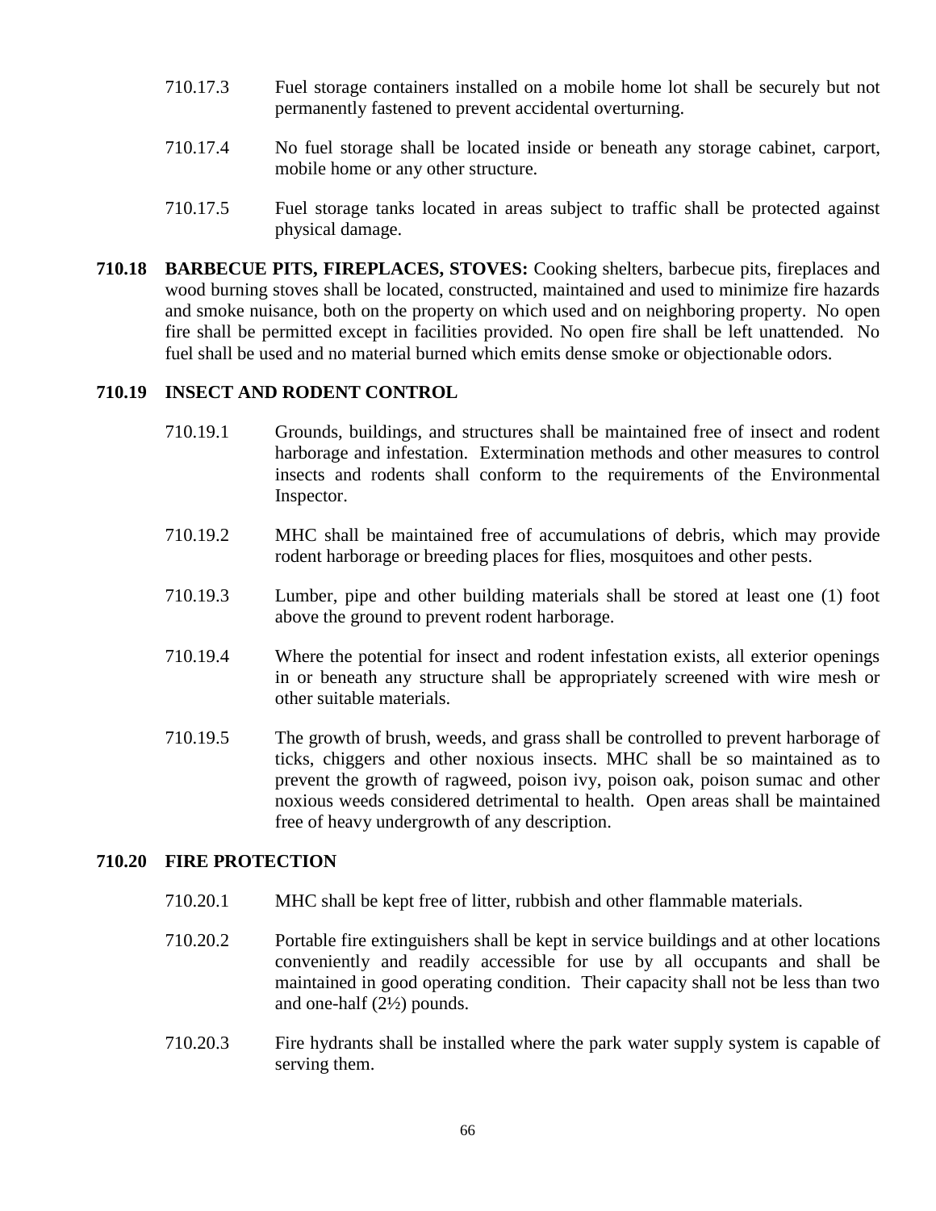710.17.3 Fuel storage containers installed on a mobile home lot shall be securely but not permanently fastened to prevent accidental overturning.

710.17.4 No fuel storage shall be located inside or beneath any storage cabinet, carport, mobile home or any other structure.

710.17.5 Fuel storage tanks located in areas subject to traffic shall be protected against physical damage.

**710.18 BARBECUE PITS, FIREPLACES, STOVES:** Cooking shelters, barbecue pits, fireplaces and wood burning stoves shall be located, constructed, maintained and used to minimize fire hazards and smoke nuisance, both on the property on which used and on neighboring property. No open fire shall be permitted except in facilities provided. No open fire shall be left unattended. No fuel shall be used and no material burned which emits dense smoke or objectionable odors.

## 710.19 INSECT AND RODENT CONTROL

710.19.1 Grounds, buildings, and structures shall be maintained free of insect and rodent harborage and infestation. Extermination methods and other measures to control insects and rodents shall conform to the requirements of the Environmental Inspector.

710.19.2 MHC shall be maintained free of accumulations of debris, which may provide rodent harborage or breeding places for flies, mosquitoes and other pests.

710.19.3 Lumber, pipe and other building materials shall be stored at least one (1) foot above the ground to prevent rodent harborage.

710.19.4 Where the potential for insect and rodent infestation exists, all exterior openings in or beneath any structure shall be appropriately screened with wire mesh or other suitable materials.

710.19.5 The growth of brush, weeds, and grass shall be controlled to prevent harborage of ticks, chiggers and other noxious insects. MHC shall be so maintained as to prevent the growth of ragweed, poison ivy, poison oak, poison sumac and other noxious weeds considered detrimental to health. Open areas shall be maintained free of heavy undergrowth of any description.

## 710.20 FIRE PROTECTION

710.20.1 MHC shall be kept free of litter, rubbish and other flammable materials.

710.20.2 Portable fire extinguishers shall be kept in service buildings and at other locations conveniently and readily accessible for use by all occupants and shall be maintained in good operating condition. Their capacity shall not be less than two and one-half (2½) pounds.

710.20.3 Fire hydrants shall be installed where the park water supply system is capable of serving them.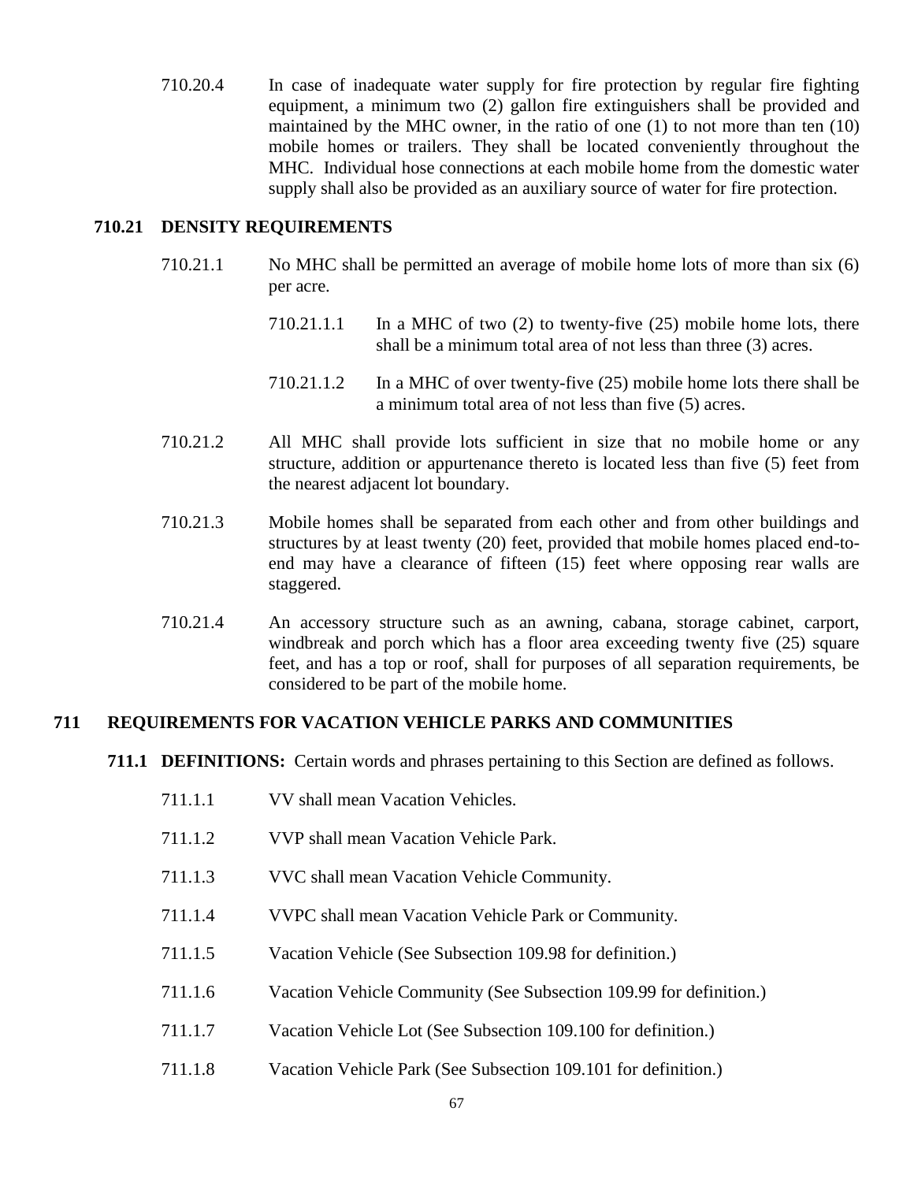710.20.4 In case of inadequate water supply for fire protection by regular fire fighting equipment, a minimum two (2) gallon fire extinguishers shall be provided and maintained by the MHC owner, in the ratio of one (1) to not more than ten (10) mobile homes or trailers. They shall be located conveniently throughout the MHC. Individual hose connections at each mobile home from the domestic water supply shall also be provided as an auxiliary source of water for fire protection.

### 710.21 DENSITY REQUIREMENTS

710.21.1 No MHC shall be permitted an average of mobile home lots of more than six (6) per acre.

710.21.1.1 In a MHC of two (2) to twenty-five (25) mobile home lots, there shall be a minimum total area of not less than three (3) acres.

710.21.1.2 In a MHC of over twenty-five (25) mobile home lots there shall be a minimum total area of not less than five (5) acres.

710.21.2 All MHC shall provide lots sufficient in size that no mobile home or any structure, addition or appurtenance thereto is located less than five (5) feet from the nearest adjacent lot boundary.

710.21.3 Mobile homes shall be separated from each other and from other buildings and structures by at least twenty (20) feet, provided that mobile homes placed end-to-end may have a clearance of fifteen (15) feet where opposing rear walls are staggered.

710.21.4 An accessory structure such as an awning, cabana, storage cabinet, carport, windbreak and porch which has a floor area exceeding twenty five (25) square feet, and has a top or roof, shall for purposes of all separation requirements, be considered to be part of the mobile home.

## 711 REQUIREMENTS FOR VACATION VEHICLE PARKS AND COMMUNITIES

**711.1 DEFINITIONS:** Certain words and phrases pertaining to this Section are defined as follows.

711.1.1 VV shall mean Vacation Vehicles.

711.1.2 VVP shall mean Vacation Vehicle Park.

711.1.3 VVC shall mean Vacation Vehicle Community.

711.1.4 VVPC shall mean Vacation Vehicle Park or Community.

711.1.5 Vacation Vehicle (See Subsection 109.98 for definition.)

711.1.6 Vacation Vehicle Community (See Subsection 109.99 for definition.)

711.1.7 Vacation Vehicle Lot (See Subsection 109.100 for definition.)

711.1.8 Vacation Vehicle Park (See Subsection 109.101 for definition.)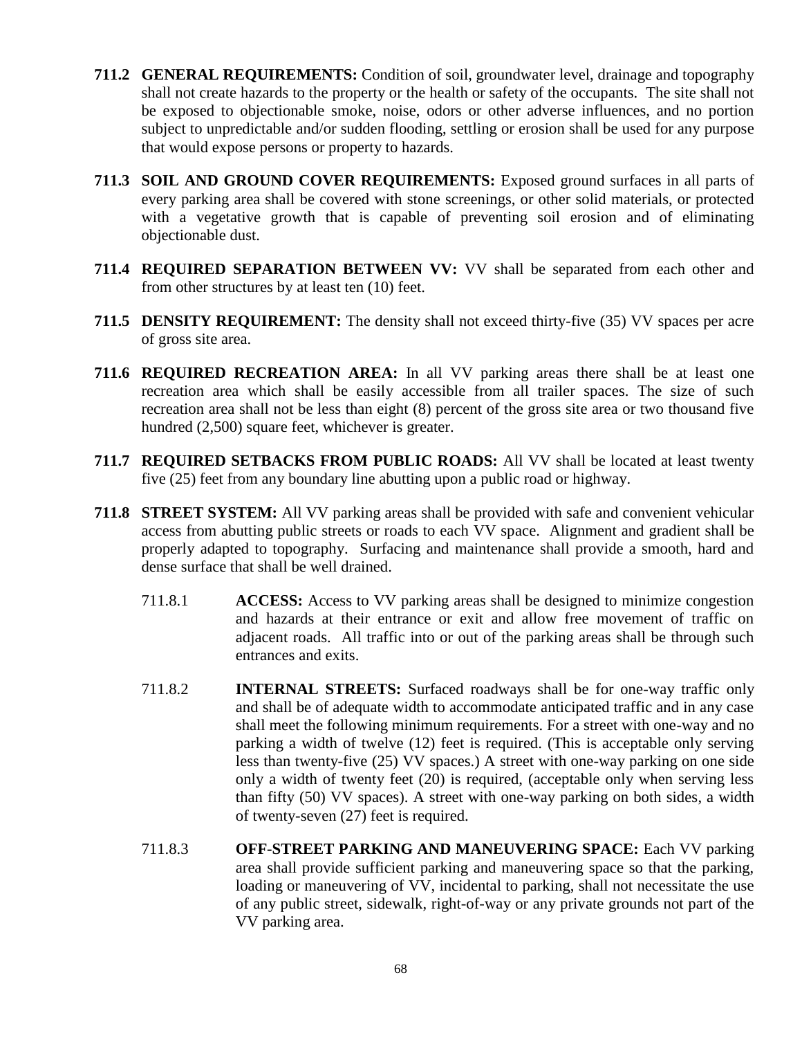**711.2 GENERAL REQUIREMENTS:** Condition of soil, groundwater level, drainage and topography shall not create hazards to the property or the health or safety of the occupants. The site shall not be exposed to objectionable smoke, noise, odors or other adverse influences, and no portion subject to unpredictable and/or sudden flooding, settling or erosion shall be used for any purpose that would expose persons or property to hazards.

**711.3 SOIL AND GROUND COVER REQUIREMENTS:** Exposed ground surfaces in all parts of every parking area shall be covered with stone screenings, or other solid materials, or protected with a vegetative growth that is capable of preventing soil erosion and of eliminating objectionable dust.

**711.4 REQUIRED SEPARATION BETWEEN VV:** VV shall be separated from each other and from other structures by at least ten (10) feet.

**711.5 DENSITY REQUIREMENT:** The density shall not exceed thirty-five (35) VV spaces per acre of gross site area.

**711.6 REQUIRED RECREATION AREA:** In all VV parking areas there shall be at least one recreation area which shall be easily accessible from all trailer spaces. The size of such recreation area shall not be less than eight (8) percent of the gross site area or two thousand five hundred (2,500) square feet, whichever is greater.

**711.7 REQUIRED SETBACKS FROM PUBLIC ROADS:** All VV shall be located at least twenty five (25) feet from any boundary line abutting upon a public road or highway.

**711.8 STREET SYSTEM:** All VV parking areas shall be provided with safe and convenient vehicular access from abutting public streets or roads to each VV space. Alignment and gradient shall be properly adapted to topography. Surfacing and maintenance shall provide a smooth, hard and dense surface that shall be well drained.

711.8.1 **ACCESS:** Access to VV parking areas shall be designed to minimize congestion and hazards at their entrance or exit and allow free movement of traffic on adjacent roads. All traffic into or out of the parking areas shall be through such entrances and exits.

711.8.2 **INTERNAL STREETS:** Surfaced roadways shall be for one-way traffic only and shall be of adequate width to accommodate anticipated traffic and in any case shall meet the following minimum requirements. For a street with one-way and no parking a width of twelve (12) feet is required. (This is acceptable only serving less than twenty-five (25) VV spaces.) A street with one-way parking on one side only a width of twenty feet (20) is required, (acceptable only when serving less than fifty (50) VV spaces). A street with one-way parking on both sides, a width of twenty-seven (27) feet is required.

711.8.3 **OFF-STREET PARKING AND MANEUVERING SPACE:** Each VV parking area shall provide sufficient parking and maneuvering space so that the parking, loading or maneuvering of VV, incidental to parking, shall not necessitate the use of any public street, sidewalk, right-of-way or any private grounds not part of the VV parking area.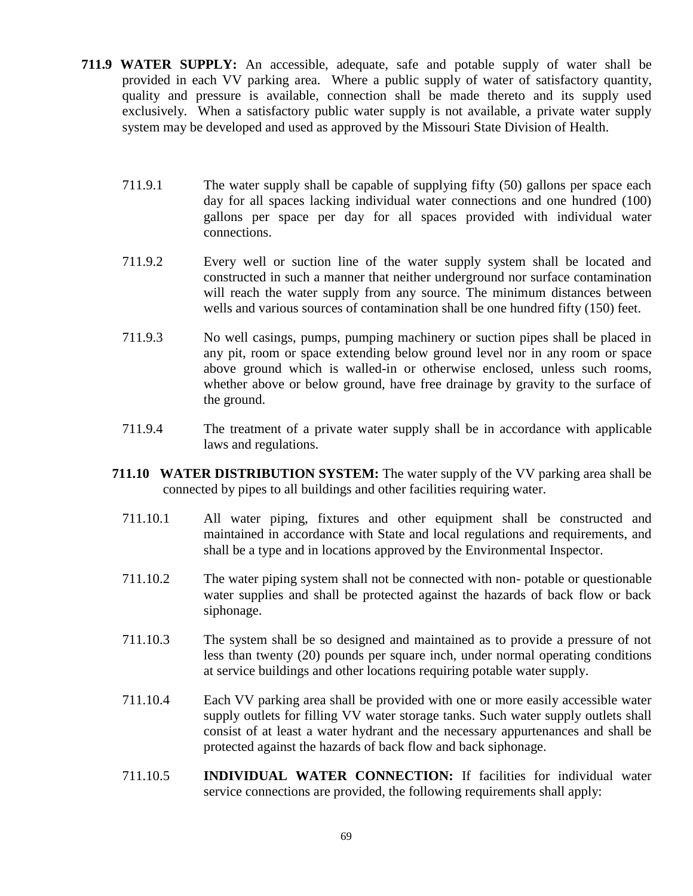**711.9 WATER SUPPLY:** An accessible, adequate, safe and potable supply of water shall be provided in each VV parking area. Where a public supply of water of satisfactory quantity, quality and pressure is available, connection shall be made thereto and its supply used exclusively. When a satisfactory public water supply is not available, a private water supply system may be developed and used as approved by the Missouri State Division of Health.

711.9.1 The water supply shall be capable of supplying fifty (50) gallons per space each day for all spaces lacking individual water connections and one hundred (100) gallons per space per day for all spaces provided with individual water connections.

711.9.2 Every well or suction line of the water supply system shall be located and constructed in such a manner that neither underground nor surface contamination will reach the water supply from any source. The minimum distances between wells and various sources of contamination shall be one hundred fifty (150) feet.

711.9.3 No well casings, pumps, pumping machinery or suction pipes shall be placed in any pit, room or space extending below ground level nor in any room or space above ground which is walled-in or otherwise enclosed, unless such rooms, whether above or below ground, have free drainage by gravity to the surface of the ground.

711.9.4 The treatment of a private water supply shall be in accordance with applicable laws and regulations.

**711.10 WATER DISTRIBUTION SYSTEM:** The water supply of the VV parking area shall be connected by pipes to all buildings and other facilities requiring water.

711.10.1 All water piping, fixtures and other equipment shall be constructed and maintained in accordance with State and local regulations and requirements, and shall be a type and in locations approved by the Environmental Inspector.

711.10.2 The water piping system shall not be connected with non- potable or questionable water supplies and shall be protected against the hazards of back flow or back siphonage.

711.10.3 The system shall be so designed and maintained as to provide a pressure of not less than twenty (20) pounds per square inch, under normal operating conditions at service buildings and other locations requiring potable water supply.

711.10.4 Each VV parking area shall be provided with one or more easily accessible water supply outlets for filling VV water storage tanks. Such water supply outlets shall consist of at least a water hydrant and the necessary appurtenances and shall be protected against the hazards of back flow and back siphonage.

711.10.5 **INDIVIDUAL WATER CONNECTION:** If facilities for individual water service connections are provided, the following requirements shall apply: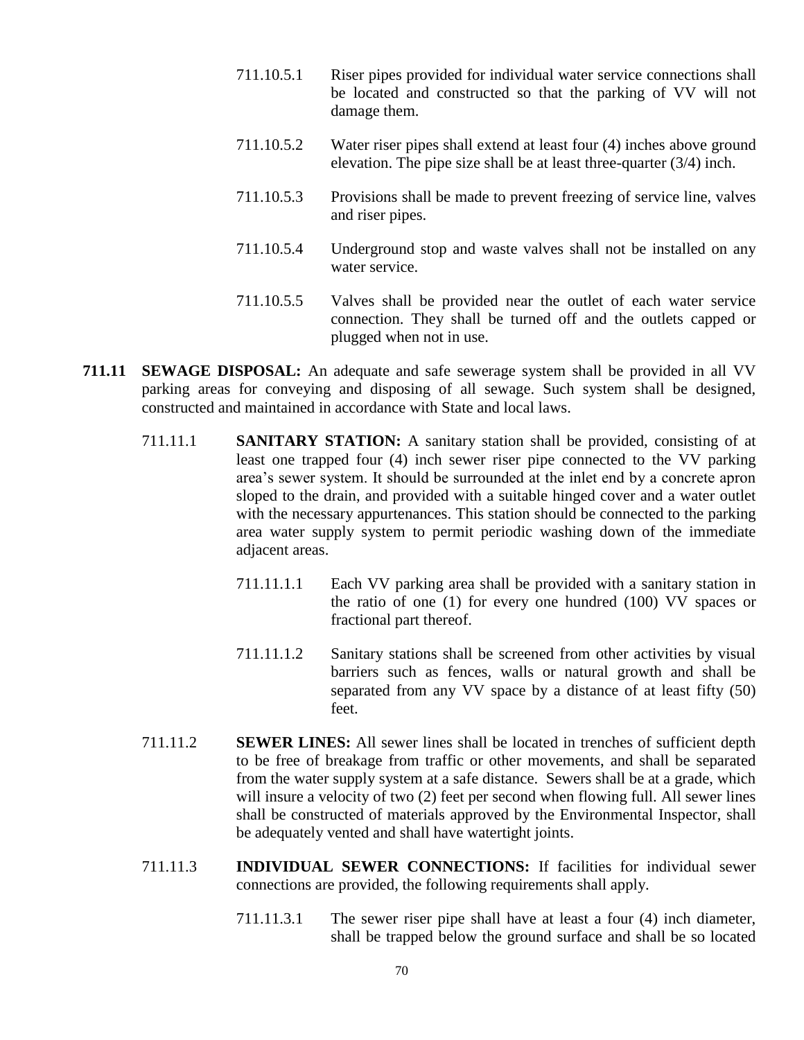711.10.5.1 Riser pipes provided for individual water service connections shall be located and constructed so that the parking of VV will not damage them.

711.10.5.2 Water riser pipes shall extend at least four (4) inches above ground elevation. The pipe size shall be at least three-quarter (3/4) inch.

711.10.5.3 Provisions shall be made to prevent freezing of service line, valves and riser pipes.

711.10.5.4 Underground stop and waste valves shall not be installed on any water service.

711.10.5.5 Valves shall be provided near the outlet of each water service connection. They shall be turned off and the outlets capped or plugged when not in use.

**711.11 SEWAGE DISPOSAL:** An adequate and safe sewerage system shall be provided in all VV parking areas for conveying and disposing of all sewage. Such system shall be designed, constructed and maintained in accordance with State and local laws.

711.11.1 **SANITARY STATION:** A sanitary station shall be provided, consisting of at least one trapped four (4) inch sewer riser pipe connected to the VV parking area's sewer system. It should be surrounded at the inlet end by a concrete apron sloped to the drain, and provided with a suitable hinged cover and a water outlet with the necessary appurtenances. This station should be connected to the parking area water supply system to permit periodic washing down of the immediate adjacent areas.

711.11.1.1 Each VV parking area shall be provided with a sanitary station in the ratio of one (1) for every one hundred (100) VV spaces or fractional part thereof.

711.11.1.2 Sanitary stations shall be screened from other activities by visual barriers such as fences, walls or natural growth and shall be separated from any VV space by a distance of at least fifty (50) feet.

711.11.2 **SEWER LINES:** All sewer lines shall be located in trenches of sufficient depth to be free of breakage from traffic or other movements, and shall be separated from the water supply system at a safe distance. Sewers shall be at a grade, which will insure a velocity of two (2) feet per second when flowing full. All sewer lines shall be constructed of materials approved by the Environmental Inspector, shall be adequately vented and shall have watertight joints.

711.11.3 **INDIVIDUAL SEWER CONNECTIONS:** If facilities for individual sewer connections are provided, the following requirements shall apply.

711.11.3.1 The sewer riser pipe shall have at least a four (4) inch diameter, shall be trapped below the ground surface and shall be so located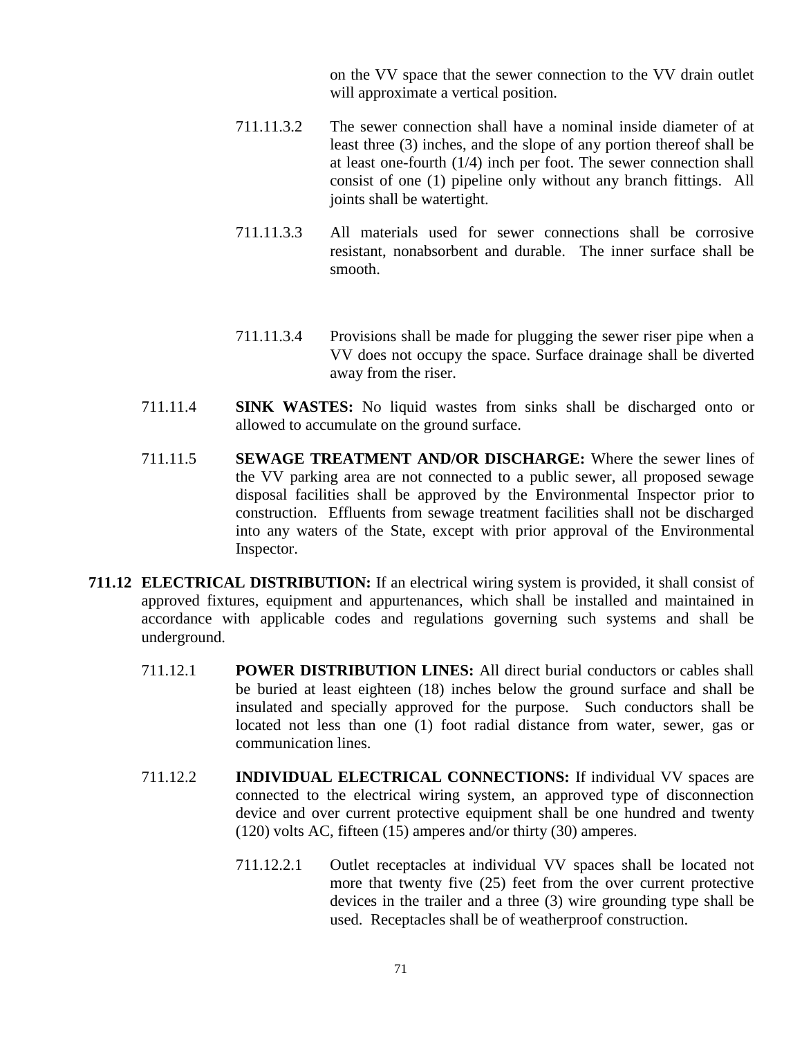on the VV space that the sewer connection to the VV drain outlet will approximate a vertical position.

711.11.3.2 The sewer connection shall have a nominal inside diameter of at least three (3) inches, and the slope of any portion thereof shall be at least one-fourth (1/4) inch per foot. The sewer connection shall consist of one (1) pipeline only without any branch fittings. All joints shall be watertight.

711.11.3.3 All materials used for sewer connections shall be corrosive resistant, nonabsorbent and durable. The inner surface shall be smooth.

711.11.3.4 Provisions shall be made for plugging the sewer riser pipe when a VV does not occupy the space. Surface drainage shall be diverted away from the riser.

711.11.4 **SINK WASTES:** No liquid wastes from sinks shall be discharged onto or allowed to accumulate on the ground surface.

711.11.5 **SEWAGE TREATMENT AND/OR DISCHARGE:** Where the sewer lines of the VV parking area are not connected to a public sewer, all proposed sewage disposal facilities shall be approved by the Environmental Inspector prior to construction. Effluents from sewage treatment facilities shall not be discharged into any waters of the State, except with prior approval of the Environmental Inspector.

**711.12 ELECTRICAL DISTRIBUTION:** If an electrical wiring system is provided, it shall consist of approved fixtures, equipment and appurtenances, which shall be installed and maintained in accordance with applicable codes and regulations governing such systems and shall be underground.

711.12.1 **POWER DISTRIBUTION LINES:** All direct burial conductors or cables shall be buried at least eighteen (18) inches below the ground surface and shall be insulated and specially approved for the purpose. Such conductors shall be located not less than one (1) foot radial distance from water, sewer, gas or communication lines.

711.12.2 **INDIVIDUAL ELECTRICAL CONNECTIONS:** If individual VV spaces are connected to the electrical wiring system, an approved type of disconnection device and over current protective equipment shall be one hundred and twenty (120) volts AC, fifteen (15) amperes and/or thirty (30) amperes.

711.12.2.1 Outlet receptacles at individual VV spaces shall be located not more that twenty five (25) feet from the over current protective devices in the trailer and a three (3) wire grounding type shall be used. Receptacles shall be of weatherproof construction.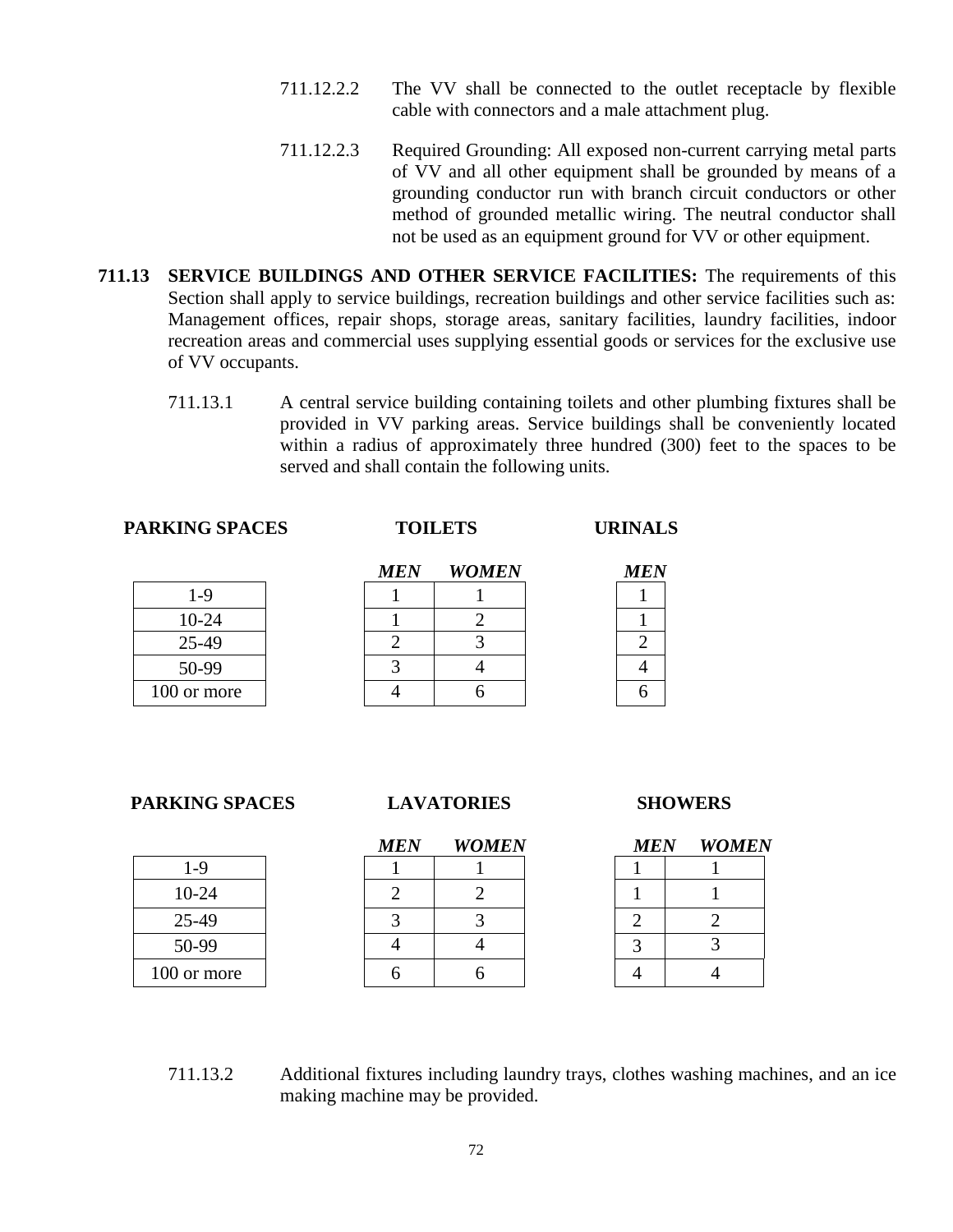711.12.2.2 The VV shall be connected to the outlet receptacle by flexible cable with connectors and a male attachment plug.

711.12.2.3 Required Grounding: All exposed non-current carrying metal parts of VV and all other equipment shall be grounded by means of a grounding conductor run with branch circuit conductors or other method of grounded metallic wiring. The neutral conductor shall not be used as an equipment ground for VV or other equipment.

**711.13 SERVICE BUILDINGS AND OTHER SERVICE FACILITIES:** The requirements of this Section shall apply to service buildings, recreation buildings and other service facilities such as: Management offices, repair shops, storage areas, sanitary facilities, laundry facilities, indoor recreation areas and commercial uses supplying essential goods or services for the exclusive use of VV occupants.

711.13.1 A central service building containing toilets and other plumbing fixtures shall be provided in VV parking areas. Service buildings shall be conveniently located within a radius of approximately three hundred (300) feet to the spaces to be served and shall contain the following units.

| **PARKING SPACES** | **TOILETS** | | **URINALS** |
|---|---|---|---|
| | ***MEN*** | ***WOMEN*** | ***MEN*** |
| 1-9 | 1 | 1 | 1 |
| 10-24 | 1 | 2 | 1 |
| 25-49 | 2 | 3 | 2 |
| 50-99 | 3 | 4 | 4 |
| 100 or more | 4 | 6 | 6 |

| **PARKING SPACES** | **LAVATORIES** | | **SHOWERS** | |
|---|---|---|---|---|
| | ***MEN*** | ***WOMEN*** | ***MEN*** | ***WOMEN*** |
| 1-9 | 1 | 1 | 1 | 1 |
| 10-24 | 2 | 2 | 1 | 1 |
| 25-49 | 3 | 3 | 2 | 2 |
| 50-99 | 4 | 4 | 3 | 3 |
| 100 or more | 6 | 6 | 4 | 4 |

711.13.2 Additional fixtures including laundry trays, clothes washing machines, and an ice making machine may be provided.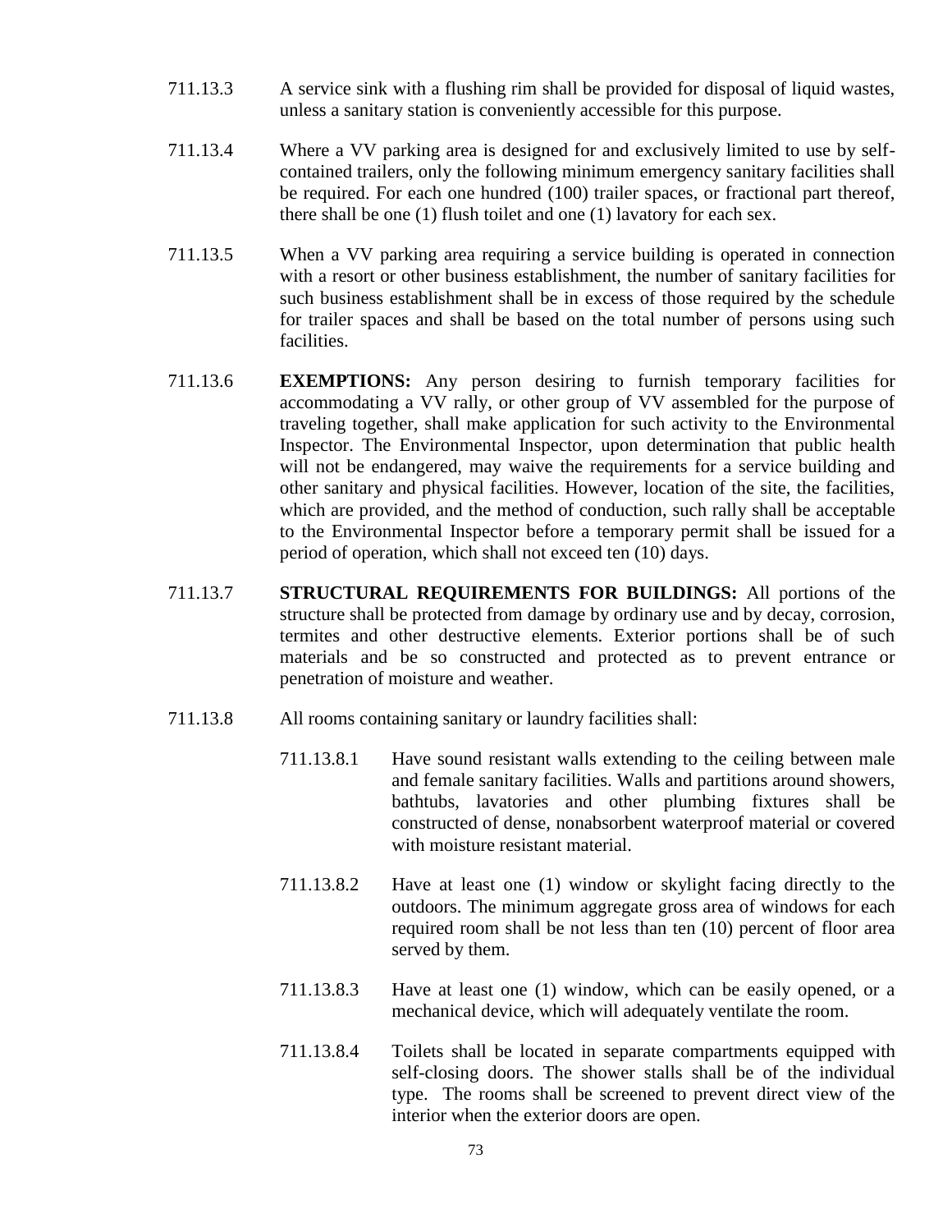711.13.3 A service sink with a flushing rim shall be provided for disposal of liquid wastes, unless a sanitary station is conveniently accessible for this purpose.

711.13.4 Where a VV parking area is designed for and exclusively limited to use by self-contained trailers, only the following minimum emergency sanitary facilities shall be required. For each one hundred (100) trailer spaces, or fractional part thereof, there shall be one (1) flush toilet and one (1) lavatory for each sex.

711.13.5 When a VV parking area requiring a service building is operated in connection with a resort or other business establishment, the number of sanitary facilities for such business establishment shall be in excess of those required by the schedule for trailer spaces and shall be based on the total number of persons using such facilities.

711.13.6 **EXEMPTIONS:** Any person desiring to furnish temporary facilities for accommodating a VV rally, or other group of VV assembled for the purpose of traveling together, shall make application for such activity to the Environmental Inspector. The Environmental Inspector, upon determination that public health will not be endangered, may waive the requirements for a service building and other sanitary and physical facilities. However, location of the site, the facilities, which are provided, and the method of conduction, such rally shall be acceptable to the Environmental Inspector before a temporary permit shall be issued for a period of operation, which shall not exceed ten (10) days.

711.13.7 **STRUCTURAL REQUIREMENTS FOR BUILDINGS:** All portions of the structure shall be protected from damage by ordinary use and by decay, corrosion, termites and other destructive elements. Exterior portions shall be of such materials and be so constructed and protected as to prevent entrance or penetration of moisture and weather.

711.13.8 All rooms containing sanitary or laundry facilities shall:

711.13.8.1 Have sound resistant walls extending to the ceiling between male and female sanitary facilities. Walls and partitions around showers, bathtubs, lavatories and other plumbing fixtures shall be constructed of dense, nonabsorbent waterproof material or covered with moisture resistant material.

711.13.8.2 Have at least one (1) window or skylight facing directly to the outdoors. The minimum aggregate gross area of windows for each required room shall be not less than ten (10) percent of floor area served by them.

711.13.8.3 Have at least one (1) window, which can be easily opened, or a mechanical device, which will adequately ventilate the room.

711.13.8.4 Toilets shall be located in separate compartments equipped with self-closing doors. The shower stalls shall be of the individual type. The rooms shall be screened to prevent direct view of the interior when the exterior doors are open.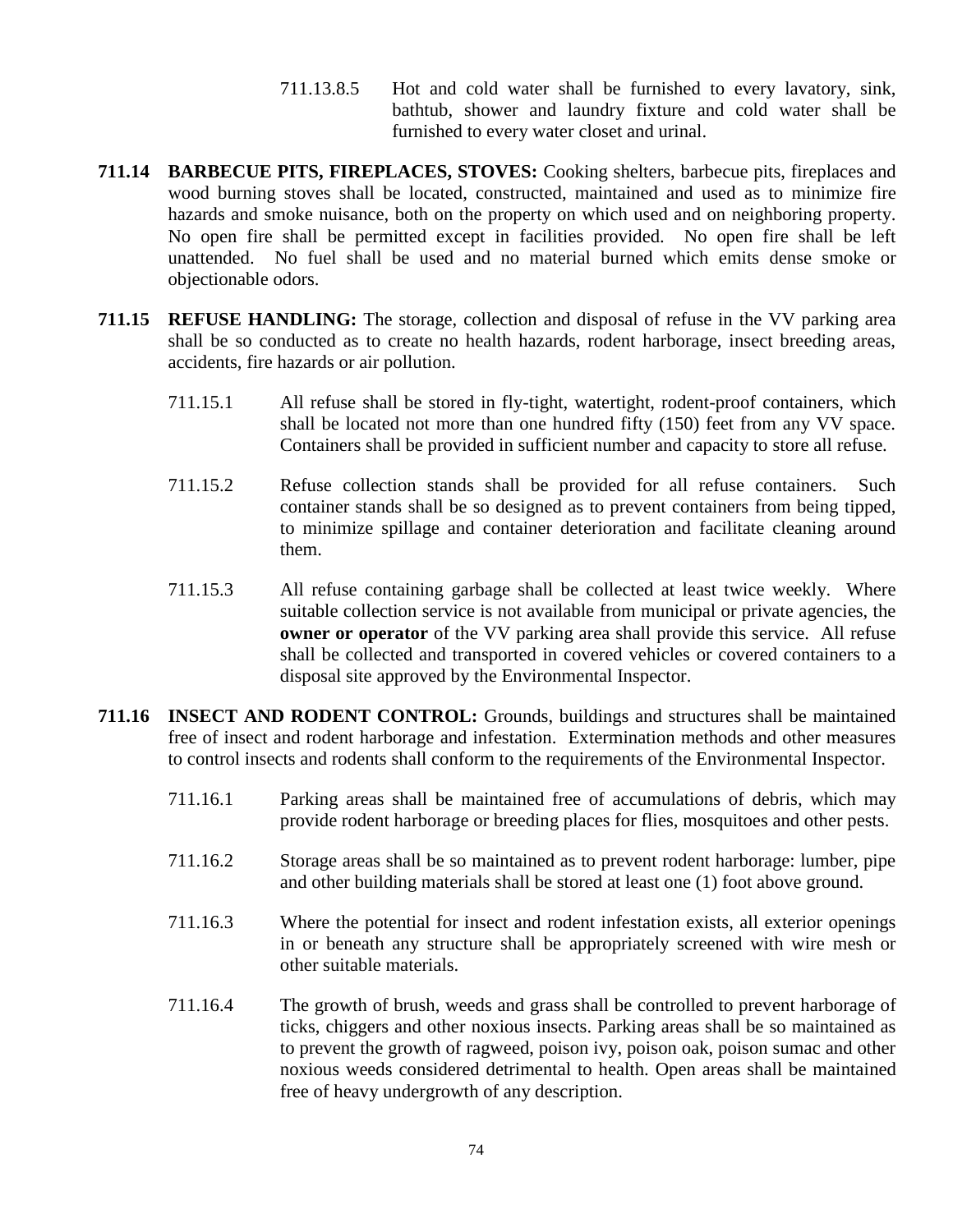711.13.8.5 Hot and cold water shall be furnished to every lavatory, sink, bathtub, shower and laundry fixture and cold water shall be furnished to every water closet and urinal.

**711.14 BARBECUE PITS, FIREPLACES, STOVES:** Cooking shelters, barbecue pits, fireplaces and wood burning stoves shall be located, constructed, maintained and used as to minimize fire hazards and smoke nuisance, both on the property on which used and on neighboring property. No open fire shall be permitted except in facilities provided. No open fire shall be left unattended. No fuel shall be used and no material burned which emits dense smoke or objectionable odors.

**711.15 REFUSE HANDLING:** The storage, collection and disposal of refuse in the VV parking area shall be so conducted as to create no health hazards, rodent harborage, insect breeding areas, accidents, fire hazards or air pollution.

711.15.1 All refuse shall be stored in fly-tight, watertight, rodent-proof containers, which shall be located not more than one hundred fifty (150) feet from any VV space. Containers shall be provided in sufficient number and capacity to store all refuse.

711.15.2 Refuse collection stands shall be provided for all refuse containers. Such container stands shall be so designed as to prevent containers from being tipped, to minimize spillage and container deterioration and facilitate cleaning around them.

711.15.3 All refuse containing garbage shall be collected at least twice weekly. Where suitable collection service is not available from municipal or private agencies, the **owner or operator** of the VV parking area shall provide this service. All refuse shall be collected and transported in covered vehicles or covered containers to a disposal site approved by the Environmental Inspector.

**711.16 INSECT AND RODENT CONTROL:** Grounds, buildings and structures shall be maintained free of insect and rodent harborage and infestation. Extermination methods and other measures to control insects and rodents shall conform to the requirements of the Environmental Inspector.

711.16.1 Parking areas shall be maintained free of accumulations of debris, which may provide rodent harborage or breeding places for flies, mosquitoes and other pests.

711.16.2 Storage areas shall be so maintained as to prevent rodent harborage: lumber, pipe and other building materials shall be stored at least one (1) foot above ground.

711.16.3 Where the potential for insect and rodent infestation exists, all exterior openings in or beneath any structure shall be appropriately screened with wire mesh or other suitable materials.

711.16.4 The growth of brush, weeds and grass shall be controlled to prevent harborage of ticks, chiggers and other noxious insects. Parking areas shall be so maintained as to prevent the growth of ragweed, poison ivy, poison oak, poison sumac and other noxious weeds considered detrimental to health. Open areas shall be maintained free of heavy undergrowth of any description.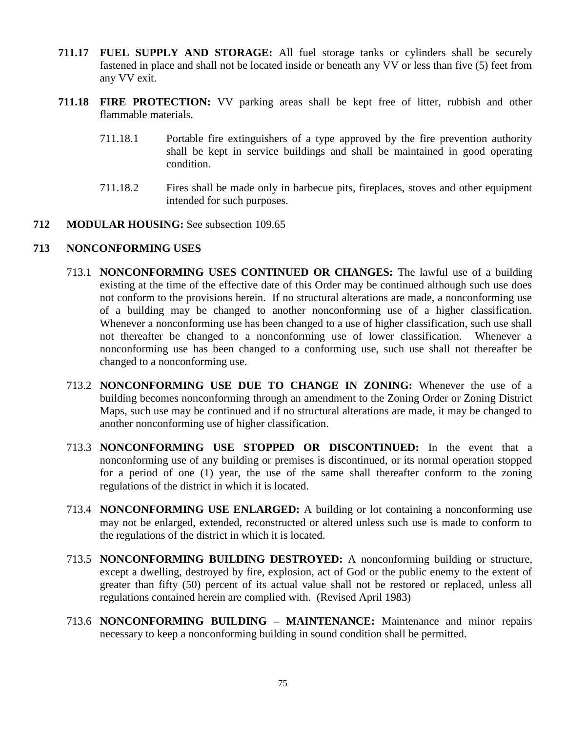**711.17 FUEL SUPPLY AND STORAGE:** All fuel storage tanks or cylinders shall be securely fastened in place and shall not be located inside or beneath any VV or less than five (5) feet from any VV exit.

**711.18 FIRE PROTECTION:** VV parking areas shall be kept free of litter, rubbish and other flammable materials.

711.18.1 Portable fire extinguishers of a type approved by the fire prevention authority shall be kept in service buildings and shall be maintained in good operating condition.

711.18.2 Fires shall be made only in barbecue pits, fireplaces, stoves and other equipment intended for such purposes.

**712 MODULAR HOUSING:** See subsection 109.65

**713 NONCONFORMING USES**

713.1 **NONCONFORMING USES CONTINUED OR CHANGES:** The lawful use of a building existing at the time of the effective date of this Order may be continued although such use does not conform to the provisions herein. If no structural alterations are made, a nonconforming use of a building may be changed to another nonconforming use of a higher classification. Whenever a nonconforming use has been changed to a use of higher classification, such use shall not thereafter be changed to a nonconforming use of lower classification. Whenever a nonconforming use has been changed to a conforming use, such use shall not thereafter be changed to a nonconforming use.

713.2 **NONCONFORMING USE DUE TO CHANGE IN ZONING:** Whenever the use of a building becomes nonconforming through an amendment to the Zoning Order or Zoning District Maps, such use may be continued and if no structural alterations are made, it may be changed to another nonconforming use of higher classification.

713.3 **NONCONFORMING USE STOPPED OR DISCONTINUED:** In the event that a nonconforming use of any building or premises is discontinued, or its normal operation stopped for a period of one (1) year, the use of the same shall thereafter conform to the zoning regulations of the district in which it is located.

713.4 **NONCONFORMING USE ENLARGED:** A building or lot containing a nonconforming use may not be enlarged, extended, reconstructed or altered unless such use is made to conform to the regulations of the district in which it is located.

713.5 **NONCONFORMING BUILDING DESTROYED:** A nonconforming building or structure, except a dwelling, destroyed by fire, explosion, act of God or the public enemy to the extent of greater than fifty (50) percent of its actual value shall not be restored or replaced, unless all regulations contained herein are complied with. (Revised April 1983)

713.6 **NONCONFORMING BUILDING – MAINTENANCE:** Maintenance and minor repairs necessary to keep a nonconforming building in sound condition shall be permitted.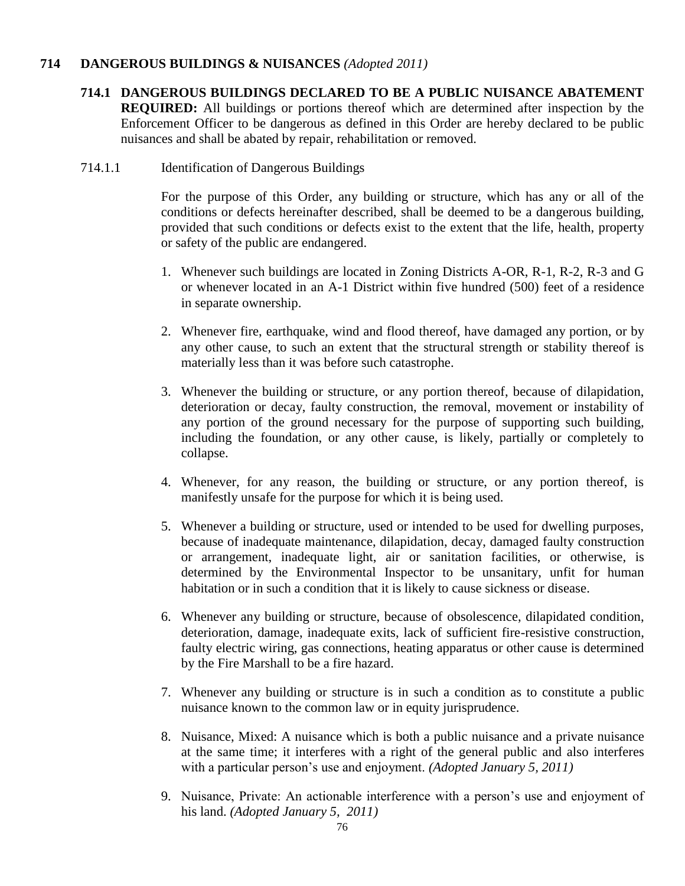## 714 DANGEROUS BUILDINGS & NUISANCES *(Adopted 2011)*

**714.1 DANGEROUS BUILDINGS DECLARED TO BE A PUBLIC NUISANCE ABATEMENT REQUIRED:** All buildings or portions thereof which are determined after inspection by the Enforcement Officer to be dangerous as defined in this Order are hereby declared to be public nuisances and shall be abated by repair, rehabilitation or removed.

714.1.1 Identification of Dangerous Buildings

For the purpose of this Order, any building or structure, which has any or all of the conditions or defects hereinafter described, shall be deemed to be a dangerous building, provided that such conditions or defects exist to the extent that the life, health, property or safety of the public are endangered.

1. Whenever such buildings are located in Zoning Districts A-OR, R-1, R-2, R-3 and G or whenever located in an A-1 District within five hundred (500) feet of a residence in separate ownership.

2. Whenever fire, earthquake, wind and flood thereof, have damaged any portion, or by any other cause, to such an extent that the structural strength or stability thereof is materially less than it was before such catastrophe.

3. Whenever the building or structure, or any portion thereof, because of dilapidation, deterioration or decay, faulty construction, the removal, movement or instability of any portion of the ground necessary for the purpose of supporting such building, including the foundation, or any other cause, is likely, partially or completely to collapse.

4. Whenever, for any reason, the building or structure, or any portion thereof, is manifestly unsafe for the purpose for which it is being used.

5. Whenever a building or structure, used or intended to be used for dwelling purposes, because of inadequate maintenance, dilapidation, decay, damaged faulty construction or arrangement, inadequate light, air or sanitation facilities, or otherwise, is determined by the Environmental Inspector to be unsanitary, unfit for human habitation or in such a condition that it is likely to cause sickness or disease.

6. Whenever any building or structure, because of obsolescence, dilapidated condition, deterioration, damage, inadequate exits, lack of sufficient fire-resistive construction, faulty electric wiring, gas connections, heating apparatus or other cause is determined by the Fire Marshall to be a fire hazard.

7. Whenever any building or structure is in such a condition as to constitute a public nuisance known to the common law or in equity jurisprudence.

8. Nuisance, Mixed: A nuisance which is both a public nuisance and a private nuisance at the same time; it interferes with a right of the general public and also interferes with a particular person's use and enjoyment. *(Adopted January 5, 2011)*

9. Nuisance, Private: An actionable interference with a person's use and enjoyment of his land. *(Adopted January 5, 2011)*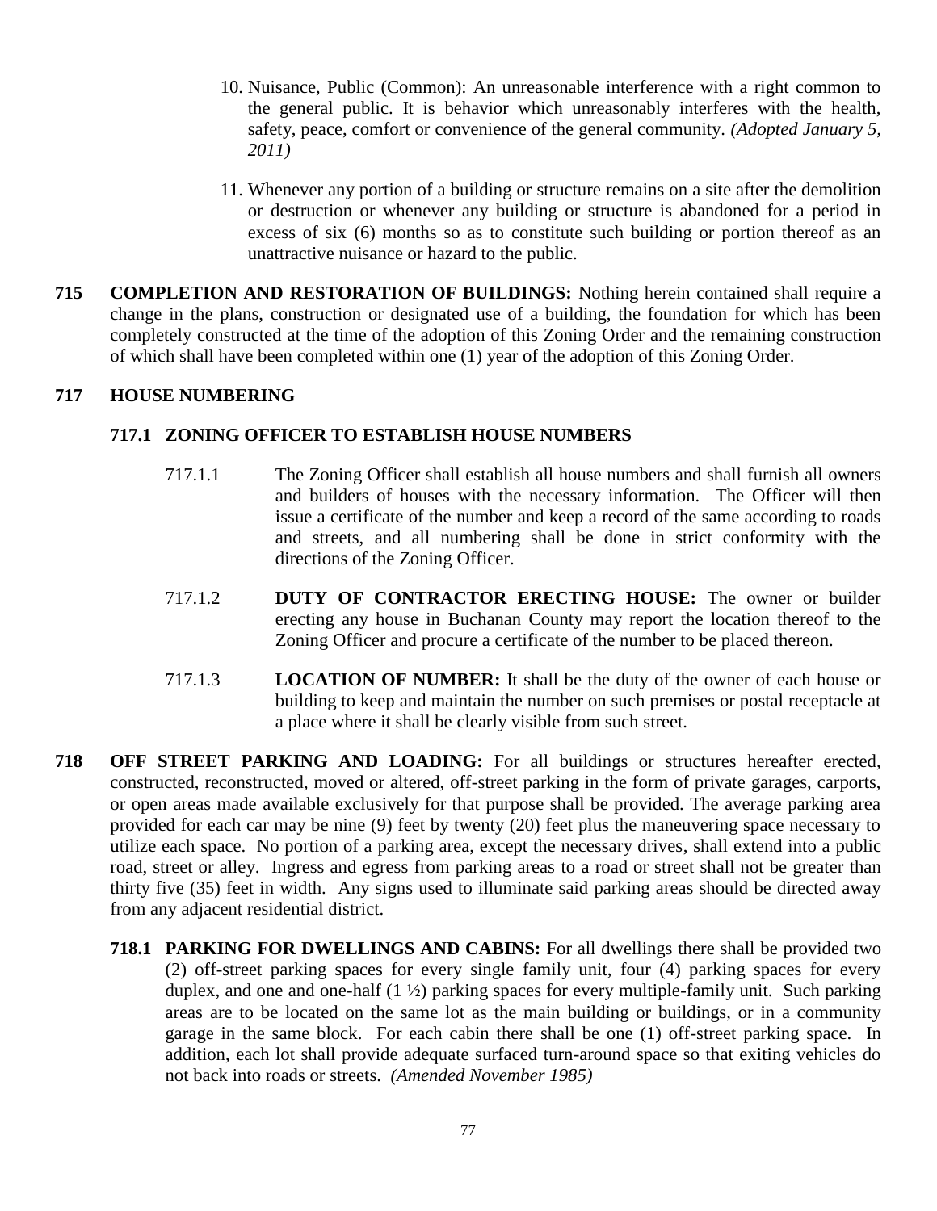10. Nuisance, Public (Common): An unreasonable interference with a right common to the general public. It is behavior which unreasonably interferes with the health, safety, peace, comfort or convenience of the general community. *(Adopted January 5, 2011)*

11. Whenever any portion of a building or structure remains on a site after the demolition or destruction or whenever any building or structure is abandoned for a period in excess of six (6) months so as to constitute such building or portion thereof as an unattractive nuisance or hazard to the public.

**715 COMPLETION AND RESTORATION OF BUILDINGS:** Nothing herein contained shall require a change in the plans, construction or designated use of a building, the foundation for which has been completely constructed at the time of the adoption of this Zoning Order and the remaining construction of which shall have been completed within one (1) year of the adoption of this Zoning Order.

## 717 HOUSE NUMBERING

### 717.1 ZONING OFFICER TO ESTABLISH HOUSE NUMBERS

717.1.1 The Zoning Officer shall establish all house numbers and shall furnish all owners and builders of houses with the necessary information. The Officer will then issue a certificate of the number and keep a record of the same according to roads and streets, and all numbering shall be done in strict conformity with the directions of the Zoning Officer.

717.1.2 **DUTY OF CONTRACTOR ERECTING HOUSE:** The owner or builder erecting any house in Buchanan County may report the location thereof to the Zoning Officer and procure a certificate of the number to be placed thereon.

717.1.3 **LOCATION OF NUMBER:** It shall be the duty of the owner of each house or building to keep and maintain the number on such premises or postal receptacle at a place where it shall be clearly visible from such street.

**718 OFF STREET PARKING AND LOADING:** For all buildings or structures hereafter erected, constructed, reconstructed, moved or altered, off-street parking in the form of private garages, carports, or open areas made available exclusively for that purpose shall be provided. The average parking area provided for each car may be nine (9) feet by twenty (20) feet plus the maneuvering space necessary to utilize each space. No portion of a parking area, except the necessary drives, shall extend into a public road, street or alley. Ingress and egress from parking areas to a road or street shall not be greater than thirty five (35) feet in width. Any signs used to illuminate said parking areas should be directed away from any adjacent residential district.

**718.1 PARKING FOR DWELLINGS AND CABINS:** For all dwellings there shall be provided two (2) off-street parking spaces for every single family unit, four (4) parking spaces for every duplex, and one and one-half (1 ½) parking spaces for every multiple-family unit. Such parking areas are to be located on the same lot as the main building or buildings, or in a community garage in the same block. For each cabin there shall be one (1) off-street parking space. In addition, each lot shall provide adequate surfaced turn-around space so that exiting vehicles do not back into roads or streets. *(Amended November 1985)*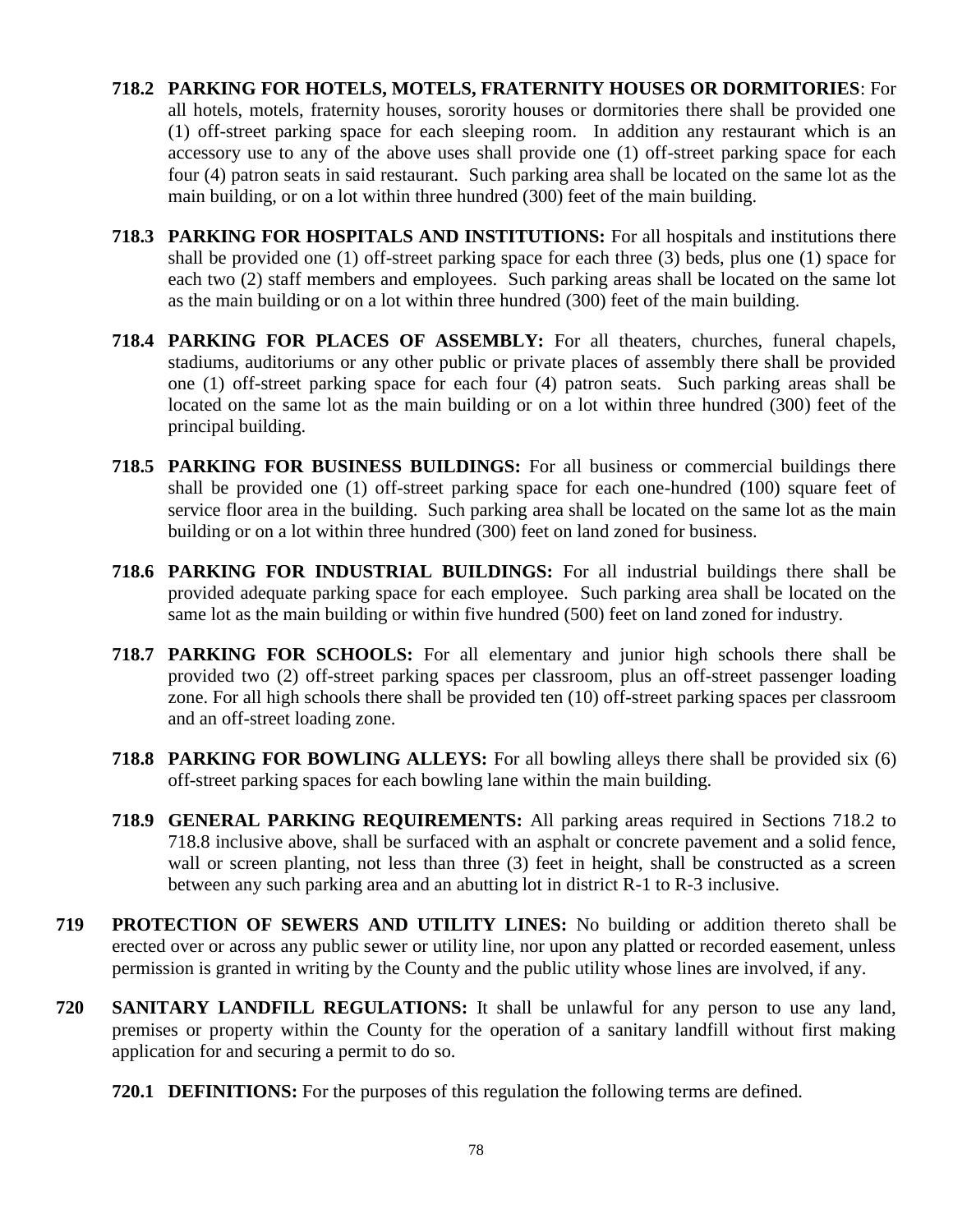**718.2 PARKING FOR HOTELS, MOTELS, FRATERNITY HOUSES OR DORMITORIES**: For all hotels, motels, fraternity houses, sorority houses or dormitories there shall be provided one (1) off-street parking space for each sleeping room. In addition any restaurant which is an accessory use to any of the above uses shall provide one (1) off-street parking space for each four (4) patron seats in said restaurant. Such parking area shall be located on the same lot as the main building, or on a lot within three hundred (300) feet of the main building.

**718.3 PARKING FOR HOSPITALS AND INSTITUTIONS:** For all hospitals and institutions there shall be provided one (1) off-street parking space for each three (3) beds, plus one (1) space for each two (2) staff members and employees. Such parking areas shall be located on the same lot as the main building or on a lot within three hundred (300) feet of the main building.

**718.4 PARKING FOR PLACES OF ASSEMBLY:** For all theaters, churches, funeral chapels, stadiums, auditoriums or any other public or private places of assembly there shall be provided one (1) off-street parking space for each four (4) patron seats. Such parking areas shall be located on the same lot as the main building or on a lot within three hundred (300) feet of the principal building.

**718.5 PARKING FOR BUSINESS BUILDINGS:** For all business or commercial buildings there shall be provided one (1) off-street parking space for each one-hundred (100) square feet of service floor area in the building. Such parking area shall be located on the same lot as the main building or on a lot within three hundred (300) feet on land zoned for business.

**718.6 PARKING FOR INDUSTRIAL BUILDINGS:** For all industrial buildings there shall be provided adequate parking space for each employee. Such parking area shall be located on the same lot as the main building or within five hundred (500) feet on land zoned for industry.

**718.7 PARKING FOR SCHOOLS:** For all elementary and junior high schools there shall be provided two (2) off-street parking spaces per classroom, plus an off-street passenger loading zone. For all high schools there shall be provided ten (10) off-street parking spaces per classroom and an off-street loading zone.

**718.8 PARKING FOR BOWLING ALLEYS:** For all bowling alleys there shall be provided six (6) off-street parking spaces for each bowling lane within the main building.

**718.9 GENERAL PARKING REQUIREMENTS:** All parking areas required in Sections 718.2 to 718.8 inclusive above, shall be surfaced with an asphalt or concrete pavement and a solid fence, wall or screen planting, not less than three (3) feet in height, shall be constructed as a screen between any such parking area and an abutting lot in district R-1 to R-3 inclusive.

**719 PROTECTION OF SEWERS AND UTILITY LINES:** No building or addition thereto shall be erected over or across any public sewer or utility line, nor upon any platted or recorded easement, unless permission is granted in writing by the County and the public utility whose lines are involved, if any.

**720 SANITARY LANDFILL REGULATIONS:** It shall be unlawful for any person to use any land, premises or property within the County for the operation of a sanitary landfill without first making application for and securing a permit to do so.

**720.1 DEFINITIONS:** For the purposes of this regulation the following terms are defined.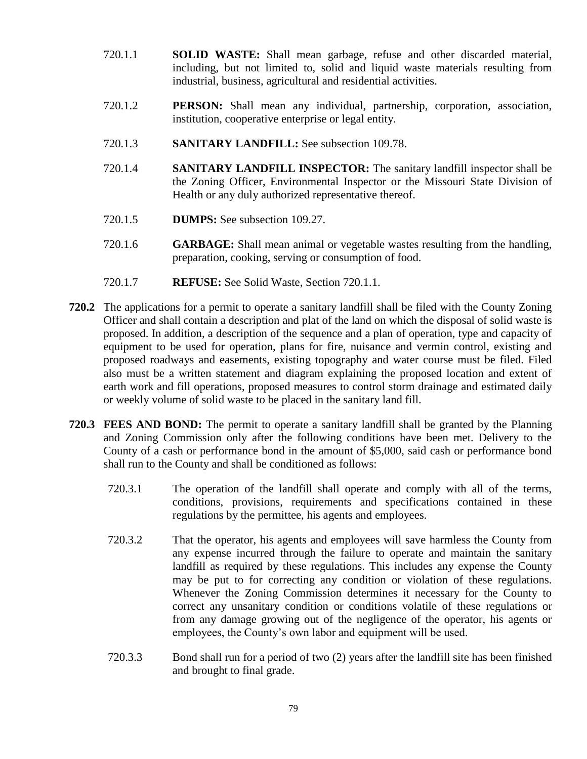720.1.1 **SOLID WASTE:** Shall mean garbage, refuse and other discarded material, including, but not limited to, solid and liquid waste materials resulting from industrial, business, agricultural and residential activities.

720.1.2 **PERSON:** Shall mean any individual, partnership, corporation, association, institution, cooperative enterprise or legal entity.

720.1.3 **SANITARY LANDFILL:** See subsection 109.78.

720.1.4 **SANITARY LANDFILL INSPECTOR:** The sanitary landfill inspector shall be the Zoning Officer, Environmental Inspector or the Missouri State Division of Health or any duly authorized representative thereof.

720.1.5 **DUMPS:** See subsection 109.27.

720.1.6 **GARBAGE:** Shall mean animal or vegetable wastes resulting from the handling, preparation, cooking, serving or consumption of food.

720.1.7 **REFUSE:** See Solid Waste, Section 720.1.1.

**720.2** The applications for a permit to operate a sanitary landfill shall be filed with the County Zoning Officer and shall contain a description and plat of the land on which the disposal of solid waste is proposed. In addition, a description of the sequence and a plan of operation, type and capacity of equipment to be used for operation, plans for fire, nuisance and vermin control, existing and proposed roadways and easements, existing topography and water course must be filed. Filed also must be a written statement and diagram explaining the proposed location and extent of earth work and fill operations, proposed measures to control storm drainage and estimated daily or weekly volume of solid waste to be placed in the sanitary land fill.

**720.3 FEES AND BOND:** The permit to operate a sanitary landfill shall be granted by the Planning and Zoning Commission only after the following conditions have been met. Delivery to the County of a cash or performance bond in the amount of $5,000, said cash or performance bond shall run to the County and shall be conditioned as follows:

720.3.1 The operation of the landfill shall operate and comply with all of the terms, conditions, provisions, requirements and specifications contained in these regulations by the permittee, his agents and employees.

720.3.2 That the operator, his agents and employees will save harmless the County from any expense incurred through the failure to operate and maintain the sanitary landfill as required by these regulations. This includes any expense the County may be put to for correcting any condition or violation of these regulations. Whenever the Zoning Commission determines it necessary for the County to correct any unsanitary condition or conditions volatile of these regulations or from any damage growing out of the negligence of the operator, his agents or employees, the County's own labor and equipment will be used.

720.3.3 Bond shall run for a period of two (2) years after the landfill site has been finished and brought to final grade.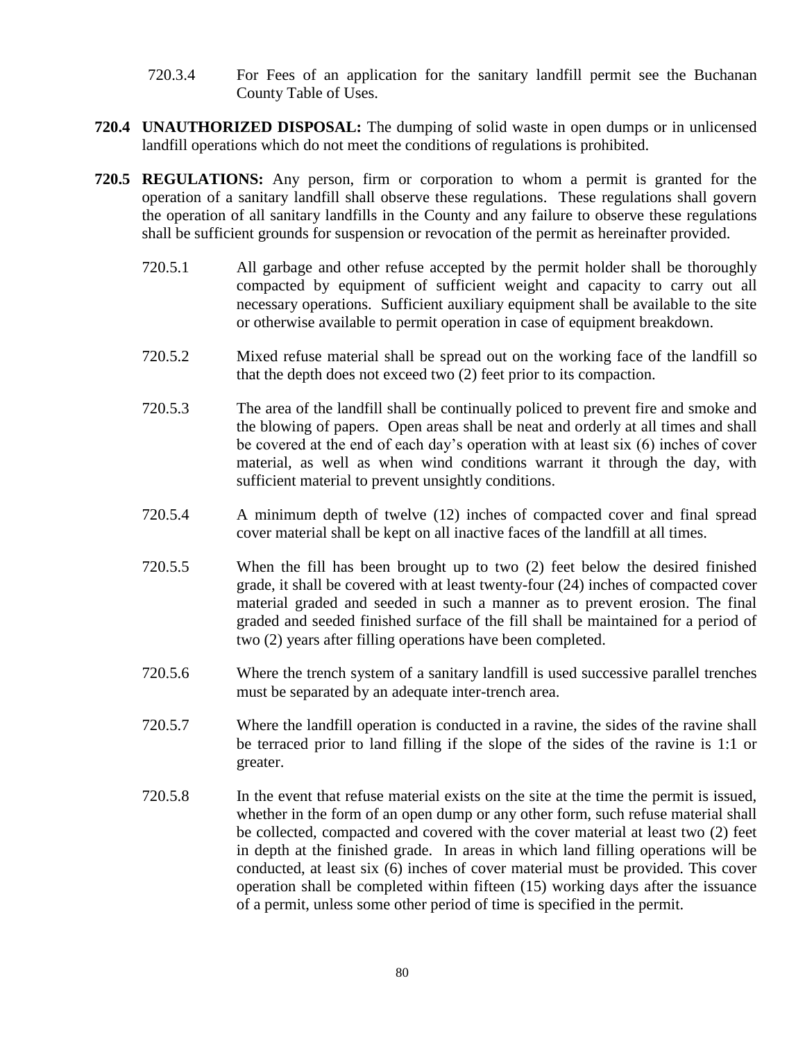720.3.4 For Fees of an application for the sanitary landfill permit see the Buchanan County Table of Uses.

**720.4 UNAUTHORIZED DISPOSAL:** The dumping of solid waste in open dumps or in unlicensed landfill operations which do not meet the conditions of regulations is prohibited.

**720.5 REGULATIONS:** Any person, firm or corporation to whom a permit is granted for the operation of a sanitary landfill shall observe these regulations. These regulations shall govern the operation of all sanitary landfills in the County and any failure to observe these regulations shall be sufficient grounds for suspension or revocation of the permit as hereinafter provided.

720.5.1 All garbage and other refuse accepted by the permit holder shall be thoroughly compacted by equipment of sufficient weight and capacity to carry out all necessary operations. Sufficient auxiliary equipment shall be available to the site or otherwise available to permit operation in case of equipment breakdown.

720.5.2 Mixed refuse material shall be spread out on the working face of the landfill so that the depth does not exceed two (2) feet prior to its compaction.

720.5.3 The area of the landfill shall be continually policed to prevent fire and smoke and the blowing of papers. Open areas shall be neat and orderly at all times and shall be covered at the end of each day's operation with at least six (6) inches of cover material, as well as when wind conditions warrant it through the day, with sufficient material to prevent unsightly conditions.

720.5.4 A minimum depth of twelve (12) inches of compacted cover and final spread cover material shall be kept on all inactive faces of the landfill at all times.

720.5.5 When the fill has been brought up to two (2) feet below the desired finished grade, it shall be covered with at least twenty-four (24) inches of compacted cover material graded and seeded in such a manner as to prevent erosion. The final graded and seeded finished surface of the fill shall be maintained for a period of two (2) years after filling operations have been completed.

720.5.6 Where the trench system of a sanitary landfill is used successive parallel trenches must be separated by an adequate inter-trench area.

720.5.7 Where the landfill operation is conducted in a ravine, the sides of the ravine shall be terraced prior to land filling if the slope of the sides of the ravine is 1:1 or greater.

720.5.8 In the event that refuse material exists on the site at the time the permit is issued, whether in the form of an open dump or any other form, such refuse material shall be collected, compacted and covered with the cover material at least two (2) feet in depth at the finished grade. In areas in which land filling operations will be conducted, at least six (6) inches of cover material must be provided. This cover operation shall be completed within fifteen (15) working days after the issuance of a permit, unless some other period of time is specified in the permit.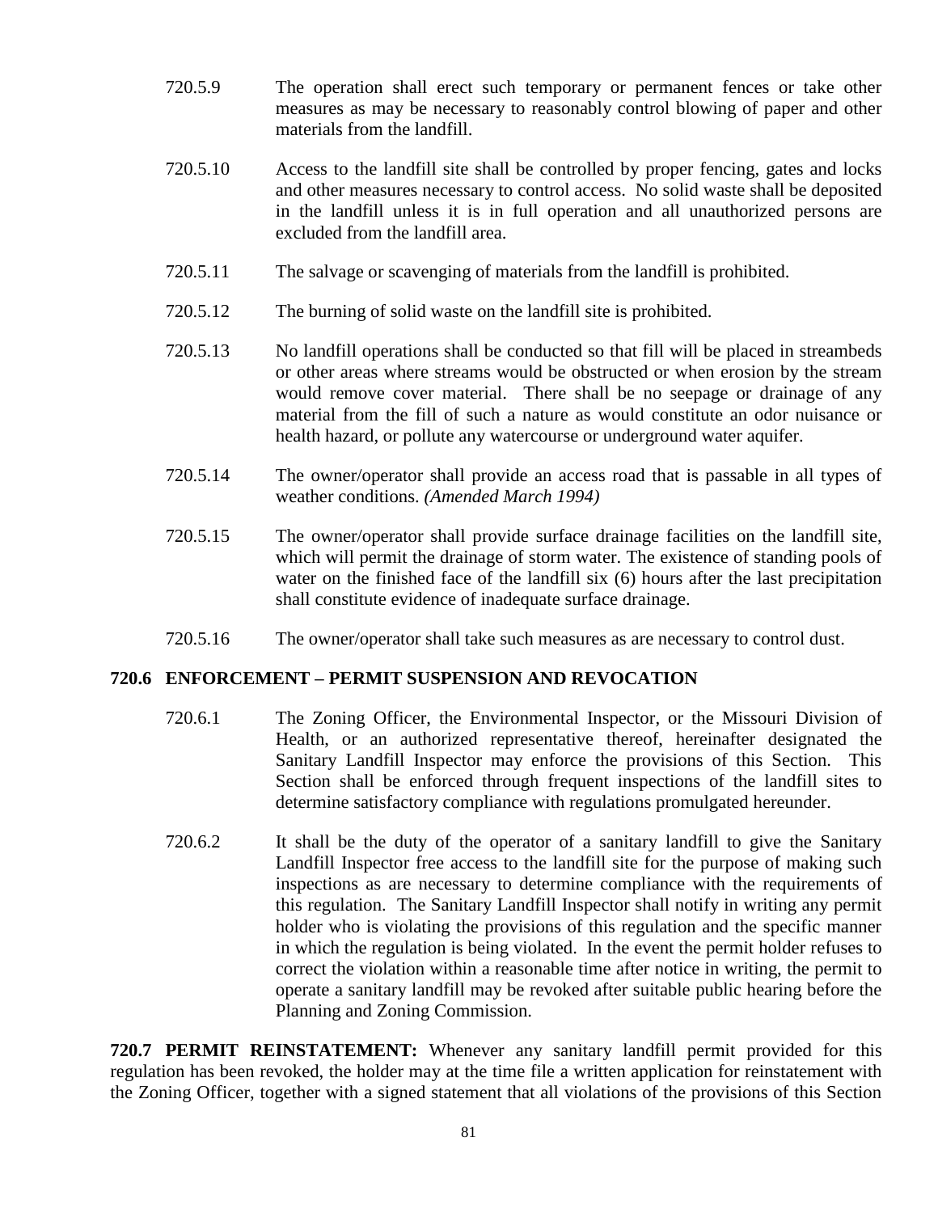720.5.9 The operation shall erect such temporary or permanent fences or take other measures as may be necessary to reasonably control blowing of paper and other materials from the landfill.

720.5.10 Access to the landfill site shall be controlled by proper fencing, gates and locks and other measures necessary to control access. No solid waste shall be deposited in the landfill unless it is in full operation and all unauthorized persons are excluded from the landfill area.

720.5.11 The salvage or scavenging of materials from the landfill is prohibited.

720.5.12 The burning of solid waste on the landfill site is prohibited.

720.5.13 No landfill operations shall be conducted so that fill will be placed in streambeds or other areas where streams would be obstructed or when erosion by the stream would remove cover material. There shall be no seepage or drainage of any material from the fill of such a nature as would constitute an odor nuisance or health hazard, or pollute any watercourse or underground water aquifer.

720.5.14 The owner/operator shall provide an access road that is passable in all types of weather conditions. *(Amended March 1994)*

720.5.15 The owner/operator shall provide surface drainage facilities on the landfill site, which will permit the drainage of storm water. The existence of standing pools of water on the finished face of the landfill six (6) hours after the last precipitation shall constitute evidence of inadequate surface drainage.

720.5.16 The owner/operator shall take such measures as are necessary to control dust.

## 720.6 ENFORCEMENT – PERMIT SUSPENSION AND REVOCATION

720.6.1 The Zoning Officer, the Environmental Inspector, or the Missouri Division of Health, or an authorized representative thereof, hereinafter designated the Sanitary Landfill Inspector may enforce the provisions of this Section. This Section shall be enforced through frequent inspections of the landfill sites to determine satisfactory compliance with regulations promulgated hereunder.

720.6.2 It shall be the duty of the operator of a sanitary landfill to give the Sanitary Landfill Inspector free access to the landfill site for the purpose of making such inspections as are necessary to determine compliance with the requirements of this regulation. The Sanitary Landfill Inspector shall notify in writing any permit holder who is violating the provisions of this regulation and the specific manner in which the regulation is being violated. In the event the permit holder refuses to correct the violation within a reasonable time after notice in writing, the permit to operate a sanitary landfill may be revoked after suitable public hearing before the Planning and Zoning Commission.

**720.7 PERMIT REINSTATEMENT:** Whenever any sanitary landfill permit provided for this regulation has been revoked, the holder may at the time file a written application for reinstatement with the Zoning Officer, together with a signed statement that all violations of the provisions of this Section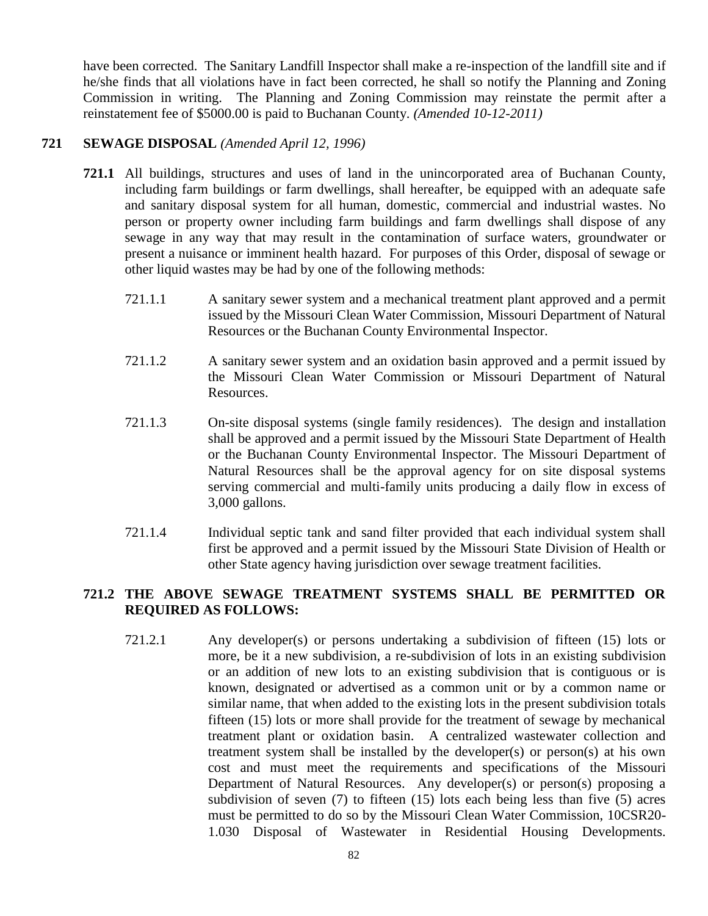have been corrected. The Sanitary Landfill Inspector shall make a re-inspection of the landfill site and if he/she finds that all violations have in fact been corrected, he shall so notify the Planning and Zoning Commission in writing. The Planning and Zoning Commission may reinstate the permit after a reinstatement fee of $5000.00 is paid to Buchanan County. *(Amended 10-12-2011)*

## 721 SEWAGE DISPOSAL *(Amended April 12, 1996)*

**721.1** All buildings, structures and uses of land in the unincorporated area of Buchanan County, including farm buildings or farm dwellings, shall hereafter, be equipped with an adequate safe and sanitary disposal system for all human, domestic, commercial and industrial wastes. No person or property owner including farm buildings and farm dwellings shall dispose of any sewage in any way that may result in the contamination of surface waters, groundwater or present a nuisance or imminent health hazard. For purposes of this Order, disposal of sewage or other liquid wastes may be had by one of the following methods:

721.1.1 A sanitary sewer system and a mechanical treatment plant approved and a permit issued by the Missouri Clean Water Commission, Missouri Department of Natural Resources or the Buchanan County Environmental Inspector.

721.1.2 A sanitary sewer system and an oxidation basin approved and a permit issued by the Missouri Clean Water Commission or Missouri Department of Natural Resources.

721.1.3 On-site disposal systems (single family residences). The design and installation shall be approved and a permit issued by the Missouri State Department of Health or the Buchanan County Environmental Inspector. The Missouri Department of Natural Resources shall be the approval agency for on site disposal systems serving commercial and multi-family units producing a daily flow in excess of 3,000 gallons.

721.1.4 Individual septic tank and sand filter provided that each individual system shall first be approved and a permit issued by the Missouri State Division of Health or other State agency having jurisdiction over sewage treatment facilities.

**721.2 THE ABOVE SEWAGE TREATMENT SYSTEMS SHALL BE PERMITTED OR REQUIRED AS FOLLOWS:**

721.2.1 Any developer(s) or persons undertaking a subdivision of fifteen (15) lots or more, be it a new subdivision, a re-subdivision of lots in an existing subdivision or an addition of new lots to an existing subdivision that is contiguous or is known, designated or advertised as a common unit or by a common name or similar name, that when added to the existing lots in the present subdivision totals fifteen (15) lots or more shall provide for the treatment of sewage by mechanical treatment plant or oxidation basin. A centralized wastewater collection and treatment system shall be installed by the developer(s) or person(s) at his own cost and must meet the requirements and specifications of the Missouri Department of Natural Resources. Any developer(s) or person(s) proposing a subdivision of seven (7) to fifteen (15) lots each being less than five (5) acres must be permitted to do so by the Missouri Clean Water Commission, 10CSR20-1.030 Disposal of Wastewater in Residential Housing Developments.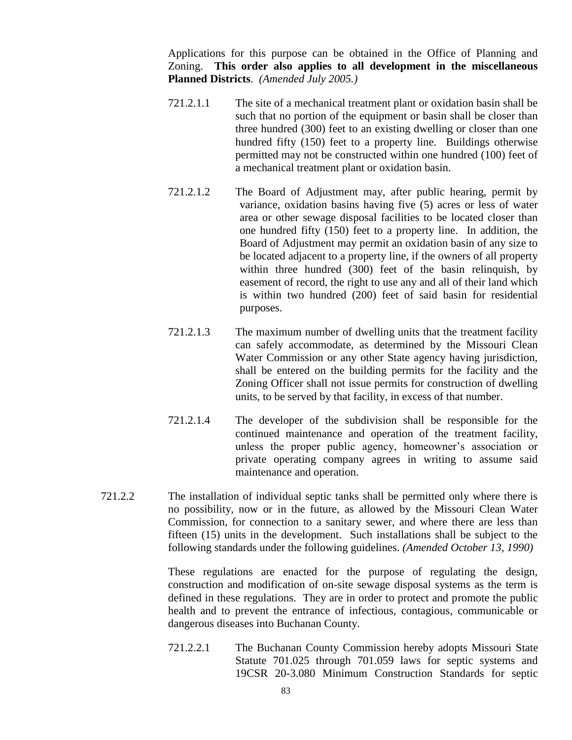Applications for this purpose can be obtained in the Office of Planning and Zoning. **This order also applies to all development in the miscellaneous Planned Districts**. *(Amended July 2005.)*

721.2.1.1 The site of a mechanical treatment plant or oxidation basin shall be such that no portion of the equipment or basin shall be closer than three hundred (300) feet to an existing dwelling or closer than one hundred fifty (150) feet to a property line. Buildings otherwise permitted may not be constructed within one hundred (100) feet of a mechanical treatment plant or oxidation basin.

721.2.1.2 The Board of Adjustment may, after public hearing, permit by variance, oxidation basins having five (5) acres or less of water area or other sewage disposal facilities to be located closer than one hundred fifty (150) feet to a property line. In addition, the Board of Adjustment may permit an oxidation basin of any size to be located adjacent to a property line, if the owners of all property within three hundred (300) feet of the basin relinquish, by easement of record, the right to use any and all of their land which is within two hundred (200) feet of said basin for residential purposes.

721.2.1.3 The maximum number of dwelling units that the treatment facility can safely accommodate, as determined by the Missouri Clean Water Commission or any other State agency having jurisdiction, shall be entered on the building permits for the facility and the Zoning Officer shall not issue permits for construction of dwelling units, to be served by that facility, in excess of that number.

721.2.1.4 The developer of the subdivision shall be responsible for the continued maintenance and operation of the treatment facility, unless the proper public agency, homeowner's association or private operating company agrees in writing to assume said maintenance and operation.

721.2.2 The installation of individual septic tanks shall be permitted only where there is no possibility, now or in the future, as allowed by the Missouri Clean Water Commission, for connection to a sanitary sewer, and where there are less than fifteen (15) units in the development. Such installations shall be subject to the following standards under the following guidelines. *(Amended October 13, 1990)*

These regulations are enacted for the purpose of regulating the design, construction and modification of on-site sewage disposal systems as the term is defined in these regulations. They are in order to protect and promote the public health and to prevent the entrance of infectious, contagious, communicable or dangerous diseases into Buchanan County.

721.2.2.1 The Buchanan County Commission hereby adopts Missouri State Statute 701.025 through 701.059 laws for septic systems and 19CSR 20-3.080 Minimum Construction Standards for septic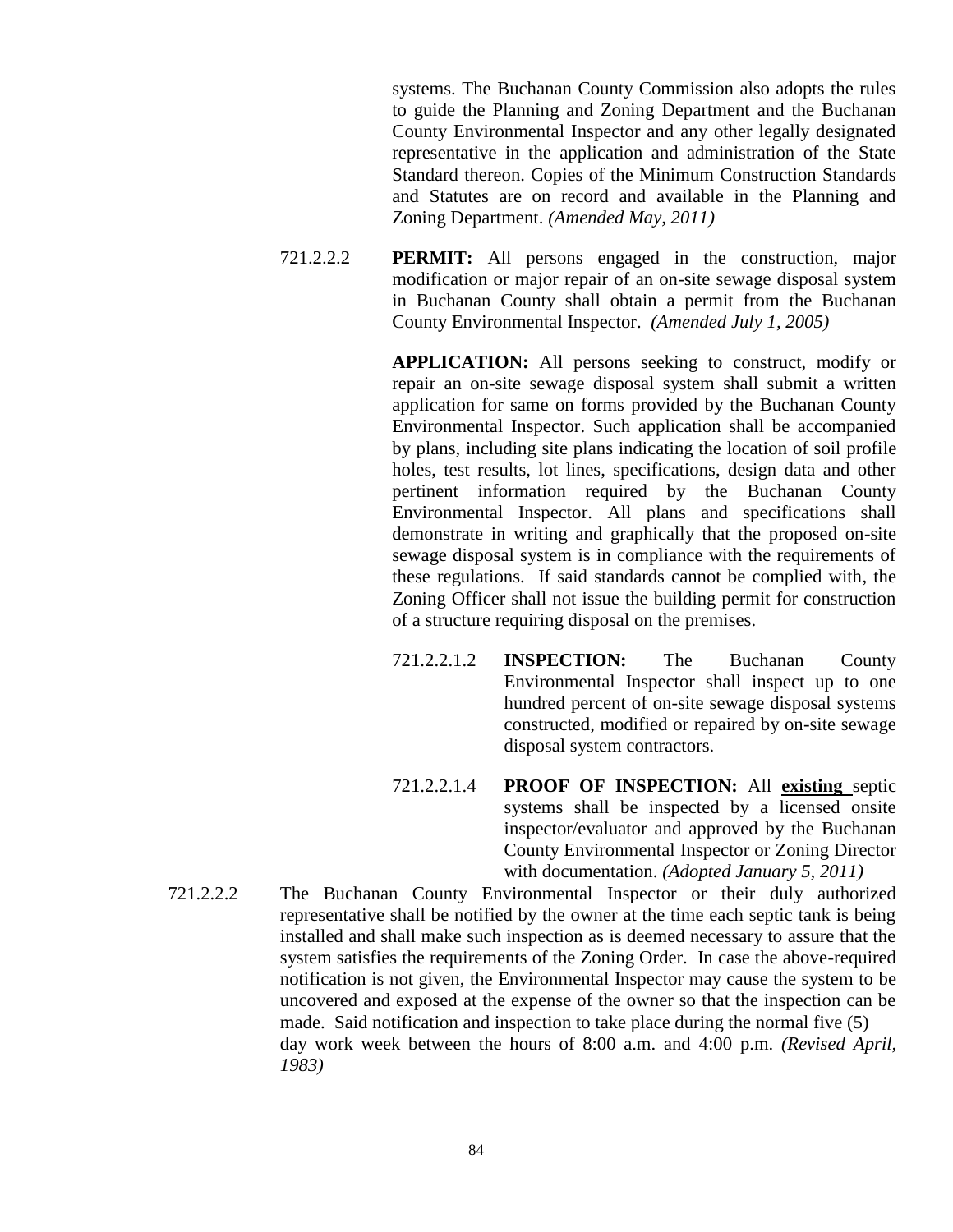systems. The Buchanan County Commission also adopts the rules to guide the Planning and Zoning Department and the Buchanan County Environmental Inspector and any other legally designated representative in the application and administration of the State Standard thereon. Copies of the Minimum Construction Standards and Statutes are on record and available in the Planning and Zoning Department. *(Amended May, 2011)*

721.2.2.2 **PERMIT:** All persons engaged in the construction, major modification or major repair of an on-site sewage disposal system in Buchanan County shall obtain a permit from the Buchanan County Environmental Inspector. *(Amended July 1, 2005)*

**APPLICATION:** All persons seeking to construct, modify or repair an on-site sewage disposal system shall submit a written application for same on forms provided by the Buchanan County Environmental Inspector. Such application shall be accompanied by plans, including site plans indicating the location of soil profile holes, test results, lot lines, specifications, design data and other pertinent information required by the Buchanan County Environmental Inspector. All plans and specifications shall demonstrate in writing and graphically that the proposed on-site sewage disposal system is in compliance with the requirements of these regulations. If said standards cannot be complied with, the Zoning Officer shall not issue the building permit for construction of a structure requiring disposal on the premises.

721.2.2.1.2 **INSPECTION:** The Buchanan County Environmental Inspector shall inspect up to one hundred percent of on-site sewage disposal systems constructed, modified or repaired by on-site sewage disposal system contractors.

721.2.2.1.4 **PROOF OF INSPECTION:** All **existing** septic systems shall be inspected by a licensed onsite inspector/evaluator and approved by the Buchanan County Environmental Inspector or Zoning Director with documentation. *(Adopted January 5, 2011)*

721.2.2.2 The Buchanan County Environmental Inspector or their duly authorized representative shall be notified by the owner at the time each septic tank is being installed and shall make such inspection as is deemed necessary to assure that the system satisfies the requirements of the Zoning Order. In case the above-required notification is not given, the Environmental Inspector may cause the system to be uncovered and exposed at the expense of the owner so that the inspection can be made. Said notification and inspection to take place during the normal five (5) day work week between the hours of 8:00 a.m. and 4:00 p.m. *(Revised April, 1983)*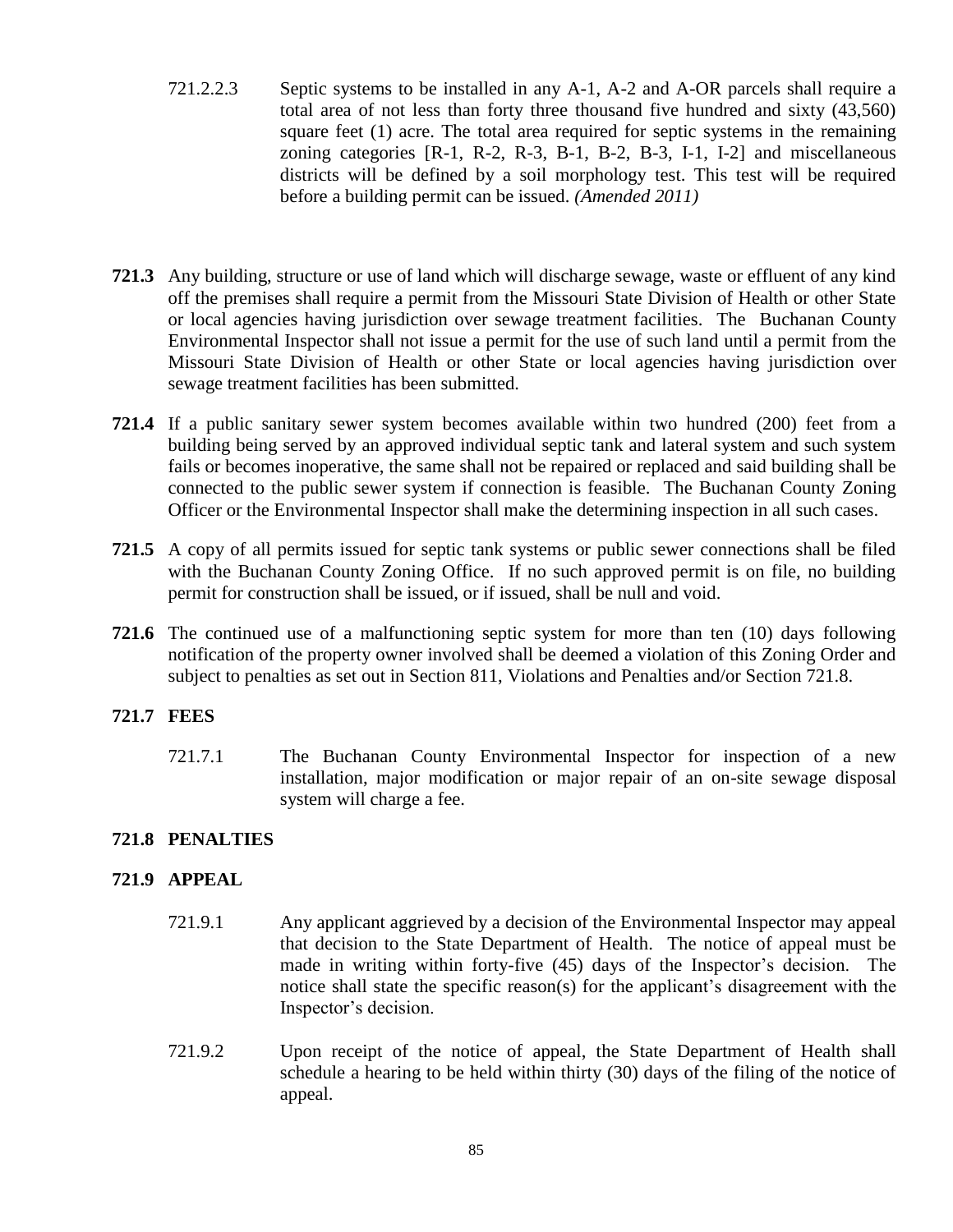721.2.2.3 Septic systems to be installed in any A-1, A-2 and A-OR parcels shall require a total area of not less than forty three thousand five hundred and sixty (43,560) square feet (1) acre. The total area required for septic systems in the remaining zoning categories [R-1, R-2, R-3, B-1, B-2, B-3, I-1, I-2] and miscellaneous districts will be defined by a soil morphology test. This test will be required before a building permit can be issued. *(Amended 2011)*

**721.3** Any building, structure or use of land which will discharge sewage, waste or effluent of any kind off the premises shall require a permit from the Missouri State Division of Health or other State or local agencies having jurisdiction over sewage treatment facilities. The Buchanan County Environmental Inspector shall not issue a permit for the use of such land until a permit from the Missouri State Division of Health or other State or local agencies having jurisdiction over sewage treatment facilities has been submitted.

**721.4** If a public sanitary sewer system becomes available within two hundred (200) feet from a building being served by an approved individual septic tank and lateral system and such system fails or becomes inoperative, the same shall not be repaired or replaced and said building shall be connected to the public sewer system if connection is feasible. The Buchanan County Zoning Officer or the Environmental Inspector shall make the determining inspection in all such cases.

**721.5** A copy of all permits issued for septic tank systems or public sewer connections shall be filed with the Buchanan County Zoning Office. If no such approved permit is on file, no building permit for construction shall be issued, or if issued, shall be null and void.

**721.6** The continued use of a malfunctioning septic system for more than ten (10) days following notification of the property owner involved shall be deemed a violation of this Zoning Order and subject to penalties as set out in Section 811, Violations and Penalties and/or Section 721.8.

**721.7 FEES**

721.7.1 The Buchanan County Environmental Inspector for inspection of a new installation, major modification or major repair of an on-site sewage disposal system will charge a fee.

**721.8 PENALTIES**

**721.9 APPEAL**

721.9.1 Any applicant aggrieved by a decision of the Environmental Inspector may appeal that decision to the State Department of Health. The notice of appeal must be made in writing within forty-five (45) days of the Inspector's decision. The notice shall state the specific reason(s) for the applicant's disagreement with the Inspector's decision.

721.9.2 Upon receipt of the notice of appeal, the State Department of Health shall schedule a hearing to be held within thirty (30) days of the filing of the notice of appeal.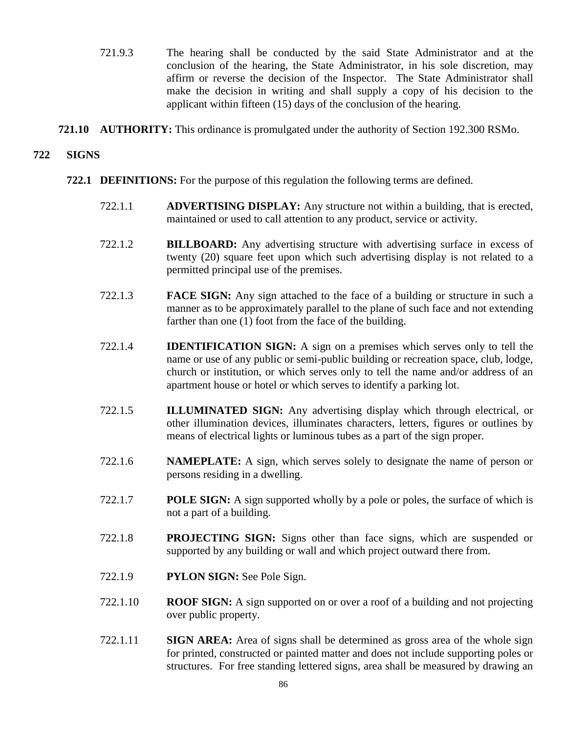721.9.3 The hearing shall be conducted by the said State Administrator and at the conclusion of the hearing, the State Administrator, in his sole discretion, may affirm or reverse the decision of the Inspector. The State Administrator shall make the decision in writing and shall supply a copy of his decision to the applicant within fifteen (15) days of the conclusion of the hearing.

**721.10 AUTHORITY:** This ordinance is promulgated under the authority of Section 192.300 RSMo.

## 722 SIGNS

**722.1 DEFINITIONS:** For the purpose of this regulation the following terms are defined.

722.1.1 **ADVERTISING DISPLAY:** Any structure not within a building, that is erected, maintained or used to call attention to any product, service or activity.

722.1.2 **BILLBOARD:** Any advertising structure with advertising surface in excess of twenty (20) square feet upon which such advertising display is not related to a permitted principal use of the premises.

722.1.3 **FACE SIGN:** Any sign attached to the face of a building or structure in such a manner as to be approximately parallel to the plane of such face and not extending farther than one (1) foot from the face of the building.

722.1.4 **IDENTIFICATION SIGN:** A sign on a premises which serves only to tell the name or use of any public or semi-public building or recreation space, club, lodge, church or institution, or which serves only to tell the name and/or address of an apartment house or hotel or which serves to identify a parking lot.

722.1.5 **ILLUMINATED SIGN:** Any advertising display which through electrical, or other illumination devices, illuminates characters, letters, figures or outlines by means of electrical lights or luminous tubes as a part of the sign proper.

722.1.6 **NAMEPLATE:** A sign, which serves solely to designate the name of person or persons residing in a dwelling.

722.1.7 **POLE SIGN:** A sign supported wholly by a pole or poles, the surface of which is not a part of a building.

722.1.8 **PROJECTING SIGN:** Signs other than face signs, which are suspended or supported by any building or wall and which project outward there from.

722.1.9 **PYLON SIGN:** See Pole Sign.

722.1.10 **ROOF SIGN:** A sign supported on or over a roof of a building and not projecting over public property.

722.1.11 **SIGN AREA:** Area of signs shall be determined as gross area of the whole sign for printed, constructed or painted matter and does not include supporting poles or structures. For free standing lettered signs, area shall be measured by drawing an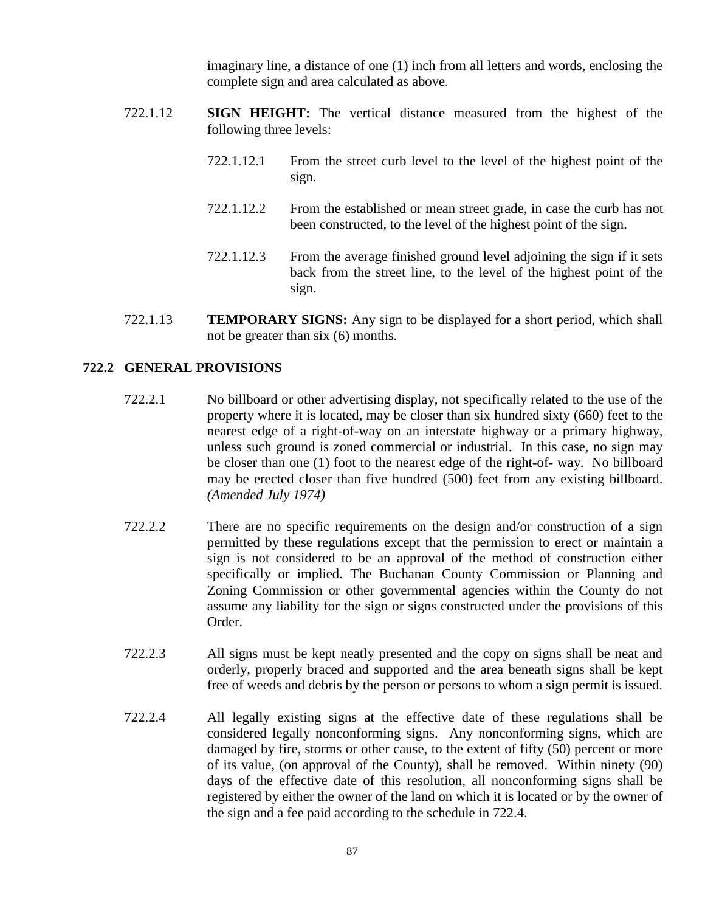imaginary line, a distance of one (1) inch from all letters and words, enclosing the complete sign and area calculated as above.

722.1.12 **SIGN HEIGHT:** The vertical distance measured from the highest of the following three levels:

722.1.12.1 From the street curb level to the level of the highest point of the sign.

722.1.12.2 From the established or mean street grade, in case the curb has not been constructed, to the level of the highest point of the sign.

722.1.12.3 From the average finished ground level adjoining the sign if it sets back from the street line, to the level of the highest point of the sign.

722.1.13 **TEMPORARY SIGNS:** Any sign to be displayed for a short period, which shall not be greater than six (6) months.

## 722.2 GENERAL PROVISIONS

722.2.1 No billboard or other advertising display, not specifically related to the use of the property where it is located, may be closer than six hundred sixty (660) feet to the nearest edge of a right-of-way on an interstate highway or a primary highway, unless such ground is zoned commercial or industrial. In this case, no sign may be closer than one (1) foot to the nearest edge of the right-of- way. No billboard may be erected closer than five hundred (500) feet from any existing billboard. *(Amended July 1974)*

722.2.2 There are no specific requirements on the design and/or construction of a sign permitted by these regulations except that the permission to erect or maintain a sign is not considered to be an approval of the method of construction either specifically or implied. The Buchanan County Commission or Planning and Zoning Commission or other governmental agencies within the County do not assume any liability for the sign or signs constructed under the provisions of this Order.

722.2.3 All signs must be kept neatly presented and the copy on signs shall be neat and orderly, properly braced and supported and the area beneath signs shall be kept free of weeds and debris by the person or persons to whom a sign permit is issued.

722.2.4 All legally existing signs at the effective date of these regulations shall be considered legally nonconforming signs. Any nonconforming signs, which are damaged by fire, storms or other cause, to the extent of fifty (50) percent or more of its value, (on approval of the County), shall be removed. Within ninety (90) days of the effective date of this resolution, all nonconforming signs shall be registered by either the owner of the land on which it is located or by the owner of the sign and a fee paid according to the schedule in 722.4.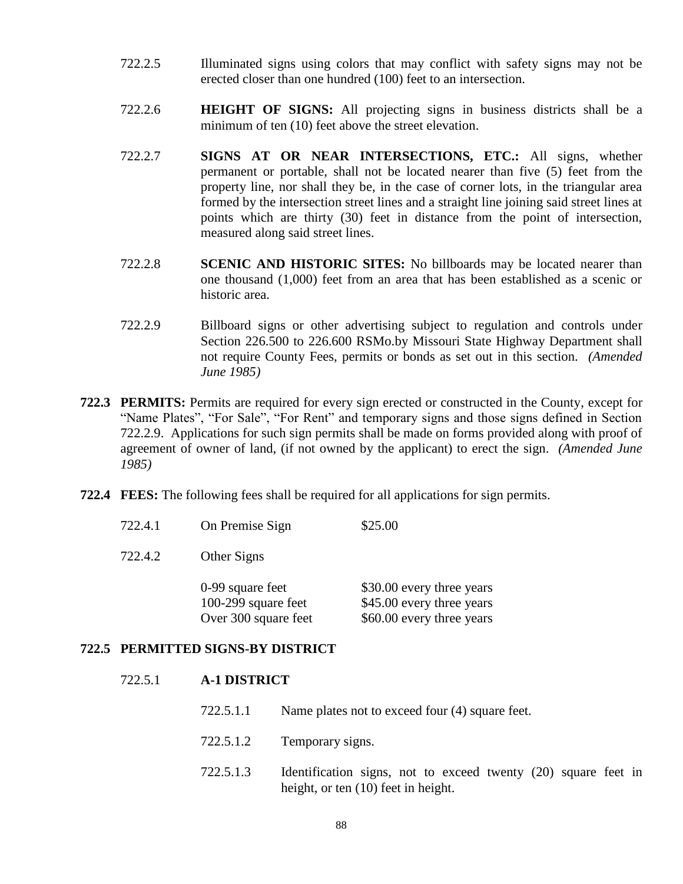722.2.5 Illuminated signs using colors that may conflict with safety signs may not be erected closer than one hundred (100) feet to an intersection.

722.2.6 **HEIGHT OF SIGNS:** All projecting signs in business districts shall be a minimum of ten (10) feet above the street elevation.

722.2.7 **SIGNS AT OR NEAR INTERSECTIONS, ETC.:** All signs, whether permanent or portable, shall not be located nearer than five (5) feet from the property line, nor shall they be, in the case of corner lots, in the triangular area formed by the intersection street lines and a straight line joining said street lines at points which are thirty (30) feet in distance from the point of intersection, measured along said street lines.

722.2.8 **SCENIC AND HISTORIC SITES:** No billboards may be located nearer than one thousand (1,000) feet from an area that has been established as a scenic or historic area.

722.2.9 Billboard signs or other advertising subject to regulation and controls under Section 226.500 to 226.600 RSMo.by Missouri State Highway Department shall not require County Fees, permits or bonds as set out in this section. *(Amended June 1985)*

**722.3 PERMITS:** Permits are required for every sign erected or constructed in the County, except for "Name Plates", "For Sale", "For Rent" and temporary signs and those signs defined in Section 722.2.9. Applications for such sign permits shall be made on forms provided along with proof of agreement of owner of land, (if not owned by the applicant) to erect the sign. *(Amended June 1985)*

**722.4 FEES:** The following fees shall be required for all applications for sign permits.

| | | |
|---|---|---|
| 722.4.1 | On Premise Sign | $25.00 |
| 722.4.2 | Other Signs | |
| | 0-99 square feet | $30.00 every three years |
| | 100-299 square feet | $45.00 every three years |
| | Over 300 square feet | $60.00 every three years |

**722.5 PERMITTED SIGNS-BY DISTRICT**

722.5.1 **A-1 DISTRICT**

722.5.1.1 Name plates not to exceed four (4) square feet.

722.5.1.2 Temporary signs.

722.5.1.3 Identification signs, not to exceed twenty (20) square feet in height, or ten (10) feet in height.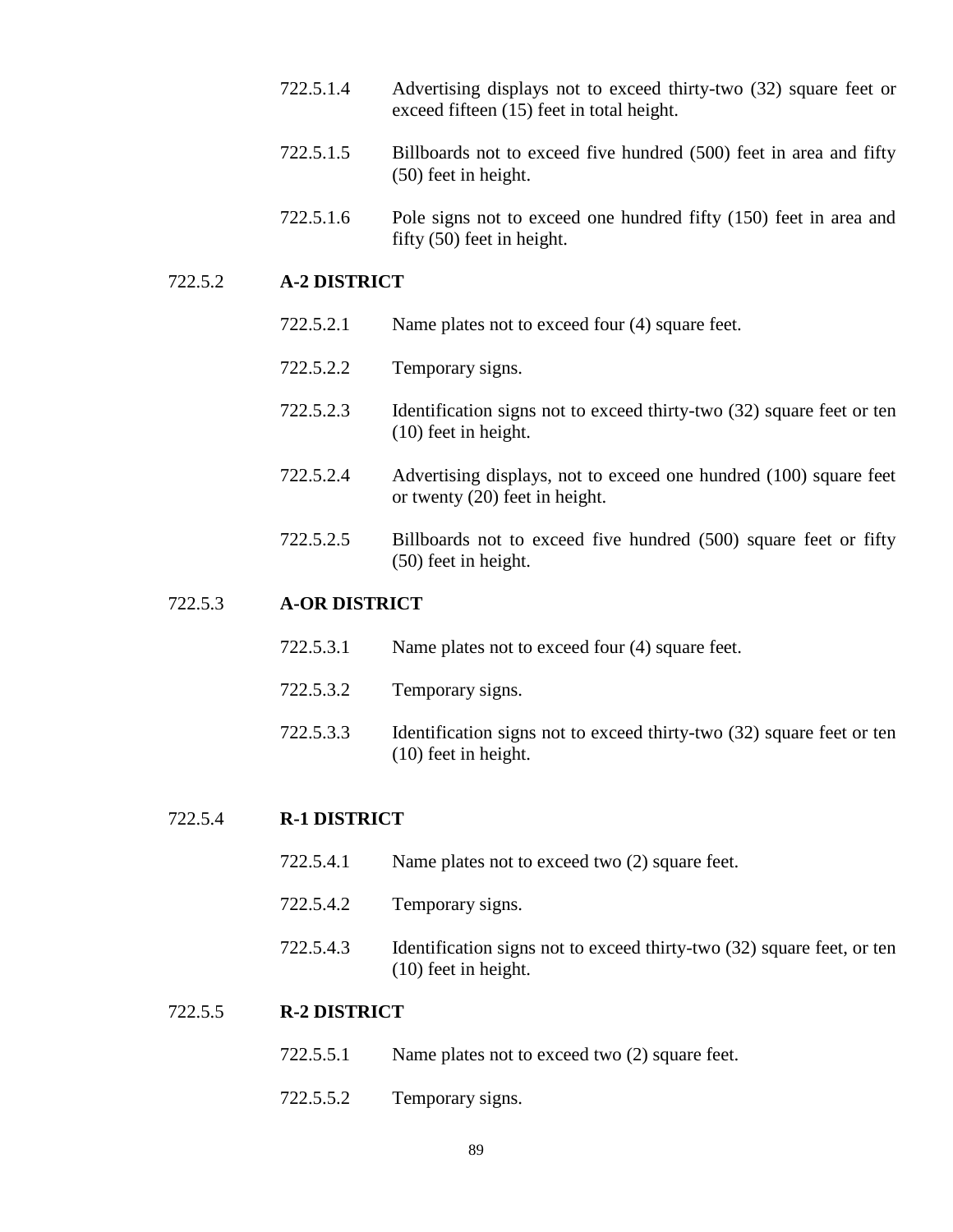722.5.1.4 Advertising displays not to exceed thirty-two (32) square feet or exceed fifteen (15) feet in total height.

722.5.1.5 Billboards not to exceed five hundred (500) feet in area and fifty (50) feet in height.

722.5.1.6 Pole signs not to exceed one hundred fifty (150) feet in area and fifty (50) feet in height.

722.5.2 **A-2 DISTRICT**

722.5.2.1 Name plates not to exceed four (4) square feet.

722.5.2.2 Temporary signs.

722.5.2.3 Identification signs not to exceed thirty-two (32) square feet or ten (10) feet in height.

722.5.2.4 Advertising displays, not to exceed one hundred (100) square feet or twenty (20) feet in height.

722.5.2.5 Billboards not to exceed five hundred (500) square feet or fifty (50) feet in height.

722.5.3 **A-OR DISTRICT**

722.5.3.1 Name plates not to exceed four (4) square feet.

722.5.3.2 Temporary signs.

722.5.3.3 Identification signs not to exceed thirty-two (32) square feet or ten (10) feet in height.

722.5.4 **R-1 DISTRICT**

722.5.4.1 Name plates not to exceed two (2) square feet.

722.5.4.2 Temporary signs.

722.5.4.3 Identification signs not to exceed thirty-two (32) square feet, or ten (10) feet in height.

722.5.5 **R-2 DISTRICT**

722.5.5.1 Name plates not to exceed two (2) square feet.

722.5.5.2 Temporary signs.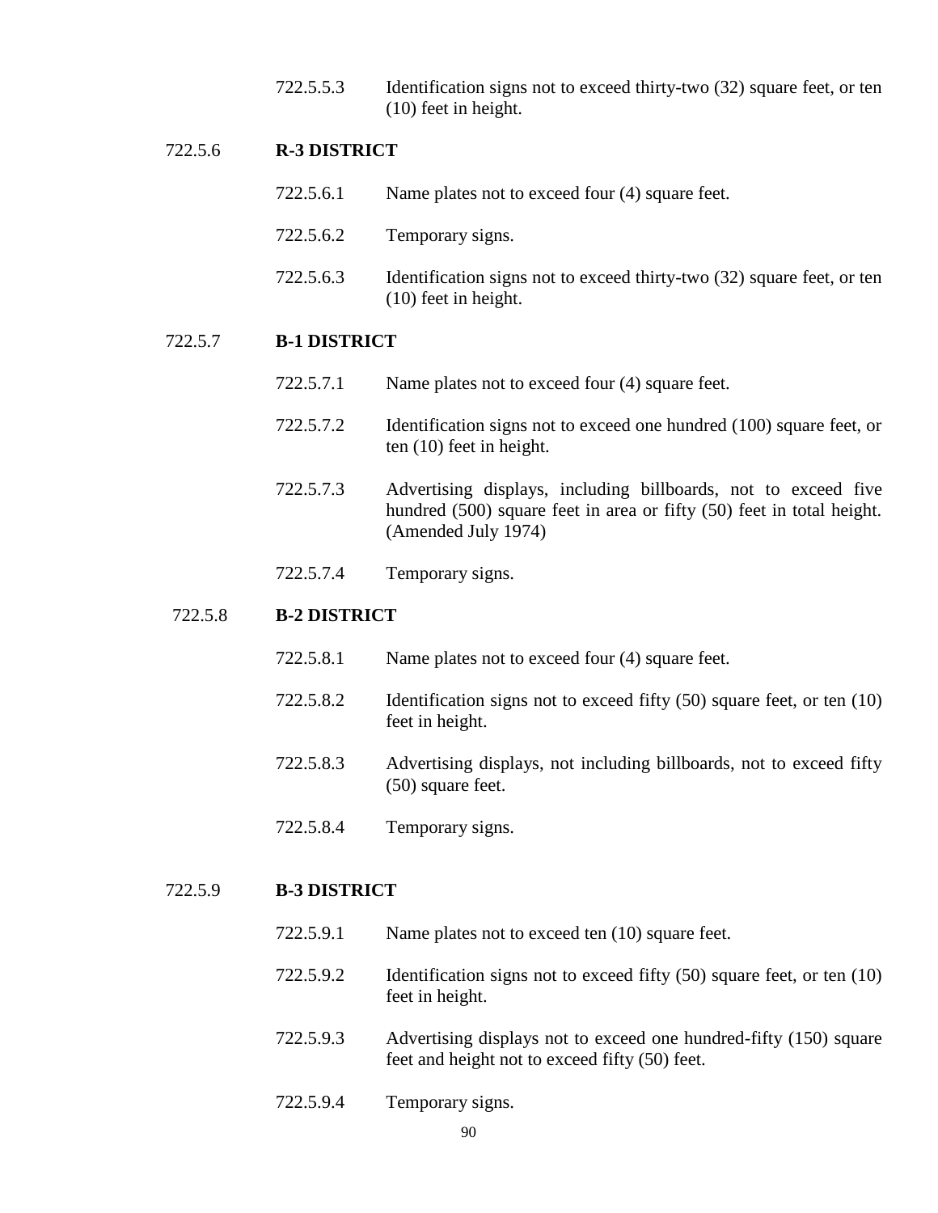722.5.5.3 Identification signs not to exceed thirty-two (32) square feet, or ten (10) feet in height.

722.5.6 **R-3 DISTRICT**

722.5.6.1 Name plates not to exceed four (4) square feet.

722.5.6.2 Temporary signs.

722.5.6.3 Identification signs not to exceed thirty-two (32) square feet, or ten (10) feet in height.

722.5.7 **B-1 DISTRICT**

722.5.7.1 Name plates not to exceed four (4) square feet.

722.5.7.2 Identification signs not to exceed one hundred (100) square feet, or ten (10) feet in height.

722.5.7.3 Advertising displays, including billboards, not to exceed five hundred (500) square feet in area or fifty (50) feet in total height. (Amended July 1974)

722.5.7.4 Temporary signs.

722.5.8 **B-2 DISTRICT**

722.5.8.1 Name plates not to exceed four (4) square feet.

722.5.8.2 Identification signs not to exceed fifty (50) square feet, or ten (10) feet in height.

722.5.8.3 Advertising displays, not including billboards, not to exceed fifty (50) square feet.

722.5.8.4 Temporary signs.

722.5.9 **B-3 DISTRICT**

722.5.9.1 Name plates not to exceed ten (10) square feet.

722.5.9.2 Identification signs not to exceed fifty (50) square feet, or ten (10) feet in height.

722.5.9.3 Advertising displays not to exceed one hundred-fifty (150) square feet and height not to exceed fifty (50) feet.

722.5.9.4 Temporary signs.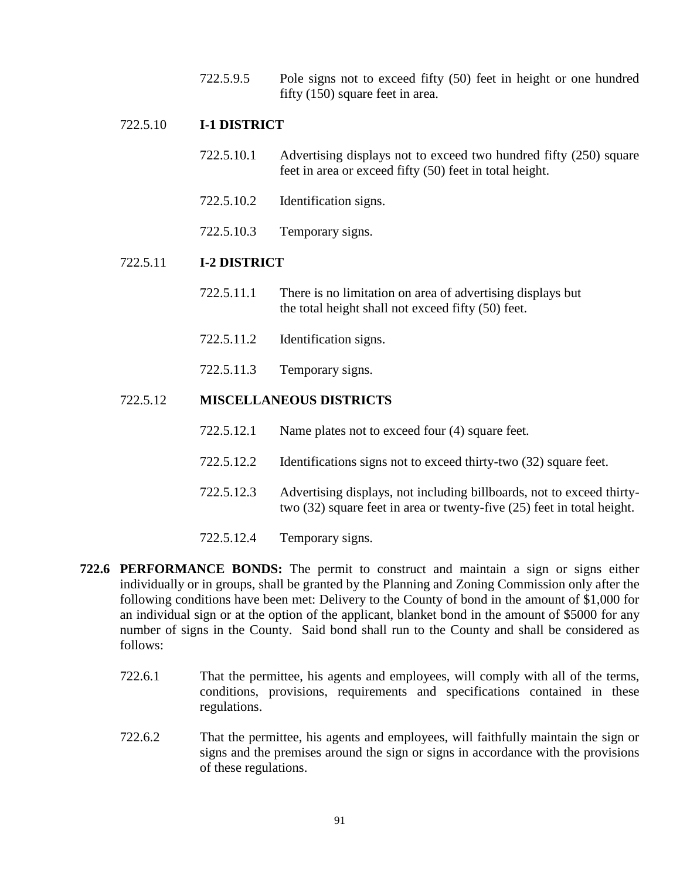722.5.9.5 Pole signs not to exceed fifty (50) feet in height or one hundred fifty (150) square feet in area.

722.5.10 **I-1 DISTRICT**

722.5.10.1 Advertising displays not to exceed two hundred fifty (250) square feet in area or exceed fifty (50) feet in total height.

722.5.10.2 Identification signs.

722.5.10.3 Temporary signs.

722.5.11 **I-2 DISTRICT**

722.5.11.1 There is no limitation on area of advertising displays but the total height shall not exceed fifty (50) feet.

722.5.11.2 Identification signs.

722.5.11.3 Temporary signs.

722.5.12 **MISCELLANEOUS DISTRICTS**

722.5.12.1 Name plates not to exceed four (4) square feet.

722.5.12.2 Identifications signs not to exceed thirty-two (32) square feet.

722.5.12.3 Advertising displays, not including billboards, not to exceed thirty-two (32) square feet in area or twenty-five (25) feet in total height.

722.5.12.4 Temporary signs.

**722.6 PERFORMANCE BONDS:** The permit to construct and maintain a sign or signs either individually or in groups, shall be granted by the Planning and Zoning Commission only after the following conditions have been met: Delivery to the County of bond in the amount of $1,000 for an individual sign or at the option of the applicant, blanket bond in the amount of $5000 for any number of signs in the County. Said bond shall run to the County and shall be considered as follows:

722.6.1 That the permittee, his agents and employees, will comply with all of the terms, conditions, provisions, requirements and specifications contained in these regulations.

722.6.2 That the permittee, his agents and employees, will faithfully maintain the sign or signs and the premises around the sign or signs in accordance with the provisions of these regulations.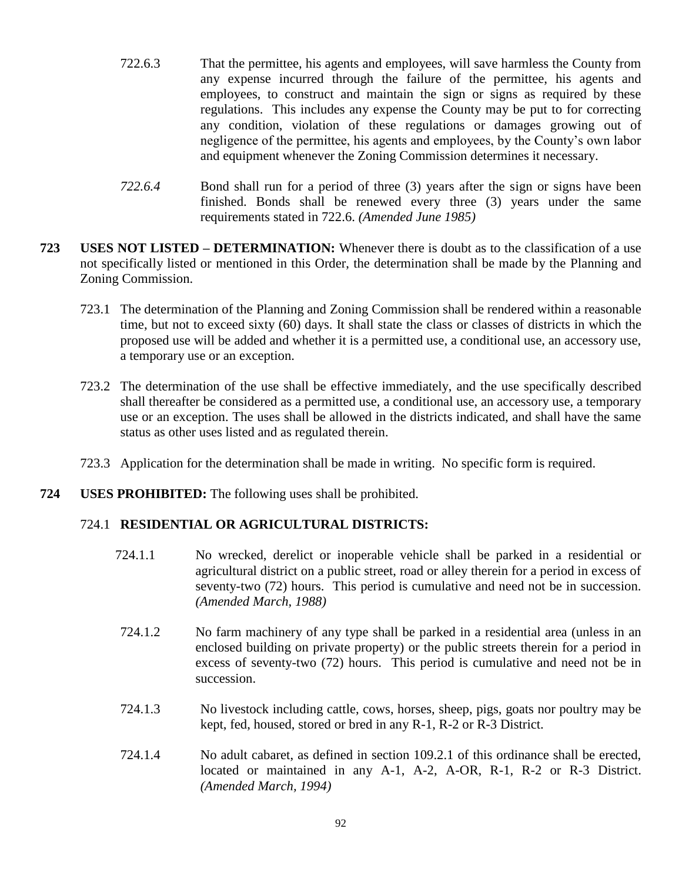722.6.3 That the permittee, his agents and employees, will save harmless the County from any expense incurred through the failure of the permittee, his agents and employees, to construct and maintain the sign or signs as required by these regulations. This includes any expense the County may be put to for correcting any condition, violation of these regulations or damages growing out of negligence of the permittee, his agents and employees, by the County's own labor and equipment whenever the Zoning Commission determines it necessary.

*722.6.4* Bond shall run for a period of three (3) years after the sign or signs have been finished. Bonds shall be renewed every three (3) years under the same requirements stated in 722.6. *(Amended June 1985)*

**723 USES NOT LISTED – DETERMINATION:** Whenever there is doubt as to the classification of a use not specifically listed or mentioned in this Order, the determination shall be made by the Planning and Zoning Commission.

723.1 The determination of the Planning and Zoning Commission shall be rendered within a reasonable time, but not to exceed sixty (60) days. It shall state the class or classes of districts in which the proposed use will be added and whether it is a permitted use, a conditional use, an accessory use, a temporary use or an exception.

723.2 The determination of the use shall be effective immediately, and the use specifically described shall thereafter be considered as a permitted use, a conditional use, an accessory use, a temporary use or an exception. The uses shall be allowed in the districts indicated, and shall have the same status as other uses listed and as regulated therein.

723.3 Application for the determination shall be made in writing. No specific form is required.

**724 USES PROHIBITED:** The following uses shall be prohibited.

724.1 **RESIDENTIAL OR AGRICULTURAL DISTRICTS:**

724.1.1 No wrecked, derelict or inoperable vehicle shall be parked in a residential or agricultural district on a public street, road or alley therein for a period in excess of seventy-two (72) hours. This period is cumulative and need not be in succession. *(Amended March, 1988)*

724.1.2 No farm machinery of any type shall be parked in a residential area (unless in an enclosed building on private property) or the public streets therein for a period in excess of seventy-two (72) hours. This period is cumulative and need not be in succession.

724.1.3 No livestock including cattle, cows, horses, sheep, pigs, goats nor poultry may be kept, fed, housed, stored or bred in any R-1, R-2 or R-3 District.

724.1.4 No adult cabaret, as defined in section 109.2.1 of this ordinance shall be erected, located or maintained in any A-1, A-2, A-OR, R-1, R-2 or R-3 District. *(Amended March, 1994)*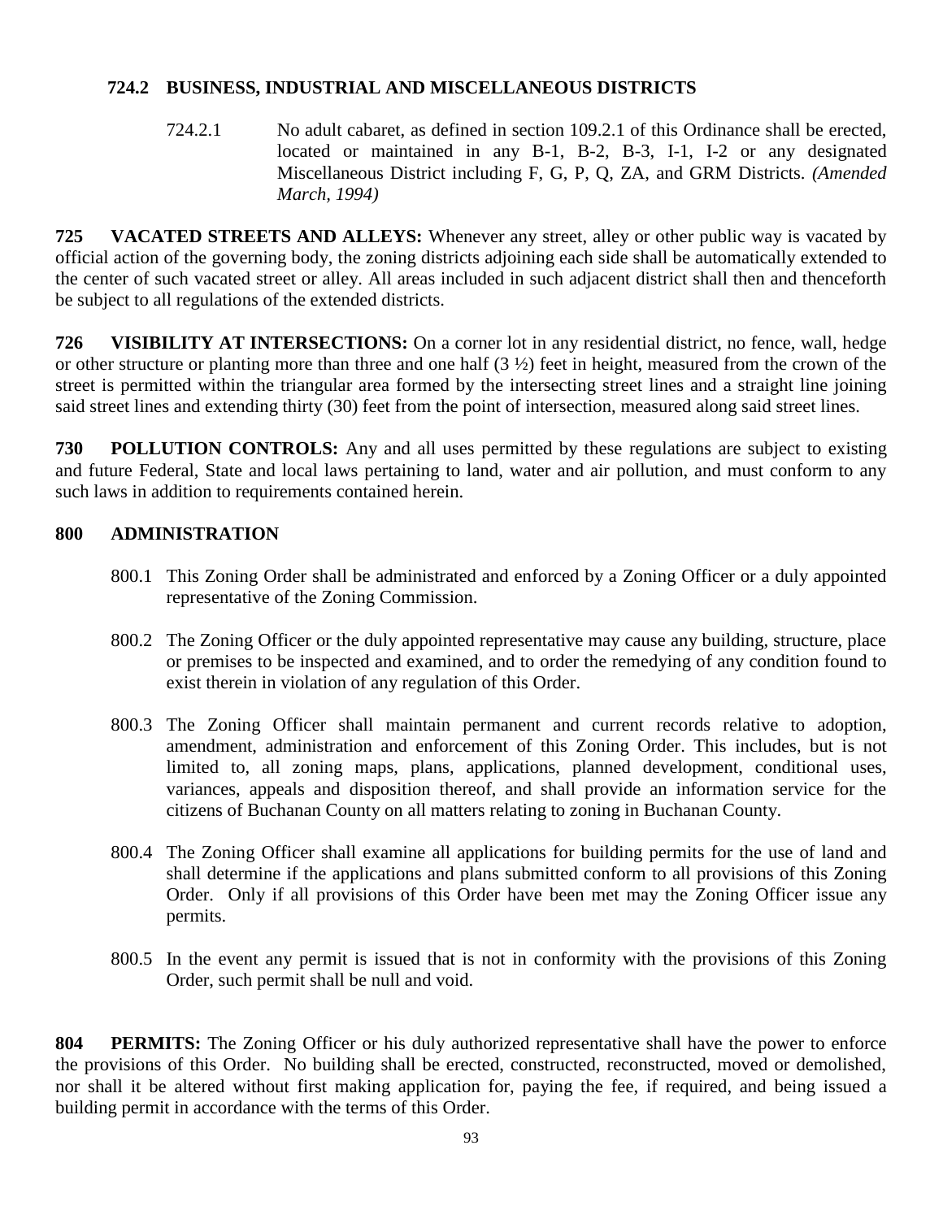### 724.2 BUSINESS, INDUSTRIAL AND MISCELLANEOUS DISTRICTS

724.2.1 No adult cabaret, as defined in section 109.2.1 of this Ordinance shall be erected, located or maintained in any B-1, B-2, B-3, I-1, I-2 or any designated Miscellaneous District including F, G, P, Q, ZA, and GRM Districts. *(Amended March, 1994)*

**725 VACATED STREETS AND ALLEYS:** Whenever any street, alley or other public way is vacated by official action of the governing body, the zoning districts adjoining each side shall be automatically extended to the center of such vacated street or alley. All areas included in such adjacent district shall then and thenceforth be subject to all regulations of the extended districts.

**726 VISIBILITY AT INTERSECTIONS:** On a corner lot in any residential district, no fence, wall, hedge or other structure or planting more than three and one half (3 ½) feet in height, measured from the crown of the street is permitted within the triangular area formed by the intersecting street lines and a straight line joining said street lines and extending thirty (30) feet from the point of intersection, measured along said street lines.

**730 POLLUTION CONTROLS:** Any and all uses permitted by these regulations are subject to existing and future Federal, State and local laws pertaining to land, water and air pollution, and must conform to any such laws in addition to requirements contained herein.

## 800 ADMINISTRATION

800.1 This Zoning Order shall be administrated and enforced by a Zoning Officer or a duly appointed representative of the Zoning Commission.

800.2 The Zoning Officer or the duly appointed representative may cause any building, structure, place or premises to be inspected and examined, and to order the remedying of any condition found to exist therein in violation of any regulation of this Order.

800.3 The Zoning Officer shall maintain permanent and current records relative to adoption, amendment, administration and enforcement of this Zoning Order. This includes, but is not limited to, all zoning maps, plans, applications, planned development, conditional uses, variances, appeals and disposition thereof, and shall provide an information service for the citizens of Buchanan County on all matters relating to zoning in Buchanan County.

800.4 The Zoning Officer shall examine all applications for building permits for the use of land and shall determine if the applications and plans submitted conform to all provisions of this Zoning Order. Only if all provisions of this Order have been met may the Zoning Officer issue any permits.

800.5 In the event any permit is issued that is not in conformity with the provisions of this Zoning Order, such permit shall be null and void.

**804 PERMITS:** The Zoning Officer or his duly authorized representative shall have the power to enforce the provisions of this Order. No building shall be erected, constructed, reconstructed, moved or demolished, nor shall it be altered without first making application for, paying the fee, if required, and being issued a building permit in accordance with the terms of this Order.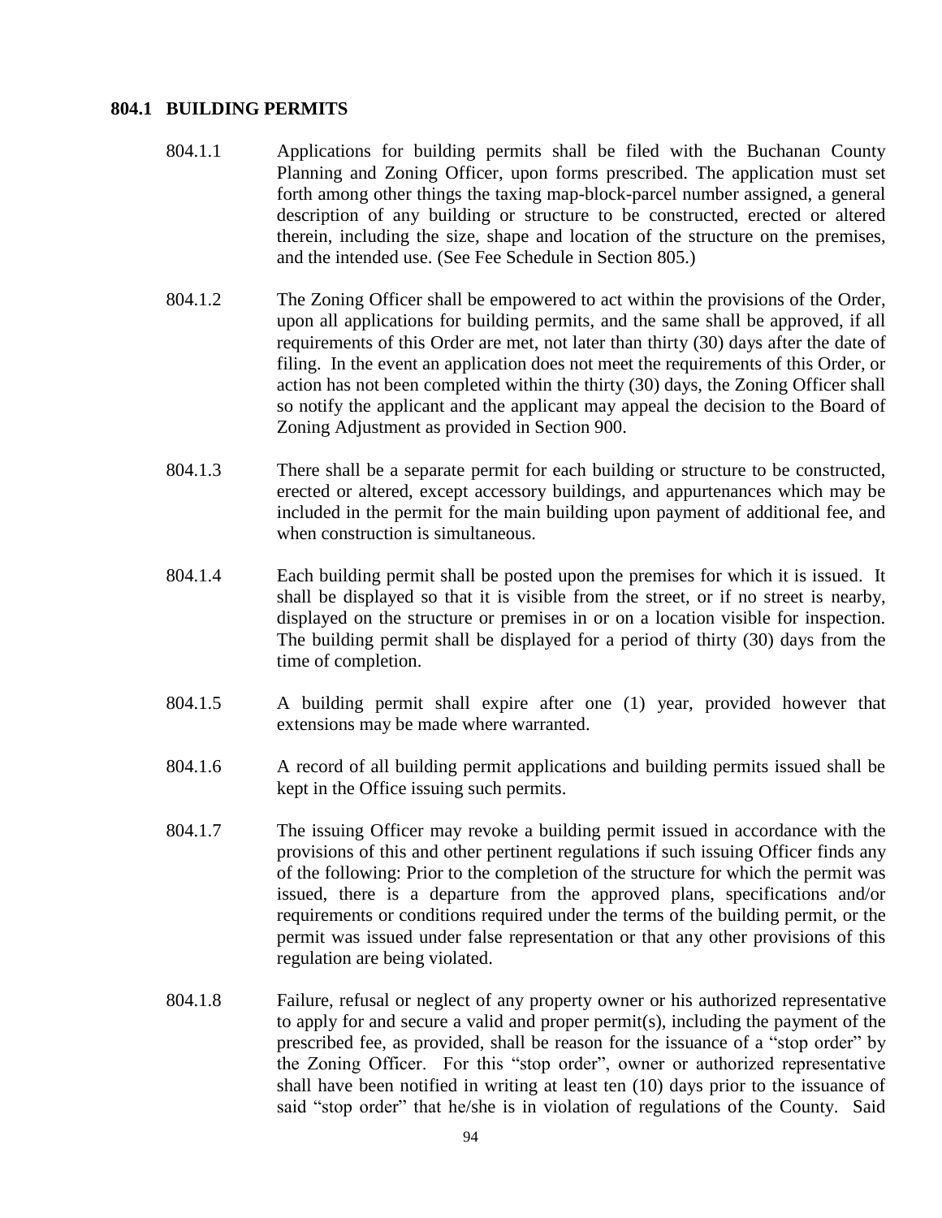### 804.1 BUILDING PERMITS

804.1.1 Applications for building permits shall be filed with the Buchanan County Planning and Zoning Officer, upon forms prescribed. The application must set forth among other things the taxing map-block-parcel number assigned, a general description of any building or structure to be constructed, erected or altered therein, including the size, shape and location of the structure on the premises, and the intended use. (See Fee Schedule in Section 805.)

804.1.2 The Zoning Officer shall be empowered to act within the provisions of the Order, upon all applications for building permits, and the same shall be approved, if all requirements of this Order are met, not later than thirty (30) days after the date of filing. In the event an application does not meet the requirements of this Order, or action has not been completed within the thirty (30) days, the Zoning Officer shall so notify the applicant and the applicant may appeal the decision to the Board of Zoning Adjustment as provided in Section 900.

804.1.3 There shall be a separate permit for each building or structure to be constructed, erected or altered, except accessory buildings, and appurtenances which may be included in the permit for the main building upon payment of additional fee, and when construction is simultaneous.

804.1.4 Each building permit shall be posted upon the premises for which it is issued. It shall be displayed so that it is visible from the street, or if no street is nearby, displayed on the structure or premises in or on a location visible for inspection. The building permit shall be displayed for a period of thirty (30) days from the time of completion.

804.1.5 A building permit shall expire after one (1) year, provided however that extensions may be made where warranted.

804.1.6 A record of all building permit applications and building permits issued shall be kept in the Office issuing such permits.

804.1.7 The issuing Officer may revoke a building permit issued in accordance with the provisions of this and other pertinent regulations if such issuing Officer finds any of the following: Prior to the completion of the structure for which the permit was issued, there is a departure from the approved plans, specifications and/or requirements or conditions required under the terms of the building permit, or the permit was issued under false representation or that any other provisions of this regulation are being violated.

804.1.8 Failure, refusal or neglect of any property owner or his authorized representative to apply for and secure a valid and proper permit(s), including the payment of the prescribed fee, as provided, shall be reason for the issuance of a "stop order" by the Zoning Officer. For this "stop order", owner or authorized representative shall have been notified in writing at least ten (10) days prior to the issuance of said "stop order" that he/she is in violation of regulations of the County. Said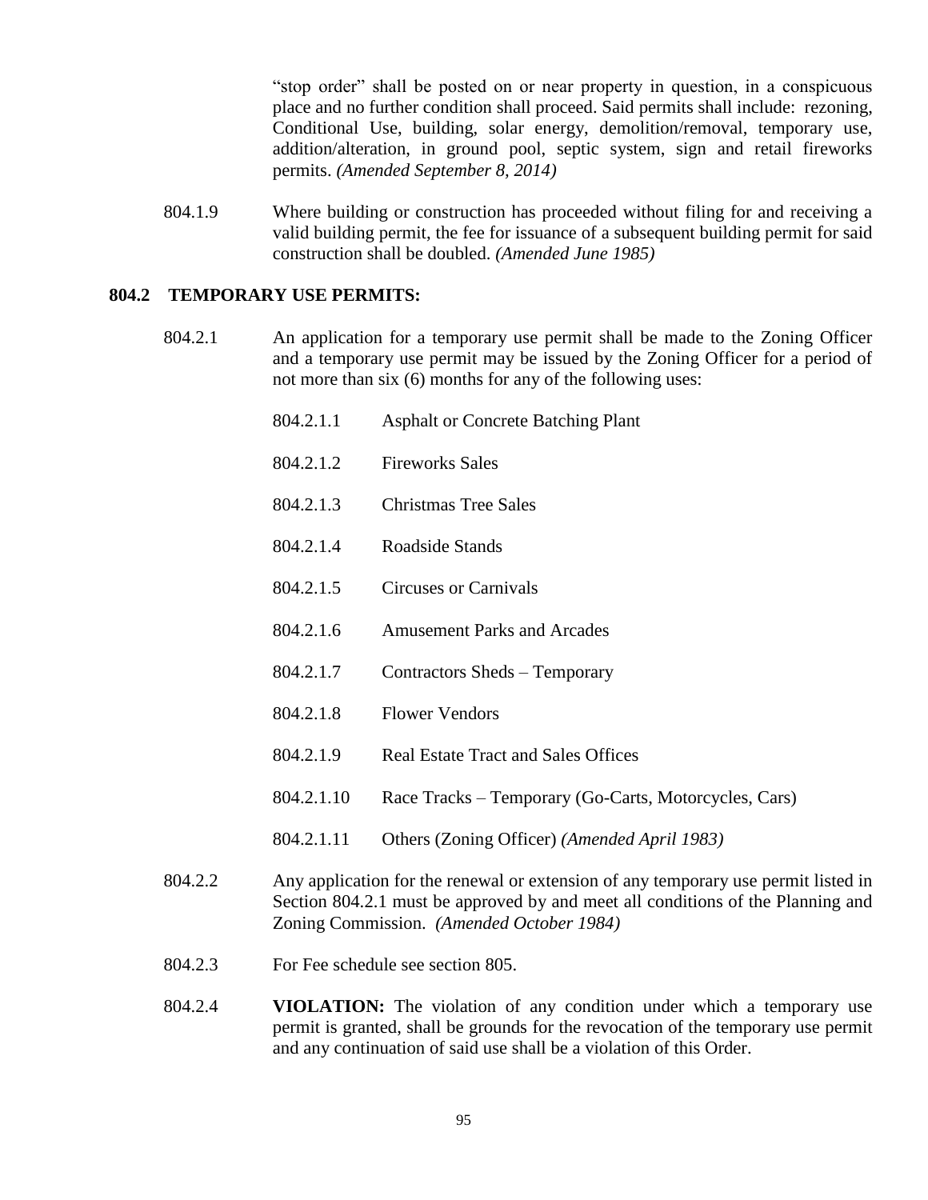"stop order" shall be posted on or near property in question, in a conspicuous place and no further condition shall proceed. Said permits shall include: rezoning, Conditional Use, building, solar energy, demolition/removal, temporary use, addition/alteration, in ground pool, septic system, sign and retail fireworks permits. *(Amended September 8, 2014)*

804.1.9 Where building or construction has proceeded without filing for and receiving a valid building permit, the fee for issuance of a subsequent building permit for said construction shall be doubled. *(Amended June 1985)*

### 804.2 TEMPORARY USE PERMITS:

804.2.1 An application for a temporary use permit shall be made to the Zoning Officer and a temporary use permit may be issued by the Zoning Officer for a period of not more than six (6) months for any of the following uses:

804.2.1.1 Asphalt or Concrete Batching Plant

804.2.1.2 Fireworks Sales

804.2.1.3 Christmas Tree Sales

804.2.1.4 Roadside Stands

804.2.1.5 Circuses or Carnivals

804.2.1.6 Amusement Parks and Arcades

804.2.1.7 Contractors Sheds – Temporary

804.2.1.8 Flower Vendors

804.2.1.9 Real Estate Tract and Sales Offices

804.2.1.10 Race Tracks – Temporary (Go-Carts, Motorcycles, Cars)

804.2.1.11 Others (Zoning Officer) *(Amended April 1983)*

804.2.2 Any application for the renewal or extension of any temporary use permit listed in Section 804.2.1 must be approved by and meet all conditions of the Planning and Zoning Commission. *(Amended October 1984)*

804.2.3 For Fee schedule see section 805.

804.2.4 **VIOLATION:** The violation of any condition under which a temporary use permit is granted, shall be grounds for the revocation of the temporary use permit and any continuation of said use shall be a violation of this Order.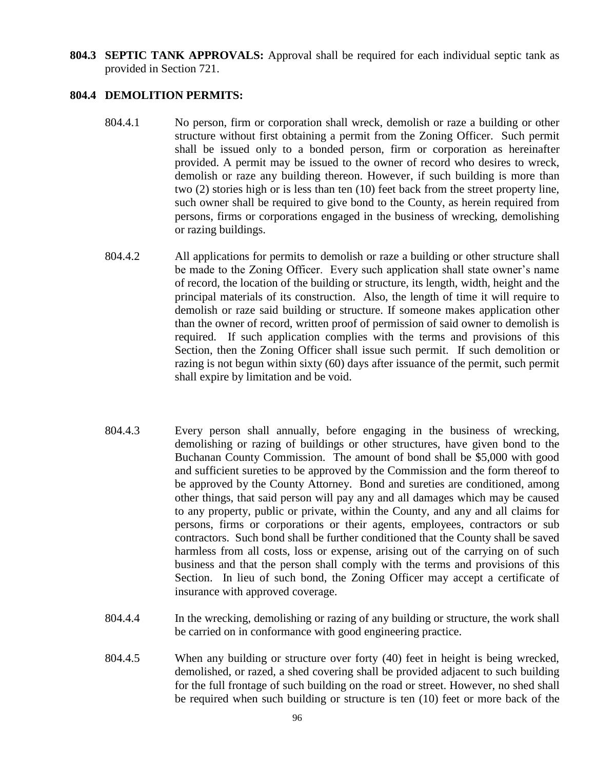**804.3 SEPTIC TANK APPROVALS:** Approval shall be required for each individual septic tank as provided in Section 721.

**804.4 DEMOLITION PERMITS:**

804.4.1 No person, firm or corporation shall wreck, demolish or raze a building or other structure without first obtaining a permit from the Zoning Officer. Such permit shall be issued only to a bonded person, firm or corporation as hereinafter provided. A permit may be issued to the owner of record who desires to wreck, demolish or raze any building thereon. However, if such building is more than two (2) stories high or is less than ten (10) feet back from the street property line, such owner shall be required to give bond to the County, as herein required from persons, firms or corporations engaged in the business of wrecking, demolishing or razing buildings.

804.4.2 All applications for permits to demolish or raze a building or other structure shall be made to the Zoning Officer. Every such application shall state owner's name of record, the location of the building or structure, its length, width, height and the principal materials of its construction. Also, the length of time it will require to demolish or raze said building or structure. If someone makes application other than the owner of record, written proof of permission of said owner to demolish is required. If such application complies with the terms and provisions of this Section, then the Zoning Officer shall issue such permit. If such demolition or razing is not begun within sixty (60) days after issuance of the permit, such permit shall expire by limitation and be void.

804.4.3 Every person shall annually, before engaging in the business of wrecking, demolishing or razing of buildings or other structures, have given bond to the Buchanan County Commission. The amount of bond shall be $5,000 with good and sufficient sureties to be approved by the Commission and the form thereof to be approved by the County Attorney. Bond and sureties are conditioned, among other things, that said person will pay any and all damages which may be caused to any property, public or private, within the County, and any and all claims for persons, firms or corporations or their agents, employees, contractors or sub contractors. Such bond shall be further conditioned that the County shall be saved harmless from all costs, loss or expense, arising out of the carrying on of such business and that the person shall comply with the terms and provisions of this Section. In lieu of such bond, the Zoning Officer may accept a certificate of insurance with approved coverage.

804.4.4 In the wrecking, demolishing or razing of any building or structure, the work shall be carried on in conformance with good engineering practice.

804.4.5 When any building or structure over forty (40) feet in height is being wrecked, demolished, or razed, a shed covering shall be provided adjacent to such building for the full frontage of such building on the road or street. However, no shed shall be required when such building or structure is ten (10) feet or more back of the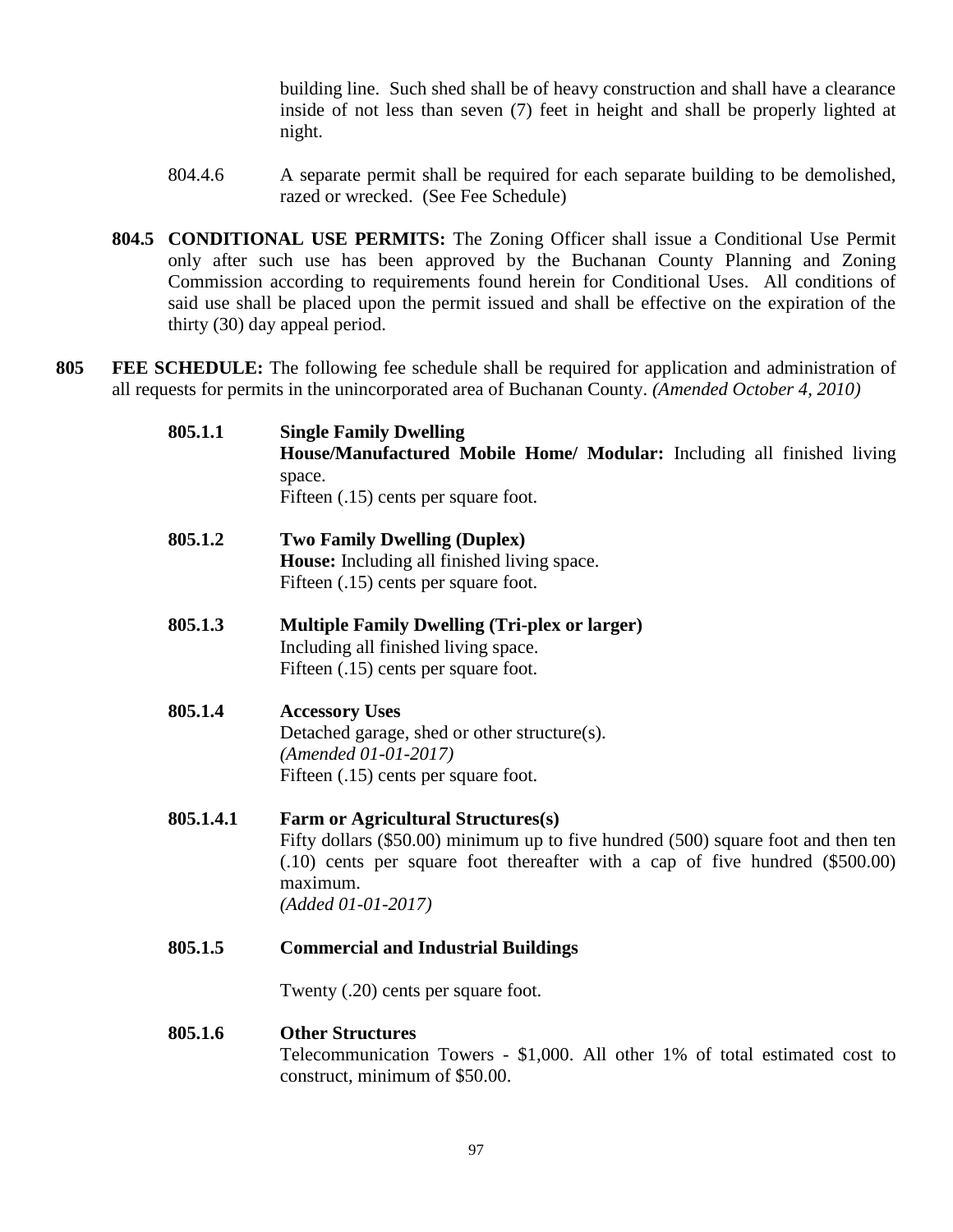building line. Such shed shall be of heavy construction and shall have a clearance inside of not less than seven (7) feet in height and shall be properly lighted at night.

804.4.6 A separate permit shall be required for each separate building to be demolished, razed or wrecked. (See Fee Schedule)

**804.5 CONDITIONAL USE PERMITS:** The Zoning Officer shall issue a Conditional Use Permit only after such use has been approved by the Buchanan County Planning and Zoning Commission according to requirements found herein for Conditional Uses. All conditions of said use shall be placed upon the permit issued and shall be effective on the expiration of the thirty (30) day appeal period.

**805 FEE SCHEDULE:** The following fee schedule shall be required for application and administration of all requests for permits in the unincorporated area of Buchanan County. *(Amended October 4, 2010)*

**805.1.1 Single Family Dwelling**
**House/Manufactured Mobile Home/ Modular:** Including all finished living space.
Fifteen (.15) cents per square foot.

**805.1.2 Two Family Dwelling (Duplex)**
**House:** Including all finished living space.
Fifteen (.15) cents per square foot.

**805.1.3 Multiple Family Dwelling (Tri-plex or larger)**
Including all finished living space.
Fifteen (.15) cents per square foot.

**805.1.4 Accessory Uses**
Detached garage, shed or other structure(s).
*(Amended 01-01-2017)*
Fifteen (.15) cents per square foot.

**805.1.4.1 Farm or Agricultural Structures(s)**
Fifty dollars ($50.00) minimum up to five hundred (500) square foot and then ten (.10) cents per square foot thereafter with a cap of five hundred ($500.00) maximum.
*(Added 01-01-2017)*

**805.1.5 Commercial and Industrial Buildings**

Twenty (.20) cents per square foot.

**805.1.6 Other Structures**
Telecommunication Towers - $1,000. All other 1% of total estimated cost to construct, minimum of $50.00.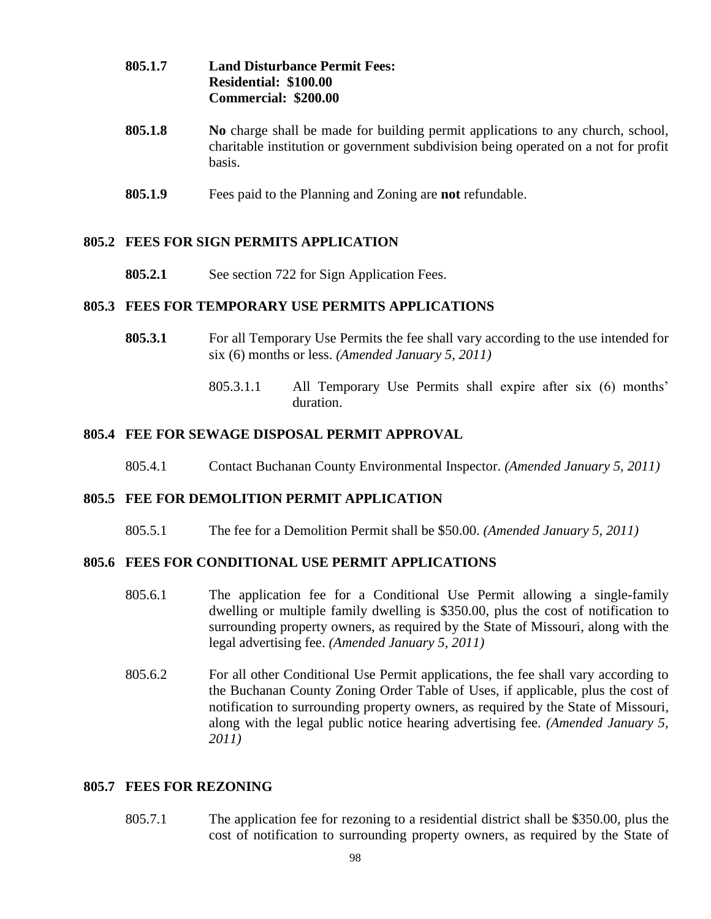**805.1.7 Land Disturbance Permit Fees:**
**Residential: $100.00**
**Commercial: $200.00**

**805.1.8** **No** charge shall be made for building permit applications to any church, school, charitable institution or government subdivision being operated on a not for profit basis.

**805.1.9** Fees paid to the Planning and Zoning are **not** refundable.

## 805.2 FEES FOR SIGN PERMITS APPLICATION

**805.2.1** See section 722 for Sign Application Fees.

## 805.3 FEES FOR TEMPORARY USE PERMITS APPLICATIONS

**805.3.1** For all Temporary Use Permits the fee shall vary according to the use intended for six (6) months or less. *(Amended January 5, 2011)*

805.3.1.1 All Temporary Use Permits shall expire after six (6) months' duration.

## 805.4 FEE FOR SEWAGE DISPOSAL PERMIT APPROVAL

805.4.1 Contact Buchanan County Environmental Inspector. *(Amended January 5, 2011)*

## 805.5 FEE FOR DEMOLITION PERMIT APPLICATION

805.5.1 The fee for a Demolition Permit shall be $50.00. *(Amended January 5, 2011)*

## 805.6 FEES FOR CONDITIONAL USE PERMIT APPLICATIONS

805.6.1 The application fee for a Conditional Use Permit allowing a single-family dwelling or multiple family dwelling is $350.00, plus the cost of notification to surrounding property owners, as required by the State of Missouri, along with the legal advertising fee. *(Amended January 5, 2011)*

805.6.2 For all other Conditional Use Permit applications, the fee shall vary according to the Buchanan County Zoning Order Table of Uses, if applicable, plus the cost of notification to surrounding property owners, as required by the State of Missouri, along with the legal public notice hearing advertising fee. *(Amended January 5, 2011)*

## 805.7 FEES FOR REZONING

805.7.1 The application fee for rezoning to a residential district shall be $350.00, plus the cost of notification to surrounding property owners, as required by the State of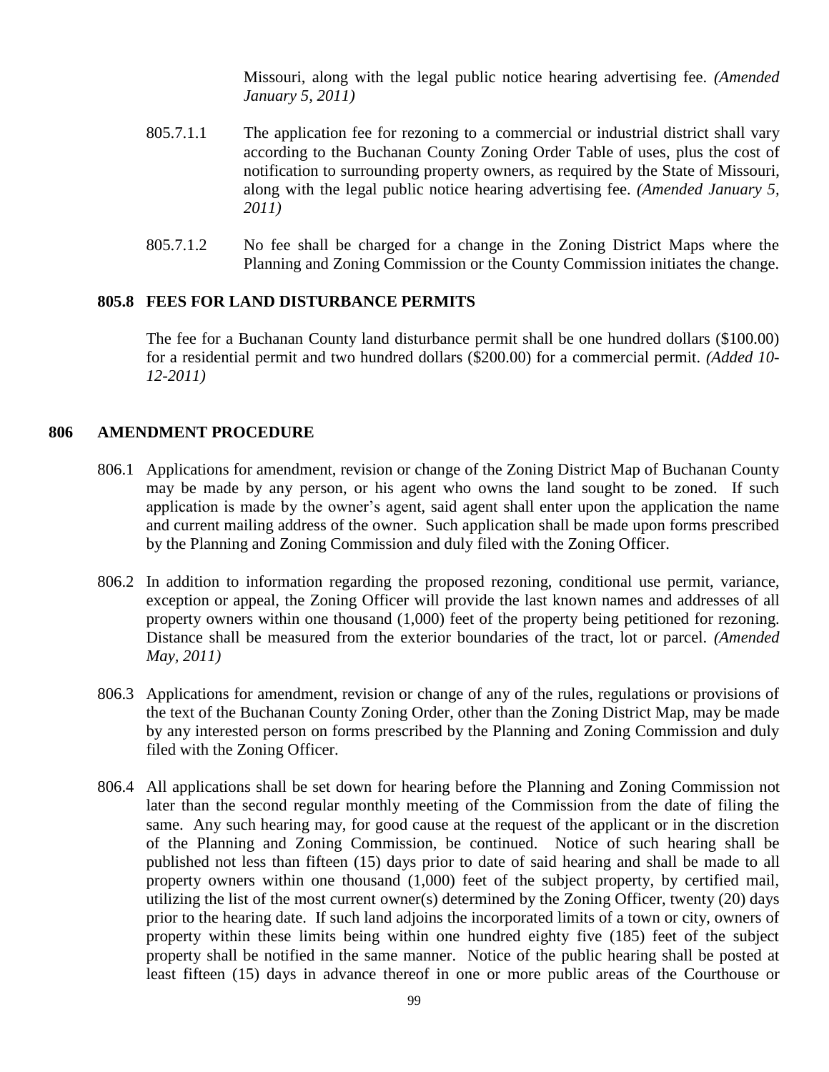Missouri, along with the legal public notice hearing advertising fee. *(Amended January 5, 2011)*

805.7.1.1 The application fee for rezoning to a commercial or industrial district shall vary according to the Buchanan County Zoning Order Table of uses, plus the cost of notification to surrounding property owners, as required by the State of Missouri, along with the legal public notice hearing advertising fee. *(Amended January 5, 2011)*

805.7.1.2 No fee shall be charged for a change in the Zoning District Maps where the Planning and Zoning Commission or the County Commission initiates the change.

### 805.8 FEES FOR LAND DISTURBANCE PERMITS

The fee for a Buchanan County land disturbance permit shall be one hundred dollars ($100.00) for a residential permit and two hundred dollars ($200.00) for a commercial permit. *(Added 10-12-2011)*

## 806 AMENDMENT PROCEDURE

806.1 Applications for amendment, revision or change of the Zoning District Map of Buchanan County may be made by any person, or his agent who owns the land sought to be zoned. If such application is made by the owner's agent, said agent shall enter upon the application the name and current mailing address of the owner. Such application shall be made upon forms prescribed by the Planning and Zoning Commission and duly filed with the Zoning Officer.

806.2 In addition to information regarding the proposed rezoning, conditional use permit, variance, exception or appeal, the Zoning Officer will provide the last known names and addresses of all property owners within one thousand (1,000) feet of the property being petitioned for rezoning. Distance shall be measured from the exterior boundaries of the tract, lot or parcel. *(Amended May, 2011)*

806.3 Applications for amendment, revision or change of any of the rules, regulations or provisions of the text of the Buchanan County Zoning Order, other than the Zoning District Map, may be made by any interested person on forms prescribed by the Planning and Zoning Commission and duly filed with the Zoning Officer.

806.4 All applications shall be set down for hearing before the Planning and Zoning Commission not later than the second regular monthly meeting of the Commission from the date of filing the same. Any such hearing may, for good cause at the request of the applicant or in the discretion of the Planning and Zoning Commission, be continued. Notice of such hearing shall be published not less than fifteen (15) days prior to date of said hearing and shall be made to all property owners within one thousand (1,000) feet of the subject property, by certified mail, utilizing the list of the most current owner(s) determined by the Zoning Officer, twenty (20) days prior to the hearing date. If such land adjoins the incorporated limits of a town or city, owners of property within these limits being within one hundred eighty five (185) feet of the subject property shall be notified in the same manner. Notice of the public hearing shall be posted at least fifteen (15) days in advance thereof in one or more public areas of the Courthouse or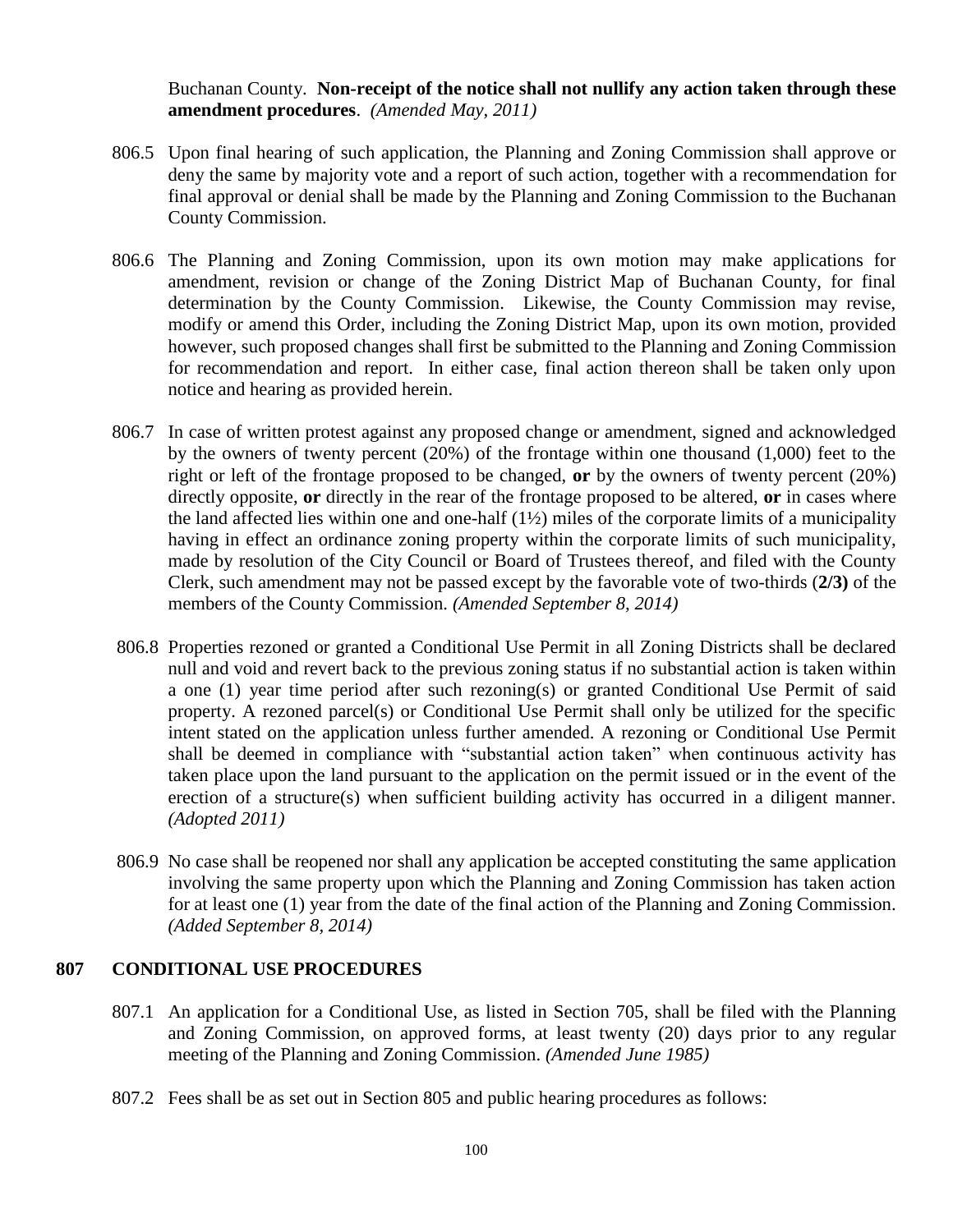Buchanan County. **Non-receipt of the notice shall not nullify any action taken through these amendment procedures**. *(Amended May, 2011)*

806.5 Upon final hearing of such application, the Planning and Zoning Commission shall approve or deny the same by majority vote and a report of such action, together with a recommendation for final approval or denial shall be made by the Planning and Zoning Commission to the Buchanan County Commission.

806.6 The Planning and Zoning Commission, upon its own motion may make applications for amendment, revision or change of the Zoning District Map of Buchanan County, for final determination by the County Commission. Likewise, the County Commission may revise, modify or amend this Order, including the Zoning District Map, upon its own motion, provided however, such proposed changes shall first be submitted to the Planning and Zoning Commission for recommendation and report. In either case, final action thereon shall be taken only upon notice and hearing as provided herein.

806.7 In case of written protest against any proposed change or amendment, signed and acknowledged by the owners of twenty percent (20%) of the frontage within one thousand (1,000) feet to the right or left of the frontage proposed to be changed, **or** by the owners of twenty percent (20%) directly opposite, **or** directly in the rear of the frontage proposed to be altered, **or** in cases where the land affected lies within one and one-half (1½) miles of the corporate limits of a municipality having in effect an ordinance zoning property within the corporate limits of such municipality, made by resolution of the City Council or Board of Trustees thereof, and filed with the County Clerk, such amendment may not be passed except by the favorable vote of two-thirds (**2/3)** of the members of the County Commission. *(Amended September 8, 2014)*

806.8 Properties rezoned or granted a Conditional Use Permit in all Zoning Districts shall be declared null and void and revert back to the previous zoning status if no substantial action is taken within a one (1) year time period after such rezoning(s) or granted Conditional Use Permit of said property. A rezoned parcel(s) or Conditional Use Permit shall only be utilized for the specific intent stated on the application unless further amended. A rezoning or Conditional Use Permit shall be deemed in compliance with "substantial action taken" when continuous activity has taken place upon the land pursuant to the application on the permit issued or in the event of the erection of a structure(s) when sufficient building activity has occurred in a diligent manner. *(Adopted 2011)*

806.9 No case shall be reopened nor shall any application be accepted constituting the same application involving the same property upon which the Planning and Zoning Commission has taken action for at least one (1) year from the date of the final action of the Planning and Zoning Commission. *(Added September 8, 2014)*

## 807 CONDITIONAL USE PROCEDURES

807.1 An application for a Conditional Use, as listed in Section 705, shall be filed with the Planning and Zoning Commission, on approved forms, at least twenty (20) days prior to any regular meeting of the Planning and Zoning Commission. *(Amended June 1985)*

807.2 Fees shall be as set out in Section 805 and public hearing procedures as follows: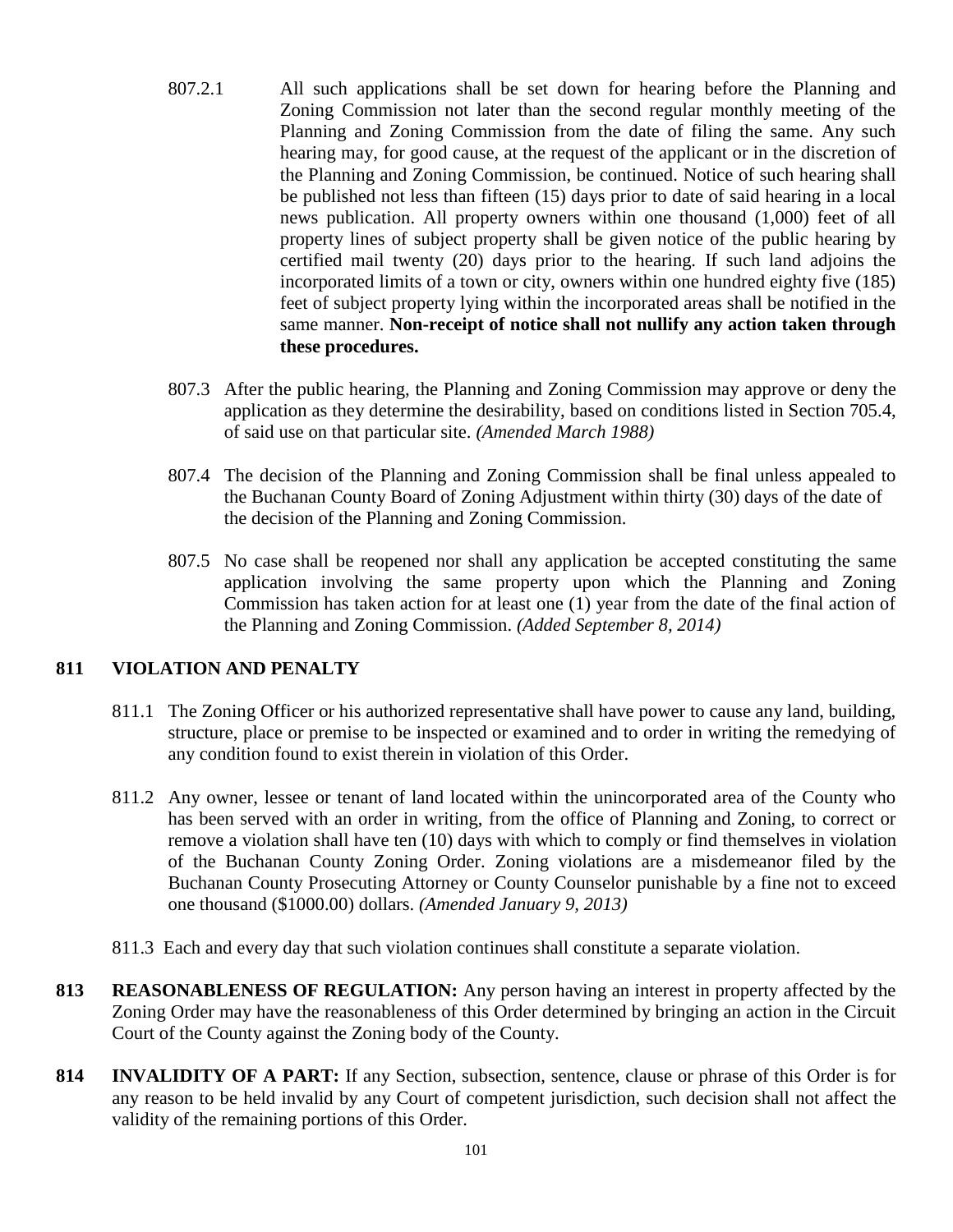807.2.1 All such applications shall be set down for hearing before the Planning and Zoning Commission not later than the second regular monthly meeting of the Planning and Zoning Commission from the date of filing the same. Any such hearing may, for good cause, at the request of the applicant or in the discretion of the Planning and Zoning Commission, be continued. Notice of such hearing shall be published not less than fifteen (15) days prior to date of said hearing in a local news publication. All property owners within one thousand (1,000) feet of all property lines of subject property shall be given notice of the public hearing by certified mail twenty (20) days prior to the hearing. If such land adjoins the incorporated limits of a town or city, owners within one hundred eighty five (185) feet of subject property lying within the incorporated areas shall be notified in the same manner. **Non-receipt of notice shall not nullify any action taken through these procedures.**

807.3 After the public hearing, the Planning and Zoning Commission may approve or deny the application as they determine the desirability, based on conditions listed in Section 705.4, of said use on that particular site. *(Amended March 1988)*

807.4 The decision of the Planning and Zoning Commission shall be final unless appealed to the Buchanan County Board of Zoning Adjustment within thirty (30) days of the date of the decision of the Planning and Zoning Commission.

807.5 No case shall be reopened nor shall any application be accepted constituting the same application involving the same property upon which the Planning and Zoning Commission has taken action for at least one (1) year from the date of the final action of the Planning and Zoning Commission. *(Added September 8, 2014)*

## 811 VIOLATION AND PENALTY

811.1 The Zoning Officer or his authorized representative shall have power to cause any land, building, structure, place or premise to be inspected or examined and to order in writing the remedying of any condition found to exist therein in violation of this Order.

811.2 Any owner, lessee or tenant of land located within the unincorporated area of the County who has been served with an order in writing, from the office of Planning and Zoning, to correct or remove a violation shall have ten (10) days with which to comply or find themselves in violation of the Buchanan County Zoning Order. Zoning violations are a misdemeanor filed by the Buchanan County Prosecuting Attorney or County Counselor punishable by a fine not to exceed one thousand ($1000.00) dollars. *(Amended January 9, 2013)*

811.3 Each and every day that such violation continues shall constitute a separate violation.

**813 REASONABLENESS OF REGULATION:** Any person having an interest in property affected by the Zoning Order may have the reasonableness of this Order determined by bringing an action in the Circuit Court of the County against the Zoning body of the County.

**814 INVALIDITY OF A PART:** If any Section, subsection, sentence, clause or phrase of this Order is for any reason to be held invalid by any Court of competent jurisdiction, such decision shall not affect the validity of the remaining portions of this Order.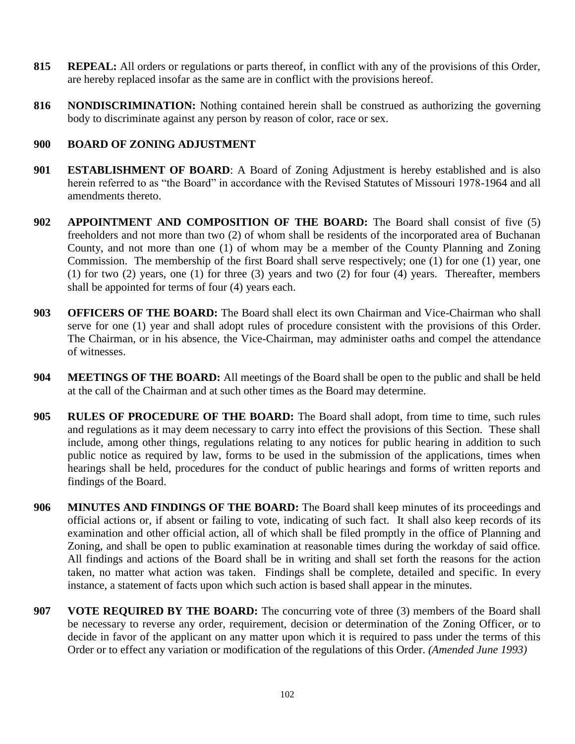**815 REPEAL:** All orders or regulations or parts thereof, in conflict with any of the provisions of this Order, are hereby replaced insofar as the same are in conflict with the provisions hereof.

**816 NONDISCRIMINATION:** Nothing contained herein shall be construed as authorizing the governing body to discriminate against any person by reason of color, race or sex.

## 900 BOARD OF ZONING ADJUSTMENT

**901 ESTABLISHMENT OF BOARD**: A Board of Zoning Adjustment is hereby established and is also herein referred to as "the Board" in accordance with the Revised Statutes of Missouri 1978-1964 and all amendments thereto.

**902 APPOINTMENT AND COMPOSITION OF THE BOARD:** The Board shall consist of five (5) freeholders and not more than two (2) of whom shall be residents of the incorporated area of Buchanan County, and not more than one (1) of whom may be a member of the County Planning and Zoning Commission. The membership of the first Board shall serve respectively; one (1) for one (1) year, one (1) for two (2) years, one (1) for three (3) years and two (2) for four (4) years. Thereafter, members shall be appointed for terms of four (4) years each.

**903 OFFICERS OF THE BOARD:** The Board shall elect its own Chairman and Vice-Chairman who shall serve for one (1) year and shall adopt rules of procedure consistent with the provisions of this Order. The Chairman, or in his absence, the Vice-Chairman, may administer oaths and compel the attendance of witnesses.

**904 MEETINGS OF THE BOARD:** All meetings of the Board shall be open to the public and shall be held at the call of the Chairman and at such other times as the Board may determine.

**905 RULES OF PROCEDURE OF THE BOARD:** The Board shall adopt, from time to time, such rules and regulations as it may deem necessary to carry into effect the provisions of this Section. These shall include, among other things, regulations relating to any notices for public hearing in addition to such public notice as required by law, forms to be used in the submission of the applications, times when hearings shall be held, procedures for the conduct of public hearings and forms of written reports and findings of the Board.

**906 MINUTES AND FINDINGS OF THE BOARD:** The Board shall keep minutes of its proceedings and official actions or, if absent or failing to vote, indicating of such fact. It shall also keep records of its examination and other official action, all of which shall be filed promptly in the office of Planning and Zoning, and shall be open to public examination at reasonable times during the workday of said office. All findings and actions of the Board shall be in writing and shall set forth the reasons for the action taken, no matter what action was taken. Findings shall be complete, detailed and specific. In every instance, a statement of facts upon which such action is based shall appear in the minutes.

**907 VOTE REQUIRED BY THE BOARD:** The concurring vote of three (3) members of the Board shall be necessary to reverse any order, requirement, decision or determination of the Zoning Officer, or to decide in favor of the applicant on any matter upon which it is required to pass under the terms of this Order or to effect any variation or modification of the regulations of this Order. *(Amended June 1993)*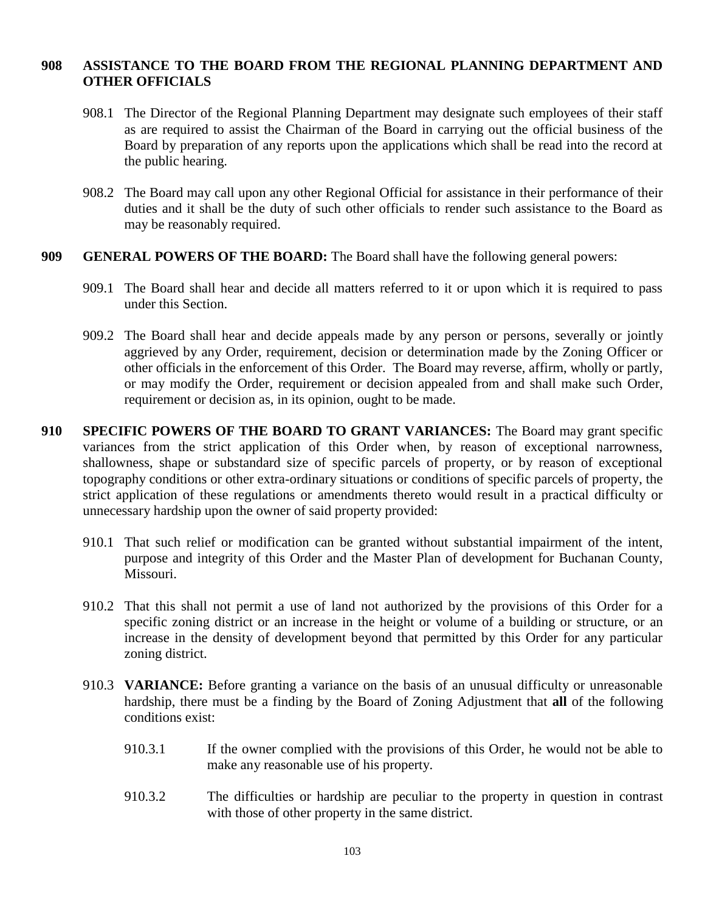**908 ASSISTANCE TO THE BOARD FROM THE REGIONAL PLANNING DEPARTMENT AND OTHER OFFICIALS**

908.1 The Director of the Regional Planning Department may designate such employees of their staff as are required to assist the Chairman of the Board in carrying out the official business of the Board by preparation of any reports upon the applications which shall be read into the record at the public hearing.

908.2 The Board may call upon any other Regional Official for assistance in their performance of their duties and it shall be the duty of such other officials to render such assistance to the Board as may be reasonably required.

**909 GENERAL POWERS OF THE BOARD:** The Board shall have the following general powers:

909.1 The Board shall hear and decide all matters referred to it or upon which it is required to pass under this Section.

909.2 The Board shall hear and decide appeals made by any person or persons, severally or jointly aggrieved by any Order, requirement, decision or determination made by the Zoning Officer or other officials in the enforcement of this Order. The Board may reverse, affirm, wholly or partly, or may modify the Order, requirement or decision appealed from and shall make such Order, requirement or decision as, in its opinion, ought to be made.

**910 SPECIFIC POWERS OF THE BOARD TO GRANT VARIANCES:** The Board may grant specific variances from the strict application of this Order when, by reason of exceptional narrowness, shallowness, shape or substandard size of specific parcels of property, or by reason of exceptional topography conditions or other extra-ordinary situations or conditions of specific parcels of property, the strict application of these regulations or amendments thereto would result in a practical difficulty or unnecessary hardship upon the owner of said property provided:

910.1 That such relief or modification can be granted without substantial impairment of the intent, purpose and integrity of this Order and the Master Plan of development for Buchanan County, Missouri.

910.2 That this shall not permit a use of land not authorized by the provisions of this Order for a specific zoning district or an increase in the height or volume of a building or structure, or an increase in the density of development beyond that permitted by this Order for any particular zoning district.

910.3 **VARIANCE:** Before granting a variance on the basis of an unusual difficulty or unreasonable hardship, there must be a finding by the Board of Zoning Adjustment that **all** of the following conditions exist:

910.3.1 If the owner complied with the provisions of this Order, he would not be able to make any reasonable use of his property.

910.3.2 The difficulties or hardship are peculiar to the property in question in contrast with those of other property in the same district.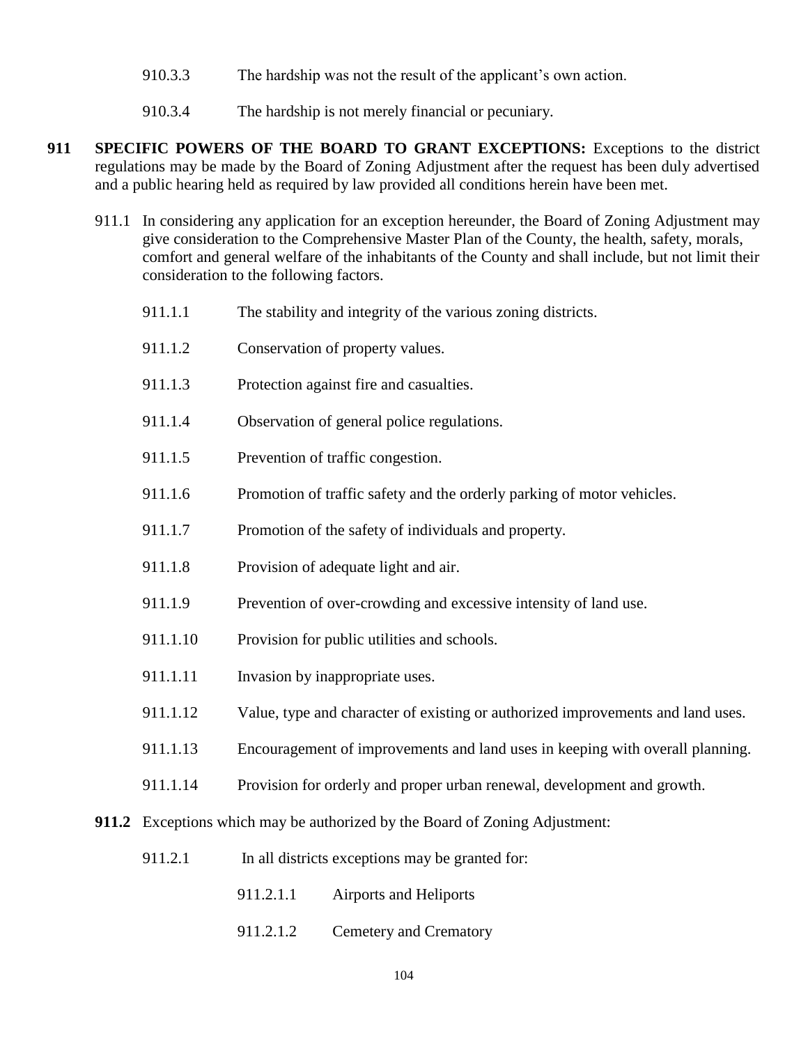910.3.3 The hardship was not the result of the applicant's own action.

910.3.4 The hardship is not merely financial or pecuniary.

**911 SPECIFIC POWERS OF THE BOARD TO GRANT EXCEPTIONS:** Exceptions to the district regulations may be made by the Board of Zoning Adjustment after the request has been duly advertised and a public hearing held as required by law provided all conditions herein have been met.

911.1 In considering any application for an exception hereunder, the Board of Zoning Adjustment may give consideration to the Comprehensive Master Plan of the County, the health, safety, morals, comfort and general welfare of the inhabitants of the County and shall include, but not limit their consideration to the following factors.

911.1.1 The stability and integrity of the various zoning districts.

911.1.2 Conservation of property values.

911.1.3 Protection against fire and casualties.

911.1.4 Observation of general police regulations.

911.1.5 Prevention of traffic congestion.

911.1.6 Promotion of traffic safety and the orderly parking of motor vehicles.

911.1.7 Promotion of the safety of individuals and property.

911.1.8 Provision of adequate light and air.

911.1.9 Prevention of over-crowding and excessive intensity of land use.

911.1.10 Provision for public utilities and schools.

911.1.11 Invasion by inappropriate uses.

911.1.12 Value, type and character of existing or authorized improvements and land uses.

911.1.13 Encouragement of improvements and land uses in keeping with overall planning.

911.1.14 Provision for orderly and proper urban renewal, development and growth.

**911.2** Exceptions which may be authorized by the Board of Zoning Adjustment:

911.2.1 In all districts exceptions may be granted for:

911.2.1.1 Airports and Heliports

911.2.1.2 Cemetery and Crematory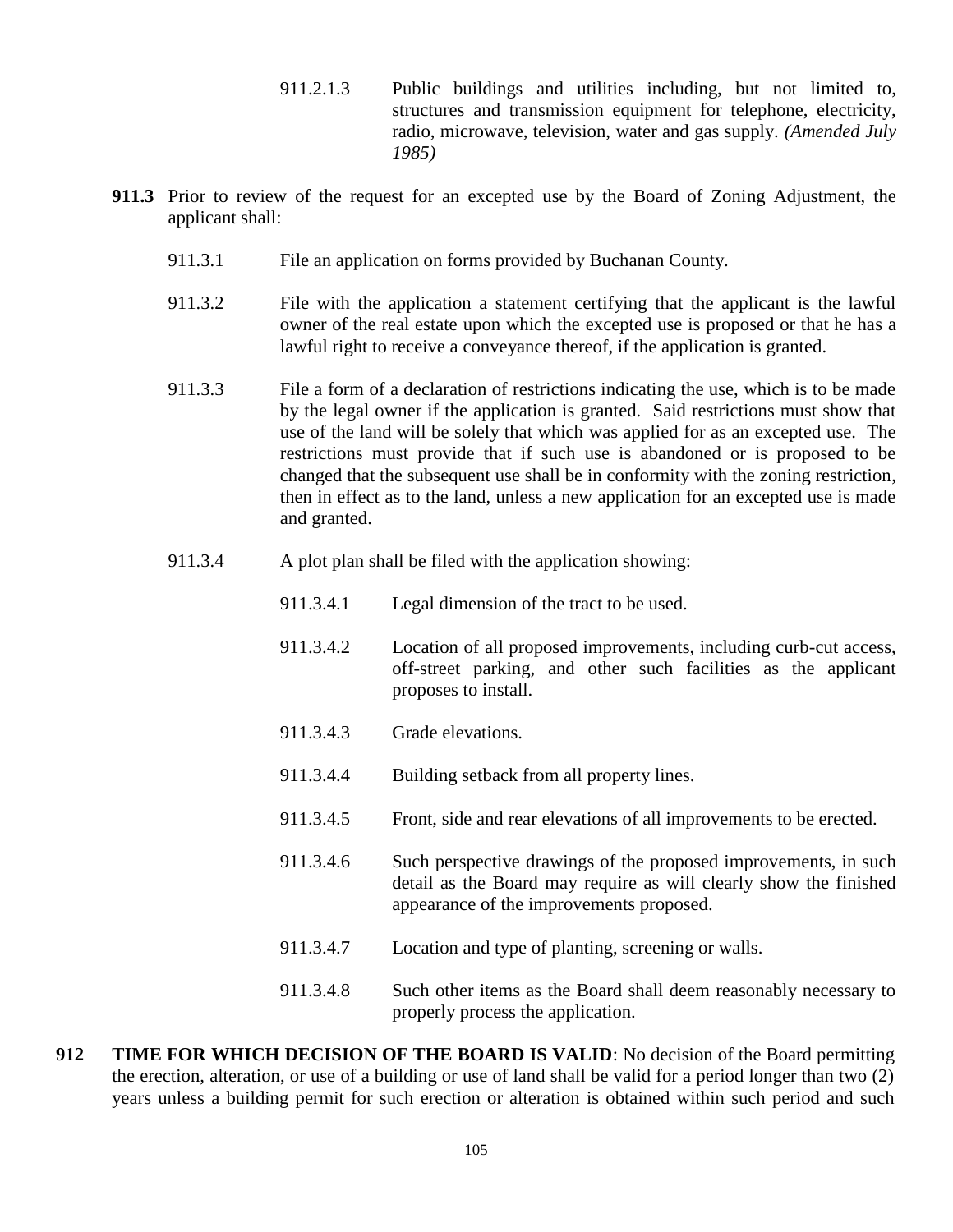911.2.1.3 Public buildings and utilities including, but not limited to, structures and transmission equipment for telephone, electricity, radio, microwave, television, water and gas supply. *(Amended July 1985)*

**911.3** Prior to review of the request for an excepted use by the Board of Zoning Adjustment, the applicant shall:

911.3.1 File an application on forms provided by Buchanan County.

911.3.2 File with the application a statement certifying that the applicant is the lawful owner of the real estate upon which the excepted use is proposed or that he has a lawful right to receive a conveyance thereof, if the application is granted.

911.3.3 File a form of a declaration of restrictions indicating the use, which is to be made by the legal owner if the application is granted. Said restrictions must show that use of the land will be solely that which was applied for as an excepted use. The restrictions must provide that if such use is abandoned or is proposed to be changed that the subsequent use shall be in conformity with the zoning restriction, then in effect as to the land, unless a new application for an excepted use is made and granted.

911.3.4 A plot plan shall be filed with the application showing:

911.3.4.1 Legal dimension of the tract to be used.

911.3.4.2 Location of all proposed improvements, including curb-cut access, off-street parking, and other such facilities as the applicant proposes to install.

911.3.4.3 Grade elevations.

911.3.4.4 Building setback from all property lines.

911.3.4.5 Front, side and rear elevations of all improvements to be erected.

911.3.4.6 Such perspective drawings of the proposed improvements, in such detail as the Board may require as will clearly show the finished appearance of the improvements proposed.

911.3.4.7 Location and type of planting, screening or walls.

911.3.4.8 Such other items as the Board shall deem reasonably necessary to properly process the application.

**912 TIME FOR WHICH DECISION OF THE BOARD IS VALID**: No decision of the Board permitting the erection, alteration, or use of a building or use of land shall be valid for a period longer than two (2) years unless a building permit for such erection or alteration is obtained within such period and such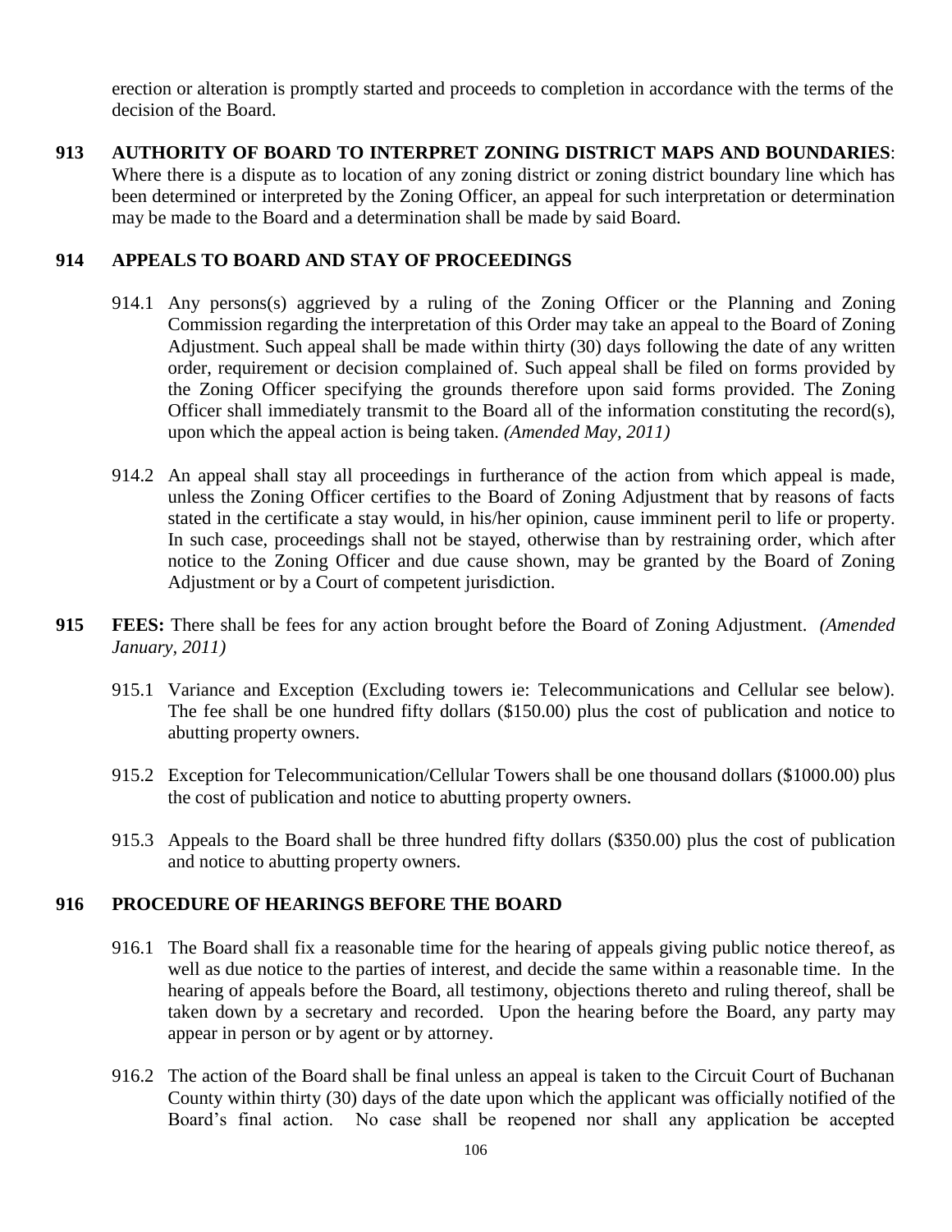erection or alteration is promptly started and proceeds to completion in accordance with the terms of the decision of the Board.

**913 AUTHORITY OF BOARD TO INTERPRET ZONING DISTRICT MAPS AND BOUNDARIES**: Where there is a dispute as to location of any zoning district or zoning district boundary line which has been determined or interpreted by the Zoning Officer, an appeal for such interpretation or determination may be made to the Board and a determination shall be made by said Board.

**914 APPEALS TO BOARD AND STAY OF PROCEEDINGS**

914.1 Any persons(s) aggrieved by a ruling of the Zoning Officer or the Planning and Zoning Commission regarding the interpretation of this Order may take an appeal to the Board of Zoning Adjustment. Such appeal shall be made within thirty (30) days following the date of any written order, requirement or decision complained of. Such appeal shall be filed on forms provided by the Zoning Officer specifying the grounds therefore upon said forms provided. The Zoning Officer shall immediately transmit to the Board all of the information constituting the record(s), upon which the appeal action is being taken. *(Amended May, 2011)*

914.2 An appeal shall stay all proceedings in furtherance of the action from which appeal is made, unless the Zoning Officer certifies to the Board of Zoning Adjustment that by reasons of facts stated in the certificate a stay would, in his/her opinion, cause imminent peril to life or property. In such case, proceedings shall not be stayed, otherwise than by restraining order, which after notice to the Zoning Officer and due cause shown, may be granted by the Board of Zoning Adjustment or by a Court of competent jurisdiction.

**915 FEES:** There shall be fees for any action brought before the Board of Zoning Adjustment. *(Amended January, 2011)*

915.1 Variance and Exception (Excluding towers ie: Telecommunications and Cellular see below). The fee shall be one hundred fifty dollars ($150.00) plus the cost of publication and notice to abutting property owners.

915.2 Exception for Telecommunication/Cellular Towers shall be one thousand dollars ($1000.00) plus the cost of publication and notice to abutting property owners.

915.3 Appeals to the Board shall be three hundred fifty dollars ($350.00) plus the cost of publication and notice to abutting property owners.

**916 PROCEDURE OF HEARINGS BEFORE THE BOARD**

916.1 The Board shall fix a reasonable time for the hearing of appeals giving public notice thereof, as well as due notice to the parties of interest, and decide the same within a reasonable time. In the hearing of appeals before the Board, all testimony, objections thereto and ruling thereof, shall be taken down by a secretary and recorded. Upon the hearing before the Board, any party may appear in person or by agent or by attorney.

916.2 The action of the Board shall be final unless an appeal is taken to the Circuit Court of Buchanan County within thirty (30) days of the date upon which the applicant was officially notified of the Board's final action. No case shall be reopened nor shall any application be accepted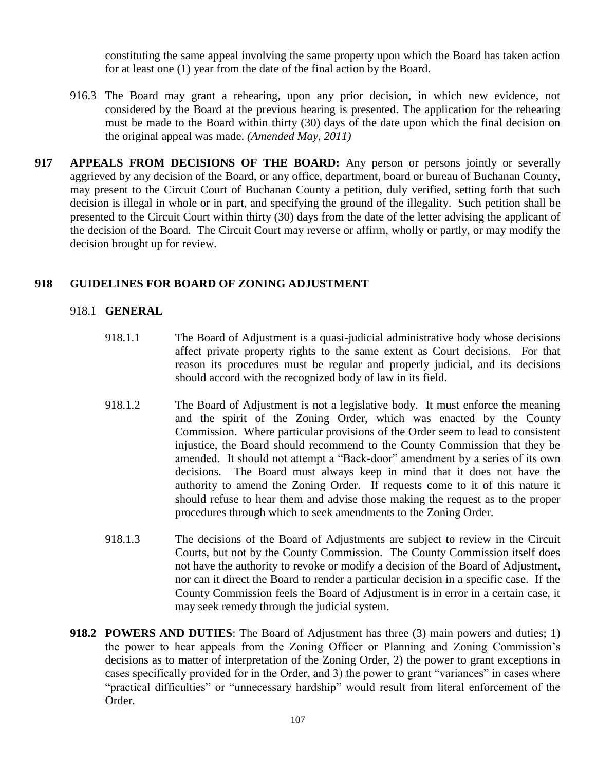constituting the same appeal involving the same property upon which the Board has taken action for at least one (1) year from the date of the final action by the Board.

916.3 The Board may grant a rehearing, upon any prior decision, in which new evidence, not considered by the Board at the previous hearing is presented. The application for the rehearing must be made to the Board within thirty (30) days of the date upon which the final decision on the original appeal was made. *(Amended May, 2011)*

**917 APPEALS FROM DECISIONS OF THE BOARD:** Any person or persons jointly or severally aggrieved by any decision of the Board, or any office, department, board or bureau of Buchanan County, may present to the Circuit Court of Buchanan County a petition, duly verified, setting forth that such decision is illegal in whole or in part, and specifying the ground of the illegality. Such petition shall be presented to the Circuit Court within thirty (30) days from the date of the letter advising the applicant of the decision of the Board. The Circuit Court may reverse or affirm, wholly or partly, or may modify the decision brought up for review.

## 918 GUIDELINES FOR BOARD OF ZONING ADJUSTMENT

### 918.1 GENERAL

918.1.1 The Board of Adjustment is a quasi-judicial administrative body whose decisions affect private property rights to the same extent as Court decisions. For that reason its procedures must be regular and properly judicial, and its decisions should accord with the recognized body of law in its field.

918.1.2 The Board of Adjustment is not a legislative body. It must enforce the meaning and the spirit of the Zoning Order, which was enacted by the County Commission. Where particular provisions of the Order seem to lead to consistent injustice, the Board should recommend to the County Commission that they be amended. It should not attempt a "Back-door" amendment by a series of its own decisions. The Board must always keep in mind that it does not have the authority to amend the Zoning Order. If requests come to it of this nature it should refuse to hear them and advise those making the request as to the proper procedures through which to seek amendments to the Zoning Order.

918.1.3 The decisions of the Board of Adjustments are subject to review in the Circuit Courts, but not by the County Commission. The County Commission itself does not have the authority to revoke or modify a decision of the Board of Adjustment, nor can it direct the Board to render a particular decision in a specific case. If the County Commission feels the Board of Adjustment is in error in a certain case, it may seek remedy through the judicial system.

**918.2 POWERS AND DUTIES**: The Board of Adjustment has three (3) main powers and duties; 1) the power to hear appeals from the Zoning Officer or Planning and Zoning Commission's decisions as to matter of interpretation of the Zoning Order, 2) the power to grant exceptions in cases specifically provided for in the Order, and 3) the power to grant "variances" in cases where "practical difficulties" or "unnecessary hardship" would result from literal enforcement of the Order.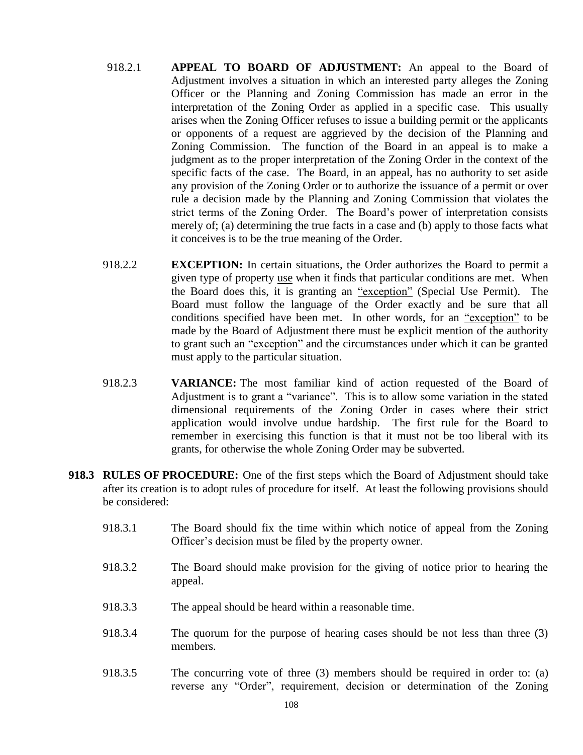918.2.1 **APPEAL TO BOARD OF ADJUSTMENT:** An appeal to the Board of Adjustment involves a situation in which an interested party alleges the Zoning Officer or the Planning and Zoning Commission has made an error in the interpretation of the Zoning Order as applied in a specific case. This usually arises when the Zoning Officer refuses to issue a building permit or the applicants or opponents of a request are aggrieved by the decision of the Planning and Zoning Commission. The function of the Board in an appeal is to make a judgment as to the proper interpretation of the Zoning Order in the context of the specific facts of the case. The Board, in an appeal, has no authority to set aside any provision of the Zoning Order or to authorize the issuance of a permit or over rule a decision made by the Planning and Zoning Commission that violates the strict terms of the Zoning Order. The Board's power of interpretation consists merely of; (a) determining the true facts in a case and (b) apply to those facts what it conceives is to be the true meaning of the Order.

918.2.2 **EXCEPTION:** In certain situations, the Order authorizes the Board to permit a given type of property use when it finds that particular conditions are met. When the Board does this, it is granting an "exception" (Special Use Permit). The Board must follow the language of the Order exactly and be sure that all conditions specified have been met. In other words, for an "exception" to be made by the Board of Adjustment there must be explicit mention of the authority to grant such an "exception" and the circumstances under which it can be granted must apply to the particular situation.

918.2.3 **VARIANCE:** The most familiar kind of action requested of the Board of Adjustment is to grant a "variance". This is to allow some variation in the stated dimensional requirements of the Zoning Order in cases where their strict application would involve undue hardship. The first rule for the Board to remember in exercising this function is that it must not be too liberal with its grants, for otherwise the whole Zoning Order may be subverted.

**918.3 RULES OF PROCEDURE:** One of the first steps which the Board of Adjustment should take after its creation is to adopt rules of procedure for itself. At least the following provisions should be considered:

918.3.1 The Board should fix the time within which notice of appeal from the Zoning Officer's decision must be filed by the property owner.

918.3.2 The Board should make provision for the giving of notice prior to hearing the appeal.

918.3.3 The appeal should be heard within a reasonable time.

918.3.4 The quorum for the purpose of hearing cases should be not less than three (3) members.

918.3.5 The concurring vote of three (3) members should be required in order to: (a) reverse any "Order", requirement, decision or determination of the Zoning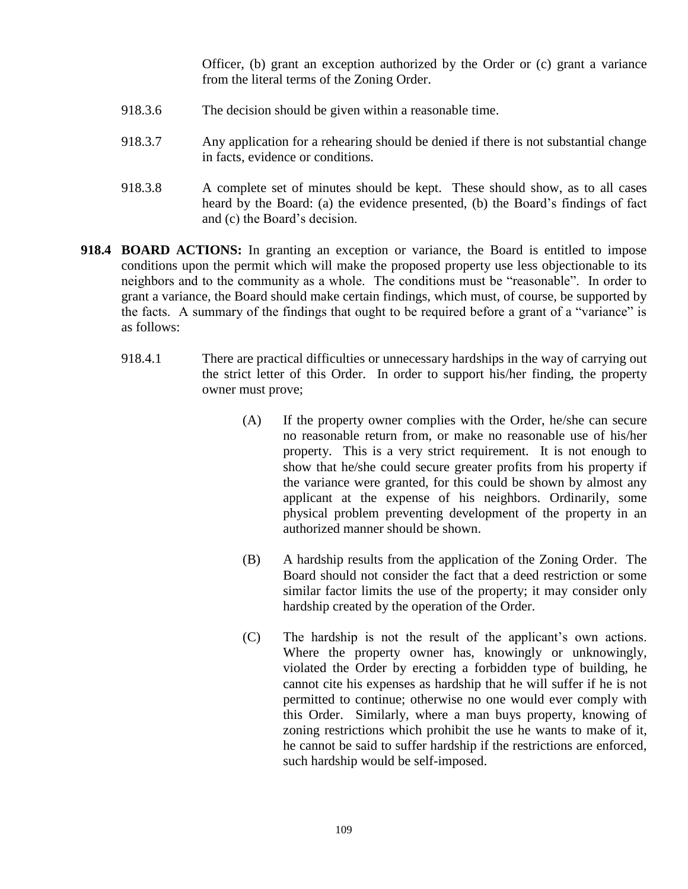Officer, (b) grant an exception authorized by the Order or (c) grant a variance from the literal terms of the Zoning Order.

918.3.6 The decision should be given within a reasonable time.

918.3.7 Any application for a rehearing should be denied if there is not substantial change in facts, evidence or conditions.

918.3.8 A complete set of minutes should be kept. These should show, as to all cases heard by the Board: (a) the evidence presented, (b) the Board's findings of fact and (c) the Board's decision.

**918.4 BOARD ACTIONS:** In granting an exception or variance, the Board is entitled to impose conditions upon the permit which will make the proposed property use less objectionable to its neighbors and to the community as a whole. The conditions must be "reasonable". In order to grant a variance, the Board should make certain findings, which must, of course, be supported by the facts. A summary of the findings that ought to be required before a grant of a "variance" is as follows:

918.4.1 There are practical difficulties or unnecessary hardships in the way of carrying out the strict letter of this Order. In order to support his/her finding, the property owner must prove;

(A) If the property owner complies with the Order, he/she can secure no reasonable return from, or make no reasonable use of his/her property. This is a very strict requirement. It is not enough to show that he/she could secure greater profits from his property if the variance were granted, for this could be shown by almost any applicant at the expense of his neighbors. Ordinarily, some physical problem preventing development of the property in an authorized manner should be shown.

(B) A hardship results from the application of the Zoning Order. The Board should not consider the fact that a deed restriction or some similar factor limits the use of the property; it may consider only hardship created by the operation of the Order.

(C) The hardship is not the result of the applicant's own actions. Where the property owner has, knowingly or unknowingly, violated the Order by erecting a forbidden type of building, he cannot cite his expenses as hardship that he will suffer if he is not permitted to continue; otherwise no one would ever comply with this Order. Similarly, where a man buys property, knowing of zoning restrictions which prohibit the use he wants to make of it, he cannot be said to suffer hardship if the restrictions are enforced, such hardship would be self-imposed.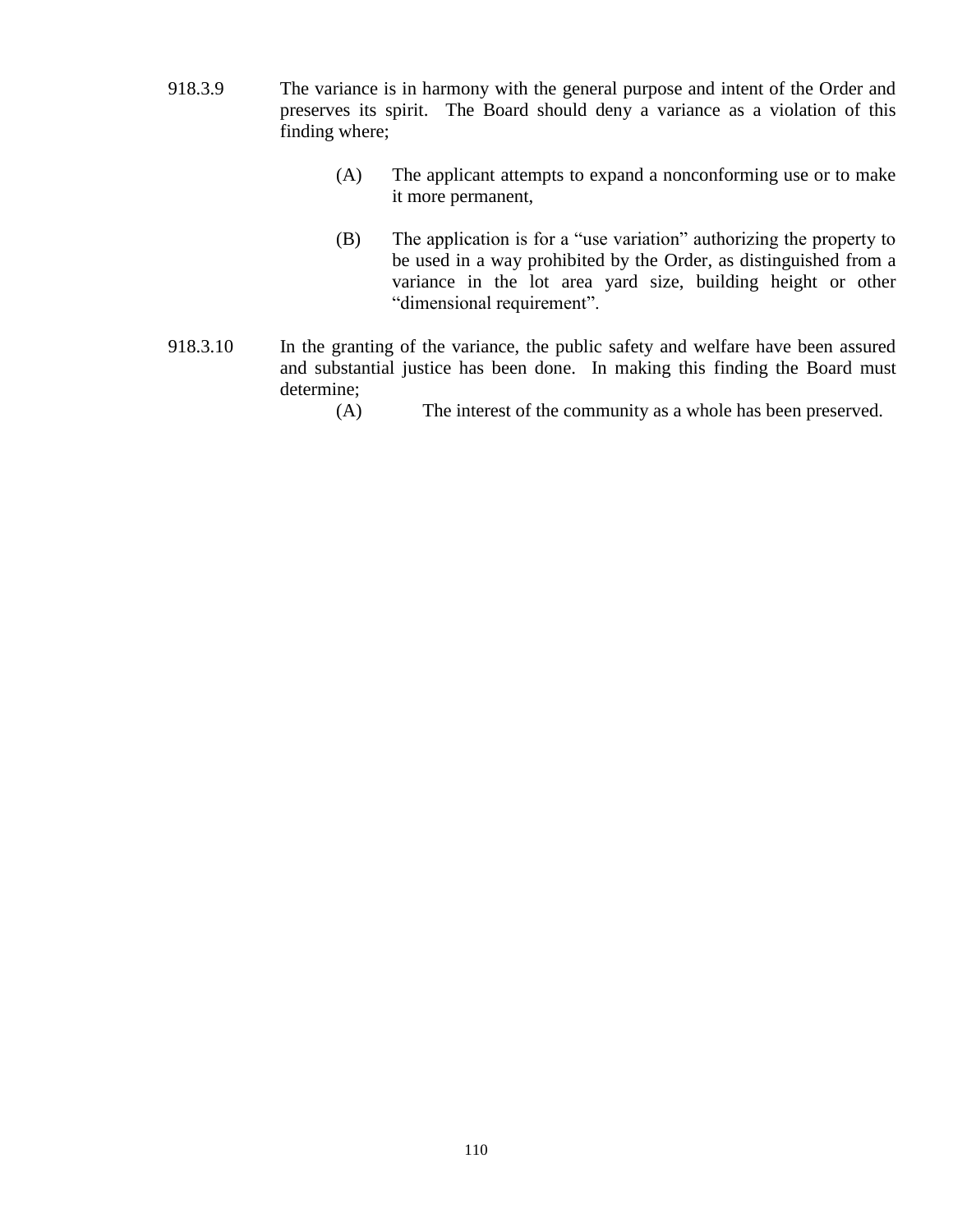918.3.9 The variance is in harmony with the general purpose and intent of the Order and preserves its spirit. The Board should deny a variance as a violation of this finding where;

(A) The applicant attempts to expand a nonconforming use or to make it more permanent,

(B) The application is for a “use variation” authorizing the property to be used in a way prohibited by the Order, as distinguished from a variance in the lot area yard size, building height or other “dimensional requirement”.

918.3.10 In the granting of the variance, the public safety and welfare have been assured and substantial justice has been done. In making this finding the Board must determine;

(A) The interest of the community as a whole has been preserved.